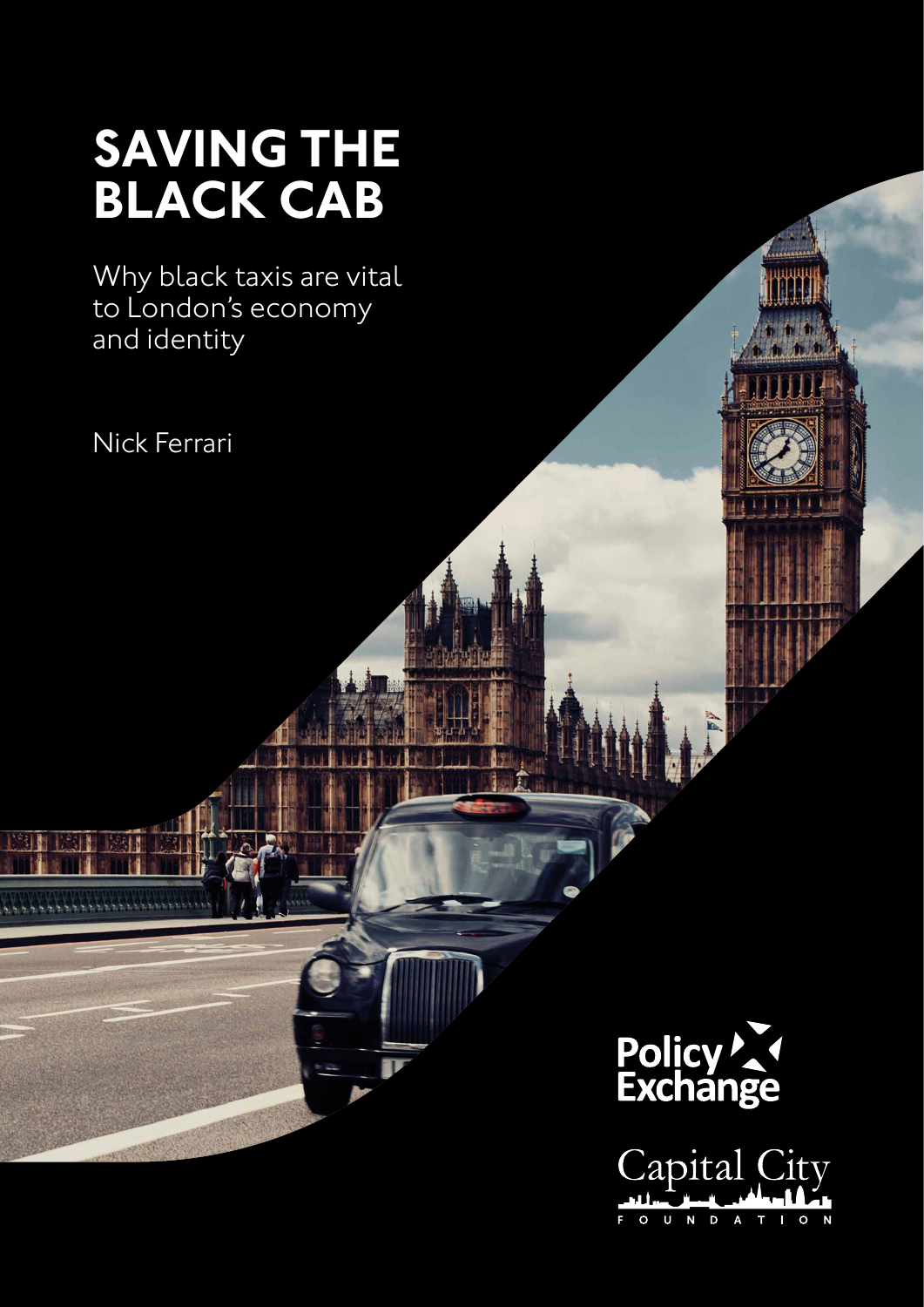# SAVING THE BLACK CAB

Why black taxis are vital to London's economy and identity

Nick Ferrari

Policy Exchange

Capital City Foundation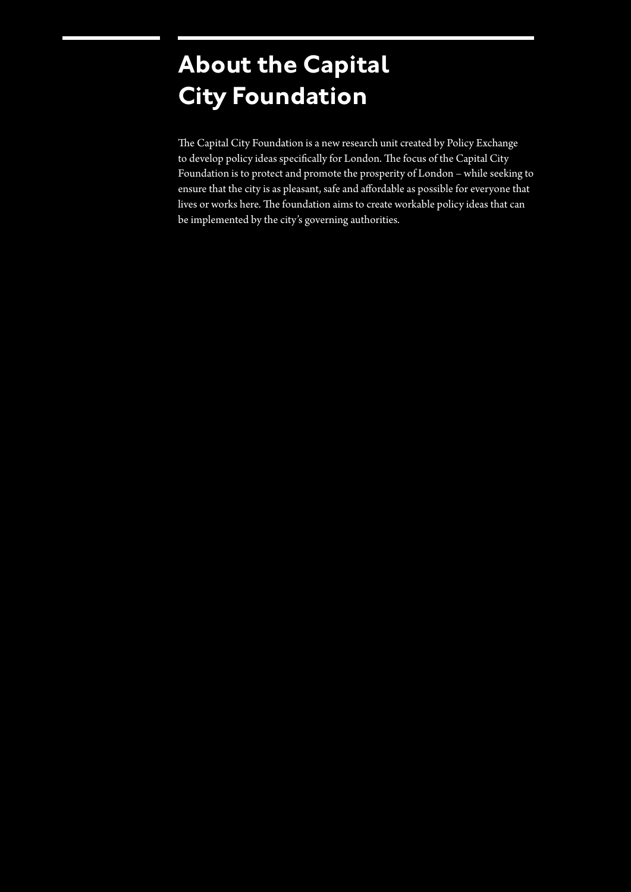# About the Capital City Foundation

The Capital City Foundation is a new research unit created by Policy Exchange to develop policy ideas specifically for London. The focus of the Capital City Foundation is to protect and promote the prosperity of London – while seeking to ensure that the city is as pleasant, safe and affordable as possible for everyone that lives or works here. The foundation aims to create workable policy ideas that can be implemented by the city's governing authorities.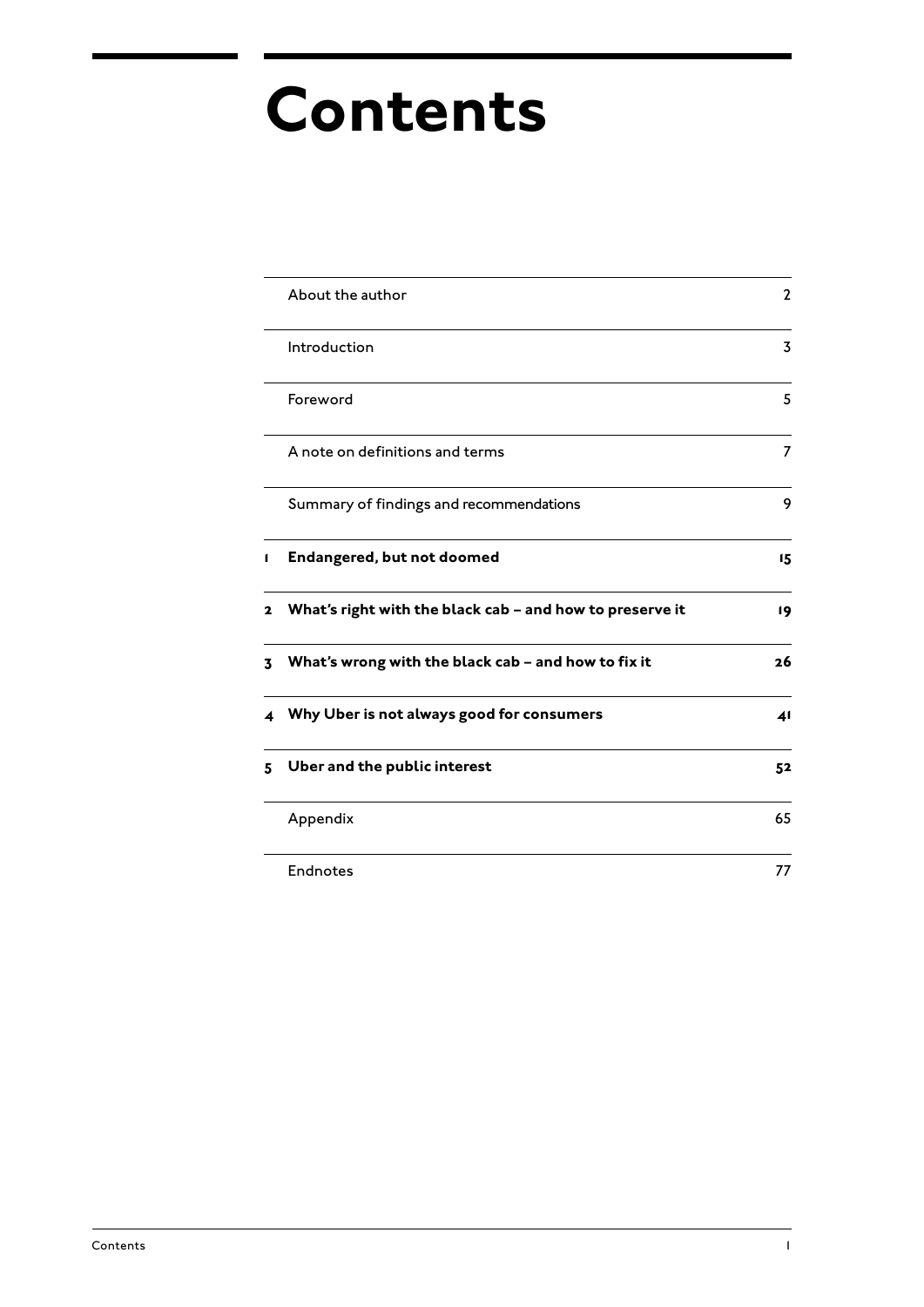# Contents

| | | |
|---|---|---|
| | About the author | 2 |
| | Introduction | 3 |
| | Foreword | 5 |
| | A note on definitions and terms | 7 |
| | Summary of findings and recommendations | 9 |
| **1** | **Endangered, but not doomed** | **15** |
| **2** | **What's right with the black cab – and how to preserve it** | **19** |
| **3** | **What's wrong with the black cab – and how to fix it** | **26** |
| **4** | **Why Uber is not always good for consumers** | **41** |
| **5** | **Uber and the public interest** | **52** |
| | Appendix | 65 |
| | Endnotes | 77 |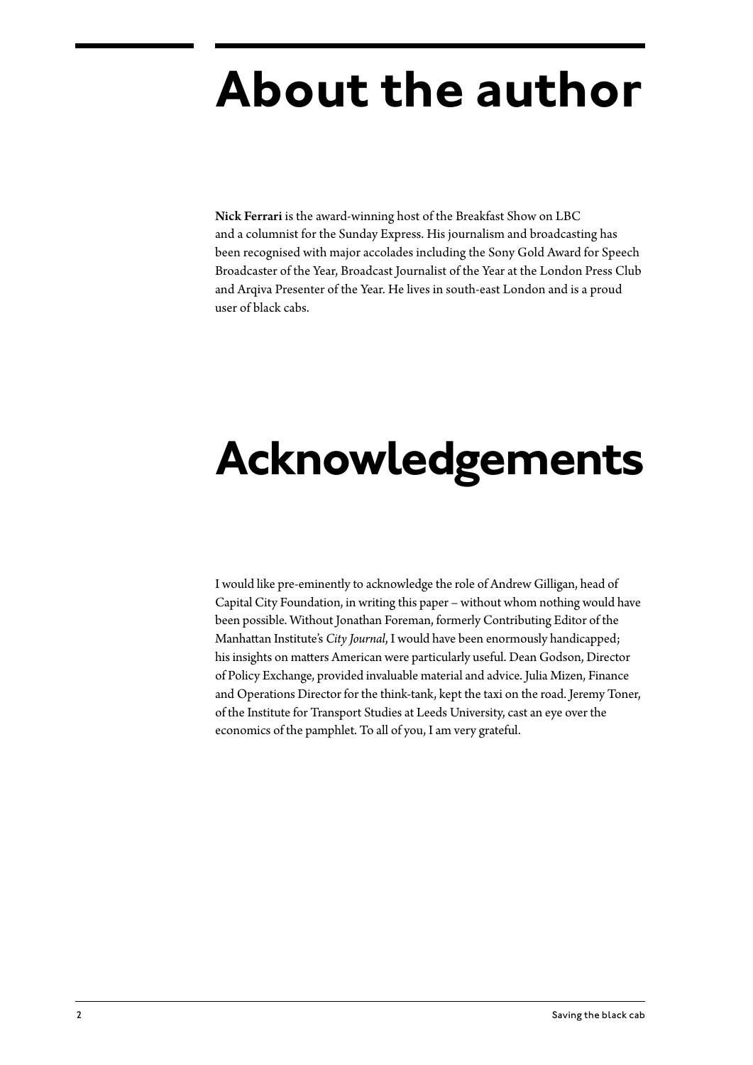# About the author

**Nick Ferrari** is the award-winning host of the Breakfast Show on LBC and a columnist for the Sunday Express. His journalism and broadcasting has been recognised with major accolades including the Sony Gold Award for Speech Broadcaster of the Year, Broadcast Journalist of the Year at the London Press Club and Arqiva Presenter of the Year. He lives in south-east London and is a proud user of black cabs.

# Acknowledgements

I would like pre-eminently to acknowledge the role of Andrew Gilligan, head of Capital City Foundation, in writing this paper – without whom nothing would have been possible. Without Jonathan Foreman, formerly Contributing Editor of the Manhattan Institute's *City Journal*, I would have been enormously handicapped; his insights on matters American were particularly useful. Dean Godson, Director of Policy Exchange, provided invaluable material and advice. Julia Mizen, Finance and Operations Director for the think-tank, kept the taxi on the road. Jeremy Toner, of the Institute for Transport Studies at Leeds University, cast an eye over the economics of the pamphlet. To all of you, I am very grateful.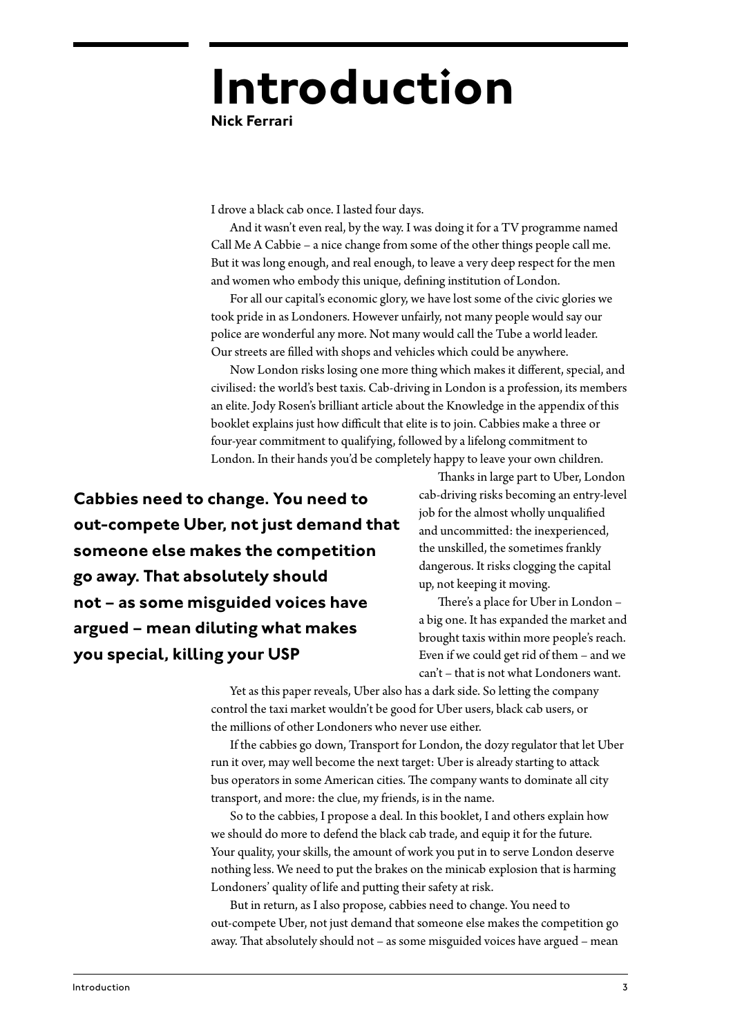# Introduction

**Nick Ferrari**

I drove a black cab once. I lasted four days.

And it wasn't even real, by the way. I was doing it for a TV programme named Call Me A Cabbie – a nice change from some of the other things people call me. But it was long enough, and real enough, to leave a very deep respect for the men and women who embody this unique, defining institution of London.

For all our capital's economic glory, we have lost some of the civic glories we took pride in as Londoners. However unfairly, not many people would say our police are wonderful any more. Not many would call the Tube a world leader. Our streets are filled with shops and vehicles which could be anywhere.

Now London risks losing one more thing which makes it different, special, and civilised: the world's best taxis. Cab-driving in London is a profession, its members an elite. Jody Rosen's brilliant article about the Knowledge in the appendix of this booklet explains just how difficult that elite is to join. Cabbies make a three or four-year commitment to qualifying, followed by a lifelong commitment to London. In their hands you'd be completely happy to leave your own children.

Thanks in large part to Uber, London cab-driving risks becoming an entry-level job for the almost wholly unqualified and uncommitted: the inexperienced, the unskilled, the sometimes frankly dangerous. It risks clogging the capital up, not keeping it moving.

There's a place for Uber in London – a big one. It has expanded the market and brought taxis within more people's reach. Even if we could get rid of them – and we can't – that is not what Londoners want.

Yet as this paper reveals, Uber also has a dark side. So letting the company control the taxi market wouldn't be good for Uber users, black cab users, or the millions of other Londoners who never use either.

If the cabbies go down, Transport for London, the dozy regulator that let Uber run it over, may well become the next target: Uber is already starting to attack bus operators in some American cities. The company wants to dominate all city transport, and more: the clue, my friends, is in the name.

So to the cabbies, I propose a deal. In this booklet, I and others explain how we should do more to defend the black cab trade, and equip it for the future. Your quality, your skills, the amount of work you put in to serve London deserve nothing less. We need to put the brakes on the minicab explosion that is harming Londoners' quality of life and putting their safety at risk.

But in return, as I also propose, cabbies need to change. You need to out-compete Uber, not just demand that someone else makes the competition go away. That absolutely should not – as some misguided voices have argued – mean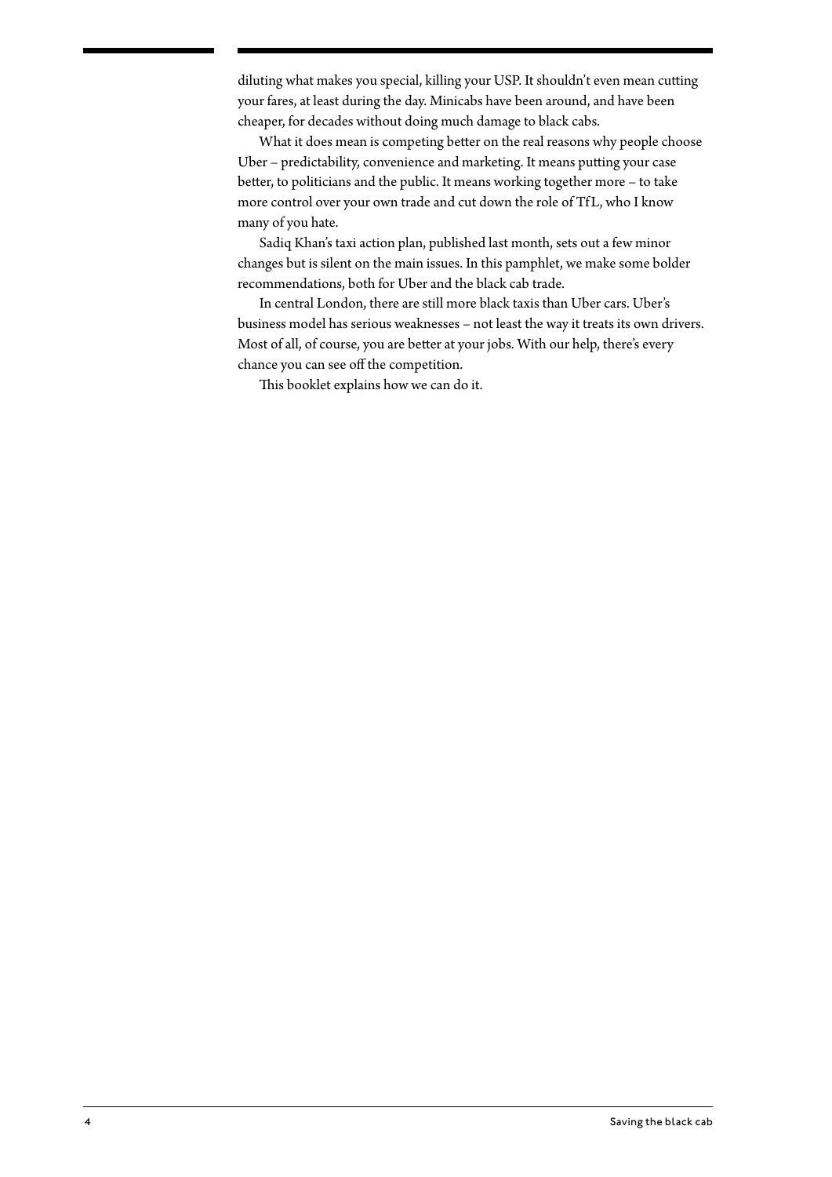diluting what makes you special, killing your USP. It shouldn't even mean cutting your fares, at least during the day. Minicabs have been around, and have been cheaper, for decades without doing much damage to black cabs.

What it does mean is competing better on the real reasons why people choose Uber – predictability, convenience and marketing. It means putting your case better, to politicians and the public. It means working together more – to take more control over your own trade and cut down the role of TfL, who I know many of you hate.

Sadiq Khan's taxi action plan, published last month, sets out a few minor changes but is silent on the main issues. In this pamphlet, we make some bolder recommendations, both for Uber and the black cab trade.

In central London, there are still more black taxis than Uber cars. Uber's business model has serious weaknesses – not least the way it treats its own drivers. Most of all, of course, you are better at your jobs. With our help, there's every chance you can see off the competition.

This booklet explains how we can do it.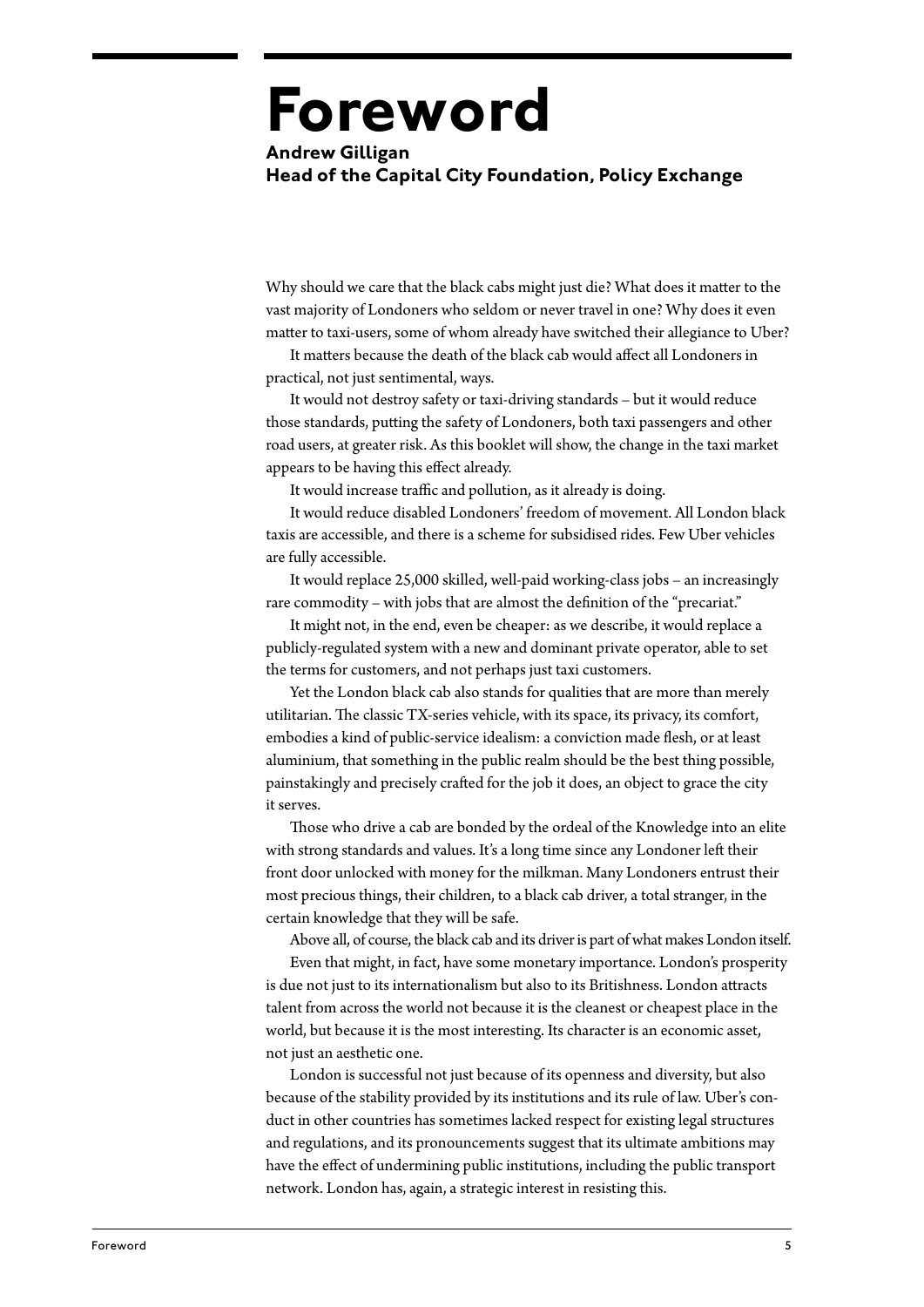# Foreword

**Andrew Gilligan**
**Head of the Capital City Foundation, Policy Exchange**

Why should we care that the black cabs might just die? What does it matter to the vast majority of Londoners who seldom or never travel in one? Why does it even matter to taxi-users, some of whom already have switched their allegiance to Uber?

It matters because the death of the black cab would affect all Londoners in practical, not just sentimental, ways.

It would not destroy safety or taxi-driving standards – but it would reduce those standards, putting the safety of Londoners, both taxi passengers and other road users, at greater risk. As this booklet will show, the change in the taxi market appears to be having this effect already.

It would increase traffic and pollution, as it already is doing.

It would reduce disabled Londoners' freedom of movement. All London black taxis are accessible, and there is a scheme for subsidised rides. Few Uber vehicles are fully accessible.

It would replace 25,000 skilled, well-paid working-class jobs – an increasingly rare commodity – with jobs that are almost the definition of the "precariat."

It might not, in the end, even be cheaper: as we describe, it would replace a publicly-regulated system with a new and dominant private operator, able to set the terms for customers, and not perhaps just taxi customers.

Yet the London black cab also stands for qualities that are more than merely utilitarian. The classic TX-series vehicle, with its space, its privacy, its comfort, embodies a kind of public-service idealism: a conviction made flesh, or at least aluminium, that something in the public realm should be the best thing possible, painstakingly and precisely crafted for the job it does, an object to grace the city it serves.

Those who drive a cab are bonded by the ordeal of the Knowledge into an elite with strong standards and values. It's a long time since any Londoner left their front door unlocked with money for the milkman. Many Londoners entrust their most precious things, their children, to a black cab driver, a total stranger, in the certain knowledge that they will be safe.

Above all, of course, the black cab and its driver is part of what makes London itself.

Even that might, in fact, have some monetary importance. London's prosperity is due not just to its internationalism but also to its Britishness. London attracts talent from across the world not because it is the cleanest or cheapest place in the world, but because it is the most interesting. Its character is an economic asset, not just an aesthetic one.

London is successful not just because of its openness and diversity, but also because of the stability provided by its institutions and its rule of law. Uber's conduct in other countries has sometimes lacked respect for existing legal structures and regulations, and its pronouncements suggest that its ultimate ambitions may have the effect of undermining public institutions, including the public transport network. London has, again, a strategic interest in resisting this.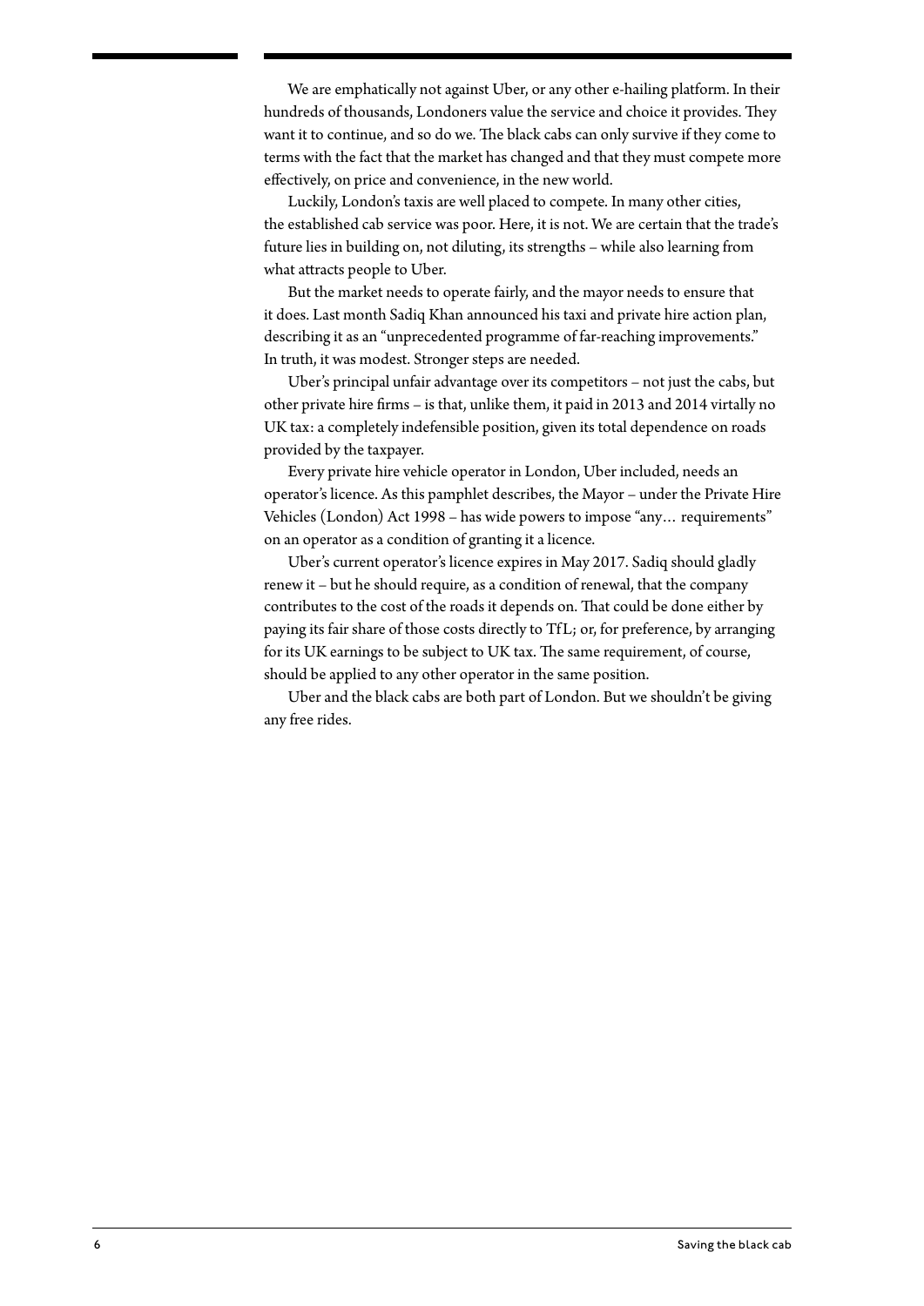We are emphatically not against Uber, or any other e-hailing platform. In their hundreds of thousands, Londoners value the service and choice it provides. They want it to continue, and so do we. The black cabs can only survive if they come to terms with the fact that the market has changed and that they must compete more effectively, on price and convenience, in the new world.

Luckily, London's taxis are well placed to compete. In many other cities, the established cab service was poor. Here, it is not. We are certain that the trade's future lies in building on, not diluting, its strengths – while also learning from what attracts people to Uber.

But the market needs to operate fairly, and the mayor needs to ensure that it does. Last month Sadiq Khan announced his taxi and private hire action plan, describing it as an "unprecedented programme of far-reaching improvements." In truth, it was modest. Stronger steps are needed.

Uber's principal unfair advantage over its competitors – not just the cabs, but other private hire firms – is that, unlike them, it paid in 2013 and 2014 virtally no UK tax: a completely indefensible position, given its total dependence on roads provided by the taxpayer.

Every private hire vehicle operator in London, Uber included, needs an operator's licence. As this pamphlet describes, the Mayor – under the Private Hire Vehicles (London) Act 1998 – has wide powers to impose "any… requirements" on an operator as a condition of granting it a licence.

Uber's current operator's licence expires in May 2017. Sadiq should gladly renew it – but he should require, as a condition of renewal, that the company contributes to the cost of the roads it depends on. That could be done either by paying its fair share of those costs directly to TfL; or, for preference, by arranging for its UK earnings to be subject to UK tax. The same requirement, of course, should be applied to any other operator in the same position.

Uber and the black cabs are both part of London. But we shouldn't be giving any free rides.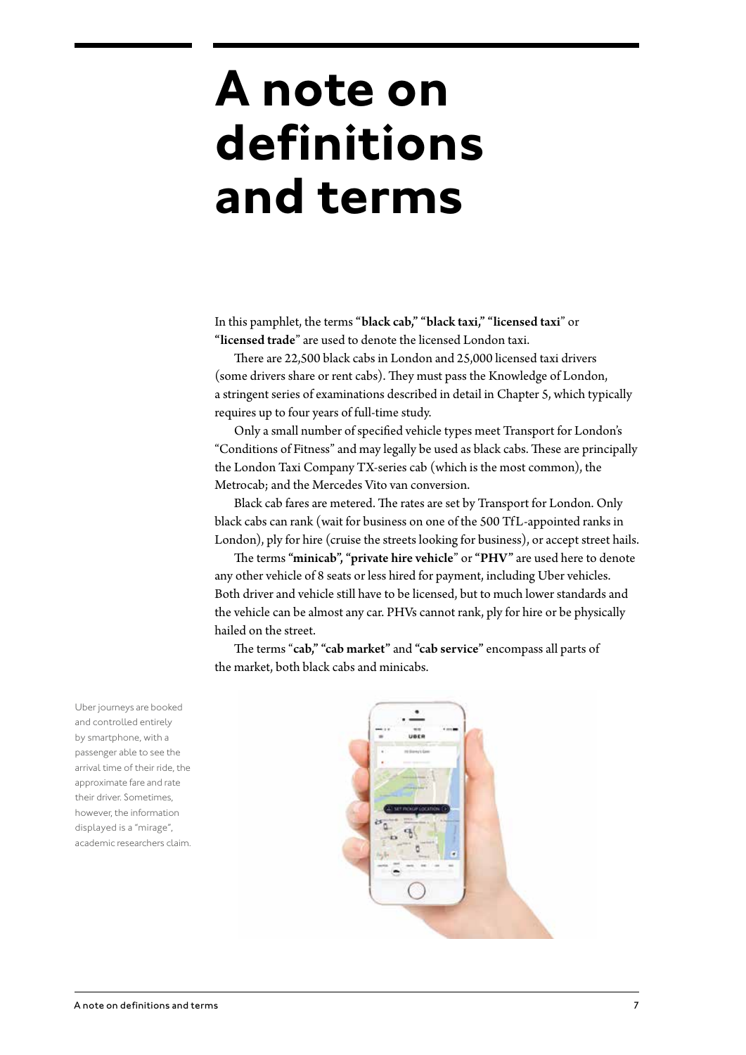# A note on definitions and terms

In this pamphlet, the terms "**black cab,**" "**black taxi,**" "**licensed taxi**" or "**licensed trade**" are used to denote the licensed London taxi.

There are 22,500 black cabs in London and 25,000 licensed taxi drivers (some drivers share or rent cabs). They must pass the Knowledge of London, a stringent series of examinations described in detail in Chapter 5, which typically requires up to four years of full-time study.

Only a small number of specified vehicle types meet Transport for London's "Conditions of Fitness" and may legally be used as black cabs. These are principally the London Taxi Company TX-series cab (which is the most common), the Metrocab; and the Mercedes Vito van conversion.

Black cab fares are metered. The rates are set by Transport for London. Only black cabs can rank (wait for business on one of the 500 TfL-appointed ranks in London), ply for hire (cruise the streets looking for business), or accept street hails.

The terms "**minicab**", "**private hire vehicle**" or "**PHV**" are used here to denote any other vehicle of 8 seats or less hired for payment, including Uber vehicles. Both driver and vehicle still have to be licensed, but to much lower standards and the vehicle can be almost any car. PHVs cannot rank, ply for hire or be physically hailed on the street.

The terms "**cab,**" "**cab market**" and "**cab service**" encompass all parts of the market, both black cabs and minicabs.

Uber journeys are booked and controlled entirely by smartphone, with a passenger able to see the arrival time of their ride, the approximate fare and rate their driver. Sometimes, however, the information displayed is a "mirage", academic researchers claim.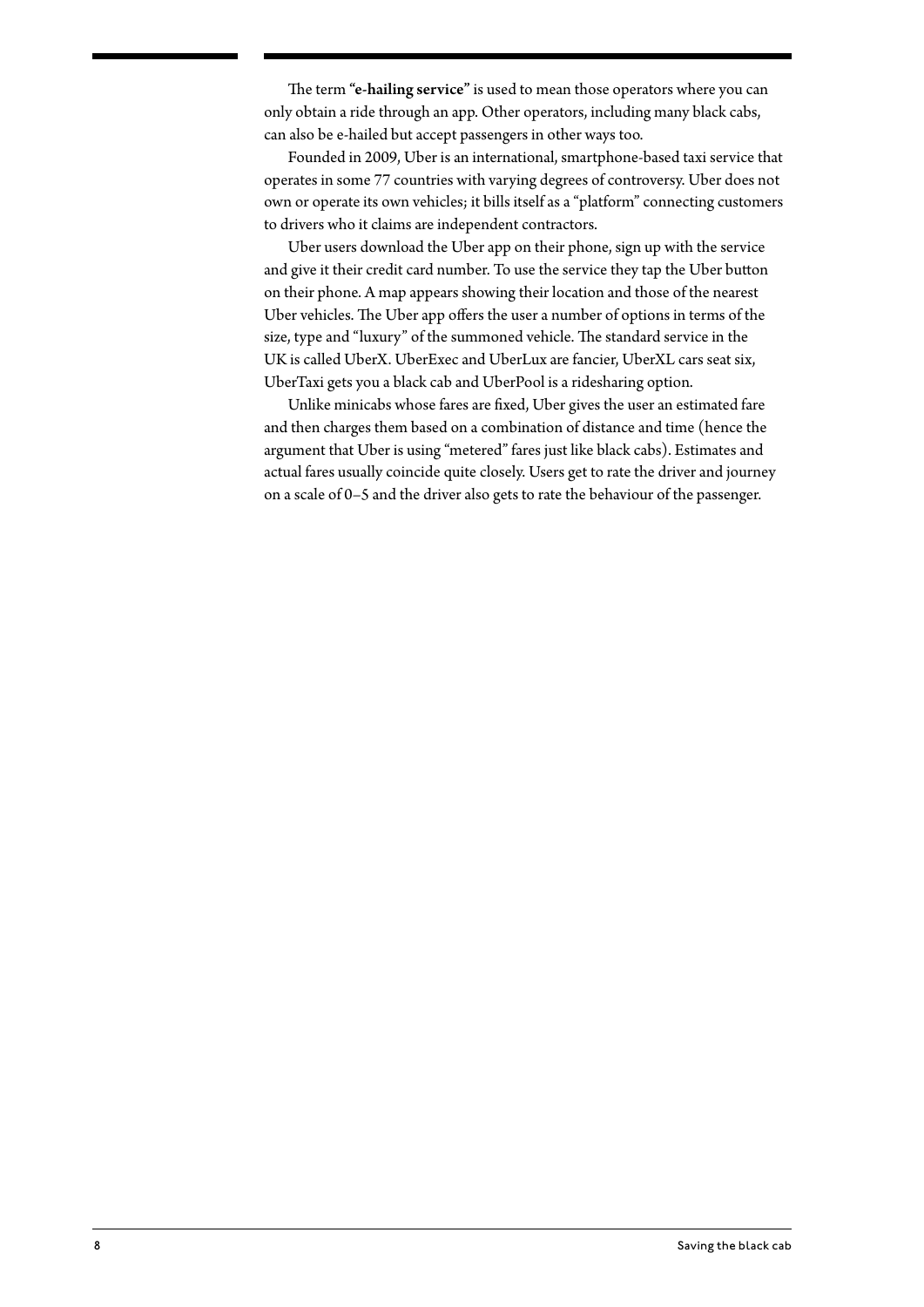The term "**e-hailing service**" is used to mean those operators where you can only obtain a ride through an app. Other operators, including many black cabs, can also be e-hailed but accept passengers in other ways too.

Founded in 2009, Uber is an international, smartphone-based taxi service that operates in some 77 countries with varying degrees of controversy. Uber does not own or operate its own vehicles; it bills itself as a "platform" connecting customers to drivers who it claims are independent contractors.

Uber users download the Uber app on their phone, sign up with the service and give it their credit card number. To use the service they tap the Uber button on their phone. A map appears showing their location and those of the nearest Uber vehicles. The Uber app offers the user a number of options in terms of the size, type and "luxury" of the summoned vehicle. The standard service in the UK is called UberX. UberExec and UberLux are fancier, UberXL cars seat six, UberTaxi gets you a black cab and UberPool is a ridesharing option.

Unlike minicabs whose fares are fixed, Uber gives the user an estimated fare and then charges them based on a combination of distance and time (hence the argument that Uber is using "metered" fares just like black cabs). Estimates and actual fares usually coincide quite closely. Users get to rate the driver and journey on a scale of 0–5 and the driver also gets to rate the behaviour of the passenger.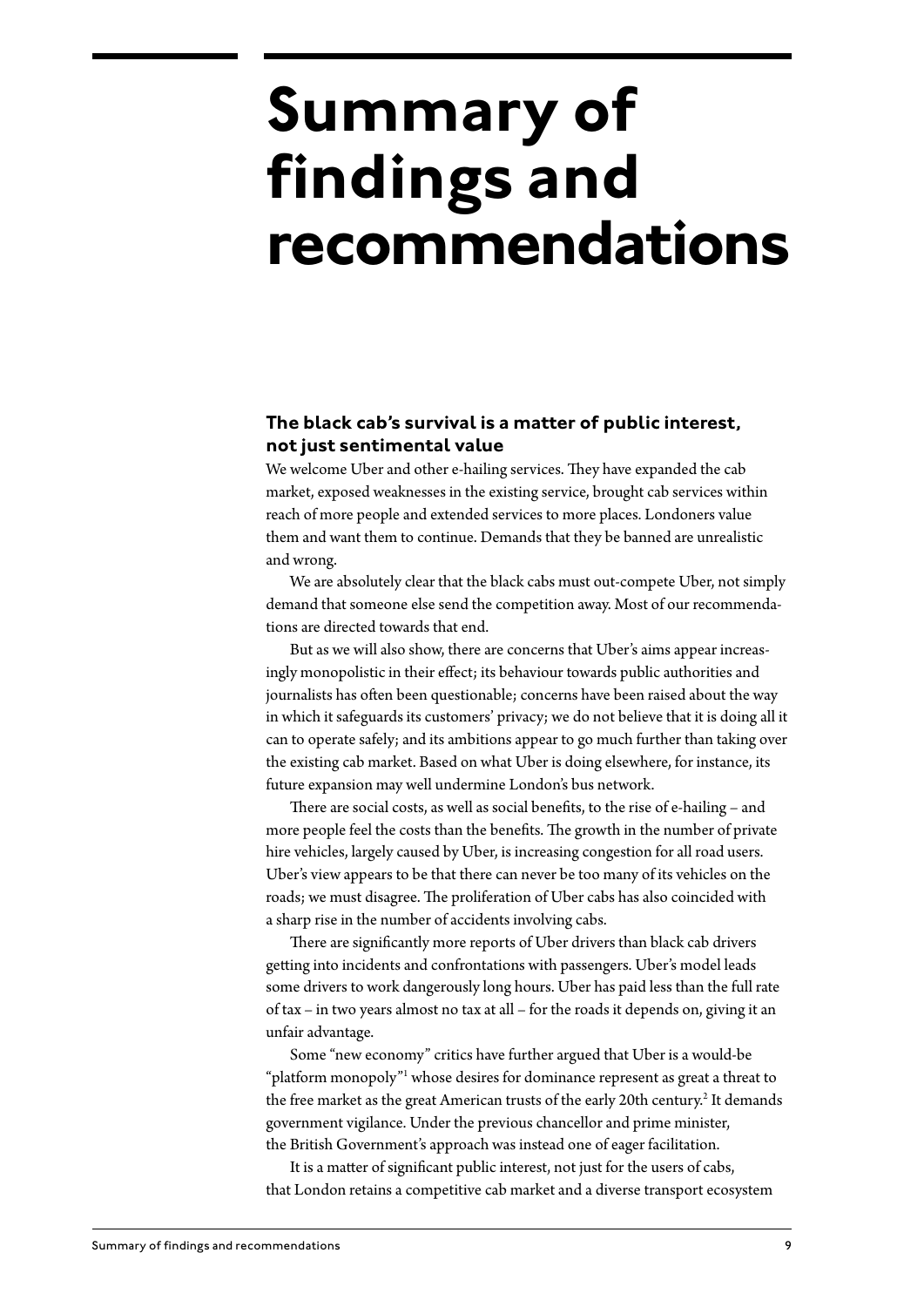# Summary of findings and recommendations

### The black cab's survival is a matter of public interest, not just sentimental value

We welcome Uber and other e-hailing services. They have expanded the cab market, exposed weaknesses in the existing service, brought cab services within reach of more people and extended services to more places. Londoners value them and want them to continue. Demands that they be banned are unrealistic and wrong.

We are absolutely clear that the black cabs must out-compete Uber, not simply demand that someone else send the competition away. Most of our recommendations are directed towards that end.

But as we will also show, there are concerns that Uber's aims appear increasingly monopolistic in their effect; its behaviour towards public authorities and journalists has often been questionable; concerns have been raised about the way in which it safeguards its customers' privacy; we do not believe that it is doing all it can to operate safely; and its ambitions appear to go much further than taking over the existing cab market. Based on what Uber is doing elsewhere, for instance, its future expansion may well undermine London's bus network.

There are social costs, as well as social benefits, to the rise of e-hailing – and more people feel the costs than the benefits. The growth in the number of private hire vehicles, largely caused by Uber, is increasing congestion for all road users. Uber's view appears to be that there can never be too many of its vehicles on the roads; we must disagree. The proliferation of Uber cabs has also coincided with a sharp rise in the number of accidents involving cabs.

There are significantly more reports of Uber drivers than black cab drivers getting into incidents and confrontations with passengers. Uber's model leads some drivers to work dangerously long hours. Uber has paid less than the full rate of tax – in two years almost no tax at all – for the roads it depends on, giving it an unfair advantage.

Some "new economy" critics have further argued that Uber is a would-be "platform monopoly"[1] whose desires for dominance represent as great a threat to the free market as the great American trusts of the early 20th century.[2] It demands government vigilance. Under the previous chancellor and prime minister, the British Government's approach was instead one of eager facilitation.

It is a matter of significant public interest, not just for the users of cabs, that London retains a competitive cab market and a diverse transport ecosystem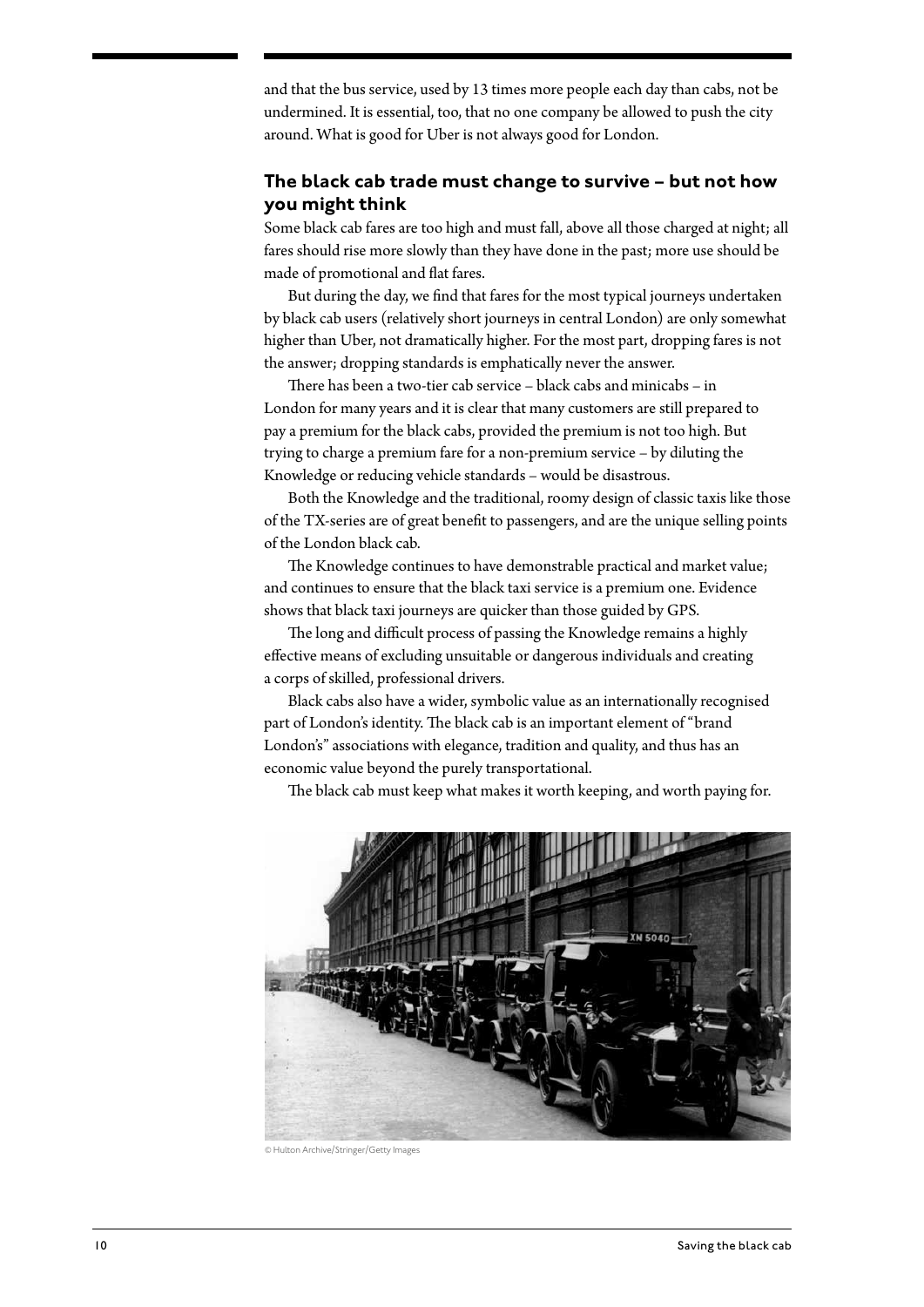and that the bus service, used by 13 times more people each day than cabs, not be undermined. It is essential, too, that no one company be allowed to push the city around. What is good for Uber is not always good for London.

### The black cab trade must change to survive – but not how you might think

Some black cab fares are too high and must fall, above all those charged at night; all fares should rise more slowly than they have done in the past; more use should be made of promotional and flat fares.

But during the day, we find that fares for the most typical journeys undertaken by black cab users (relatively short journeys in central London) are only somewhat higher than Uber, not dramatically higher. For the most part, dropping fares is not the answer; dropping standards is emphatically never the answer.

There has been a two-tier cab service – black cabs and minicabs – in London for many years and it is clear that many customers are still prepared to pay a premium for the black cabs, provided the premium is not too high. But trying to charge a premium fare for a non-premium service – by diluting the Knowledge or reducing vehicle standards – would be disastrous.

Both the Knowledge and the traditional, roomy design of classic taxis like those of the TX-series are of great benefit to passengers, and are the unique selling points of the London black cab.

The Knowledge continues to have demonstrable practical and market value; and continues to ensure that the black taxi service is a premium one. Evidence shows that black taxi journeys are quicker than those guided by GPS.

The long and difficult process of passing the Knowledge remains a highly effective means of excluding unsuitable or dangerous individuals and creating a corps of skilled, professional drivers.

Black cabs also have a wider, symbolic value as an internationally recognised part of London's identity. The black cab is an important element of "brand London's" associations with elegance, tradition and quality, and thus has an economic value beyond the purely transportational.

The black cab must keep what makes it worth keeping, and worth paying for.

© Hulton Archive/Stringer/Getty Images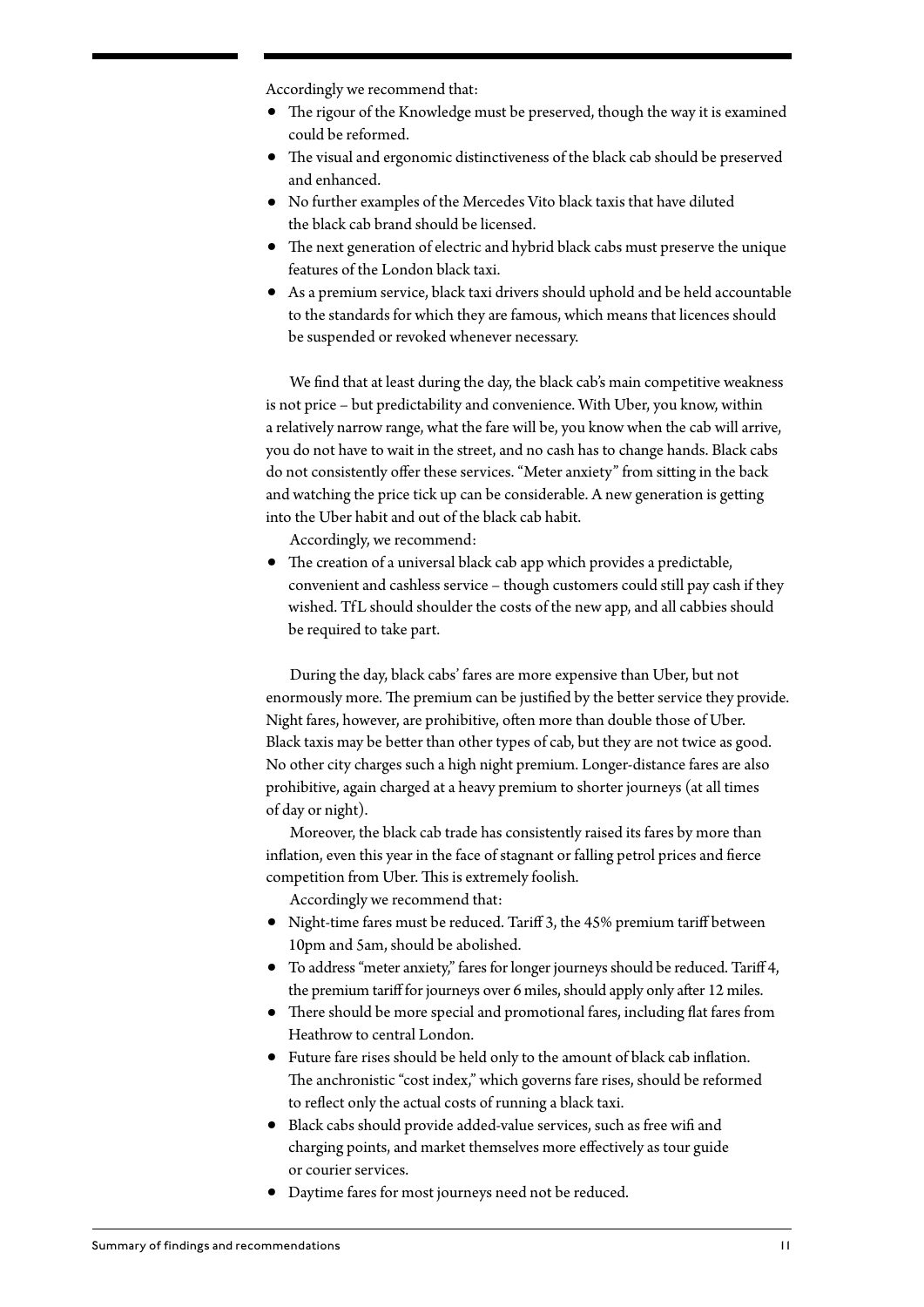Accordingly we recommend that:

- The rigour of the Knowledge must be preserved, though the way it is examined could be reformed.
- The visual and ergonomic distinctiveness of the black cab should be preserved and enhanced.
- No further examples of the Mercedes Vito black taxis that have diluted the black cab brand should be licensed.
- The next generation of electric and hybrid black cabs must preserve the unique features of the London black taxi.
- As a premium service, black taxi drivers should uphold and be held accountable to the standards for which they are famous, which means that licences should be suspended or revoked whenever necessary.

We find that at least during the day, the black cab's main competitive weakness is not price – but predictability and convenience. With Uber, you know, within a relatively narrow range, what the fare will be, you know when the cab will arrive, you do not have to wait in the street, and no cash has to change hands. Black cabs do not consistently offer these services. "Meter anxiety" from sitting in the back and watching the price tick up can be considerable. A new generation is getting into the Uber habit and out of the black cab habit.

Accordingly, we recommend:

- The creation of a universal black cab app which provides a predictable, convenient and cashless service – though customers could still pay cash if they wished. TfL should shoulder the costs of the new app, and all cabbies should be required to take part.

During the day, black cabs' fares are more expensive than Uber, but not enormously more. The premium can be justified by the better service they provide. Night fares, however, are prohibitive, often more than double those of Uber. Black taxis may be better than other types of cab, but they are not twice as good. No other city charges such a high night premium. Longer-distance fares are also prohibitive, again charged at a heavy premium to shorter journeys (at all times of day or night).

Moreover, the black cab trade has consistently raised its fares by more than inflation, even this year in the face of stagnant or falling petrol prices and fierce competition from Uber. This is extremely foolish.

Accordingly we recommend that:

- Night-time fares must be reduced. Tariff 3, the 45% premium tariff between 10pm and 5am, should be abolished.
- To address "meter anxiety," fares for longer journeys should be reduced. Tariff 4, the premium tariff for journeys over 6 miles, should apply only after 12 miles.
- There should be more special and promotional fares, including flat fares from Heathrow to central London.
- Future fare rises should be held only to the amount of black cab inflation. The anchronistic "cost index," which governs fare rises, should be reformed to reflect only the actual costs of running a black taxi.
- Black cabs should provide added-value services, such as free wifi and charging points, and market themselves more effectively as tour guide or courier services.
- Daytime fares for most journeys need not be reduced.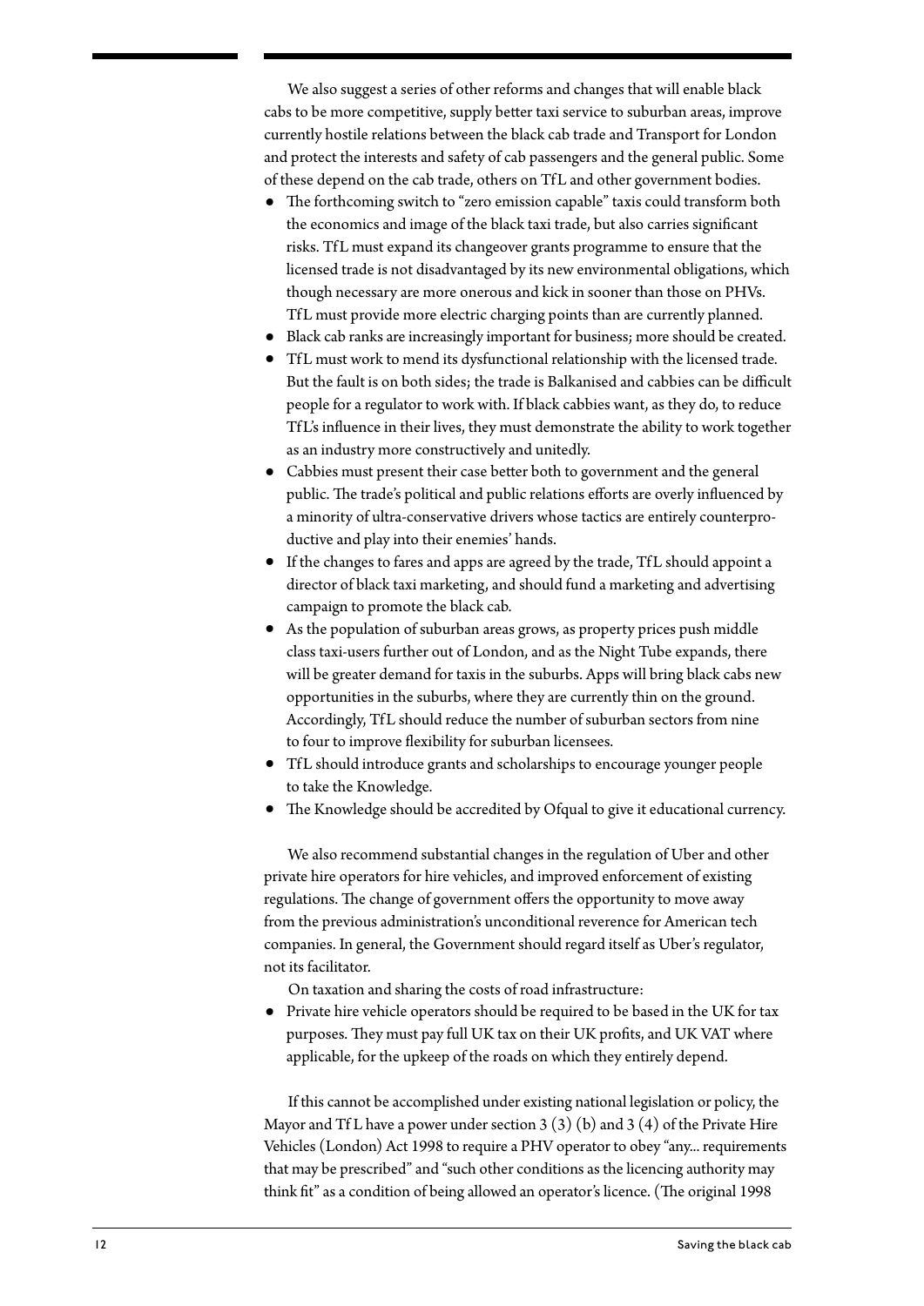We also suggest a series of other reforms and changes that will enable black cabs to be more competitive, supply better taxi service to suburban areas, improve currently hostile relations between the black cab trade and Transport for London and protect the interests and safety of cab passengers and the general public. Some of these depend on the cab trade, others on TfL and other government bodies.

- The forthcoming switch to "zero emission capable" taxis could transform both the economics and image of the black taxi trade, but also carries significant risks. TfL must expand its changeover grants programme to ensure that the licensed trade is not disadvantaged by its new environmental obligations, which though necessary are more onerous and kick in sooner than those on PHVs. TfL must provide more electric charging points than are currently planned.
- Black cab ranks are increasingly important for business; more should be created.
- TfL must work to mend its dysfunctional relationship with the licensed trade. But the fault is on both sides; the trade is Balkanised and cabbies can be difficult people for a regulator to work with. If black cabbies want, as they do, to reduce TfL's influence in their lives, they must demonstrate the ability to work together as an industry more constructively and unitedly.
- Cabbies must present their case better both to government and the general public. The trade's political and public relations efforts are overly influenced by a minority of ultra-conservative drivers whose tactics are entirely counterproductive and play into their enemies' hands.
- If the changes to fares and apps are agreed by the trade, TfL should appoint a director of black taxi marketing, and should fund a marketing and advertising campaign to promote the black cab.
- As the population of suburban areas grows, as property prices push middle class taxi-users further out of London, and as the Night Tube expands, there will be greater demand for taxis in the suburbs. Apps will bring black cabs new opportunities in the suburbs, where they are currently thin on the ground. Accordingly, TfL should reduce the number of suburban sectors from nine to four to improve flexibility for suburban licensees.
- TfL should introduce grants and scholarships to encourage younger people to take the Knowledge.
- The Knowledge should be accredited by Ofqual to give it educational currency.

We also recommend substantial changes in the regulation of Uber and other private hire operators for hire vehicles, and improved enforcement of existing regulations. The change of government offers the opportunity to move away from the previous administration's unconditional reverence for American tech companies. In general, the Government should regard itself as Uber's regulator, not its facilitator.

On taxation and sharing the costs of road infrastructure:

- Private hire vehicle operators should be required to be based in the UK for tax purposes. They must pay full UK tax on their UK profits, and UK VAT where applicable, for the upkeep of the roads on which they entirely depend.

If this cannot be accomplished under existing national legislation or policy, the Mayor and TfL have a power under section 3 (3) (b) and 3 (4) of the Private Hire Vehicles (London) Act 1998 to require a PHV operator to obey "any... requirements that may be prescribed" and "such other conditions as the licencing authority may think fit" as a condition of being allowed an operator's licence. (The original 1998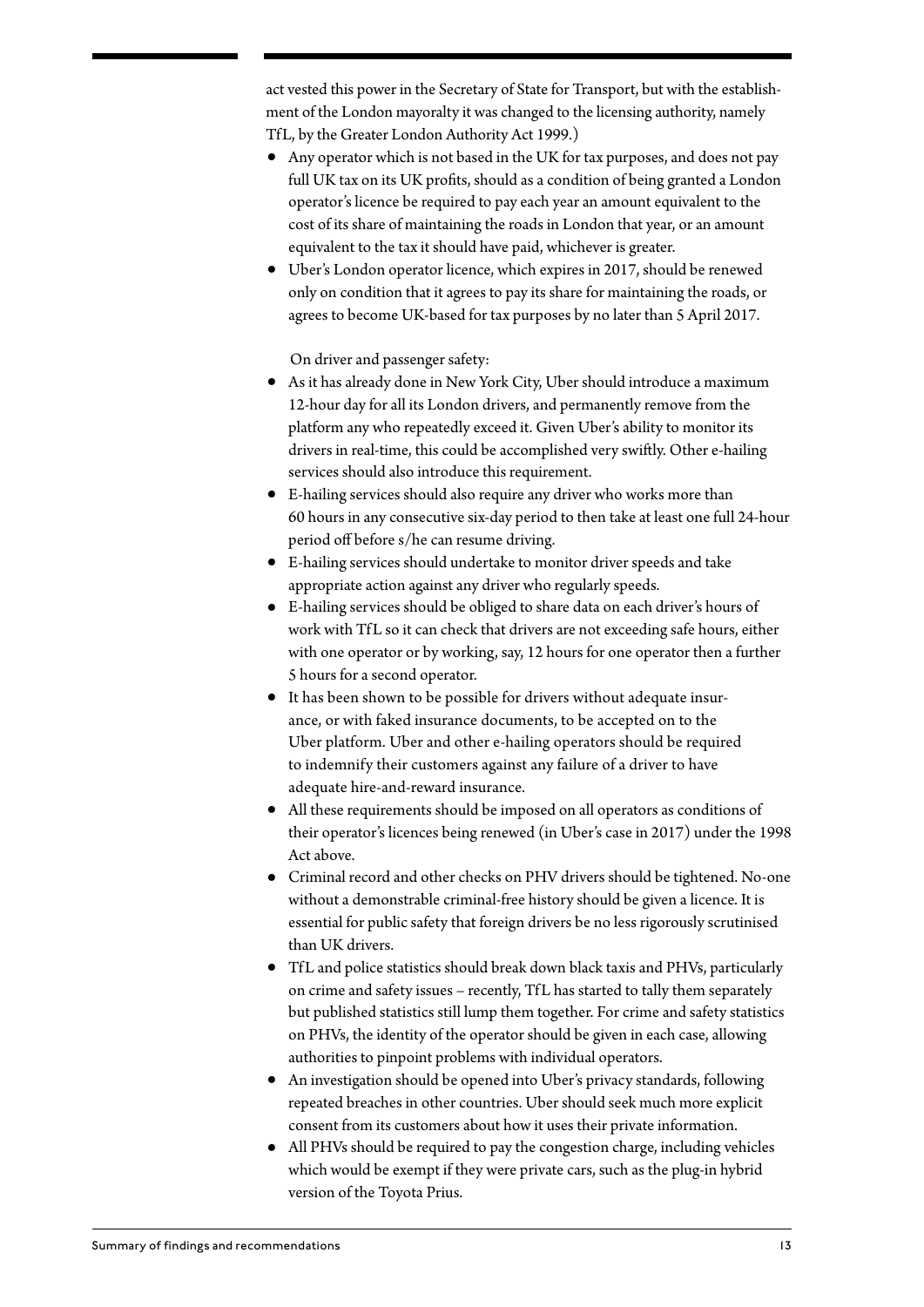act vested this power in the Secretary of State for Transport, but with the establishment of the London mayoralty it was changed to the licensing authority, namely TfL, by the Greater London Authority Act 1999.)

- Any operator which is not based in the UK for tax purposes, and does not pay full UK tax on its UK profits, should as a condition of being granted a London operator's licence be required to pay each year an amount equivalent to the cost of its share of maintaining the roads in London that year, or an amount equivalent to the tax it should have paid, whichever is greater.
- Uber's London operator licence, which expires in 2017, should be renewed only on condition that it agrees to pay its share for maintaining the roads, or agrees to become UK-based for tax purposes by no later than 5 April 2017.

On driver and passenger safety:

- As it has already done in New York City, Uber should introduce a maximum 12-hour day for all its London drivers, and permanently remove from the platform any who repeatedly exceed it. Given Uber's ability to monitor its drivers in real-time, this could be accomplished very swiftly. Other e-hailing services should also introduce this requirement.
- E-hailing services should also require any driver who works more than 60 hours in any consecutive six-day period to then take at least one full 24-hour period off before s/he can resume driving.
- E-hailing services should undertake to monitor driver speeds and take appropriate action against any driver who regularly speeds.
- E-hailing services should be obliged to share data on each driver's hours of work with TfL so it can check that drivers are not exceeding safe hours, either with one operator or by working, say, 12 hours for one operator then a further 5 hours for a second operator.
- It has been shown to be possible for drivers without adequate insurance, or with faked insurance documents, to be accepted on to the Uber platform. Uber and other e-hailing operators should be required to indemnify their customers against any failure of a driver to have adequate hire-and-reward insurance.
- All these requirements should be imposed on all operators as conditions of their operator's licences being renewed (in Uber's case in 2017) under the 1998 Act above.
- Criminal record and other checks on PHV drivers should be tightened. No-one without a demonstrable criminal-free history should be given a licence. It is essential for public safety that foreign drivers be no less rigorously scrutinised than UK drivers.
- TfL and police statistics should break down black taxis and PHVs, particularly on crime and safety issues – recently, TfL has started to tally them separately but published statistics still lump them together. For crime and safety statistics on PHVs, the identity of the operator should be given in each case, allowing authorities to pinpoint problems with individual operators.
- An investigation should be opened into Uber's privacy standards, following repeated breaches in other countries. Uber should seek much more explicit consent from its customers about how it uses their private information.
- All PHVs should be required to pay the congestion charge, including vehicles which would be exempt if they were private cars, such as the plug-in hybrid version of the Toyota Prius.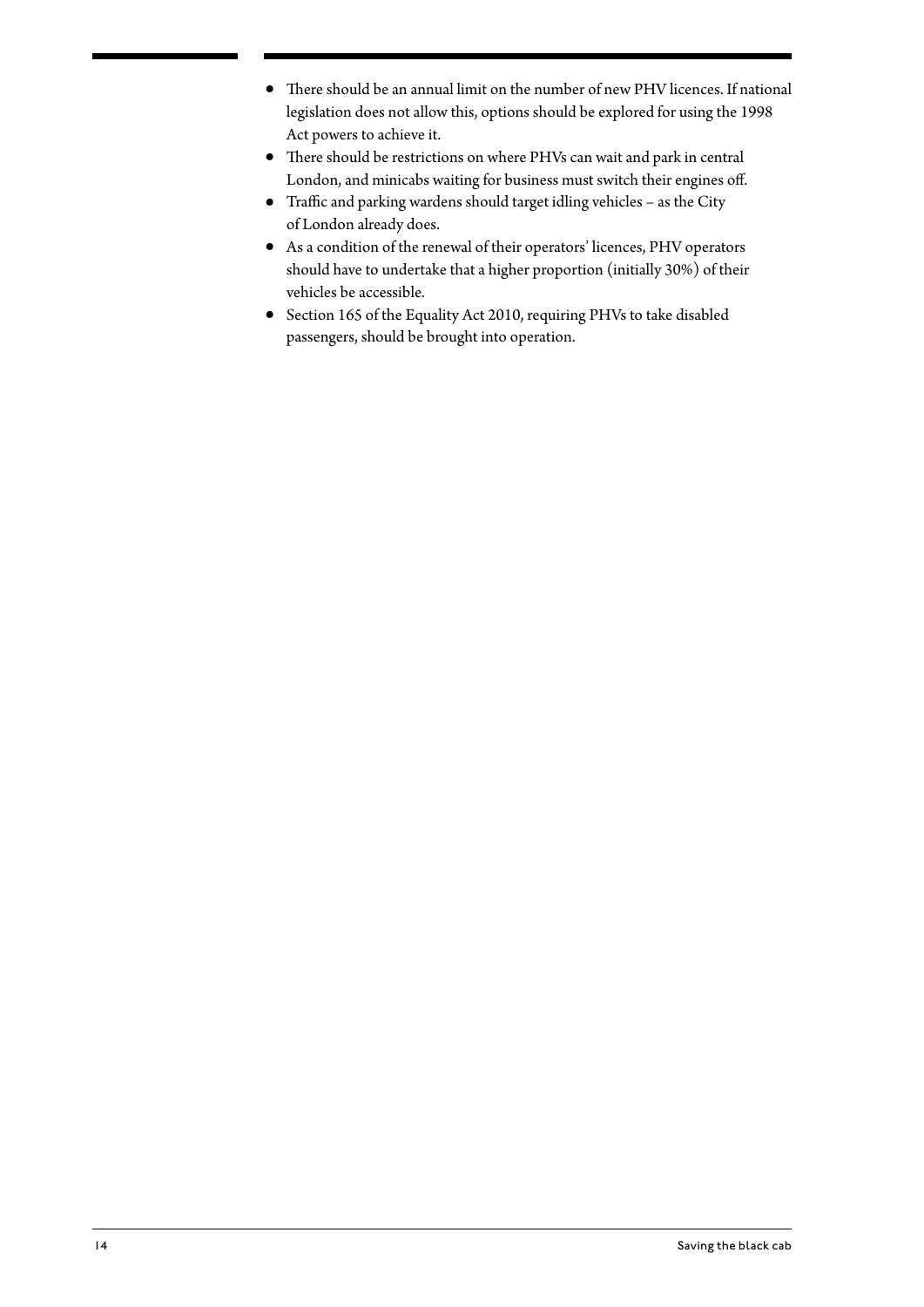- There should be an annual limit on the number of new PHV licences. If national legislation does not allow this, options should be explored for using the 1998 Act powers to achieve it.
- There should be restrictions on where PHVs can wait and park in central London, and minicabs waiting for business must switch their engines off.
- Traffic and parking wardens should target idling vehicles – as the City of London already does.
- As a condition of the renewal of their operators' licences, PHV operators should have to undertake that a higher proportion (initially 30%) of their vehicles be accessible.
- Section 165 of the Equality Act 2010, requiring PHVs to take disabled passengers, should be brought into operation.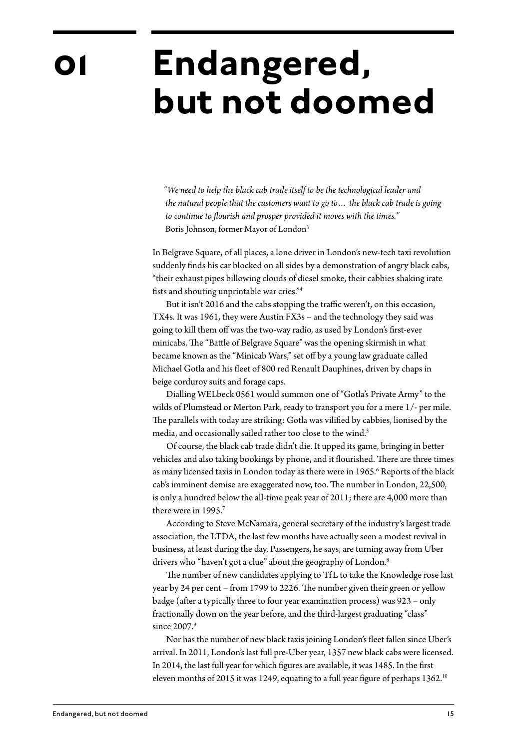# 01 Endangered, but not doomed

> *"We need to help the black cab trade itself to be the technological leader and the natural people that the customers want to go to… the black cab trade is going to continue to flourish and prosper provided it moves with the times."*
> Boris Johnson, former Mayor of London[3]

In Belgrave Square, of all places, a lone driver in London's new-tech taxi revolution suddenly finds his car blocked on all sides by a demonstration of angry black cabs, "their exhaust pipes billowing clouds of diesel smoke, their cabbies shaking irate fists and shouting unprintable war cries."[4]

But it isn't 2016 and the cabs stopping the traffic weren't, on this occasion, TX4s. It was 1961, they were Austin FX3s – and the technology they said was going to kill them off was the two-way radio, as used by London's first-ever minicabs. The "Battle of Belgrave Square" was the opening skirmish in what became known as the "Minicab Wars," set off by a young law graduate called Michael Gotla and his fleet of 800 red Renault Dauphines, driven by chaps in beige corduroy suits and forage caps.

Dialling WELbeck 0561 would summon one of "Gotla's Private Army" to the wilds of Plumstead or Merton Park, ready to transport you for a mere 1/- per mile. The parallels with today are striking: Gotla was vilified by cabbies, lionised by the media, and occasionally sailed rather too close to the wind.[5]

Of course, the black cab trade didn't die. It upped its game, bringing in better vehicles and also taking bookings by phone, and it flourished. There are three times as many licensed taxis in London today as there were in 1965.[6] Reports of the black cab's imminent demise are exaggerated now, too. The number in London, 22,500, is only a hundred below the all-time peak year of 2011; there are 4,000 more than there were in 1995.[7]

According to Steve McNamara, general secretary of the industry's largest trade association, the LTDA, the last few months have actually seen a modest revival in business, at least during the day. Passengers, he says, are turning away from Uber drivers who "haven't got a clue" about the geography of London.[8]

The number of new candidates applying to TfL to take the Knowledge rose last year by 24 per cent – from 1799 to 2226. The number given their green or yellow badge (after a typically three to four year examination process) was 923 – only fractionally down on the year before, and the third-largest graduating "class" since 2007.[9]

Nor has the number of new black taxis joining London's fleet fallen since Uber's arrival. In 2011, London's last full pre-Uber year, 1357 new black cabs were licensed. In 2014, the last full year for which figures are available, it was 1485. In the first eleven months of 2015 it was 1249, equating to a full year figure of perhaps 1362.[10]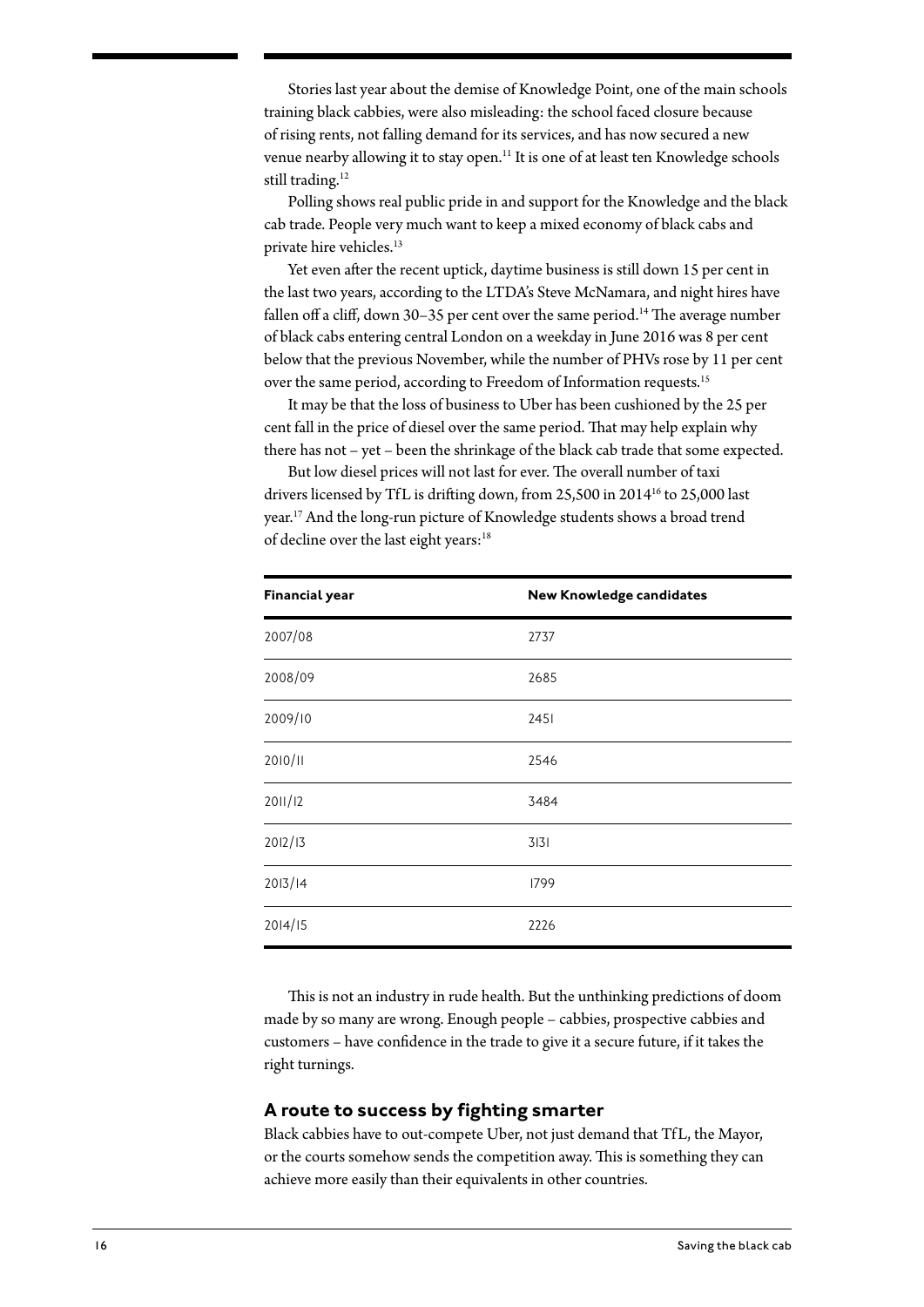Stories last year about the demise of Knowledge Point, one of the main schools training black cabbies, were also misleading: the school faced closure because of rising rents, not falling demand for its services, and has now secured a new venue nearby allowing it to stay open.[11] It is one of at least ten Knowledge schools still trading.[12]

Polling shows real public pride in and support for the Knowledge and the black cab trade. People very much want to keep a mixed economy of black cabs and private hire vehicles.[13]

Yet even after the recent uptick, daytime business is still down 15 per cent in the last two years, according to the LTDA's Steve McNamara, and night hires have fallen off a cliff, down 30–35 per cent over the same period.[14] The average number of black cabs entering central London on a weekday in June 2016 was 8 per cent below that the previous November, while the number of PHVs rose by 11 per cent over the same period, according to Freedom of Information requests.[15]

It may be that the loss of business to Uber has been cushioned by the 25 per cent fall in the price of diesel over the same period. That may help explain why there has not – yet – been the shrinkage of the black cab trade that some expected.

But low diesel prices will not last for ever. The overall number of taxi drivers licensed by TfL is drifting down, from 25,500 in 2014[16] to 25,000 last year.[17] And the long-run picture of Knowledge students shows a broad trend of decline over the last eight years:[18]

| Financial year | New Knowledge candidates |
|---|---|
| 2007/08 | 2737 |
| 2008/09 | 2685 |
| 2009/10 | 2451 |
| 2010/11 | 2546 |
| 2011/12 | 3484 |
| 2012/13 | 3131 |
| 2013/14 | 1799 |
| 2014/15 | 2226 |

This is not an industry in rude health. But the unthinking predictions of doom made by so many are wrong. Enough people – cabbies, prospective cabbies and customers – have confidence in the trade to give it a secure future, if it takes the right turnings.

### A route to success by fighting smarter

Black cabbies have to out-compete Uber, not just demand that TfL, the Mayor, or the courts somehow sends the competition away. This is something they can achieve more easily than their equivalents in other countries.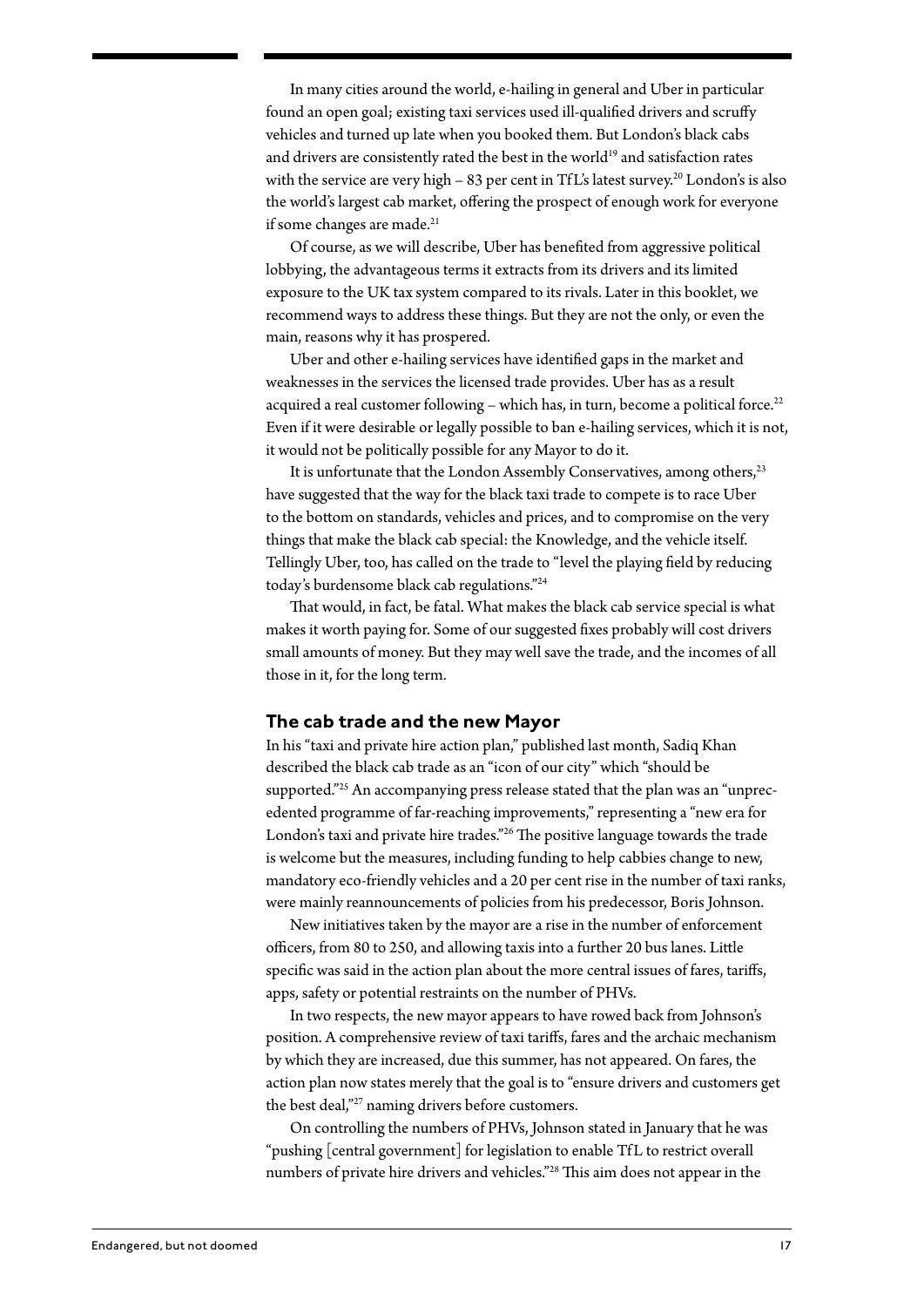In many cities around the world, e-hailing in general and Uber in particular found an open goal; existing taxi services used ill-qualified drivers and scruffy vehicles and turned up late when you booked them. But London's black cabs and drivers are consistently rated the best in the world[19] and satisfaction rates with the service are very high – 83 per cent in TfL's latest survey.[20] London's is also the world's largest cab market, offering the prospect of enough work for everyone if some changes are made.[21]

Of course, as we will describe, Uber has benefited from aggressive political lobbying, the advantageous terms it extracts from its drivers and its limited exposure to the UK tax system compared to its rivals. Later in this booklet, we recommend ways to address these things. But they are not the only, or even the main, reasons why it has prospered.

Uber and other e-hailing services have identified gaps in the market and weaknesses in the services the licensed trade provides. Uber has as a result acquired a real customer following – which has, in turn, become a political force.[22] Even if it were desirable or legally possible to ban e-hailing services, which it is not, it would not be politically possible for any Mayor to do it.

It is unfortunate that the London Assembly Conservatives, among others,[23] have suggested that the way for the black taxi trade to compete is to race Uber to the bottom on standards, vehicles and prices, and to compromise on the very things that make the black cab special: the Knowledge, and the vehicle itself. Tellingly Uber, too, has called on the trade to "level the playing field by reducing today's burdensome black cab regulations."[24]

That would, in fact, be fatal. What makes the black cab service special is what makes it worth paying for. Some of our suggested fixes probably will cost drivers small amounts of money. But they may well save the trade, and the incomes of all those in it, for the long term.

## The cab trade and the new Mayor

In his "taxi and private hire action plan," published last month, Sadiq Khan described the black cab trade as an "icon of our city" which "should be supported."[25] An accompanying press release stated that the plan was an "unprecedented programme of far-reaching improvements," representing a "new era for London's taxi and private hire trades."[26] The positive language towards the trade is welcome but the measures, including funding to help cabbies change to new, mandatory eco-friendly vehicles and a 20 per cent rise in the number of taxi ranks, were mainly reannouncements of policies from his predecessor, Boris Johnson.

New initiatives taken by the mayor are a rise in the number of enforcement officers, from 80 to 250, and allowing taxis into a further 20 bus lanes. Little specific was said in the action plan about the more central issues of fares, tariffs, apps, safety or potential restraints on the number of PHVs.

In two respects, the new mayor appears to have rowed back from Johnson's position. A comprehensive review of taxi tariffs, fares and the archaic mechanism by which they are increased, due this summer, has not appeared. On fares, the action plan now states merely that the goal is to "ensure drivers and customers get the best deal,"[27] naming drivers before customers.

On controlling the numbers of PHVs, Johnson stated in January that he was "pushing [central government] for legislation to enable TfL to restrict overall numbers of private hire drivers and vehicles."[28] This aim does not appear in the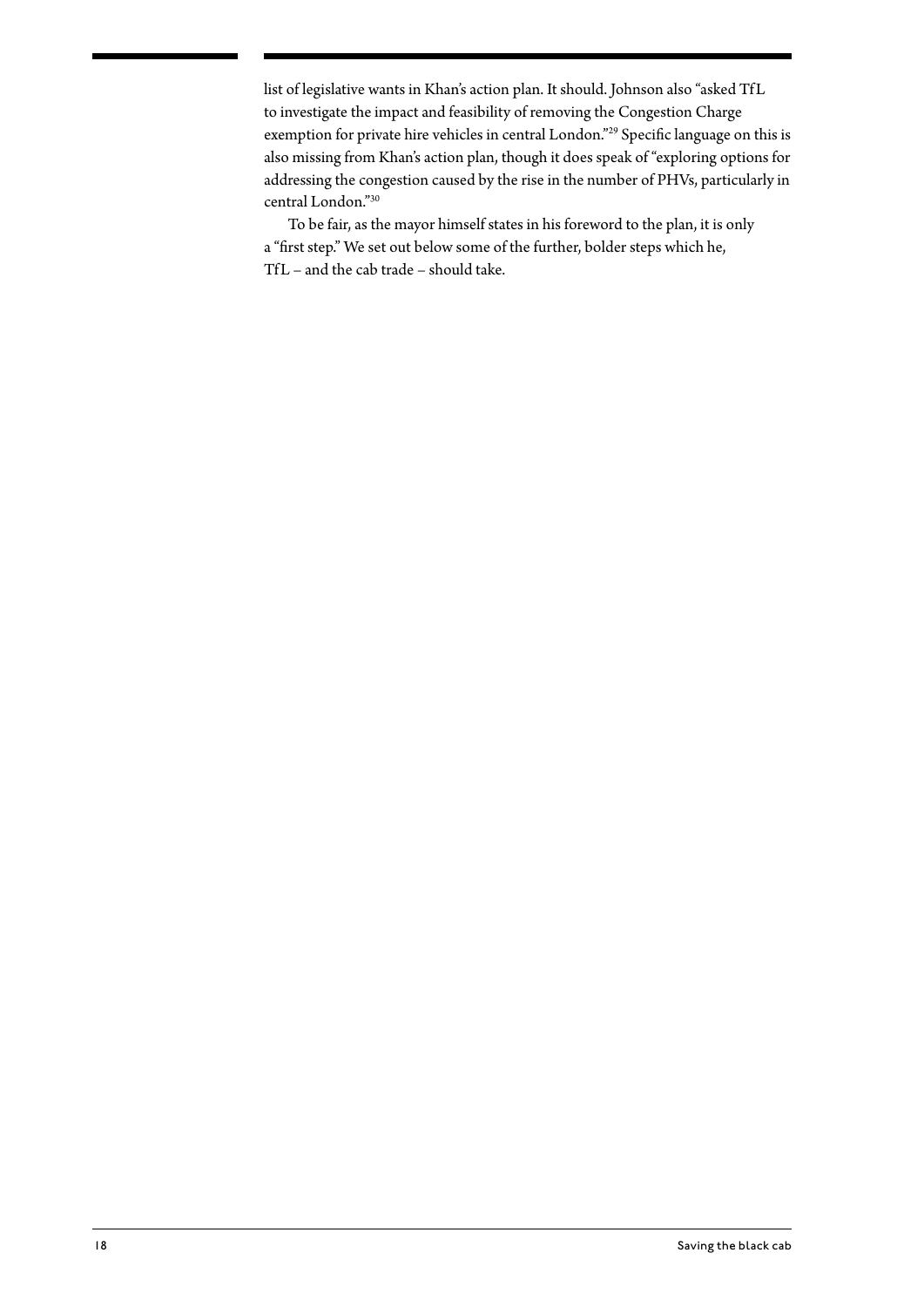list of legislative wants in Khan's action plan. It should. Johnson also "asked TfL to investigate the impact and feasibility of removing the Congestion Charge exemption for private hire vehicles in central London."[29] Specific language on this is also missing from Khan's action plan, though it does speak of "exploring options for addressing the congestion caused by the rise in the number of PHVs, particularly in central London."[30]

To be fair, as the mayor himself states in his foreword to the plan, it is only a "first step." We set out below some of the further, bolder steps which he, TfL – and the cab trade – should take.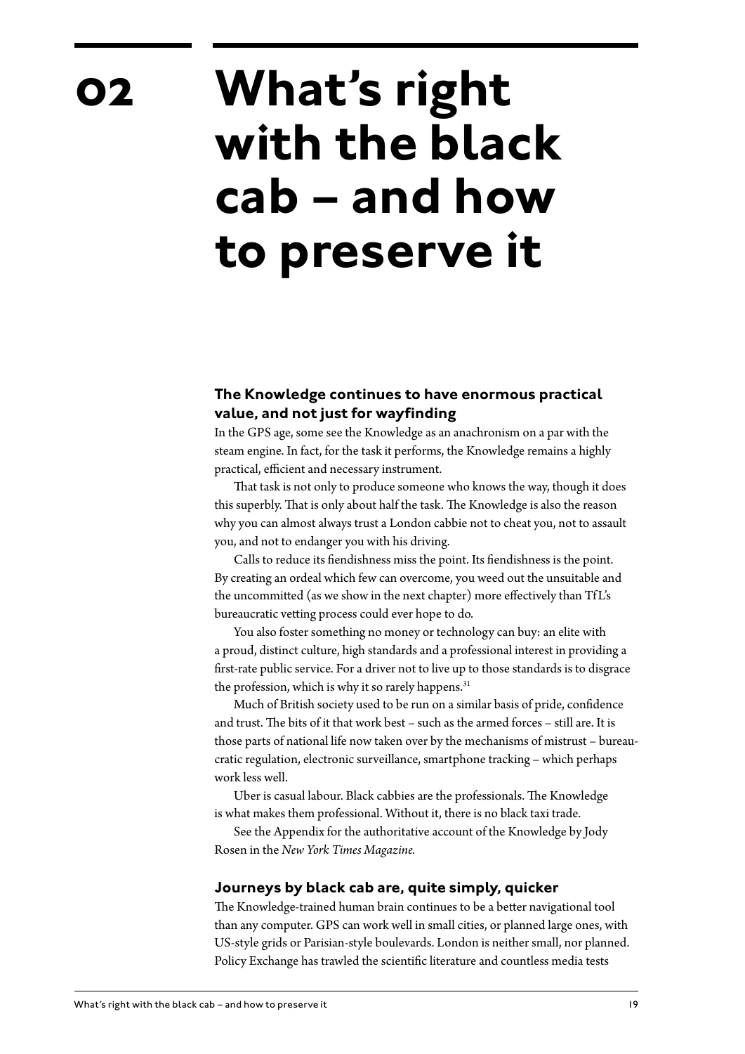# 02 What's right with the black cab – and how to preserve it

### The Knowledge continues to have enormous practical value, and not just for wayfinding

In the GPS age, some see the Knowledge as an anachronism on a par with the steam engine. In fact, for the task it performs, the Knowledge remains a highly practical, efficient and necessary instrument.

That task is not only to produce someone who knows the way, though it does this superbly. That is only about half the task. The Knowledge is also the reason why you can almost always trust a London cabbie not to cheat you, not to assault you, and not to endanger you with his driving.

Calls to reduce its fiendishness miss the point. Its fiendishness is the point. By creating an ordeal which few can overcome, you weed out the unsuitable and the uncommitted (as we show in the next chapter) more effectively than TfL's bureaucratic vetting process could ever hope to do.

You also foster something no money or technology can buy: an elite with a proud, distinct culture, high standards and a professional interest in providing a first-rate public service. For a driver not to live up to those standards is to disgrace the profession, which is why it so rarely happens.[31]

Much of British society used to be run on a similar basis of pride, confidence and trust. The bits of it that work best – such as the armed forces – still are. It is those parts of national life now taken over by the mechanisms of mistrust – bureaucratic regulation, electronic surveillance, smartphone tracking – which perhaps work less well.

Uber is casual labour. Black cabbies are the professionals. The Knowledge is what makes them professional. Without it, there is no black taxi trade.

See the Appendix for the authoritative account of the Knowledge by Jody Rosen in the *New York Times Magazine.*

### Journeys by black cab are, quite simply, quicker

The Knowledge-trained human brain continues to be a better navigational tool than any computer. GPS can work well in small cities, or planned large ones, with US-style grids or Parisian-style boulevards. London is neither small, nor planned. Policy Exchange has trawled the scientific literature and countless media tests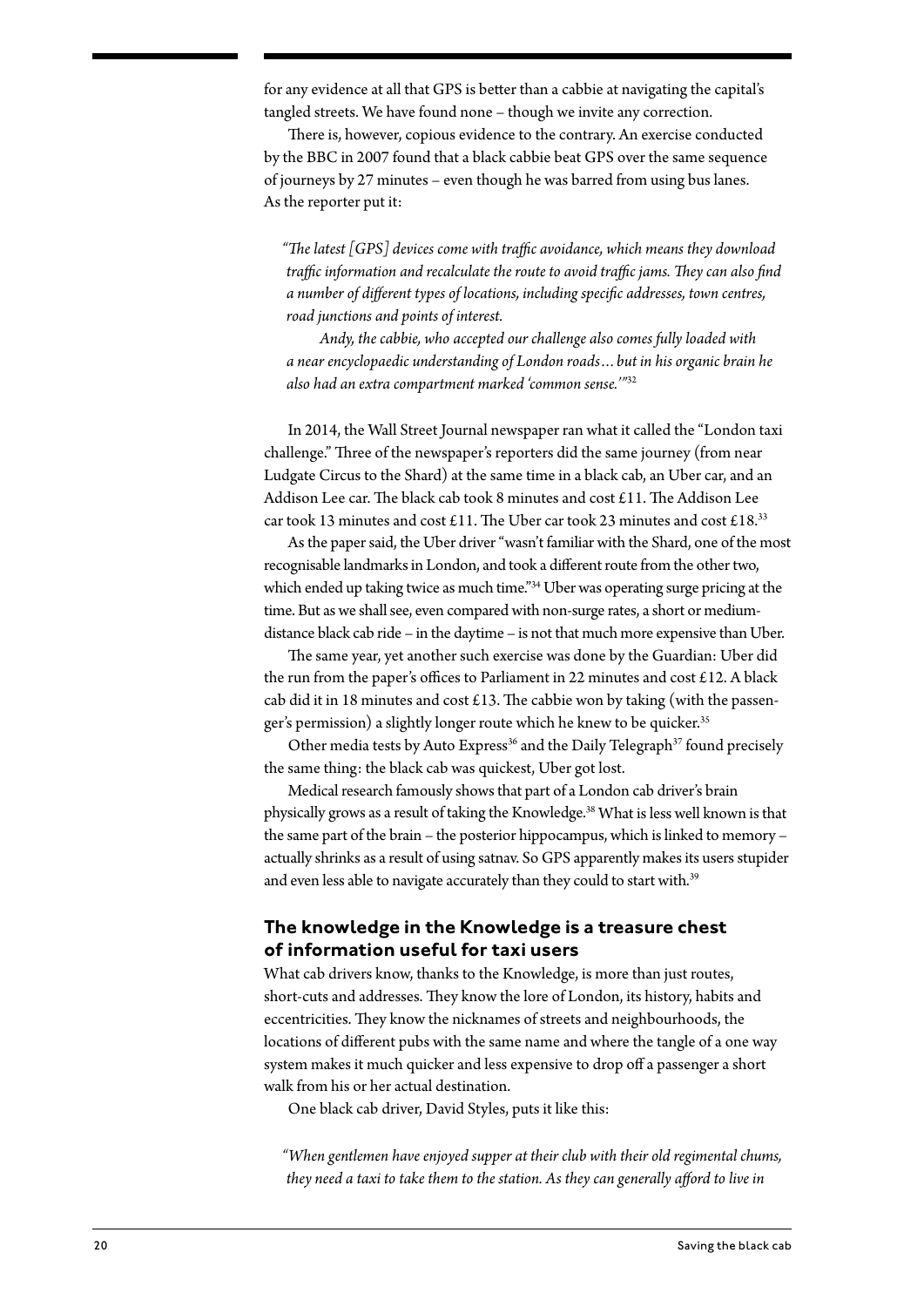for any evidence at all that GPS is better than a cabbie at navigating the capital's tangled streets. We have found none – though we invite any correction.

There is, however, copious evidence to the contrary. An exercise conducted by the BBC in 2007 found that a black cabbie beat GPS over the same sequence of journeys by 27 minutes – even though he was barred from using bus lanes. As the reporter put it:

> *"The latest [GPS] devices come with traffic avoidance, which means they download traffic information and recalculate the route to avoid traffic jams. They can also find a number of different types of locations, including specific addresses, town centres, road junctions and points of interest.*
>
> *Andy, the cabbie, who accepted our challenge also comes fully loaded with a near encyclopaedic understanding of London roads… but in his organic brain he also had an extra compartment marked 'common sense.'"*[32]

In 2014, the Wall Street Journal newspaper ran what it called the "London taxi challenge." Three of the newspaper's reporters did the same journey (from near Ludgate Circus to the Shard) at the same time in a black cab, an Uber car, and an Addison Lee car. The black cab took 8 minutes and cost £11. The Addison Lee car took 13 minutes and cost £11. The Uber car took 23 minutes and cost £18.[33]

As the paper said, the Uber driver "wasn't familiar with the Shard, one of the most recognisable landmarks in London, and took a different route from the other two, which ended up taking twice as much time."[34] Uber was operating surge pricing at the time. But as we shall see, even compared with non-surge rates, a short or medium-distance black cab ride – in the daytime – is not that much more expensive than Uber.

The same year, yet another such exercise was done by the Guardian: Uber did the run from the paper's offices to Parliament in 22 minutes and cost £12. A black cab did it in 18 minutes and cost £13. The cabbie won by taking (with the passenger's permission) a slightly longer route which he knew to be quicker.[35]

Other media tests by Auto Express[36] and the Daily Telegraph[37] found precisely the same thing: the black cab was quickest, Uber got lost.

Medical research famously shows that part of a London cab driver's brain physically grows as a result of taking the Knowledge.[38] What is less well known is that the same part of the brain – the posterior hippocampus, which is linked to memory – actually shrinks as a result of using satnav. So GPS apparently makes its users stupider and even less able to navigate accurately than they could to start with.[39]

### The knowledge in the Knowledge is a treasure chest of information useful for taxi users

What cab drivers know, thanks to the Knowledge, is more than just routes, short-cuts and addresses. They know the lore of London, its history, habits and eccentricities. They know the nicknames of streets and neighbourhoods, the locations of different pubs with the same name and where the tangle of a one way system makes it much quicker and less expensive to drop off a passenger a short walk from his or her actual destination.

One black cab driver, David Styles, puts it like this:

> *"When gentlemen have enjoyed supper at their club with their old regimental chums, they need a taxi to take them to the station. As they can generally afford to live in*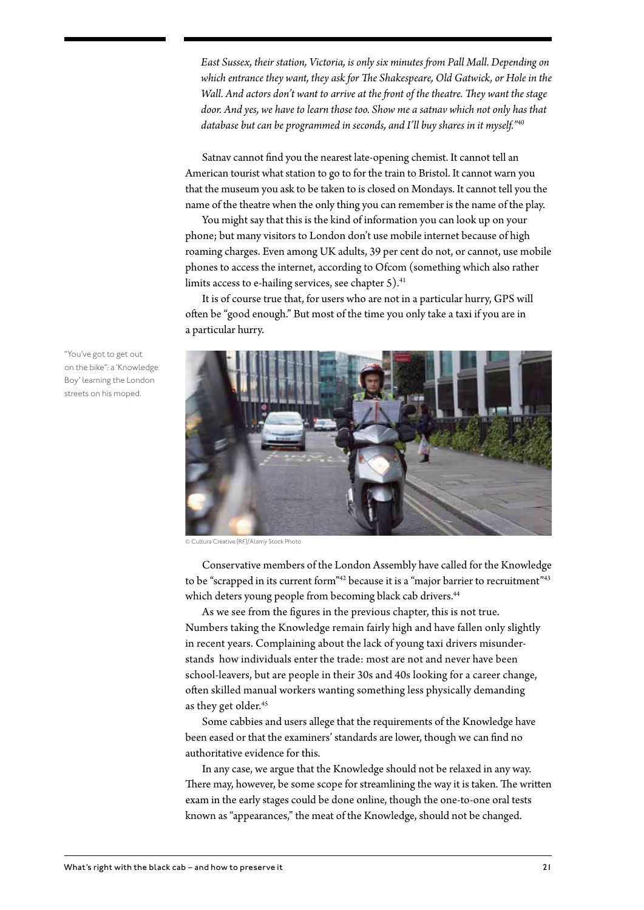*East Sussex, their station, Victoria, is only six minutes from Pall Mall. Depending on which entrance they want, they ask for The Shakespeare, Old Gatwick, or Hole in the Wall. And actors don't want to arrive at the front of the theatre. They want the stage door. And yes, we have to learn those too. Show me a satnav which not only has that database but can be programmed in seconds, and I'll buy shares in it myself."*[40]

Satnav cannot find you the nearest late-opening chemist. It cannot tell an American tourist what station to go to for the train to Bristol. It cannot warn you that the museum you ask to be taken to is closed on Mondays. It cannot tell you the name of the theatre when the only thing you can remember is the name of the play.

You might say that this is the kind of information you can look up on your phone; but many visitors to London don't use mobile internet because of high roaming charges. Even among UK adults, 39 per cent do not, or cannot, use mobile phones to access the internet, according to Ofcom (something which also rather limits access to e-hailing services, see chapter 5).[41]

It is of course true that, for users who are not in a particular hurry, GPS will often be "good enough." But most of the time you only take a taxi if you are in a particular hurry.

"You've got to get out on the bike": a 'Knowledge Boy' learning the London streets on his moped.

© Cultura Creative (RF)/Alamy Stock Photo

Conservative members of the London Assembly have called for the Knowledge to be "scrapped in its current form"[42] because it is a "major barrier to recruitment"[43] which deters young people from becoming black cab drivers.[44]

As we see from the figures in the previous chapter, this is not true. Numbers taking the Knowledge remain fairly high and have fallen only slightly in recent years. Complaining about the lack of young taxi drivers misunderstands how individuals enter the trade: most are not and never have been school-leavers, but are people in their 30s and 40s looking for a career change, often skilled manual workers wanting something less physically demanding as they get older.[45]

Some cabbies and users allege that the requirements of the Knowledge have been eased or that the examiners' standards are lower, though we can find no authoritative evidence for this.

In any case, we argue that the Knowledge should not be relaxed in any way. There may, however, be some scope for streamlining the way it is taken. The written exam in the early stages could be done online, though the one-to-one oral tests known as "appearances," the meat of the Knowledge, should not be changed.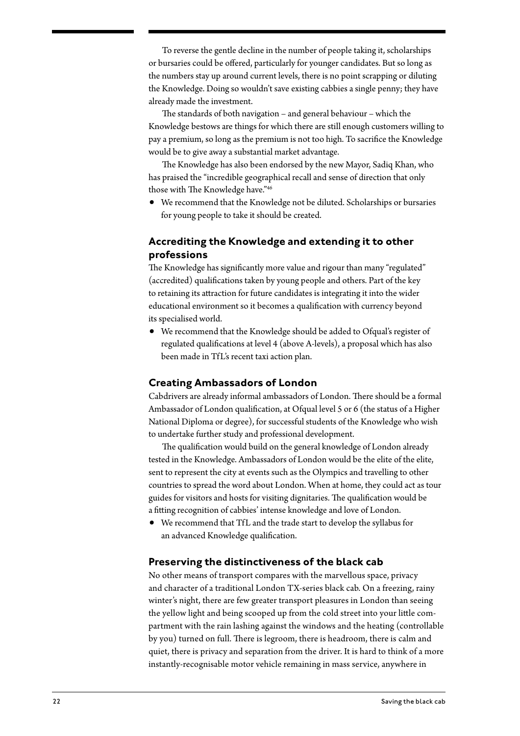To reverse the gentle decline in the number of people taking it, scholarships or bursaries could be offered, particularly for younger candidates. But so long as the numbers stay up around current levels, there is no point scrapping or diluting the Knowledge. Doing so wouldn't save existing cabbies a single penny; they have already made the investment.

The standards of both navigation – and general behaviour – which the Knowledge bestows are things for which there are still enough customers willing to pay a premium, so long as the premium is not too high. To sacrifice the Knowledge would be to give away a substantial market advantage.

The Knowledge has also been endorsed by the new Mayor, Sadiq Khan, who has praised the "incredible geographical recall and sense of direction that only those with The Knowledge have."[46]

- We recommend that the Knowledge not be diluted. Scholarships or bursaries for young people to take it should be created.

### Accrediting the Knowledge and extending it to other professions

The Knowledge has significantly more value and rigour than many "regulated" (accredited) qualifications taken by young people and others. Part of the key to retaining its attraction for future candidates is integrating it into the wider educational environment so it becomes a qualification with currency beyond its specialised world.

- We recommend that the Knowledge should be added to Ofqual's register of regulated qualifications at level 4 (above A-levels), a proposal which has also been made in TfL's recent taxi action plan.

### Creating Ambassadors of London

Cabdrivers are already informal ambassadors of London. There should be a formal Ambassador of London qualification, at Ofqual level 5 or 6 (the status of a Higher National Diploma or degree), for successful students of the Knowledge who wish to undertake further study and professional development.

The qualification would build on the general knowledge of London already tested in the Knowledge. Ambassadors of London would be the elite of the elite, sent to represent the city at events such as the Olympics and travelling to other countries to spread the word about London. When at home, they could act as tour guides for visitors and hosts for visiting dignitaries. The qualification would be a fitting recognition of cabbies' intense knowledge and love of London.

- We recommend that TfL and the trade start to develop the syllabus for an advanced Knowledge qualification.

### Preserving the distinctiveness of the black cab

No other means of transport compares with the marvellous space, privacy and character of a traditional London TX-series black cab. On a freezing, rainy winter's night, there are few greater transport pleasures in London than seeing the yellow light and being scooped up from the cold street into your little compartment with the rain lashing against the windows and the heating (controllable by you) turned on full. There is legroom, there is headroom, there is calm and quiet, there is privacy and separation from the driver. It is hard to think of a more instantly-recognisable motor vehicle remaining in mass service, anywhere in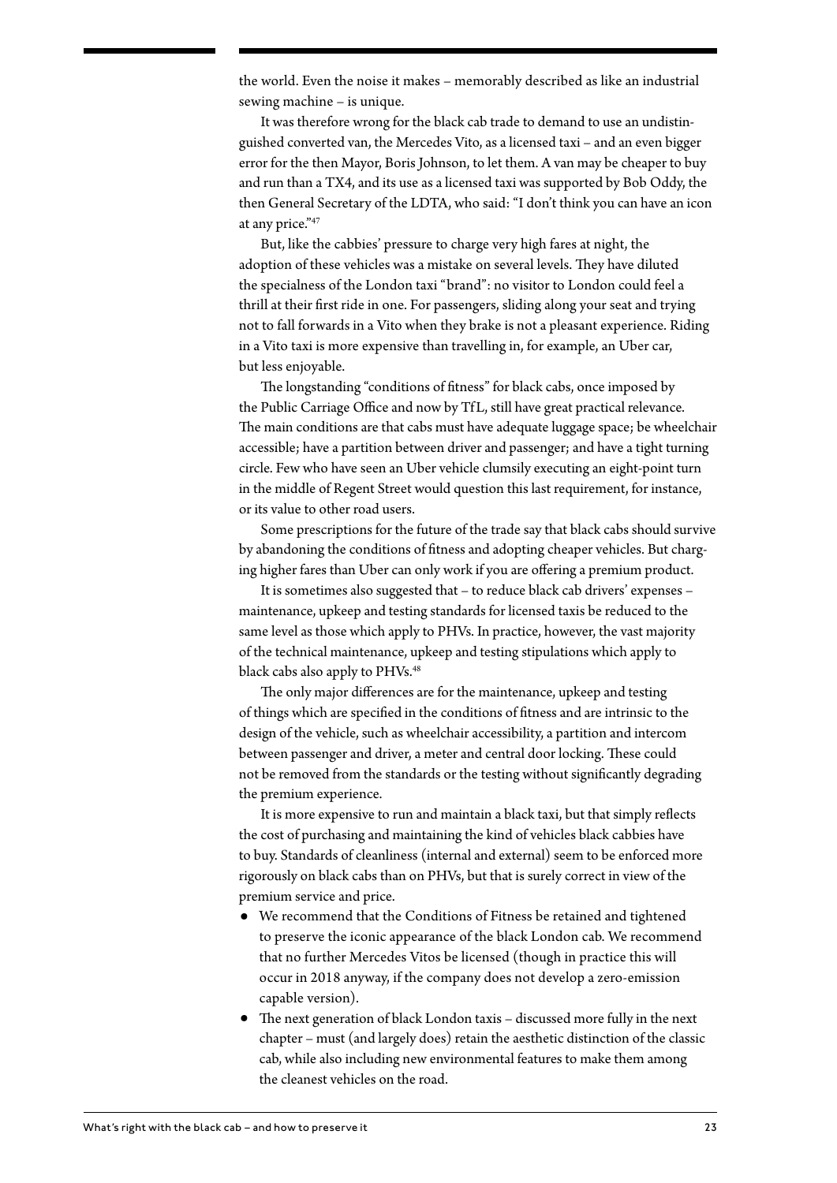the world. Even the noise it makes – memorably described as like an industrial sewing machine – is unique.

It was therefore wrong for the black cab trade to demand to use an undistinguished converted van, the Mercedes Vito, as a licensed taxi – and an even bigger error for the then Mayor, Boris Johnson, to let them. A van may be cheaper to buy and run than a TX4, and its use as a licensed taxi was supported by Bob Oddy, the then General Secretary of the LDTA, who said: "I don't think you can have an icon at any price."[47]

But, like the cabbies' pressure to charge very high fares at night, the adoption of these vehicles was a mistake on several levels. They have diluted the specialness of the London taxi "brand": no visitor to London could feel a thrill at their first ride in one. For passengers, sliding along your seat and trying not to fall forwards in a Vito when they brake is not a pleasant experience. Riding in a Vito taxi is more expensive than travelling in, for example, an Uber car, but less enjoyable.

The longstanding "conditions of fitness" for black cabs, once imposed by the Public Carriage Office and now by TfL, still have great practical relevance. The main conditions are that cabs must have adequate luggage space; be wheelchair accessible; have a partition between driver and passenger; and have a tight turning circle. Few who have seen an Uber vehicle clumsily executing an eight-point turn in the middle of Regent Street would question this last requirement, for instance, or its value to other road users.

Some prescriptions for the future of the trade say that black cabs should survive by abandoning the conditions of fitness and adopting cheaper vehicles. But charging higher fares than Uber can only work if you are offering a premium product.

It is sometimes also suggested that – to reduce black cab drivers' expenses – maintenance, upkeep and testing standards for licensed taxis be reduced to the same level as those which apply to PHVs. In practice, however, the vast majority of the technical maintenance, upkeep and testing stipulations which apply to black cabs also apply to PHVs.[48]

The only major differences are for the maintenance, upkeep and testing of things which are specified in the conditions of fitness and are intrinsic to the design of the vehicle, such as wheelchair accessibility, a partition and intercom between passenger and driver, a meter and central door locking. These could not be removed from the standards or the testing without significantly degrading the premium experience.

It is more expensive to run and maintain a black taxi, but that simply reflects the cost of purchasing and maintaining the kind of vehicles black cabbies have to buy. Standards of cleanliness (internal and external) seem to be enforced more rigorously on black cabs than on PHVs, but that is surely correct in view of the premium service and price.

- We recommend that the Conditions of Fitness be retained and tightened to preserve the iconic appearance of the black London cab. We recommend that no further Mercedes Vitos be licensed (though in practice this will occur in 2018 anyway, if the company does not develop a zero-emission capable version).
- The next generation of black London taxis – discussed more fully in the next chapter – must (and largely does) retain the aesthetic distinction of the classic cab, while also including new environmental features to make them among the cleanest vehicles on the road.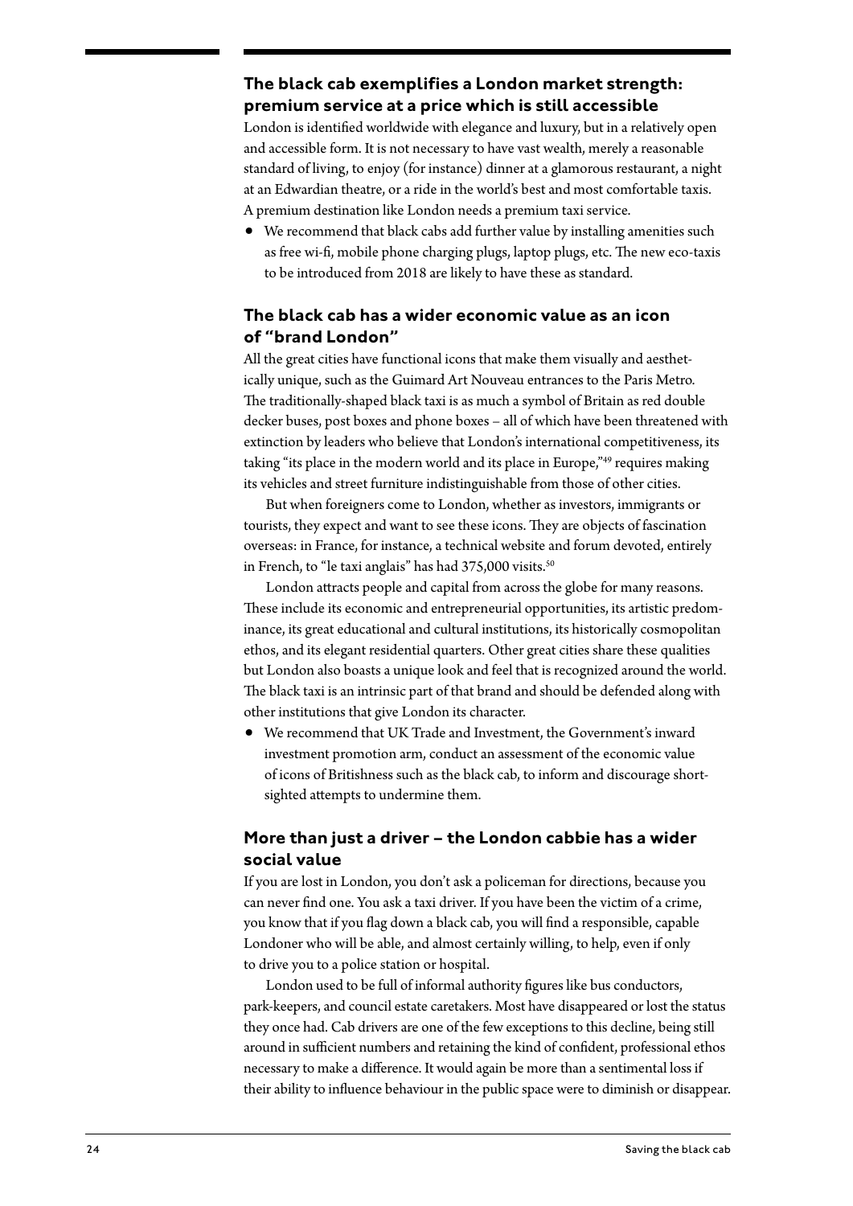## The black cab exemplifies a London market strength: premium service at a price which is still accessible

London is identified worldwide with elegance and luxury, but in a relatively open and accessible form. It is not necessary to have vast wealth, merely a reasonable standard of living, to enjoy (for instance) dinner at a glamorous restaurant, a night at an Edwardian theatre, or a ride in the world's best and most comfortable taxis. A premium destination like London needs a premium taxi service.

- We recommend that black cabs add further value by installing amenities such as free wi-fi, mobile phone charging plugs, laptop plugs, etc. The new eco-taxis to be introduced from 2018 are likely to have these as standard.

## The black cab has a wider economic value as an icon of "brand London"

All the great cities have functional icons that make them visually and aesthetically unique, such as the Guimard Art Nouveau entrances to the Paris Metro. The traditionally-shaped black taxi is as much a symbol of Britain as red double decker buses, post boxes and phone boxes – all of which have been threatened with extinction by leaders who believe that London's international competitiveness, its taking "its place in the modern world and its place in Europe,"[49] requires making its vehicles and street furniture indistinguishable from those of other cities.

But when foreigners come to London, whether as investors, immigrants or tourists, they expect and want to see these icons. They are objects of fascination overseas: in France, for instance, a technical website and forum devoted, entirely in French, to "le taxi anglais" has had 375,000 visits.[50]

London attracts people and capital from across the globe for many reasons. These include its economic and entrepreneurial opportunities, its artistic predominance, its great educational and cultural institutions, its historically cosmopolitan ethos, and its elegant residential quarters. Other great cities share these qualities but London also boasts a unique look and feel that is recognized around the world. The black taxi is an intrinsic part of that brand and should be defended along with other institutions that give London its character.

- We recommend that UK Trade and Investment, the Government's inward investment promotion arm, conduct an assessment of the economic value of icons of Britishness such as the black cab, to inform and discourage short-sighted attempts to undermine them.

## More than just a driver – the London cabbie has a wider social value

If you are lost in London, you don't ask a policeman for directions, because you can never find one. You ask a taxi driver. If you have been the victim of a crime, you know that if you flag down a black cab, you will find a responsible, capable Londoner who will be able, and almost certainly willing, to help, even if only to drive you to a police station or hospital.

London used to be full of informal authority figures like bus conductors, park-keepers, and council estate caretakers. Most have disappeared or lost the status they once had. Cab drivers are one of the few exceptions to this decline, being still around in sufficient numbers and retaining the kind of confident, professional ethos necessary to make a difference. It would again be more than a sentimental loss if their ability to influence behaviour in the public space were to diminish or disappear.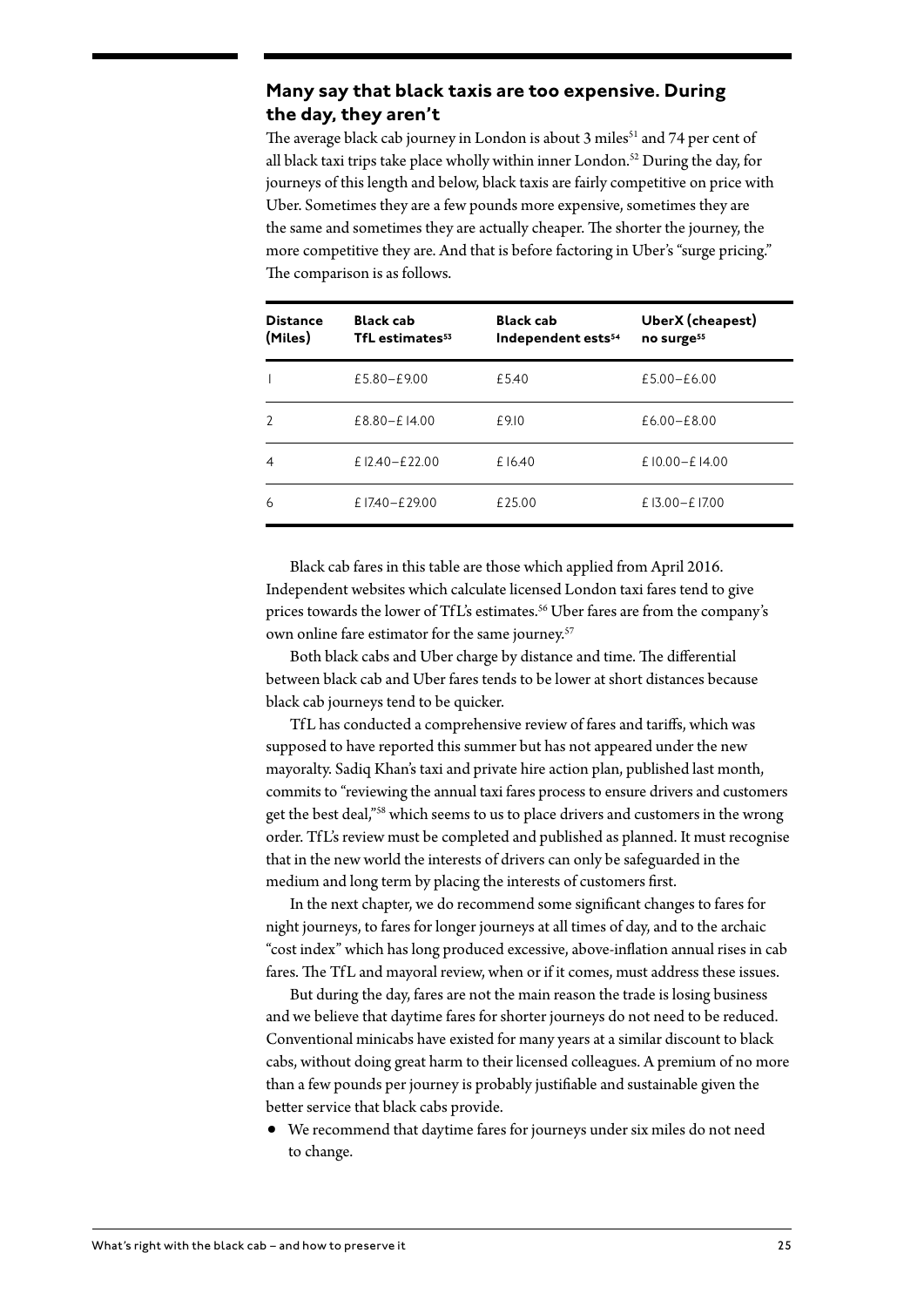## Many say that black taxis are too expensive. During the day, they aren't

The average black cab journey in London is about 3 miles[51] and 74 per cent of all black taxi trips take place wholly within inner London.[52] During the day, for journeys of this length and below, black taxis are fairly competitive on price with Uber. Sometimes they are a few pounds more expensive, sometimes they are the same and sometimes they are actually cheaper. The shorter the journey, the more competitive they are. And that is before factoring in Uber's "surge pricing." The comparison is as follows.

| Distance (Miles) | Black cab TfL estimates[53] | Black cab Independent ests[54] | UberX (cheapest) no surge[55] |
|---|---|---|---|
| 1 | £5.80–£9.00 | £5.40 | £5.00–£6.00 |
| 2 | £8.80–£14.00 | £9.10 | £6.00–£8.00 |
| 4 | £12.40–£22.00 | £16.40 | £10.00–£14.00 |
| 6 | £17.40–£29.00 | £25.00 | £13.00–£17.00 |

Black cab fares in this table are those which applied from April 2016. Independent websites which calculate licensed London taxi fares tend to give prices towards the lower of TfL's estimates.[56] Uber fares are from the company's own online fare estimator for the same journey.[57]

Both black cabs and Uber charge by distance and time. The differential between black cab and Uber fares tends to be lower at short distances because black cab journeys tend to be quicker.

TfL has conducted a comprehensive review of fares and tariffs, which was supposed to have reported this summer but has not appeared under the new mayoralty. Sadiq Khan's taxi and private hire action plan, published last month, commits to "reviewing the annual taxi fares process to ensure drivers and customers get the best deal,"[58] which seems to us to place drivers and customers in the wrong order. TfL's review must be completed and published as planned. It must recognise that in the new world the interests of drivers can only be safeguarded in the medium and long term by placing the interests of customers first.

In the next chapter, we do recommend some significant changes to fares for night journeys, to fares for longer journeys at all times of day, and to the archaic "cost index" which has long produced excessive, above-inflation annual rises in cab fares. The TfL and mayoral review, when or if it comes, must address these issues.

But during the day, fares are not the main reason the trade is losing business and we believe that daytime fares for shorter journeys do not need to be reduced. Conventional minicabs have existed for many years at a similar discount to black cabs, without doing great harm to their licensed colleagues. A premium of no more than a few pounds per journey is probably justifiable and sustainable given the better service that black cabs provide.

- We recommend that daytime fares for journeys under six miles do not need to change.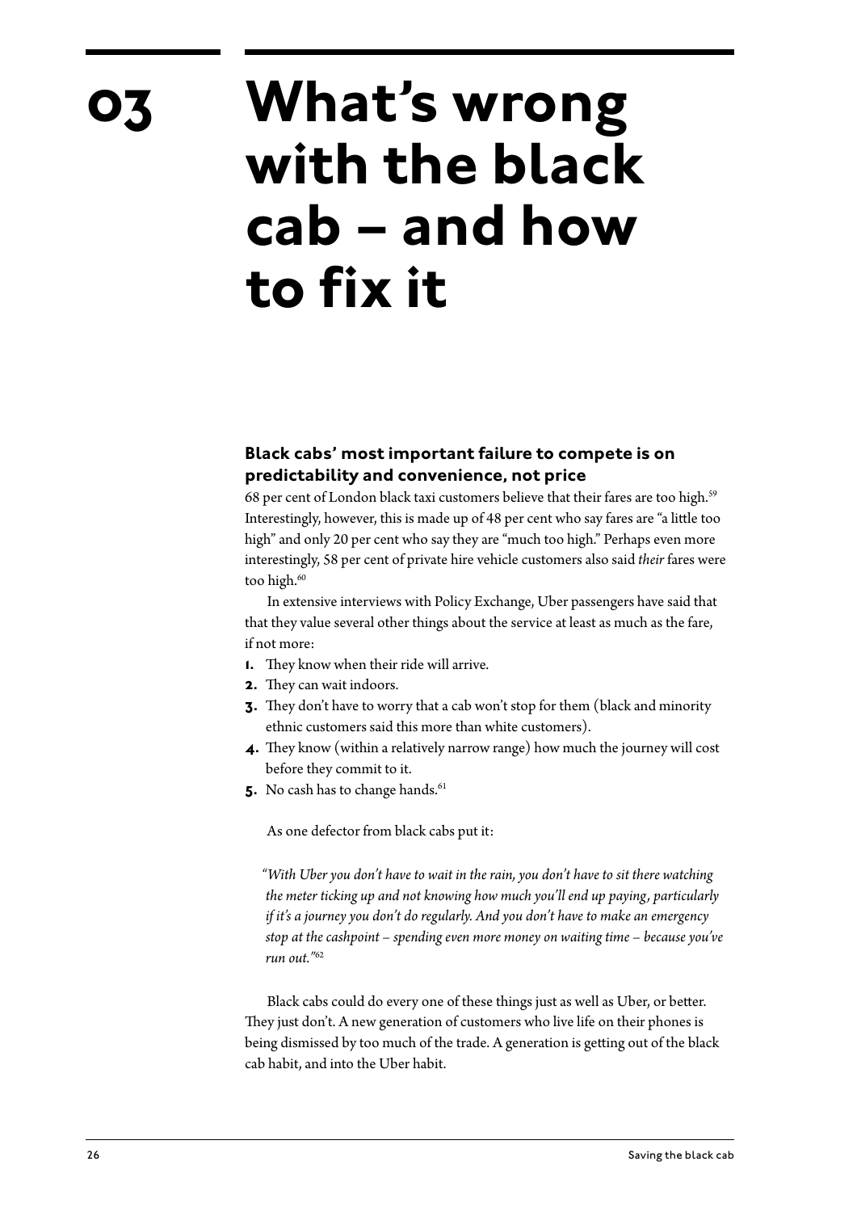# 03 What's wrong with the black cab – and how to fix it

### Black cabs' most important failure to compete is on predictability and convenience, not price

68 per cent of London black taxi customers believe that their fares are too high.[59] Interestingly, however, this is made up of 48 per cent who say fares are "a little too high" and only 20 per cent who say they are "much too high." Perhaps even more interestingly, 58 per cent of private hire vehicle customers also said *their* fares were too high.[60]

In extensive interviews with Policy Exchange, Uber passengers have said that that they value several other things about the service at least as much as the fare, if not more:

1. They know when their ride will arrive.
2. They can wait indoors.
3. They don't have to worry that a cab won't stop for them (black and minority ethnic customers said this more than white customers).
4. They know (within a relatively narrow range) how much the journey will cost before they commit to it.
5. No cash has to change hands.[61]

As one defector from black cabs put it:

> *"With Uber you don't have to wait in the rain, you don't have to sit there watching the meter ticking up and not knowing how much you'll end up paying, particularly if it's a journey you don't do regularly. And you don't have to make an emergency stop at the cashpoint – spending even more money on waiting time – because you've run out."*[62]

Black cabs could do every one of these things just as well as Uber, or better. They just don't. A new generation of customers who live life on their phones is being dismissed by too much of the trade. A generation is getting out of the black cab habit, and into the Uber habit.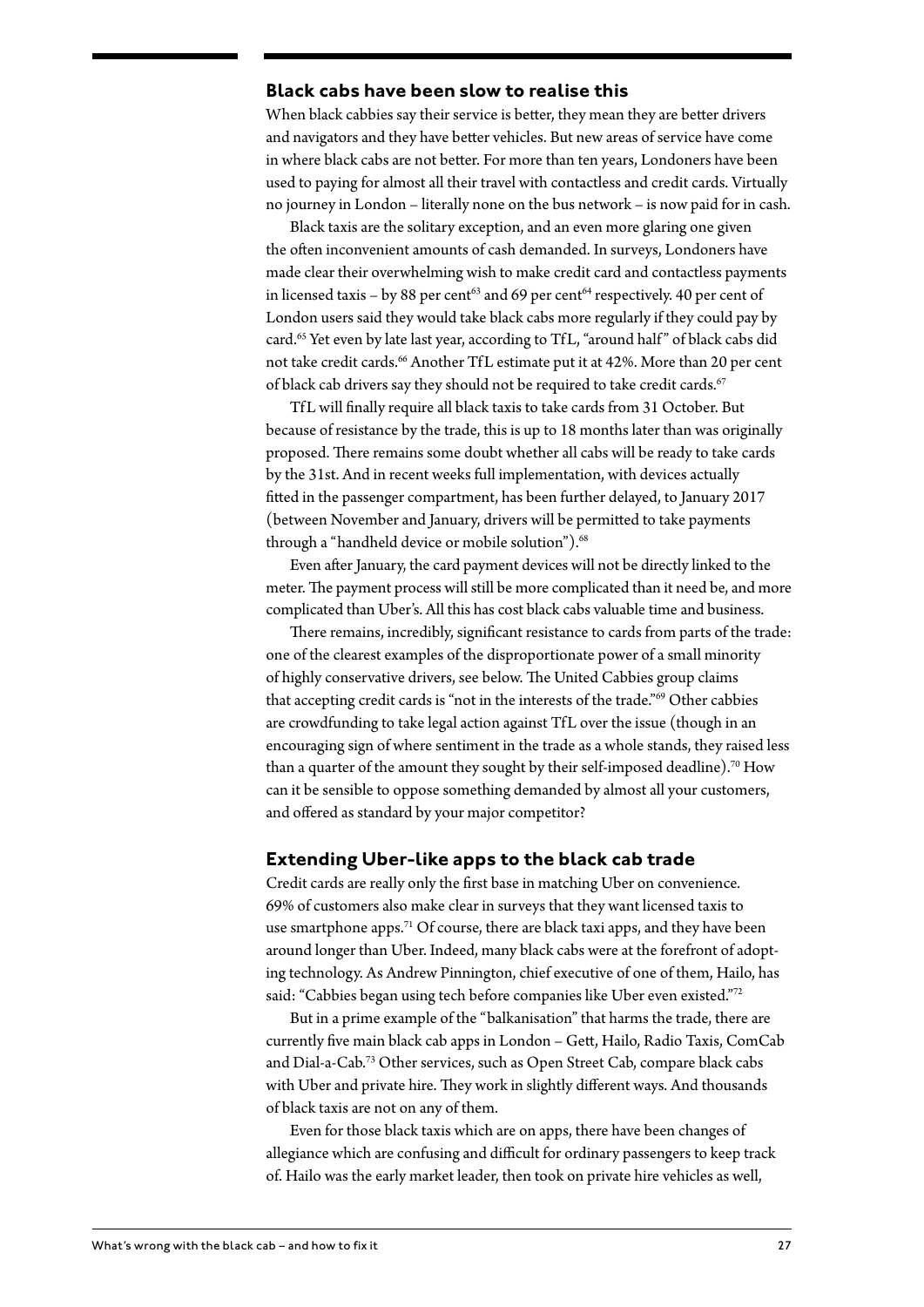## Black cabs have been slow to realise this

When black cabbies say their service is better, they mean they are better drivers and navigators and they have better vehicles. But new areas of service have come in where black cabs are not better. For more than ten years, Londoners have been used to paying for almost all their travel with contactless and credit cards. Virtually no journey in London – literally none on the bus network – is now paid for in cash.

Black taxis are the solitary exception, and an even more glaring one given the often inconvenient amounts of cash demanded. In surveys, Londoners have made clear their overwhelming wish to make credit card and contactless payments in licensed taxis – by 88 per cent[63] and 69 per cent[64] respectively. 40 per cent of London users said they would take black cabs more regularly if they could pay by card.[65] Yet even by late last year, according to TfL, "around half" of black cabs did not take credit cards.[66] Another TfL estimate put it at 42%. More than 20 per cent of black cab drivers say they should not be required to take credit cards.[67]

TfL will finally require all black taxis to take cards from 31 October. But because of resistance by the trade, this is up to 18 months later than was originally proposed. There remains some doubt whether all cabs will be ready to take cards by the 31st. And in recent weeks full implementation, with devices actually fitted in the passenger compartment, has been further delayed, to January 2017 (between November and January, drivers will be permitted to take payments through a "handheld device or mobile solution").[68]

Even after January, the card payment devices will not be directly linked to the meter. The payment process will still be more complicated than it need be, and more complicated than Uber's. All this has cost black cabs valuable time and business.

There remains, incredibly, significant resistance to cards from parts of the trade: one of the clearest examples of the disproportionate power of a small minority of highly conservative drivers, see below. The United Cabbies group claims that accepting credit cards is "not in the interests of the trade."[69] Other cabbies are crowdfunding to take legal action against TfL over the issue (though in an encouraging sign of where sentiment in the trade as a whole stands, they raised less than a quarter of the amount they sought by their self-imposed deadline).[70] How can it be sensible to oppose something demanded by almost all your customers, and offered as standard by your major competitor?

## Extending Uber-like apps to the black cab trade

Credit cards are really only the first base in matching Uber on convenience. 69% of customers also make clear in surveys that they want licensed taxis to use smartphone apps.[71] Of course, there are black taxi apps, and they have been around longer than Uber. Indeed, many black cabs were at the forefront of adopting technology. As Andrew Pinnington, chief executive of one of them, Hailo, has said: "Cabbies began using tech before companies like Uber even existed."[72]

But in a prime example of the "balkanisation" that harms the trade, there are currently five main black cab apps in London – Gett, Hailo, Radio Taxis, ComCab and Dial-a-Cab.[73] Other services, such as Open Street Cab, compare black cabs with Uber and private hire. They work in slightly different ways. And thousands of black taxis are not on any of them.

Even for those black taxis which are on apps, there have been changes of allegiance which are confusing and difficult for ordinary passengers to keep track of. Hailo was the early market leader, then took on private hire vehicles as well,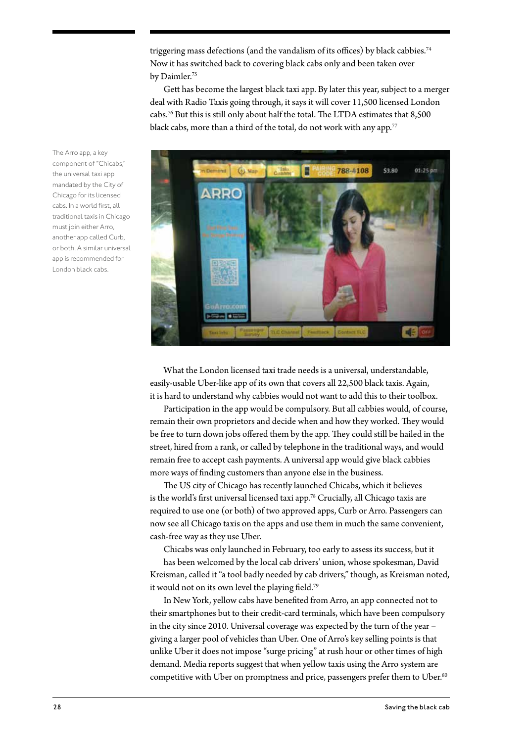triggering mass defections (and the vandalism of its offices) by black cabbies.[74] Now it has switched back to covering black cabs only and been taken over by Daimler.[75]

Gett has become the largest black taxi app. By later this year, subject to a merger deal with Radio Taxis going through, it says it will cover 11,500 licensed London cabs.[76] But this is still only about half the total. The LTDA estimates that 8,500 black cabs, more than a third of the total, do not work with any app.[77]

The Arro app, a key component of "Chicabs," the universal taxi app mandated by the City of Chicago for its licensed cabs. In a world first, all traditional taxis in Chicago must join either Arro, another app called Curb, or both. A similar universal app is recommended for London black cabs.

What the London licensed taxi trade needs is a universal, understandable, easily-usable Uber-like app of its own that covers all 22,500 black taxis. Again, it is hard to understand why cabbies would not want to add this to their toolbox.

Participation in the app would be compulsory. But all cabbies would, of course, remain their own proprietors and decide when and how they worked. They would be free to turn down jobs offered them by the app. They could still be hailed in the street, hired from a rank, or called by telephone in the traditional ways, and would remain free to accept cash payments. A universal app would give black cabbies more ways of finding customers than anyone else in the business.

The US city of Chicago has recently launched Chicabs, which it believes is the world's first universal licensed taxi app.[78] Crucially, all Chicago taxis are required to use one (or both) of two approved apps, Curb or Arro. Passengers can now see all Chicago taxis on the apps and use them in much the same convenient, cash-free way as they use Uber.

Chicabs was only launched in February, too early to assess its success, but it has been welcomed by the local cab drivers' union, whose spokesman, David Kreisman, called it "a tool badly needed by cab drivers," though, as Kreisman noted, it would not on its own level the playing field.[79]

In New York, yellow cabs have benefited from Arro, an app connected not to their smartphones but to their credit-card terminals, which have been compulsory in the city since 2010. Universal coverage was expected by the turn of the year – giving a larger pool of vehicles than Uber. One of Arro's key selling points is that unlike Uber it does not impose "surge pricing" at rush hour or other times of high demand. Media reports suggest that when yellow taxis using the Arro system are competitive with Uber on promptness and price, passengers prefer them to Uber.[80]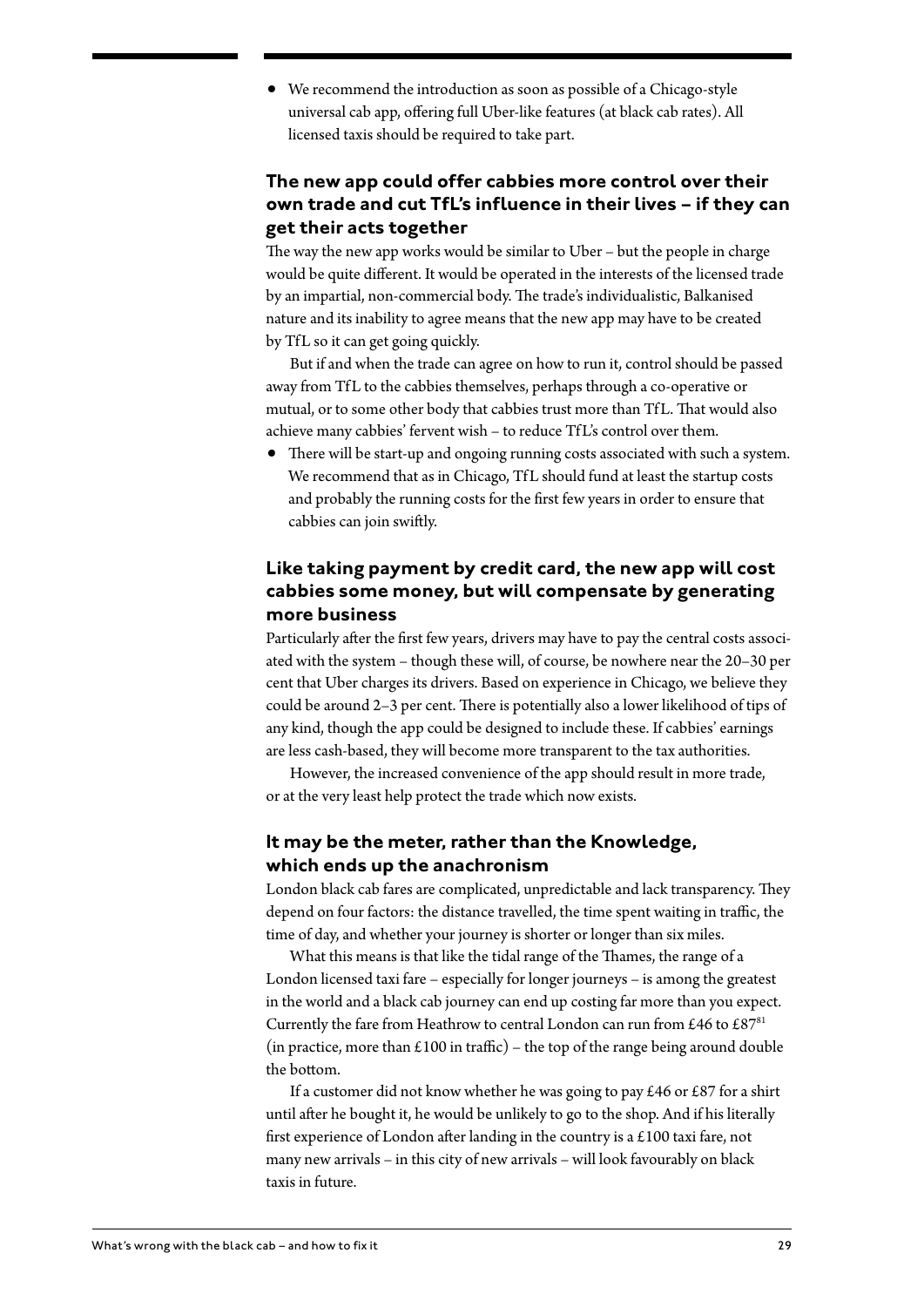- We recommend the introduction as soon as possible of a Chicago-style universal cab app, offering full Uber-like features (at black cab rates). All licensed taxis should be required to take part.

### The new app could offer cabbies more control over their own trade and cut TfL's influence in their lives – if they can get their acts together

The way the new app works would be similar to Uber – but the people in charge would be quite different. It would be operated in the interests of the licensed trade by an impartial, non-commercial body. The trade's individualistic, Balkanised nature and its inability to agree means that the new app may have to be created by TfL so it can get going quickly.

But if and when the trade can agree on how to run it, control should be passed away from TfL to the cabbies themselves, perhaps through a co-operative or mutual, or to some other body that cabbies trust more than TfL. That would also achieve many cabbies' fervent wish – to reduce TfL's control over them.

- There will be start-up and ongoing running costs associated with such a system. We recommend that as in Chicago, TfL should fund at least the startup costs and probably the running costs for the first few years in order to ensure that cabbies can join swiftly.

### Like taking payment by credit card, the new app will cost cabbies some money, but will compensate by generating more business

Particularly after the first few years, drivers may have to pay the central costs associated with the system – though these will, of course, be nowhere near the 20–30 per cent that Uber charges its drivers. Based on experience in Chicago, we believe they could be around 2–3 per cent. There is potentially also a lower likelihood of tips of any kind, though the app could be designed to include these. If cabbies' earnings are less cash-based, they will become more transparent to the tax authorities.

However, the increased convenience of the app should result in more trade, or at the very least help protect the trade which now exists.

### It may be the meter, rather than the Knowledge, which ends up the anachronism

London black cab fares are complicated, unpredictable and lack transparency. They depend on four factors: the distance travelled, the time spent waiting in traffic, the time of day, and whether your journey is shorter or longer than six miles.

What this means is that like the tidal range of the Thames, the range of a London licensed taxi fare – especially for longer journeys – is among the greatest in the world and a black cab journey can end up costing far more than you expect. Currently the fare from Heathrow to central London can run from £46 to £87[81] (in practice, more than £100 in traffic) – the top of the range being around double the bottom.

If a customer did not know whether he was going to pay £46 or £87 for a shirt until after he bought it, he would be unlikely to go to the shop. And if his literally first experience of London after landing in the country is a £100 taxi fare, not many new arrivals – in this city of new arrivals – will look favourably on black taxis in future.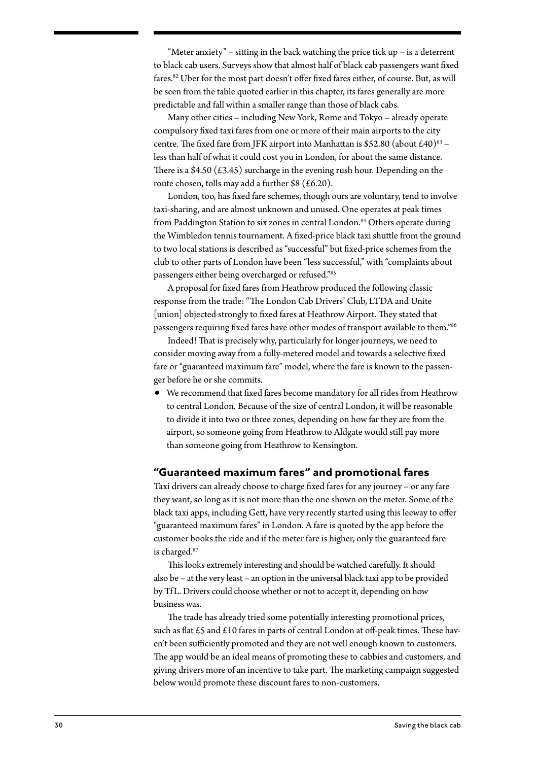"Meter anxiety" – sitting in the back watching the price tick up – is a deterrent to black cab users. Surveys show that almost half of black cab passengers want fixed fares.[82] Uber for the most part doesn't offer fixed fares either, of course. But, as will be seen from the table quoted earlier in this chapter, its fares generally are more predictable and fall within a smaller range than those of black cabs.

Many other cities – including New York, Rome and Tokyo – already operate compulsory fixed taxi fares from one or more of their main airports to the city centre. The fixed fare from JFK airport into Manhattan is $52.80 (about £40)[83] – less than half of what it could cost you in London, for about the same distance. There is a $4.50 (£3.45) surcharge in the evening rush hour. Depending on the route chosen, tolls may add a further $8 (£6.20).

London, too, has fixed fare schemes, though ours are voluntary, tend to involve taxi-sharing, and are almost unknown and unused. One operates at peak times from Paddington Station to six zones in central London.[84] Others operate during the Wimbledon tennis tournament. A fixed-price black taxi shuttle from the ground to two local stations is described as "successful" but fixed-price schemes from the club to other parts of London have been "less successful," with "complaints about passengers either being overcharged or refused."[85]

A proposal for fixed fares from Heathrow produced the following classic response from the trade: "The London Cab Drivers' Club, LTDA and Unite [union] objected strongly to fixed fares at Heathrow Airport. They stated that passengers requiring fixed fares have other modes of transport available to them."[86]

Indeed! That is precisely why, particularly for longer journeys, we need to consider moving away from a fully-metered model and towards a selective fixed fare or "guaranteed maximum fare" model, where the fare is known to the passenger before he or she commits.

- We recommend that fixed fares become mandatory for all rides from Heathrow to central London. Because of the size of central London, it will be reasonable to divide it into two or three zones, depending on how far they are from the airport, so someone going from Heathrow to Aldgate would still pay more than someone going from Heathrow to Kensington.

## "Guaranteed maximum fares" and promotional fares

Taxi drivers can already choose to charge fixed fares for any journey – or any fare they want, so long as it is not more than the one shown on the meter. Some of the black taxi apps, including Gett, have very recently started using this leeway to offer "guaranteed maximum fares" in London. A fare is quoted by the app before the customer books the ride and if the meter fare is higher, only the guaranteed fare is charged.[87]

This looks extremely interesting and should be watched carefully. It should also be – at the very least – an option in the universal black taxi app to be provided by TfL. Drivers could choose whether or not to accept it, depending on how business was.

The trade has already tried some potentially interesting promotional prices, such as flat £5 and £10 fares in parts of central London at off-peak times. These haven't been sufficiently promoted and they are not well enough known to customers. The app would be an ideal means of promoting these to cabbies and customers, and giving drivers more of an incentive to take part. The marketing campaign suggested below would promote these discount fares to non-customers.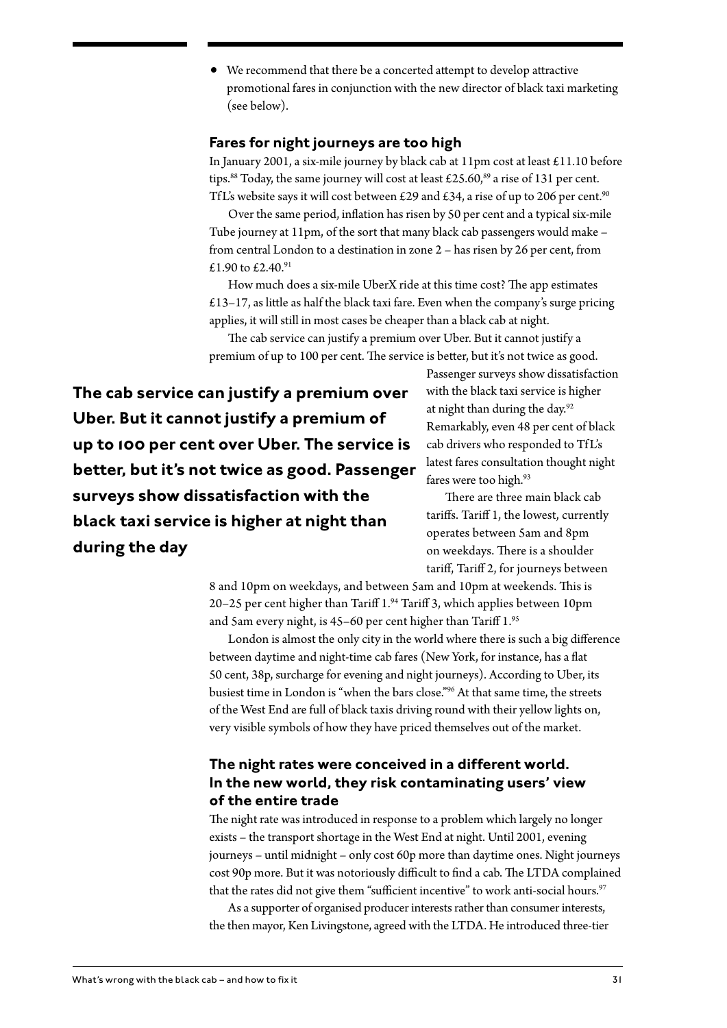- We recommend that there be a concerted attempt to develop attractive promotional fares in conjunction with the new director of black taxi marketing (see below).

### Fares for night journeys are too high

In January 2001, a six-mile journey by black cab at 11pm cost at least £11.10 before tips.[88] Today, the same journey will cost at least £25.60,[89] a rise of 131 per cent. TfL's website says it will cost between £29 and £34, a rise of up to 206 per cent.[90]

Over the same period, inflation has risen by 50 per cent and a typical six-mile Tube journey at 11pm, of the sort that many black cab passengers would make – from central London to a destination in zone 2 – has risen by 26 per cent, from £1.90 to £2.40.[91]

How much does a six-mile UberX ride at this time cost? The app estimates £13–17, as little as half the black taxi fare. Even when the company's surge pricing applies, it will still in most cases be cheaper than a black cab at night.

The cab service can justify a premium over Uber. But it cannot justify a premium of up to 100 per cent. The service is better, but it's not twice as good. Passenger surveys show dissatisfaction with the black taxi service is higher at night than during the day.[92] Remarkably, even 48 per cent of black cab drivers who responded to TfL's latest fares consultation thought night fares were too high.[93]

**The cab service can justify a premium over Uber. But it cannot justify a premium of up to 100 per cent over Uber. The service is better, but it's not twice as good. Passenger surveys show dissatisfaction with the black taxi service is higher at night than during the day**

There are three main black cab tariffs. Tariff 1, the lowest, currently operates between 5am and 8pm on weekdays. There is a shoulder tariff, Tariff 2, for journeys between 8 and 10pm on weekdays, and between 5am and 10pm at weekends. This is 20–25 per cent higher than Tariff 1.[94] Tariff 3, which applies between 10pm and 5am every night, is 45–60 per cent higher than Tariff 1.[95]

London is almost the only city in the world where there is such a big difference between daytime and night-time cab fares (New York, for instance, has a flat 50 cent, 38p, surcharge for evening and night journeys). According to Uber, its busiest time in London is "when the bars close."[96] At that same time, the streets of the West End are full of black taxis driving round with their yellow lights on, very visible symbols of how they have priced themselves out of the market.

### The night rates were conceived in a different world. In the new world, they risk contaminating users' view of the entire trade

The night rate was introduced in response to a problem which largely no longer exists – the transport shortage in the West End at night. Until 2001, evening journeys – until midnight – only cost 60p more than daytime ones. Night journeys cost 90p more. But it was notoriously difficult to find a cab. The LTDA complained that the rates did not give them "sufficient incentive" to work anti-social hours.[97]

As a supporter of organised producer interests rather than consumer interests, the then mayor, Ken Livingstone, agreed with the LTDA. He introduced three-tier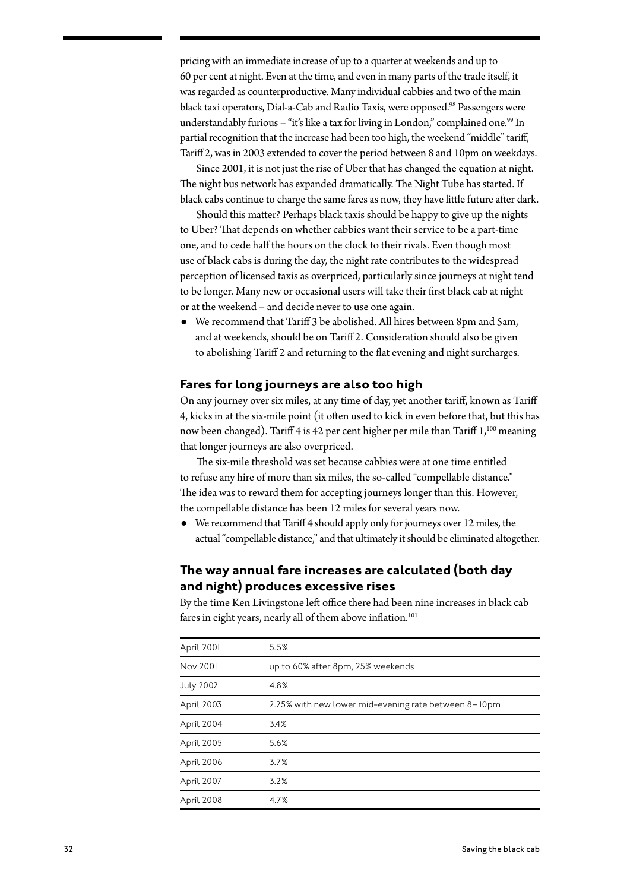pricing with an immediate increase of up to a quarter at weekends and up to 60 per cent at night. Even at the time, and even in many parts of the trade itself, it was regarded as counterproductive. Many individual cabbies and two of the main black taxi operators, Dial-a-Cab and Radio Taxis, were opposed.[98] Passengers were understandably furious – "it's like a tax for living in London," complained one.[99] In partial recognition that the increase had been too high, the weekend "middle" tariff, Tariff 2, was in 2003 extended to cover the period between 8 and 10pm on weekdays.

Since 2001, it is not just the rise of Uber that has changed the equation at night. The night bus network has expanded dramatically. The Night Tube has started. If black cabs continue to charge the same fares as now, they have little future after dark.

Should this matter? Perhaps black taxis should be happy to give up the nights to Uber? That depends on whether cabbies want their service to be a part-time one, and to cede half the hours on the clock to their rivals. Even though most use of black cabs is during the day, the night rate contributes to the widespread perception of licensed taxis as overpriced, particularly since journeys at night tend to be longer. Many new or occasional users will take their first black cab at night or at the weekend – and decide never to use one again.

- We recommend that Tariff 3 be abolished. All hires between 8pm and 5am, and at weekends, should be on Tariff 2. Consideration should also be given to abolishing Tariff 2 and returning to the flat evening and night surcharges.

### Fares for long journeys are also too high

On any journey over six miles, at any time of day, yet another tariff, known as Tariff 4, kicks in at the six-mile point (it often used to kick in even before that, but this has now been changed). Tariff 4 is 42 per cent higher per mile than Tariff 1,[100] meaning that longer journeys are also overpriced.

The six-mile threshold was set because cabbies were at one time entitled to refuse any hire of more than six miles, the so-called "compellable distance." The idea was to reward them for accepting journeys longer than this. However, the compellable distance has been 12 miles for several years now.

- We recommend that Tariff 4 should apply only for journeys over 12 miles, the actual "compellable distance," and that ultimately it should be eliminated altogether.

### The way annual fare increases are calculated (both day and night) produces excessive rises

By the time Ken Livingstone left office there had been nine increases in black cab fares in eight years, nearly all of them above inflation.[101]

| | |
|---|---|
| April 2001 | 5.5% |
| Nov 2001 | up to 60% after 8pm, 25% weekends |
| July 2002 | 4.8% |
| April 2003 | 2.25% with new lower mid-evening rate between 8–10pm |
| April 2004 | 3.4% |
| April 2005 | 5.6% |
| April 2006 | 3.7% |
| April 2007 | 3.2% |
| April 2008 | 4.7% |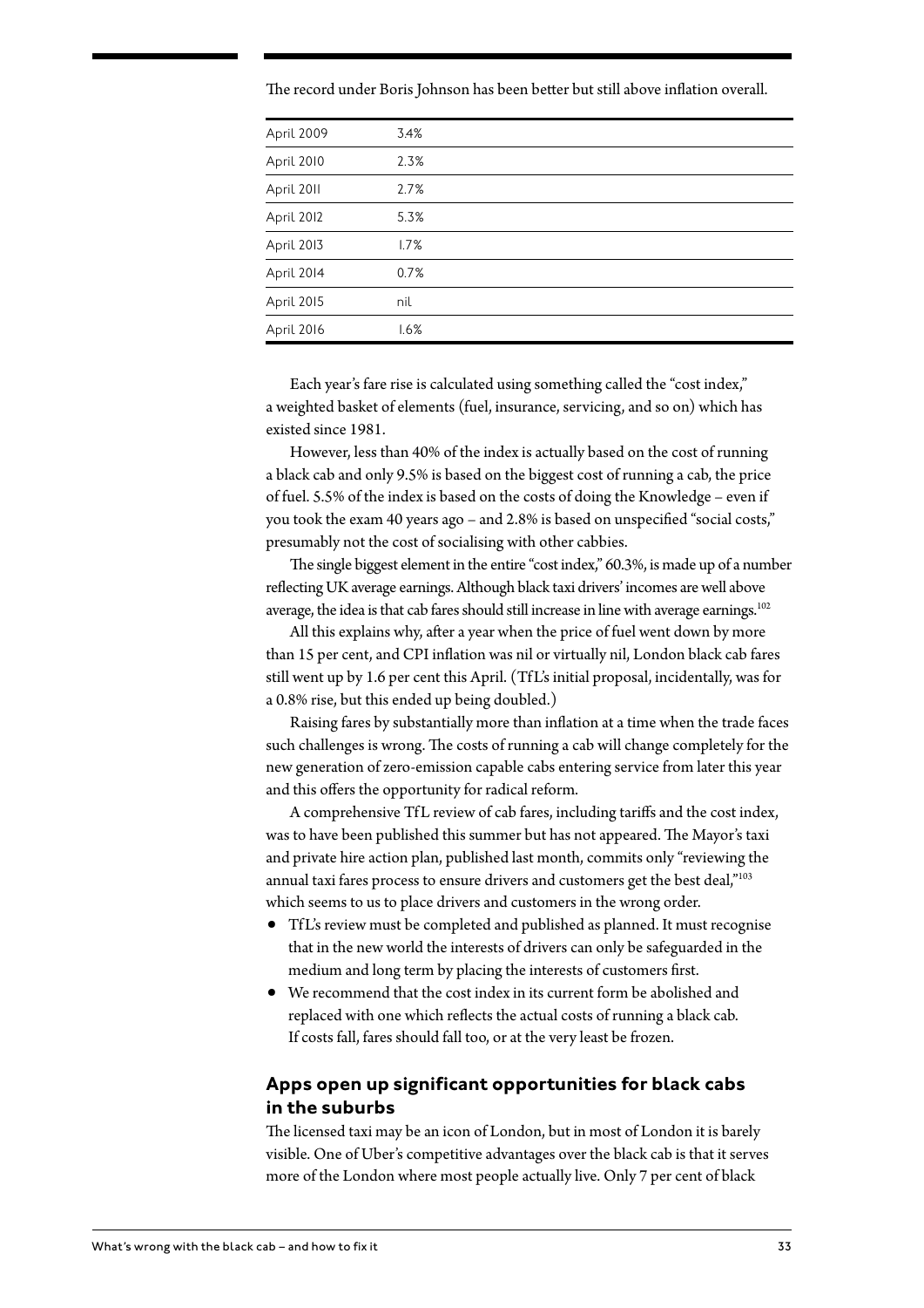The record under Boris Johnson has been better but still above inflation overall.

| | |
|---|---|
| April 2009 | 3.4% |
| April 2010 | 2.3% |
| April 2011 | 2.7% |
| April 2012 | 5.3% |
| April 2013 | 1.7% |
| April 2014 | 0.7% |
| April 2015 | nil |
| April 2016 | 1.6% |

Each year's fare rise is calculated using something called the "cost index," a weighted basket of elements (fuel, insurance, servicing, and so on) which has existed since 1981.

However, less than 40% of the index is actually based on the cost of running a black cab and only 9.5% is based on the biggest cost of running a cab, the price of fuel. 5.5% of the index is based on the costs of doing the Knowledge – even if you took the exam 40 years ago – and 2.8% is based on unspecified "social costs," presumably not the cost of socialising with other cabbies.

The single biggest element in the entire "cost index," 60.3%, is made up of a number reflecting UK average earnings. Although black taxi drivers' incomes are well above average, the idea is that cab fares should still increase in line with average earnings.[102]

All this explains why, after a year when the price of fuel went down by more than 15 per cent, and CPI inflation was nil or virtually nil, London black cab fares still went up by 1.6 per cent this April. (TfL's initial proposal, incidentally, was for a 0.8% rise, but this ended up being doubled.)

Raising fares by substantially more than inflation at a time when the trade faces such challenges is wrong. The costs of running a cab will change completely for the new generation of zero-emission capable cabs entering service from later this year and this offers the opportunity for radical reform.

A comprehensive TfL review of cab fares, including tariffs and the cost index, was to have been published this summer but has not appeared. The Mayor's taxi and private hire action plan, published last month, commits only "reviewing the annual taxi fares process to ensure drivers and customers get the best deal,"[103] which seems to us to place drivers and customers in the wrong order.

- TfL's review must be completed and published as planned. It must recognise that in the new world the interests of drivers can only be safeguarded in the medium and long term by placing the interests of customers first.
- We recommend that the cost index in its current form be abolished and replaced with one which reflects the actual costs of running a black cab. If costs fall, fares should fall too, or at the very least be frozen.

### Apps open up significant opportunities for black cabs in the suburbs

The licensed taxi may be an icon of London, but in most of London it is barely visible. One of Uber's competitive advantages over the black cab is that it serves more of the London where most people actually live. Only 7 per cent of black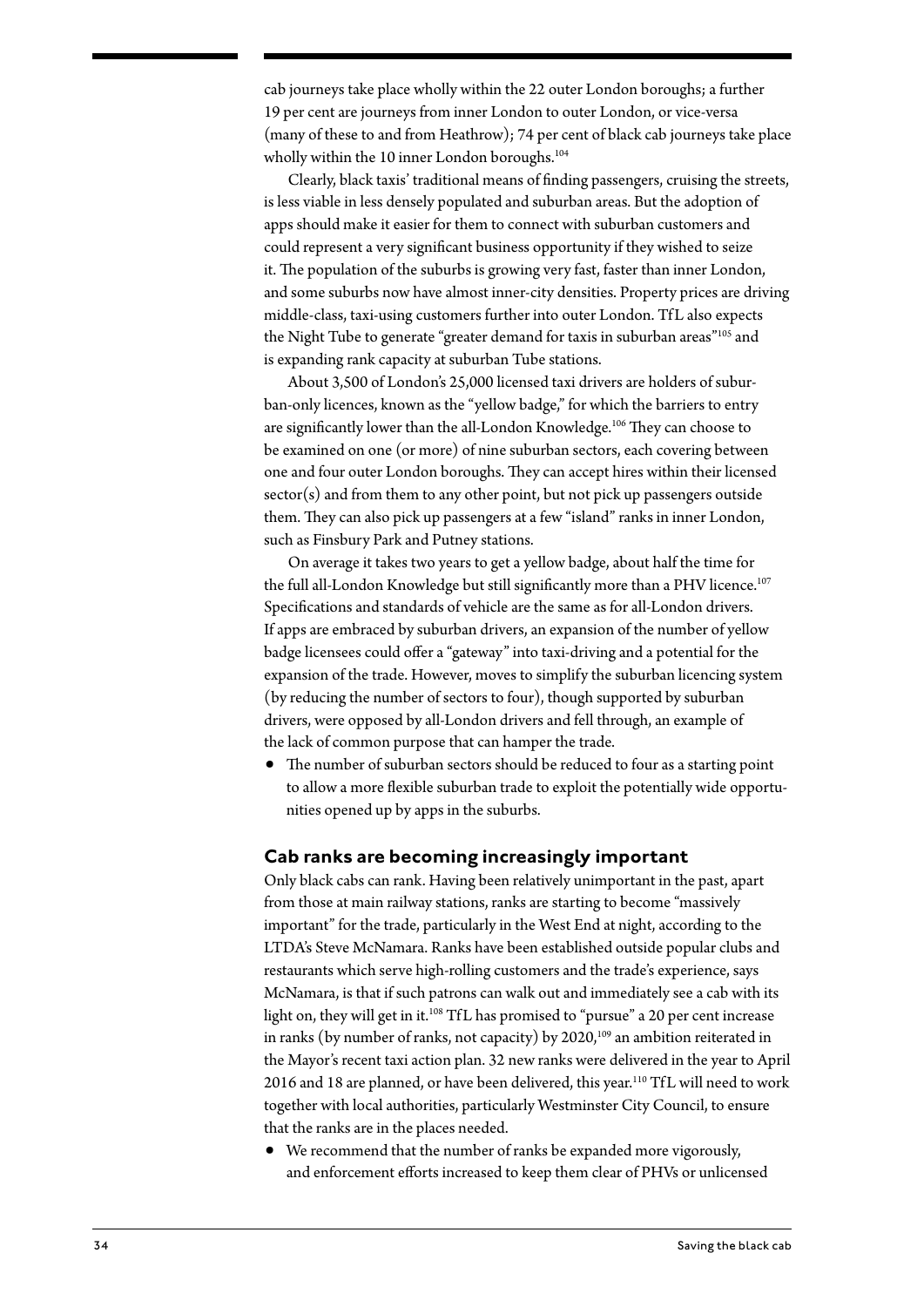cab journeys take place wholly within the 22 outer London boroughs; a further 19 per cent are journeys from inner London to outer London, or vice-versa (many of these to and from Heathrow); 74 per cent of black cab journeys take place wholly within the 10 inner London boroughs.[104]

Clearly, black taxis' traditional means of finding passengers, cruising the streets, is less viable in less densely populated and suburban areas. But the adoption of apps should make it easier for them to connect with suburban customers and could represent a very significant business opportunity if they wished to seize it. The population of the suburbs is growing very fast, faster than inner London, and some suburbs now have almost inner-city densities. Property prices are driving middle-class, taxi-using customers further into outer London. TfL also expects the Night Tube to generate "greater demand for taxis in suburban areas"[105] and is expanding rank capacity at suburban Tube stations.

About 3,500 of London's 25,000 licensed taxi drivers are holders of suburban-only licences, known as the "yellow badge," for which the barriers to entry are significantly lower than the all-London Knowledge.[106] They can choose to be examined on one (or more) of nine suburban sectors, each covering between one and four outer London boroughs. They can accept hires within their licensed sector(s) and from them to any other point, but not pick up passengers outside them. They can also pick up passengers at a few "island" ranks in inner London, such as Finsbury Park and Putney stations.

On average it takes two years to get a yellow badge, about half the time for the full all-London Knowledge but still significantly more than a PHV licence.[107] Specifications and standards of vehicle are the same as for all-London drivers. If apps are embraced by suburban drivers, an expansion of the number of yellow badge licensees could offer a "gateway" into taxi-driving and a potential for the expansion of the trade. However, moves to simplify the suburban licencing system (by reducing the number of sectors to four), though supported by suburban drivers, were opposed by all-London drivers and fell through, an example of the lack of common purpose that can hamper the trade.

- The number of suburban sectors should be reduced to four as a starting point to allow a more flexible suburban trade to exploit the potentially wide opportunities opened up by apps in the suburbs.

### Cab ranks are becoming increasingly important

Only black cabs can rank. Having been relatively unimportant in the past, apart from those at main railway stations, ranks are starting to become "massively important" for the trade, particularly in the West End at night, according to the LTDA's Steve McNamara. Ranks have been established outside popular clubs and restaurants which serve high-rolling customers and the trade's experience, says McNamara, is that if such patrons can walk out and immediately see a cab with its light on, they will get in it.[108] TfL has promised to "pursue" a 20 per cent increase in ranks (by number of ranks, not capacity) by 2020,[109] an ambition reiterated in the Mayor's recent taxi action plan. 32 new ranks were delivered in the year to April 2016 and 18 are planned, or have been delivered, this year.[110] TfL will need to work together with local authorities, particularly Westminster City Council, to ensure that the ranks are in the places needed.

- We recommend that the number of ranks be expanded more vigorously, and enforcement efforts increased to keep them clear of PHVs or unlicensed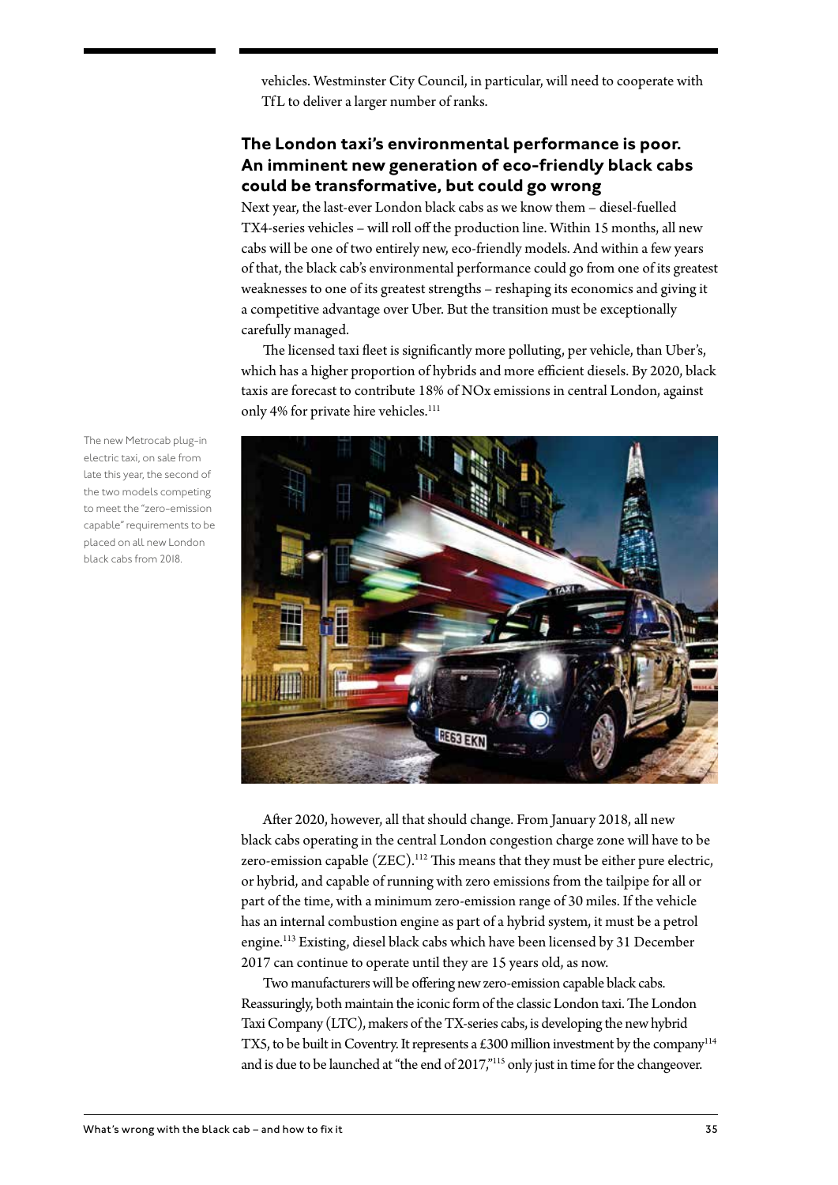vehicles. Westminster City Council, in particular, will need to cooperate with TfL to deliver a larger number of ranks.

## The London taxi's environmental performance is poor. An imminent new generation of eco-friendly black cabs could be transformative, but could go wrong

Next year, the last-ever London black cabs as we know them – diesel-fuelled TX4-series vehicles – will roll off the production line. Within 15 months, all new cabs will be one of two entirely new, eco-friendly models. And within a few years of that, the black cab's environmental performance could go from one of its greatest weaknesses to one of its greatest strengths – reshaping its economics and giving it a competitive advantage over Uber. But the transition must be exceptionally carefully managed.

The licensed taxi fleet is significantly more polluting, per vehicle, than Uber's, which has a higher proportion of hybrids and more efficient diesels. By 2020, black taxis are forecast to contribute 18% of NOx emissions in central London, against only 4% for private hire vehicles.[111]

The new Metrocab plug-in electric taxi, on sale from late this year, the second of the two models competing to meet the "zero-emission capable" requirements to be placed on all new London black cabs from 2018.

After 2020, however, all that should change. From January 2018, all new black cabs operating in the central London congestion charge zone will have to be zero-emission capable (ZEC).[112] This means that they must be either pure electric, or hybrid, and capable of running with zero emissions from the tailpipe for all or part of the time, with a minimum zero-emission range of 30 miles. If the vehicle has an internal combustion engine as part of a hybrid system, it must be a petrol engine.[113] Existing, diesel black cabs which have been licensed by 31 December 2017 can continue to operate until they are 15 years old, as now.

Two manufacturers will be offering new zero-emission capable black cabs. Reassuringly, both maintain the iconic form of the classic London taxi. The London Taxi Company (LTC), makers of the TX-series cabs, is developing the new hybrid TX5, to be built in Coventry. It represents a £300 million investment by the company[114] and is due to be launched at "the end of 2017,"[115] only just in time for the changeover.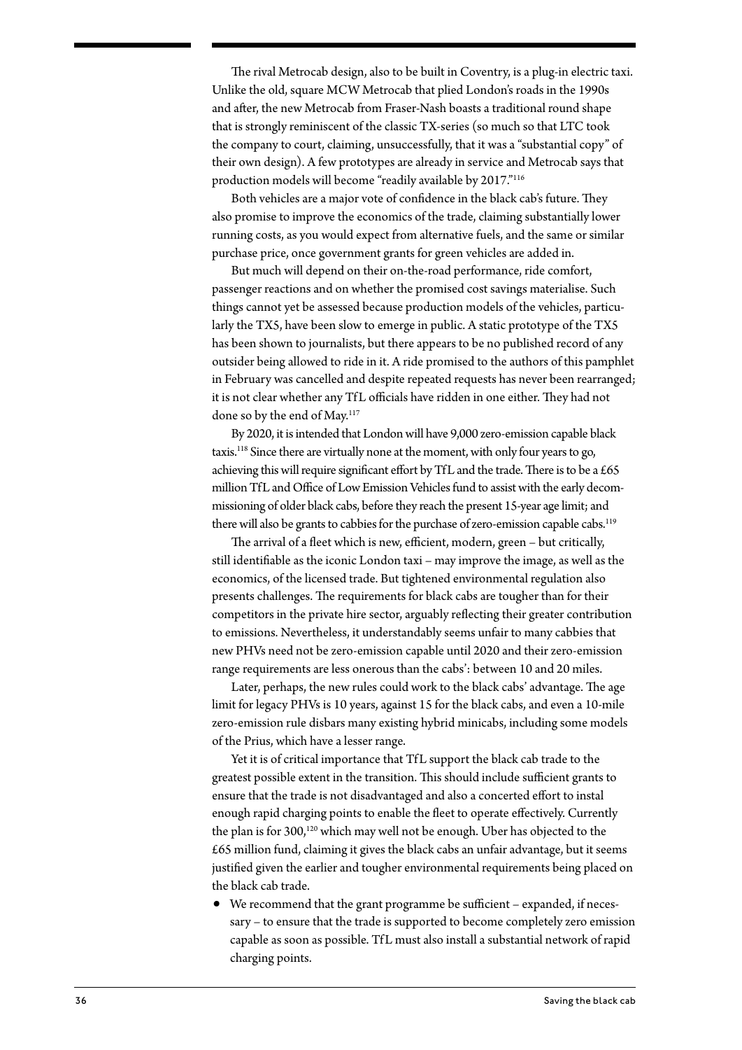The rival Metrocab design, also to be built in Coventry, is a plug-in electric taxi. Unlike the old, square MCW Metrocab that plied London's roads in the 1990s and after, the new Metrocab from Fraser-Nash boasts a traditional round shape that is strongly reminiscent of the classic TX-series (so much so that LTC took the company to court, claiming, unsuccessfully, that it was a "substantial copy" of their own design). A few prototypes are already in service and Metrocab says that production models will become "readily available by 2017."[116]

Both vehicles are a major vote of confidence in the black cab's future. They also promise to improve the economics of the trade, claiming substantially lower running costs, as you would expect from alternative fuels, and the same or similar purchase price, once government grants for green vehicles are added in.

But much will depend on their on-the-road performance, ride comfort, passenger reactions and on whether the promised cost savings materialise. Such things cannot yet be assessed because production models of the vehicles, particularly the TX5, have been slow to emerge in public. A static prototype of the TX5 has been shown to journalists, but there appears to be no published record of any outsider being allowed to ride in it. A ride promised to the authors of this pamphlet in February was cancelled and despite repeated requests has never been rearranged; it is not clear whether any TfL officials have ridden in one either. They had not done so by the end of May.[117]

By 2020, it is intended that London will have 9,000 zero-emission capable black taxis.[118] Since there are virtually none at the moment, with only four years to go, achieving this will require significant effort by TfL and the trade. There is to be a £65 million TfL and Office of Low Emission Vehicles fund to assist with the early decommissioning of older black cabs, before they reach the present 15-year age limit; and there will also be grants to cabbies for the purchase of zero-emission capable cabs.[119]

The arrival of a fleet which is new, efficient, modern, green – but critically, still identifiable as the iconic London taxi – may improve the image, as well as the economics, of the licensed trade. But tightened environmental regulation also presents challenges. The requirements for black cabs are tougher than for their competitors in the private hire sector, arguably reflecting their greater contribution to emissions. Nevertheless, it understandably seems unfair to many cabbies that new PHVs need not be zero-emission capable until 2020 and their zero-emission range requirements are less onerous than the cabs': between 10 and 20 miles.

Later, perhaps, the new rules could work to the black cabs' advantage. The age limit for legacy PHVs is 10 years, against 15 for the black cabs, and even a 10-mile zero-emission rule disbars many existing hybrid minicabs, including some models of the Prius, which have a lesser range.

Yet it is of critical importance that TfL support the black cab trade to the greatest possible extent in the transition. This should include sufficient grants to ensure that the trade is not disadvantaged and also a concerted effort to instal enough rapid charging points to enable the fleet to operate effectively. Currently the plan is for 300,[120] which may well not be enough. Uber has objected to the £65 million fund, claiming it gives the black cabs an unfair advantage, but it seems justified given the earlier and tougher environmental requirements being placed on the black cab trade.

- We recommend that the grant programme be sufficient – expanded, if necessary – to ensure that the trade is supported to become completely zero emission capable as soon as possible. TfL must also install a substantial network of rapid charging points.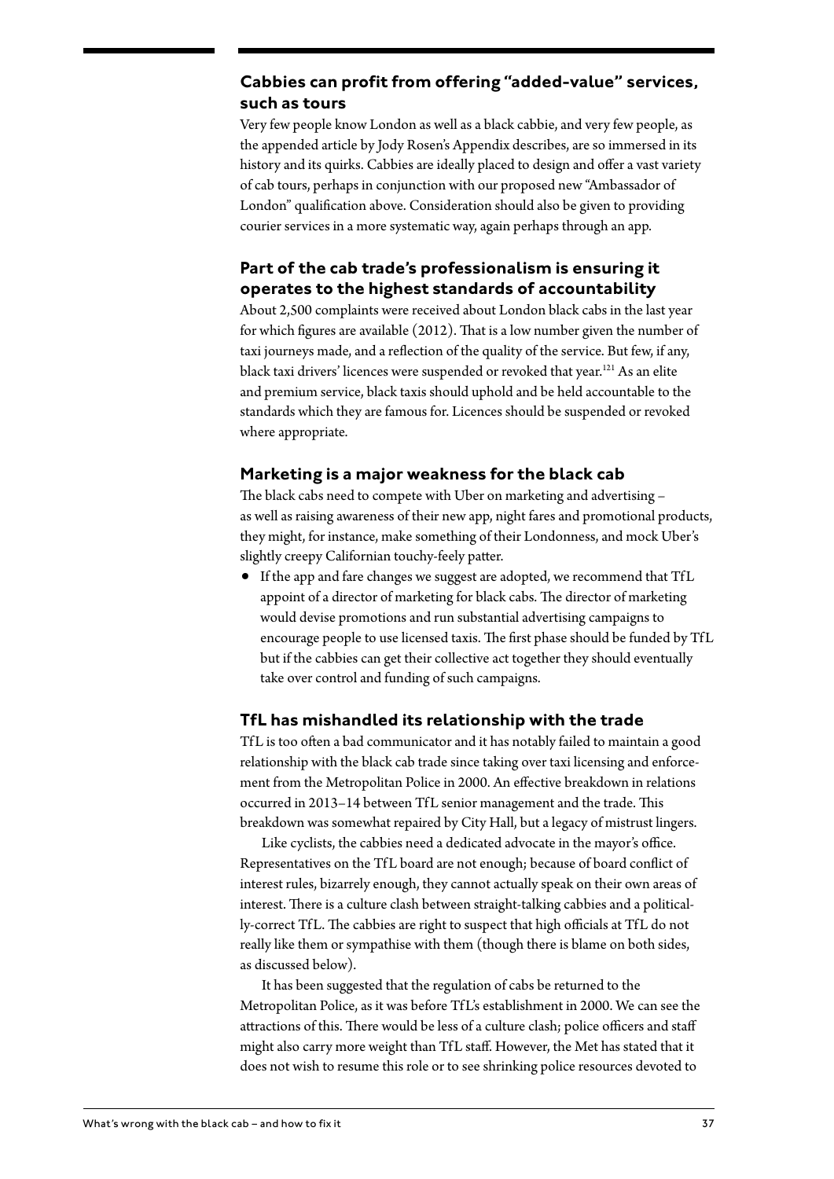### Cabbies can profit from offering "added-value" services, such as tours

Very few people know London as well as a black cabbie, and very few people, as the appended article by Jody Rosen's Appendix describes, are so immersed in its history and its quirks. Cabbies are ideally placed to design and offer a vast variety of cab tours, perhaps in conjunction with our proposed new "Ambassador of London" qualification above. Consideration should also be given to providing courier services in a more systematic way, again perhaps through an app.

### Part of the cab trade's professionalism is ensuring it operates to the highest standards of accountability

About 2,500 complaints were received about London black cabs in the last year for which figures are available (2012). That is a low number given the number of taxi journeys made, and a reflection of the quality of the service. But few, if any, black taxi drivers' licences were suspended or revoked that year.[121] As an elite and premium service, black taxis should uphold and be held accountable to the standards which they are famous for. Licences should be suspended or revoked where appropriate.

### Marketing is a major weakness for the black cab

The black cabs need to compete with Uber on marketing and advertising – as well as raising awareness of their new app, night fares and promotional products, they might, for instance, make something of their Londonness, and mock Uber's slightly creepy Californian touchy-feely patter.

- If the app and fare changes we suggest are adopted, we recommend that TfL appoint of a director of marketing for black cabs. The director of marketing would devise promotions and run substantial advertising campaigns to encourage people to use licensed taxis. The first phase should be funded by TfL but if the cabbies can get their collective act together they should eventually take over control and funding of such campaigns.

### TfL has mishandled its relationship with the trade

TfL is too often a bad communicator and it has notably failed to maintain a good relationship with the black cab trade since taking over taxi licensing and enforcement from the Metropolitan Police in 2000. An effective breakdown in relations occurred in 2013–14 between TfL senior management and the trade. This breakdown was somewhat repaired by City Hall, but a legacy of mistrust lingers.

Like cyclists, the cabbies need a dedicated advocate in the mayor's office. Representatives on the TfL board are not enough; because of board conflict of interest rules, bizarrely enough, they cannot actually speak on their own areas of interest. There is a culture clash between straight-talking cabbies and a politically-correct TfL. The cabbies are right to suspect that high officials at TfL do not really like them or sympathise with them (though there is blame on both sides, as discussed below).

It has been suggested that the regulation of cabs be returned to the Metropolitan Police, as it was before TfL's establishment in 2000. We can see the attractions of this. There would be less of a culture clash; police officers and staff might also carry more weight than TfL staff. However, the Met has stated that it does not wish to resume this role or to see shrinking police resources devoted to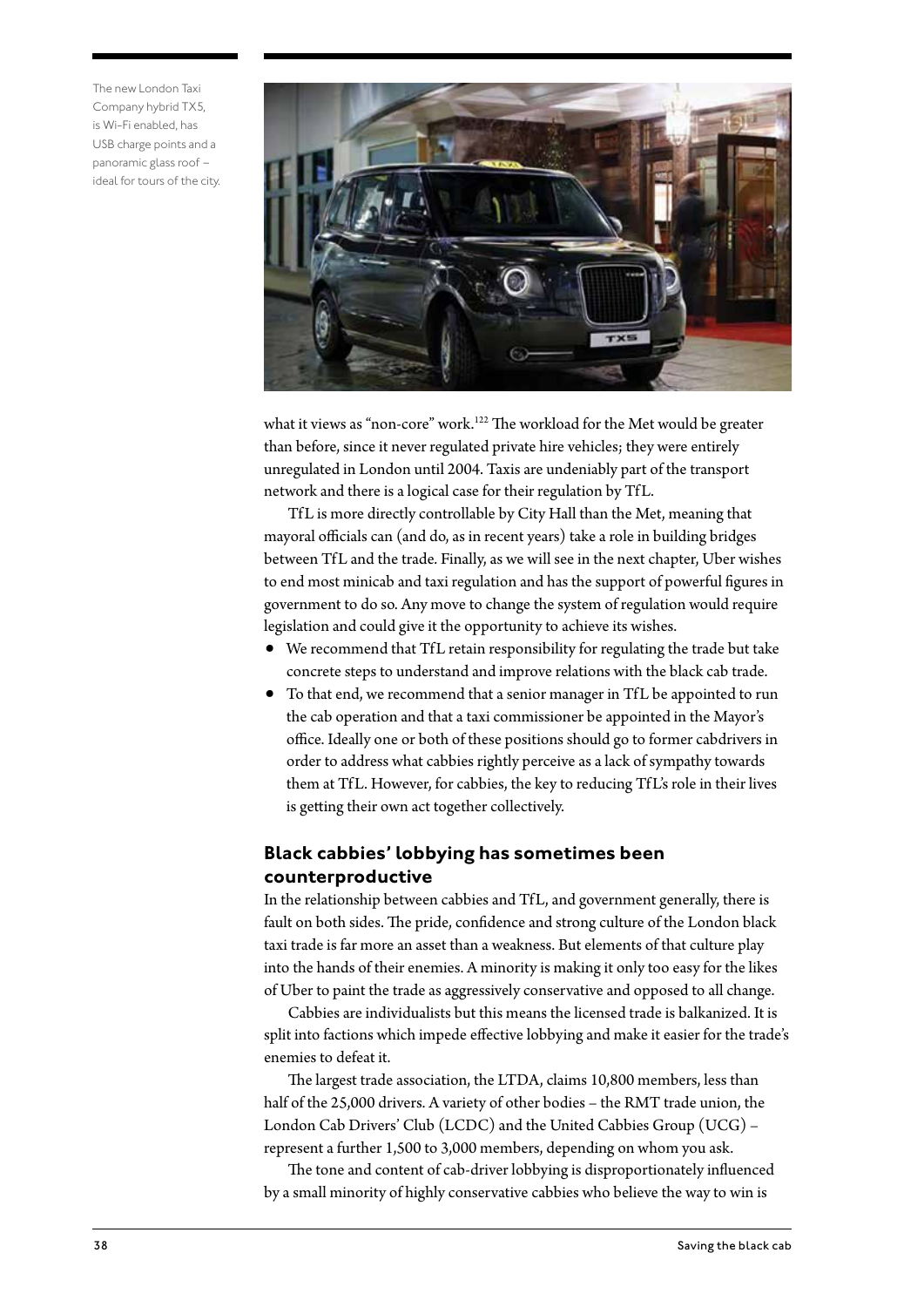The new London Taxi Company hybrid TX5, is Wi-Fi enabled, has USB charge points and a panoramic glass roof – ideal for tours of the city.

what it views as "non-core" work.[122] The workload for the Met would be greater than before, since it never regulated private hire vehicles; they were entirely unregulated in London until 2004. Taxis are undeniably part of the transport network and there is a logical case for their regulation by TfL.

TfL is more directly controllable by City Hall than the Met, meaning that mayoral officials can (and do, as in recent years) take a role in building bridges between TfL and the trade. Finally, as we will see in the next chapter, Uber wishes to end most minicab and taxi regulation and has the support of powerful figures in government to do so. Any move to change the system of regulation would require legislation and could give it the opportunity to achieve its wishes.

- We recommend that TfL retain responsibility for regulating the trade but take concrete steps to understand and improve relations with the black cab trade.
- To that end, we recommend that a senior manager in TfL be appointed to run the cab operation and that a taxi commissioner be appointed in the Mayor's office. Ideally one or both of these positions should go to former cabdrivers in order to address what cabbies rightly perceive as a lack of sympathy towards them at TfL. However, for cabbies, the key to reducing TfL's role in their lives is getting their own act together collectively.

## Black cabbies' lobbying has sometimes been counterproductive

In the relationship between cabbies and TfL, and government generally, there is fault on both sides. The pride, confidence and strong culture of the London black taxi trade is far more an asset than a weakness. But elements of that culture play into the hands of their enemies. A minority is making it only too easy for the likes of Uber to paint the trade as aggressively conservative and opposed to all change.

Cabbies are individualists but this means the licensed trade is balkanized. It is split into factions which impede effective lobbying and make it easier for the trade's enemies to defeat it.

The largest trade association, the LTDA, claims 10,800 members, less than half of the 25,000 drivers. A variety of other bodies – the RMT trade union, the London Cab Drivers' Club (LCDC) and the United Cabbies Group (UCG) – represent a further 1,500 to 3,000 members, depending on whom you ask.

The tone and content of cab-driver lobbying is disproportionately influenced by a small minority of highly conservative cabbies who believe the way to win is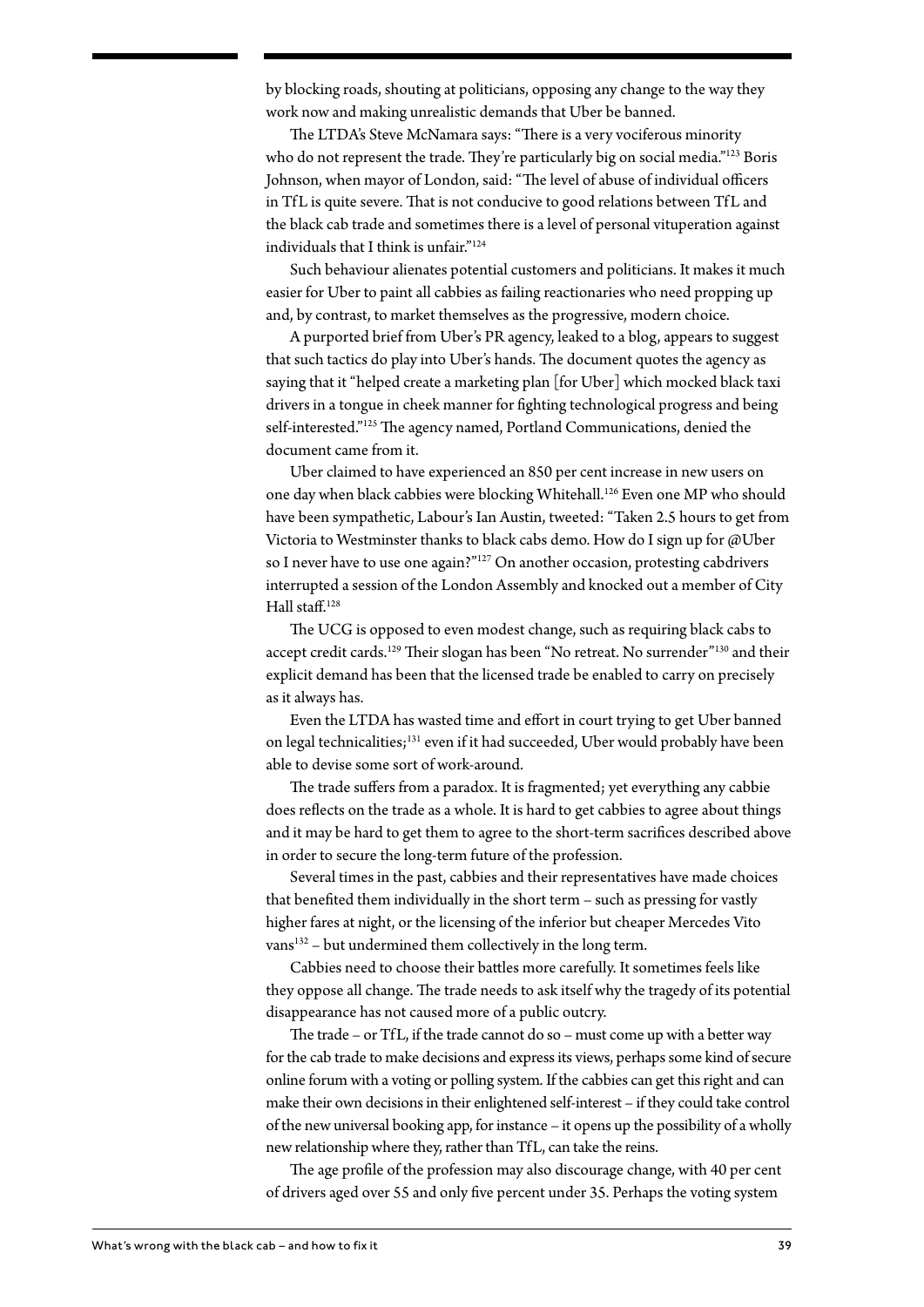by blocking roads, shouting at politicians, opposing any change to the way they work now and making unrealistic demands that Uber be banned.

The LTDA's Steve McNamara says: "There is a very vociferous minority who do not represent the trade. They're particularly big on social media."[123] Boris Johnson, when mayor of London, said: "The level of abuse of individual officers in TfL is quite severe. That is not conducive to good relations between TfL and the black cab trade and sometimes there is a level of personal vituperation against individuals that I think is unfair."[124]

Such behaviour alienates potential customers and politicians. It makes it much easier for Uber to paint all cabbies as failing reactionaries who need propping up and, by contrast, to market themselves as the progressive, modern choice.

A purported brief from Uber's PR agency, leaked to a blog, appears to suggest that such tactics do play into Uber's hands. The document quotes the agency as saying that it "helped create a marketing plan [for Uber] which mocked black taxi drivers in a tongue in cheek manner for fighting technological progress and being self-interested."[125] The agency named, Portland Communications, denied the document came from it.

Uber claimed to have experienced an 850 per cent increase in new users on one day when black cabbies were blocking Whitehall.[126] Even one MP who should have been sympathetic, Labour's Ian Austin, tweeted: "Taken 2.5 hours to get from Victoria to Westminster thanks to black cabs demo. How do I sign up for @Uber so I never have to use one again?"[127] On another occasion, protesting cabdrivers interrupted a session of the London Assembly and knocked out a member of City Hall staff.[128]

The UCG is opposed to even modest change, such as requiring black cabs to accept credit cards.[129] Their slogan has been "No retreat. No surrender"[130] and their explicit demand has been that the licensed trade be enabled to carry on precisely as it always has.

Even the LTDA has wasted time and effort in court trying to get Uber banned on legal technicalities;[131] even if it had succeeded, Uber would probably have been able to devise some sort of work-around.

The trade suffers from a paradox. It is fragmented; yet everything any cabbie does reflects on the trade as a whole. It is hard to get cabbies to agree about things and it may be hard to get them to agree to the short-term sacrifices described above in order to secure the long-term future of the profession.

Several times in the past, cabbies and their representatives have made choices that benefited them individually in the short term – such as pressing for vastly higher fares at night, or the licensing of the inferior but cheaper Mercedes Vito vans[132] – but undermined them collectively in the long term.

Cabbies need to choose their battles more carefully. It sometimes feels like they oppose all change. The trade needs to ask itself why the tragedy of its potential disappearance has not caused more of a public outcry.

The trade – or TfL, if the trade cannot do so – must come up with a better way for the cab trade to make decisions and express its views, perhaps some kind of secure online forum with a voting or polling system. If the cabbies can get this right and can make their own decisions in their enlightened self-interest – if they could take control of the new universal booking app, for instance – it opens up the possibility of a wholly new relationship where they, rather than TfL, can take the reins.

The age profile of the profession may also discourage change, with 40 per cent of drivers aged over 55 and only five percent under 35. Perhaps the voting system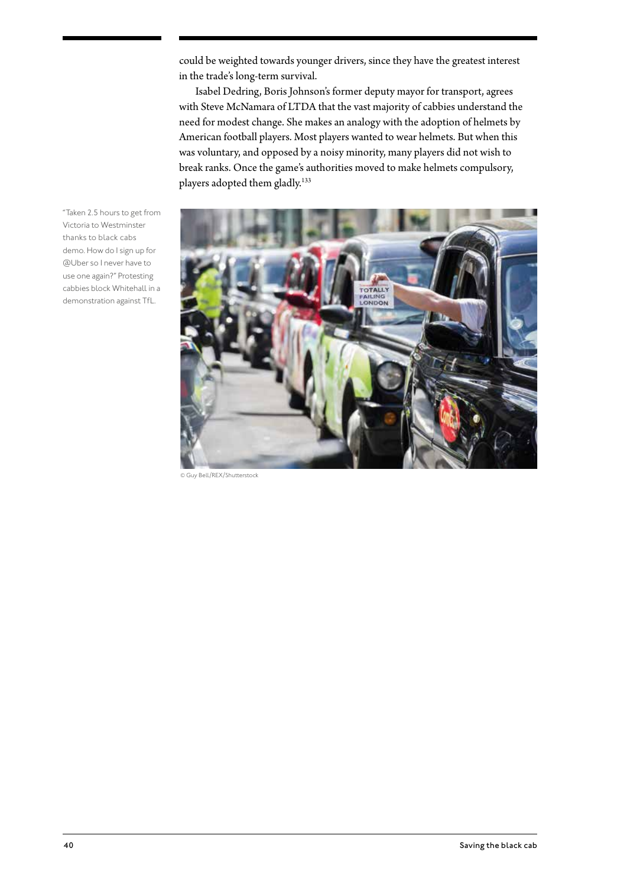could be weighted towards younger drivers, since they have the greatest interest in the trade's long-term survival.

Isabel Dedring, Boris Johnson's former deputy mayor for transport, agrees with Steve McNamara of LTDA that the vast majority of cabbies understand the need for modest change. She makes an analogy with the adoption of helmets by American football players. Most players wanted to wear helmets. But when this was voluntary, and opposed by a noisy minority, many players did not wish to break ranks. Once the game's authorities moved to make helmets compulsory, players adopted them gladly.[133]

"Taken 2.5 hours to get from Victoria to Westminster thanks to black cabs demo. How do I sign up for @Uber so I never have to use one again?" Protesting cabbies block Whitehall in a demonstration against TfL.

© Guy Bell/REX/Shutterstock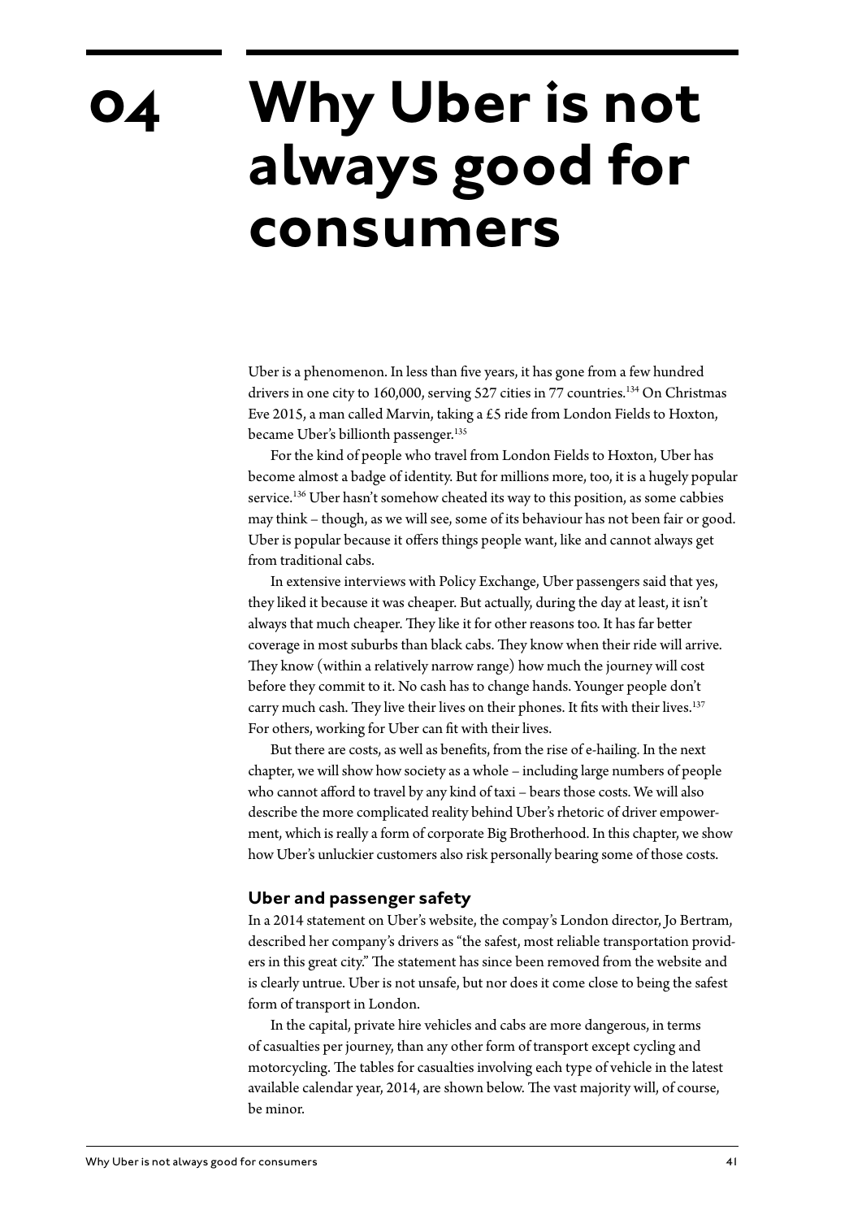# 04 Why Uber is not always good for consumers

Uber is a phenomenon. In less than five years, it has gone from a few hundred drivers in one city to 160,000, serving 527 cities in 77 countries.[134] On Christmas Eve 2015, a man called Marvin, taking a £5 ride from London Fields to Hoxton, became Uber's billionth passenger.[135]

For the kind of people who travel from London Fields to Hoxton, Uber has become almost a badge of identity. But for millions more, too, it is a hugely popular service.[136] Uber hasn't somehow cheated its way to this position, as some cabbies may think – though, as we will see, some of its behaviour has not been fair or good. Uber is popular because it offers things people want, like and cannot always get from traditional cabs.

In extensive interviews with Policy Exchange, Uber passengers said that yes, they liked it because it was cheaper. But actually, during the day at least, it isn't always that much cheaper. They like it for other reasons too. It has far better coverage in most suburbs than black cabs. They know when their ride will arrive. They know (within a relatively narrow range) how much the journey will cost before they commit to it. No cash has to change hands. Younger people don't carry much cash. They live their lives on their phones. It fits with their lives.[137] For others, working for Uber can fit with their lives.

But there are costs, as well as benefits, from the rise of e-hailing. In the next chapter, we will show how society as a whole – including large numbers of people who cannot afford to travel by any kind of taxi – bears those costs. We will also describe the more complicated reality behind Uber's rhetoric of driver empowerment, which is really a form of corporate Big Brotherhood. In this chapter, we show how Uber's unluckier customers also risk personally bearing some of those costs.

### Uber and passenger safety

In a 2014 statement on Uber's website, the compay's London director, Jo Bertram, described her company's drivers as "the safest, most reliable transportation providers in this great city." The statement has since been removed from the website and is clearly untrue. Uber is not unsafe, but nor does it come close to being the safest form of transport in London.

In the capital, private hire vehicles and cabs are more dangerous, in terms of casualties per journey, than any other form of transport except cycling and motorcycling. The tables for casualties involving each type of vehicle in the latest available calendar year, 2014, are shown below. The vast majority will, of course, be minor.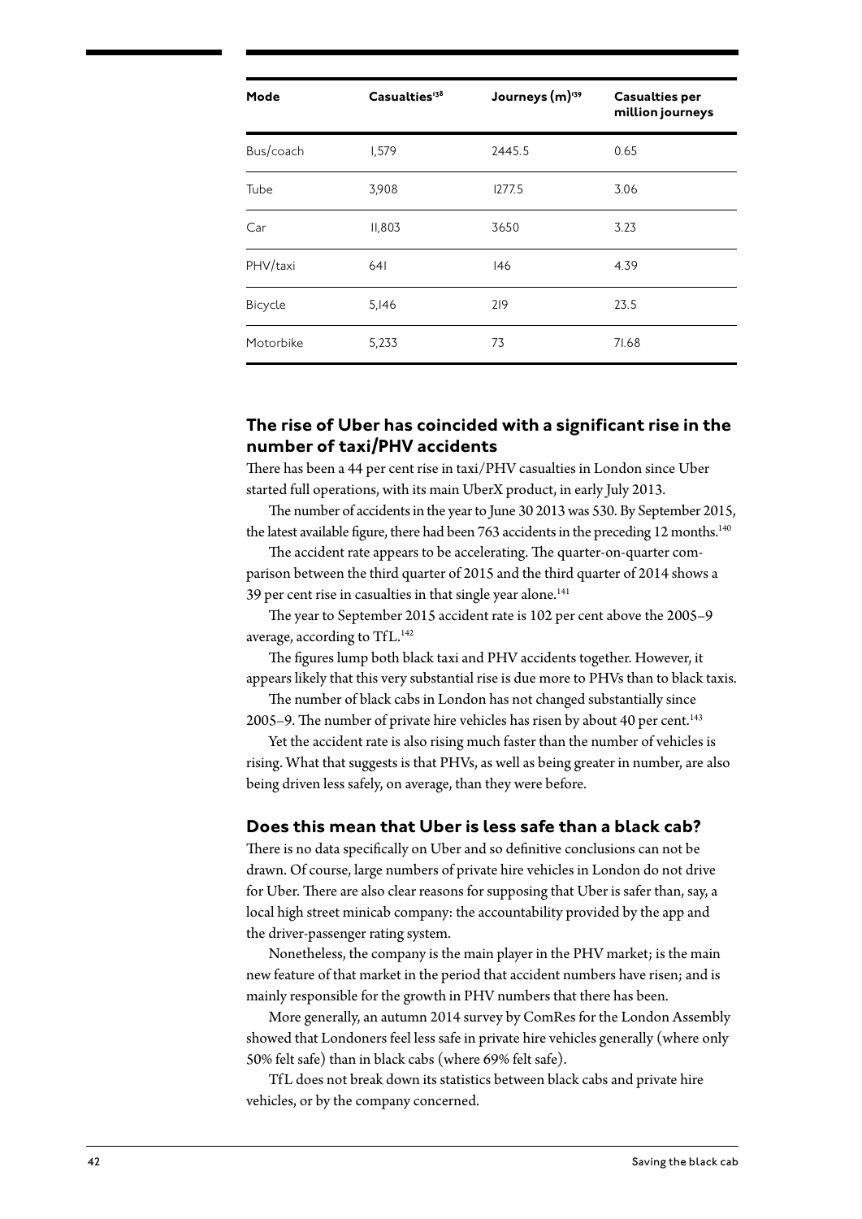| Mode | Casualties[138] | Journeys (m)[139] | Casualties per million journeys |
| --- | --- | --- | --- |
| Bus/coach | 1,579 | 2445.5 | 0.65 |
| Tube | 3,908 | 1277.5 | 3.06 |
| Car | 11,803 | 3650 | 3.23 |
| PHV/taxi | 641 | 146 | 4.39 |
| Bicycle | 5,146 | 219 | 23.5 |
| Motorbike | 5,233 | 73 | 71.68 |

### The rise of Uber has coincided with a significant rise in the number of taxi/PHV accidents

There has been a 44 per cent rise in taxi/PHV casualties in London since Uber started full operations, with its main UberX product, in early July 2013.

The number of accidents in the year to June 30 2013 was 530. By September 2015, the latest available figure, there had been 763 accidents in the preceding 12 months.[140]

The accident rate appears to be accelerating. The quarter-on-quarter comparison between the third quarter of 2015 and the third quarter of 2014 shows a 39 per cent rise in casualties in that single year alone.[141]

The year to September 2015 accident rate is 102 per cent above the 2005–9 average, according to TfL.[142]

The figures lump both black taxi and PHV accidents together. However, it appears likely that this very substantial rise is due more to PHVs than to black taxis.

The number of black cabs in London has not changed substantially since 2005–9. The number of private hire vehicles has risen by about 40 per cent.[143]

Yet the accident rate is also rising much faster than the number of vehicles is rising. What that suggests is that PHVs, as well as being greater in number, are also being driven less safely, on average, than they were before.

### Does this mean that Uber is less safe than a black cab?

There is no data specifically on Uber and so definitive conclusions can not be drawn. Of course, large numbers of private hire vehicles in London do not drive for Uber. There are also clear reasons for supposing that Uber is safer than, say, a local high street minicab company: the accountability provided by the app and the driver-passenger rating system.

Nonetheless, the company is the main player in the PHV market; is the main new feature of that market in the period that accident numbers have risen; and is mainly responsible for the growth in PHV numbers that there has been.

More generally, an autumn 2014 survey by ComRes for the London Assembly showed that Londoners feel less safe in private hire vehicles generally (where only 50% felt safe) than in black cabs (where 69% felt safe).

TfL does not break down its statistics between black cabs and private hire vehicles, or by the company concerned.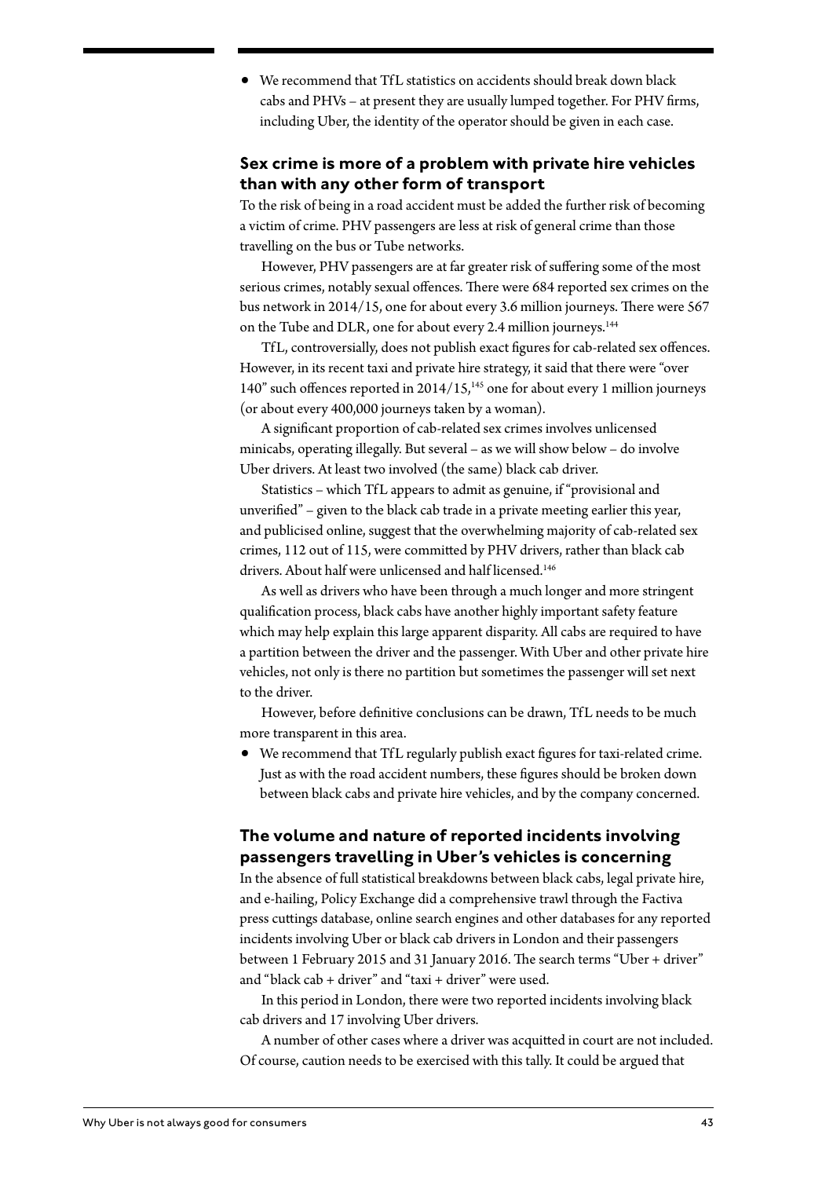- We recommend that TfL statistics on accidents should break down black cabs and PHVs – at present they are usually lumped together. For PHV firms, including Uber, the identity of the operator should be given in each case.

### Sex crime is more of a problem with private hire vehicles than with any other form of transport

To the risk of being in a road accident must be added the further risk of becoming a victim of crime. PHV passengers are less at risk of general crime than those travelling on the bus or Tube networks.

However, PHV passengers are at far greater risk of suffering some of the most serious crimes, notably sexual offences. There were 684 reported sex crimes on the bus network in 2014/15, one for about every 3.6 million journeys. There were 567 on the Tube and DLR, one for about every 2.4 million journeys.[144]

TfL, controversially, does not publish exact figures for cab-related sex offences. However, in its recent taxi and private hire strategy, it said that there were "over 140" such offences reported in 2014/15,[145] one for about every 1 million journeys (or about every 400,000 journeys taken by a woman).

A significant proportion of cab-related sex crimes involves unlicensed minicabs, operating illegally. But several – as we will show below – do involve Uber drivers. At least two involved (the same) black cab driver.

Statistics – which TfL appears to admit as genuine, if "provisional and unverified" – given to the black cab trade in a private meeting earlier this year, and publicised online, suggest that the overwhelming majority of cab-related sex crimes, 112 out of 115, were committed by PHV drivers, rather than black cab drivers. About half were unlicensed and half licensed.[146]

As well as drivers who have been through a much longer and more stringent qualification process, black cabs have another highly important safety feature which may help explain this large apparent disparity. All cabs are required to have a partition between the driver and the passenger. With Uber and other private hire vehicles, not only is there no partition but sometimes the passenger will set next to the driver.

However, before definitive conclusions can be drawn, TfL needs to be much more transparent in this area.

- We recommend that TfL regularly publish exact figures for taxi-related crime. Just as with the road accident numbers, these figures should be broken down between black cabs and private hire vehicles, and by the company concerned.

### The volume and nature of reported incidents involving passengers travelling in Uber's vehicles is concerning

In the absence of full statistical breakdowns between black cabs, legal private hire, and e-hailing, Policy Exchange did a comprehensive trawl through the Factiva press cuttings database, online search engines and other databases for any reported incidents involving Uber or black cab drivers in London and their passengers between 1 February 2015 and 31 January 2016. The search terms "Uber + driver" and "black cab + driver" and "taxi + driver" were used.

In this period in London, there were two reported incidents involving black cab drivers and 17 involving Uber drivers.

A number of other cases where a driver was acquitted in court are not included. Of course, caution needs to be exercised with this tally. It could be argued that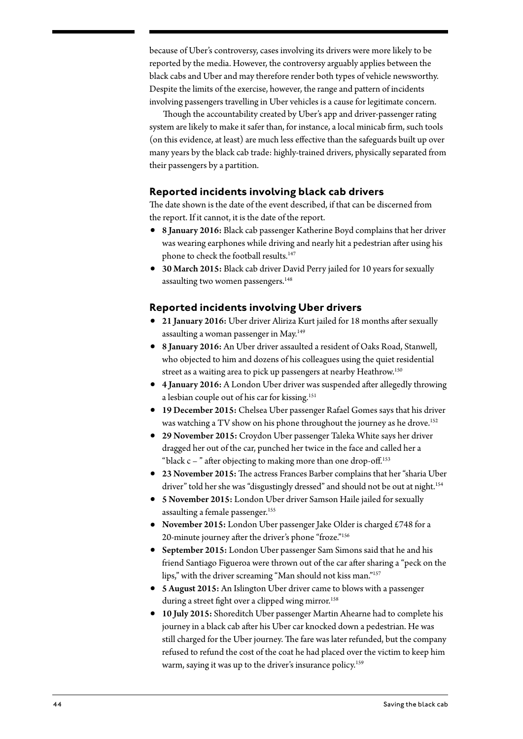because of Uber's controversy, cases involving its drivers were more likely to be reported by the media. However, the controversy arguably applies between the black cabs and Uber and may therefore render both types of vehicle newsworthy. Despite the limits of the exercise, however, the range and pattern of incidents involving passengers travelling in Uber vehicles is a cause for legitimate concern.

Though the accountability created by Uber's app and driver-passenger rating system are likely to make it safer than, for instance, a local minicab firm, such tools (on this evidence, at least) are much less effective than the safeguards built up over many years by the black cab trade: highly-trained drivers, physically separated from their passengers by a partition.

### Reported incidents involving black cab drivers

The date shown is the date of the event described, if that can be discerned from the report. If it cannot, it is the date of the report.

- **8 January 2016:** Black cab passenger Katherine Boyd complains that her driver was wearing earphones while driving and nearly hit a pedestrian after using his phone to check the football results.[147]
- **30 March 2015:** Black cab driver David Perry jailed for 10 years for sexually assaulting two women passengers.[148]

### Reported incidents involving Uber drivers

- **21 January 2016:** Uber driver Aliriza Kurt jailed for 18 months after sexually assaulting a woman passenger in May.[149]
- **8 January 2016:** An Uber driver assaulted a resident of Oaks Road, Stanwell, who objected to him and dozens of his colleagues using the quiet residential street as a waiting area to pick up passengers at nearby Heathrow.[150]
- **4 January 2016:** A London Uber driver was suspended after allegedly throwing a lesbian couple out of his car for kissing.[151]
- **19 December 2015:** Chelsea Uber passenger Rafael Gomes says that his driver was watching a TV show on his phone throughout the journey as he drove.[152]
- **29 November 2015:** Croydon Uber passenger Taleka White says her driver dragged her out of the car, punched her twice in the face and called her a "black c – " after objecting to making more than one drop-off.[153]
- **23 November 2015:** The actress Frances Barber complains that her "sharia Uber driver" told her she was "disgustingly dressed" and should not be out at night.[154]
- **5 November 2015:** London Uber driver Samson Haile jailed for sexually assaulting a female passenger.[155]
- **November 2015:** London Uber passenger Jake Older is charged £748 for a 20-minute journey after the driver's phone "froze."[156]
- **September 2015:** London Uber passenger Sam Simons said that he and his friend Santiago Figueroa were thrown out of the car after sharing a "peck on the lips," with the driver screaming "Man should not kiss man."[157]
- **5 August 2015:** An Islington Uber driver came to blows with a passenger during a street fight over a clipped wing mirror.[158]
- **10 July 2015:** Shoreditch Uber passenger Martin Ahearne had to complete his journey in a black cab after his Uber car knocked down a pedestrian. He was still charged for the Uber journey. The fare was later refunded, but the company refused to refund the cost of the coat he had placed over the victim to keep him warm, saying it was up to the driver's insurance policy.[159]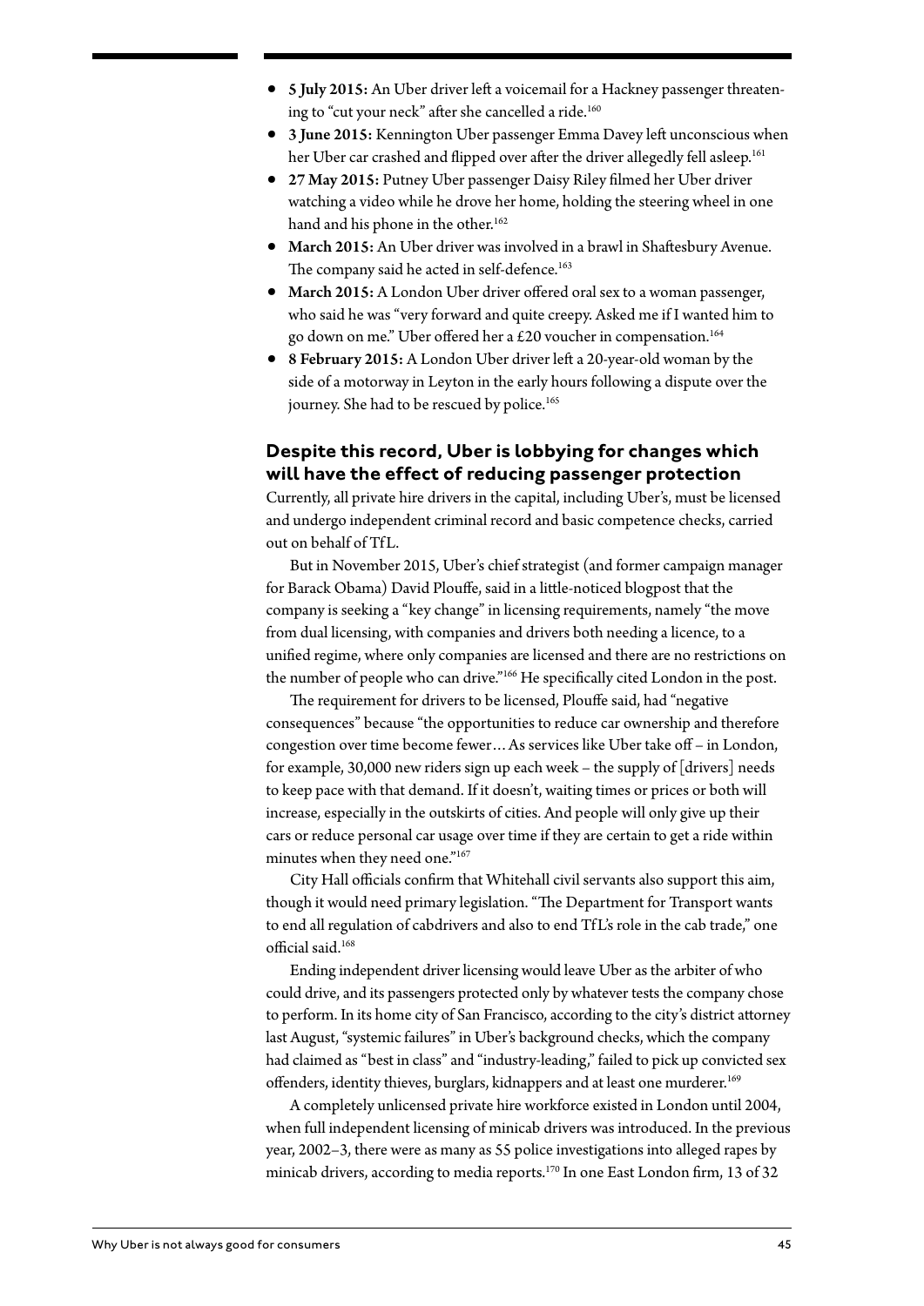- **5 July 2015:** An Uber driver left a voicemail for a Hackney passenger threatening to "cut your neck" after she cancelled a ride.[160]
- **3 June 2015:** Kennington Uber passenger Emma Davey left unconscious when her Uber car crashed and flipped over after the driver allegedly fell asleep.[161]
- **27 May 2015:** Putney Uber passenger Daisy Riley filmed her Uber driver watching a video while he drove her home, holding the steering wheel in one hand and his phone in the other.[162]
- **March 2015:** An Uber driver was involved in a brawl in Shaftesbury Avenue. The company said he acted in self-defence.[163]
- **March 2015:** A London Uber driver offered oral sex to a woman passenger, who said he was "very forward and quite creepy. Asked me if I wanted him to go down on me." Uber offered her a £20 voucher in compensation.[164]
- **8 February 2015:** A London Uber driver left a 20-year-old woman by the side of a motorway in Leyton in the early hours following a dispute over the journey. She had to be rescued by police.[165]

### Despite this record, Uber is lobbying for changes which will have the effect of reducing passenger protection

Currently, all private hire drivers in the capital, including Uber's, must be licensed and undergo independent criminal record and basic competence checks, carried out on behalf of TfL.

But in November 2015, Uber's chief strategist (and former campaign manager for Barack Obama) David Plouffe, said in a little-noticed blogpost that the company is seeking a "key change" in licensing requirements, namely "the move from dual licensing, with companies and drivers both needing a licence, to a unified regime, where only companies are licensed and there are no restrictions on the number of people who can drive."[166] He specifically cited London in the post.

The requirement for drivers to be licensed, Plouffe said, had "negative consequences" because "the opportunities to reduce car ownership and therefore congestion over time become fewer… As services like Uber take off – in London, for example, 30,000 new riders sign up each week – the supply of [drivers] needs to keep pace with that demand. If it doesn't, waiting times or prices or both will increase, especially in the outskirts of cities. And people will only give up their cars or reduce personal car usage over time if they are certain to get a ride within minutes when they need one."[167]

City Hall officials confirm that Whitehall civil servants also support this aim, though it would need primary legislation. "The Department for Transport wants to end all regulation of cabdrivers and also to end TfL's role in the cab trade," one official said.[168]

Ending independent driver licensing would leave Uber as the arbiter of who could drive, and its passengers protected only by whatever tests the company chose to perform. In its home city of San Francisco, according to the city's district attorney last August, "systemic failures" in Uber's background checks, which the company had claimed as "best in class" and "industry-leading," failed to pick up convicted sex offenders, identity thieves, burglars, kidnappers and at least one murderer.[169]

A completely unlicensed private hire workforce existed in London until 2004, when full independent licensing of minicab drivers was introduced. In the previous year, 2002–3, there were as many as 55 police investigations into alleged rapes by minicab drivers, according to media reports.[170] In one East London firm, 13 of 32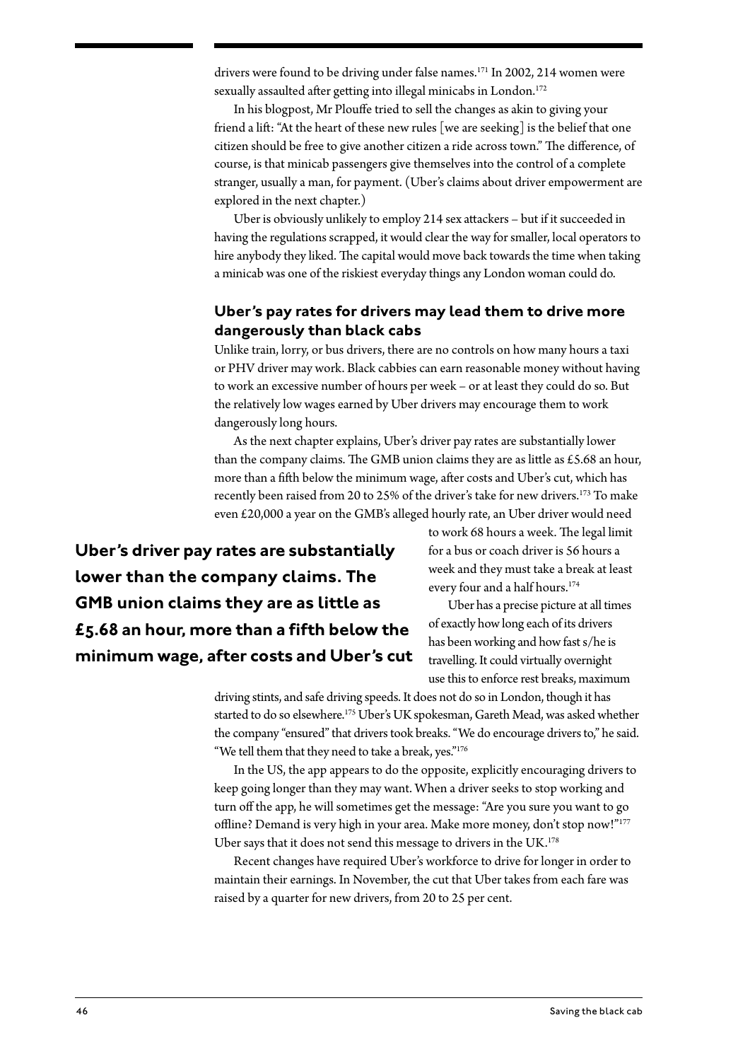drivers were found to be driving under false names.[171] In 2002, 214 women were sexually assaulted after getting into illegal minicabs in London.[172]

In his blogpost, Mr Plouffe tried to sell the changes as akin to giving your friend a lift: "At the heart of these new rules [we are seeking] is the belief that one citizen should be free to give another citizen a ride across town." The difference, of course, is that minicab passengers give themselves into the control of a complete stranger, usually a man, for payment. (Uber's claims about driver empowerment are explored in the next chapter.)

Uber is obviously unlikely to employ 214 sex attackers – but if it succeeded in having the regulations scrapped, it would clear the way for smaller, local operators to hire anybody they liked. The capital would move back towards the time when taking a minicab was one of the riskiest everyday things any London woman could do.

### Uber's pay rates for drivers may lead them to drive more dangerously than black cabs

Unlike train, lorry, or bus drivers, there are no controls on how many hours a taxi or PHV driver may work. Black cabbies can earn reasonable money without having to work an excessive number of hours per week – or at least they could do so. But the relatively low wages earned by Uber drivers may encourage them to work dangerously long hours.

As the next chapter explains, Uber's driver pay rates are substantially lower than the company claims. The GMB union claims they are as little as £5.68 an hour, more than a fifth below the minimum wage, after costs and Uber's cut, which has recently been raised from 20 to 25% of the driver's take for new drivers.[173] To make even £20,000 a year on the GMB's alleged hourly rate, an Uber driver would need to work 68 hours a week. The legal limit for a bus or coach driver is 56 hours a week and they must take a break at least every four and a half hours.[174]

**Uber's driver pay rates are substantially lower than the company claims. The GMB union claims they are as little as £5.68 an hour, more than a fifth below the minimum wage, after costs and Uber's cut**

Uber has a precise picture at all times of exactly how long each of its drivers has been working and how fast s/he is travelling. It could virtually overnight use this to enforce rest breaks, maximum driving stints, and safe driving speeds. It does not do so in London, though it has started to do so elsewhere.[175] Uber's UK spokesman, Gareth Mead, was asked whether the company "ensured" that drivers took breaks. "We do encourage drivers to," he said. "We tell them that they need to take a break, yes."[176]

In the US, the app appears to do the opposite, explicitly encouraging drivers to keep going longer than they may want. When a driver seeks to stop working and turn off the app, he will sometimes get the message: "Are you sure you want to go offline? Demand is very high in your area. Make more money, don't stop now!"[177] Uber says that it does not send this message to drivers in the UK.[178]

Recent changes have required Uber's workforce to drive for longer in order to maintain their earnings. In November, the cut that Uber takes from each fare was raised by a quarter for new drivers, from 20 to 25 per cent.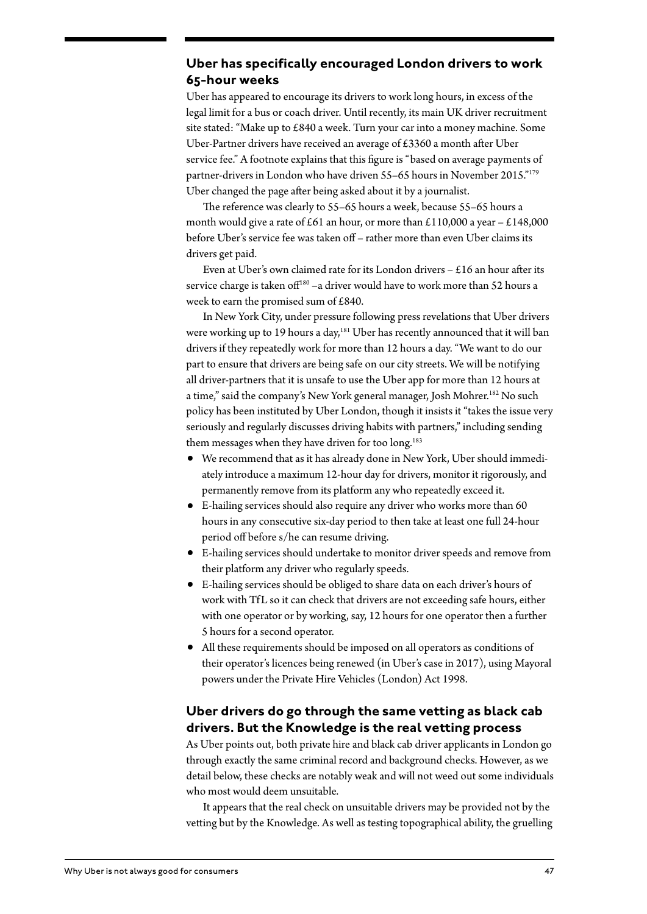## Uber has specifically encouraged London drivers to work 65-hour weeks

Uber has appeared to encourage its drivers to work long hours, in excess of the legal limit for a bus or coach driver. Until recently, its main UK driver recruitment site stated: "Make up to £840 a week. Turn your car into a money machine. Some Uber-Partner drivers have received an average of £3360 a month after Uber service fee." A footnote explains that this figure is "based on average payments of partner-drivers in London who have driven 55–65 hours in November 2015."[179] Uber changed the page after being asked about it by a journalist.

The reference was clearly to 55–65 hours a week, because 55–65 hours a month would give a rate of £61 an hour, or more than £110,000 a year – £148,000 before Uber's service fee was taken off – rather more than even Uber claims its drivers get paid.

Even at Uber's own claimed rate for its London drivers – £16 an hour after its service charge is taken off[180] –a driver would have to work more than 52 hours a week to earn the promised sum of £840.

In New York City, under pressure following press revelations that Uber drivers were working up to 19 hours a day,[181] Uber has recently announced that it will ban drivers if they repeatedly work for more than 12 hours a day. "We want to do our part to ensure that drivers are being safe on our city streets. We will be notifying all driver-partners that it is unsafe to use the Uber app for more than 12 hours at a time," said the company's New York general manager, Josh Mohrer.[182] No such policy has been instituted by Uber London, though it insists it "takes the issue very seriously and regularly discusses driving habits with partners," including sending them messages when they have driven for too long.[183]

- We recommend that as it has already done in New York, Uber should immediately introduce a maximum 12-hour day for drivers, monitor it rigorously, and permanently remove from its platform any who repeatedly exceed it.
- E-hailing services should also require any driver who works more than 60 hours in any consecutive six-day period to then take at least one full 24-hour period off before s/he can resume driving.
- E-hailing services should undertake to monitor driver speeds and remove from their platform any driver who regularly speeds.
- E-hailing services should be obliged to share data on each driver's hours of work with TfL so it can check that drivers are not exceeding safe hours, either with one operator or by working, say, 12 hours for one operator then a further 5 hours for a second operator.
- All these requirements should be imposed on all operators as conditions of their operator's licences being renewed (in Uber's case in 2017), using Mayoral powers under the Private Hire Vehicles (London) Act 1998.

## Uber drivers do go through the same vetting as black cab drivers. But the Knowledge is the real vetting process

As Uber points out, both private hire and black cab driver applicants in London go through exactly the same criminal record and background checks. However, as we detail below, these checks are notably weak and will not weed out some individuals who most would deem unsuitable.

It appears that the real check on unsuitable drivers may be provided not by the vetting but by the Knowledge. As well as testing topographical ability, the gruelling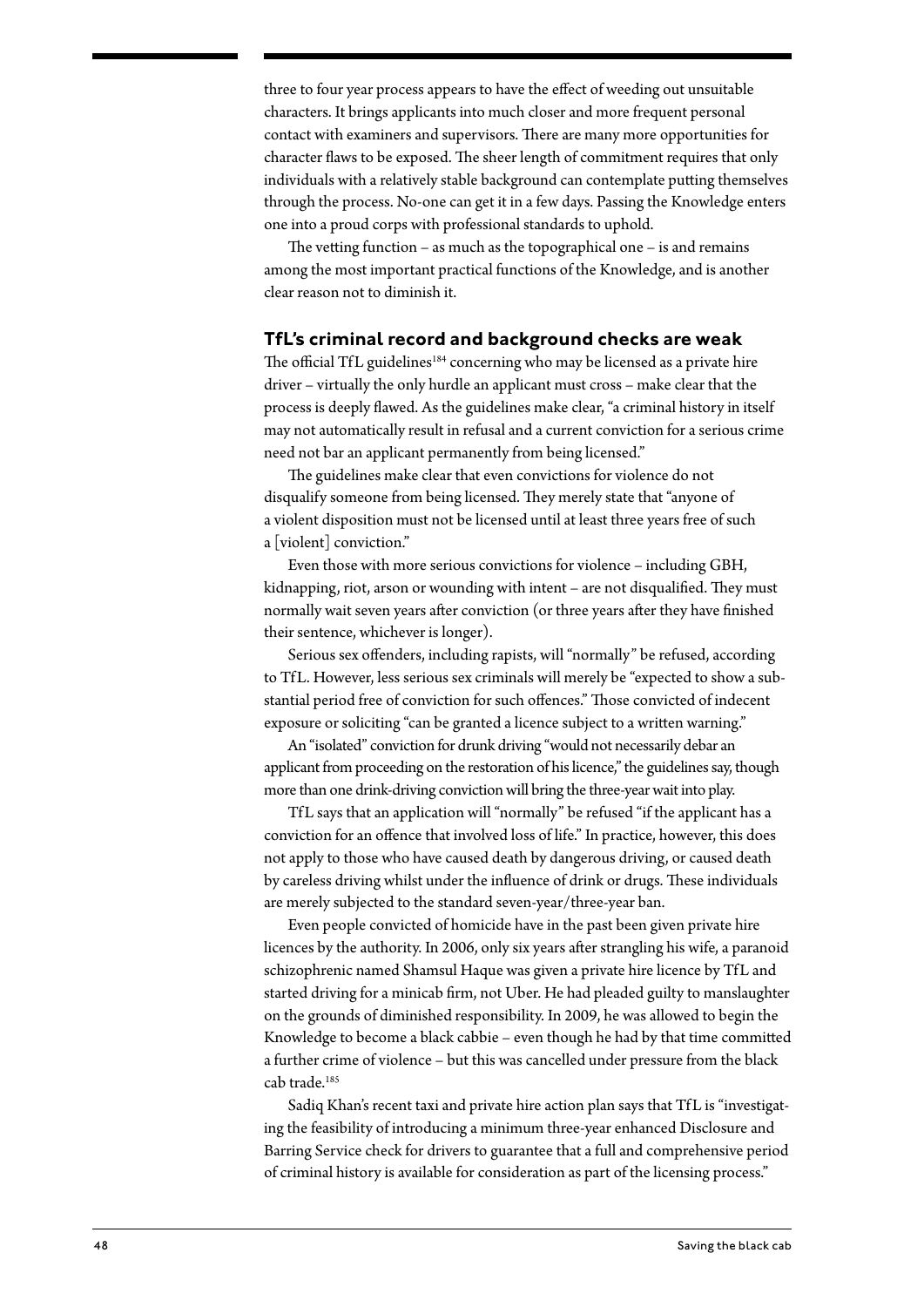three to four year process appears to have the effect of weeding out unsuitable characters. It brings applicants into much closer and more frequent personal contact with examiners and supervisors. There are many more opportunities for character flaws to be exposed. The sheer length of commitment requires that only individuals with a relatively stable background can contemplate putting themselves through the process. No-one can get it in a few days. Passing the Knowledge enters one into a proud corps with professional standards to uphold.

The vetting function – as much as the topographical one – is and remains among the most important practical functions of the Knowledge, and is another clear reason not to diminish it.

## TfL's criminal record and background checks are weak

The official TfL guidelines[184] concerning who may be licensed as a private hire driver – virtually the only hurdle an applicant must cross – make clear that the process is deeply flawed. As the guidelines make clear, "a criminal history in itself may not automatically result in refusal and a current conviction for a serious crime need not bar an applicant permanently from being licensed."

The guidelines make clear that even convictions for violence do not disqualify someone from being licensed. They merely state that "anyone of a violent disposition must not be licensed until at least three years free of such a [violent] conviction."

Even those with more serious convictions for violence – including GBH, kidnapping, riot, arson or wounding with intent – are not disqualified. They must normally wait seven years after conviction (or three years after they have finished their sentence, whichever is longer).

Serious sex offenders, including rapists, will "normally" be refused, according to TfL. However, less serious sex criminals will merely be "expected to show a substantial period free of conviction for such offences." Those convicted of indecent exposure or soliciting "can be granted a licence subject to a written warning."

An "isolated" conviction for drunk driving "would not necessarily debar an applicant from proceeding on the restoration of his licence," the guidelines say, though more than one drink-driving conviction will bring the three-year wait into play.

TfL says that an application will "normally" be refused "if the applicant has a conviction for an offence that involved loss of life." In practice, however, this does not apply to those who have caused death by dangerous driving, or caused death by careless driving whilst under the influence of drink or drugs. These individuals are merely subjected to the standard seven-year/three-year ban.

Even people convicted of homicide have in the past been given private hire licences by the authority. In 2006, only six years after strangling his wife, a paranoid schizophrenic named Shamsul Haque was given a private hire licence by TfL and started driving for a minicab firm, not Uber. He had pleaded guilty to manslaughter on the grounds of diminished responsibility. In 2009, he was allowed to begin the Knowledge to become a black cabbie – even though he had by that time committed a further crime of violence – but this was cancelled under pressure from the black cab trade.[185]

Sadiq Khan's recent taxi and private hire action plan says that TfL is "investigating the feasibility of introducing a minimum three-year enhanced Disclosure and Barring Service check for drivers to guarantee that a full and comprehensive period of criminal history is available for consideration as part of the licensing process."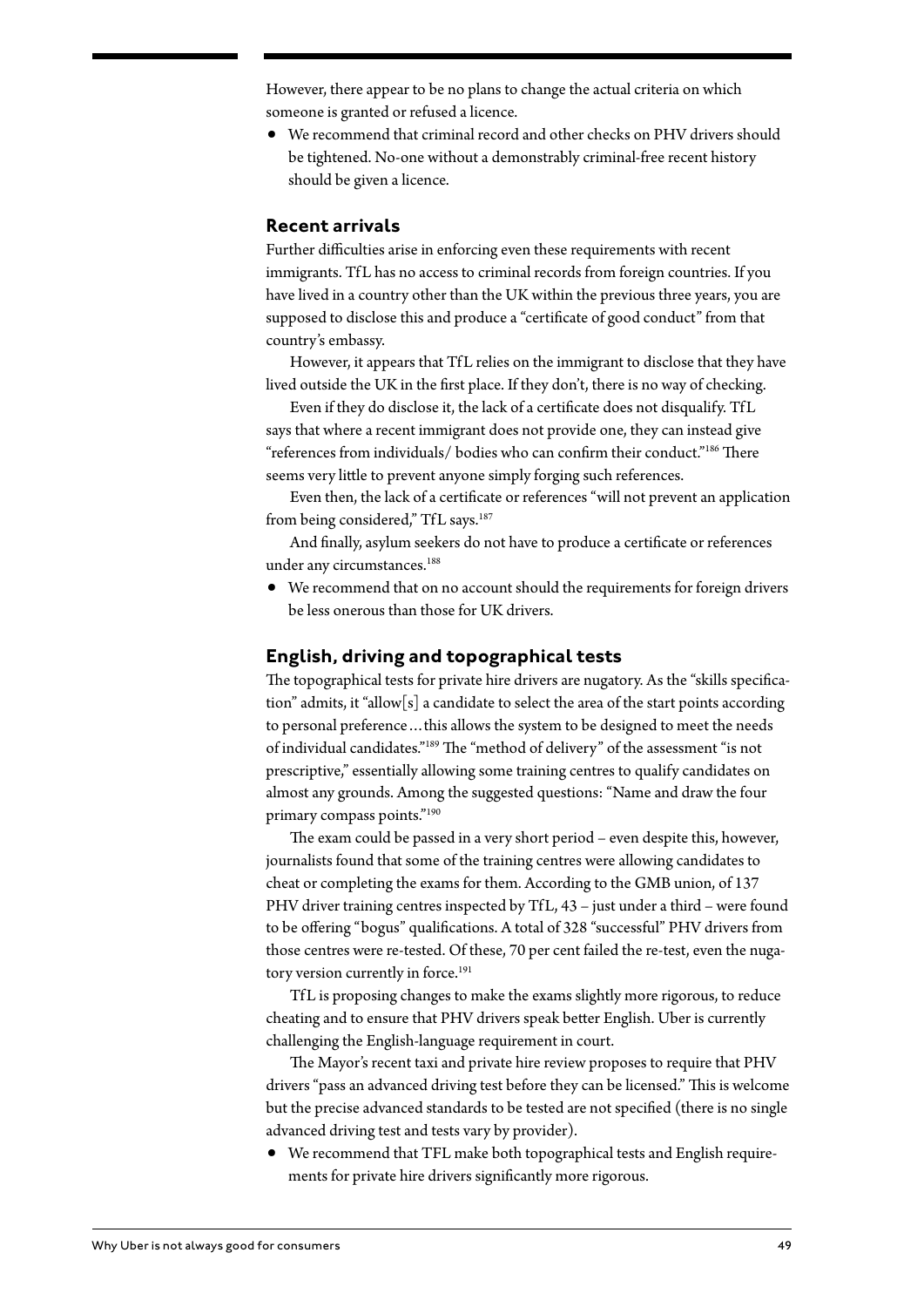However, there appear to be no plans to change the actual criteria on which someone is granted or refused a licence.

- We recommend that criminal record and other checks on PHV drivers should be tightened. No-one without a demonstrably criminal-free recent history should be given a licence.

### Recent arrivals

Further difficulties arise in enforcing even these requirements with recent immigrants. TfL has no access to criminal records from foreign countries. If you have lived in a country other than the UK within the previous three years, you are supposed to disclose this and produce a "certificate of good conduct" from that country's embassy.

However, it appears that TfL relies on the immigrant to disclose that they have lived outside the UK in the first place. If they don't, there is no way of checking.

Even if they do disclose it, the lack of a certificate does not disqualify. TfL says that where a recent immigrant does not provide one, they can instead give "references from individuals/ bodies who can confirm their conduct."[186] There seems very little to prevent anyone simply forging such references.

Even then, the lack of a certificate or references "will not prevent an application from being considered," TfL says.[187]

And finally, asylum seekers do not have to produce a certificate or references under any circumstances.[188]

- We recommend that on no account should the requirements for foreign drivers be less onerous than those for UK drivers.

### English, driving and topographical tests

The topographical tests for private hire drivers are nugatory. As the "skills specification" admits, it "allow[s] a candidate to select the area of the start points according to personal preference…this allows the system to be designed to meet the needs of individual candidates."[189] The "method of delivery" of the assessment "is not prescriptive," essentially allowing some training centres to qualify candidates on almost any grounds. Among the suggested questions: "Name and draw the four primary compass points."[190]

The exam could be passed in a very short period – even despite this, however, journalists found that some of the training centres were allowing candidates to cheat or completing the exams for them. According to the GMB union, of 137 PHV driver training centres inspected by TfL, 43 – just under a third – were found to be offering "bogus" qualifications. A total of 328 "successful" PHV drivers from those centres were re-tested. Of these, 70 per cent failed the re-test, even the nugatory version currently in force.[191]

TfL is proposing changes to make the exams slightly more rigorous, to reduce cheating and to ensure that PHV drivers speak better English. Uber is currently challenging the English-language requirement in court.

The Mayor's recent taxi and private hire review proposes to require that PHV drivers "pass an advanced driving test before they can be licensed." This is welcome but the precise advanced standards to be tested are not specified (there is no single advanced driving test and tests vary by provider).

- We recommend that TFL make both topographical tests and English requirements for private hire drivers significantly more rigorous.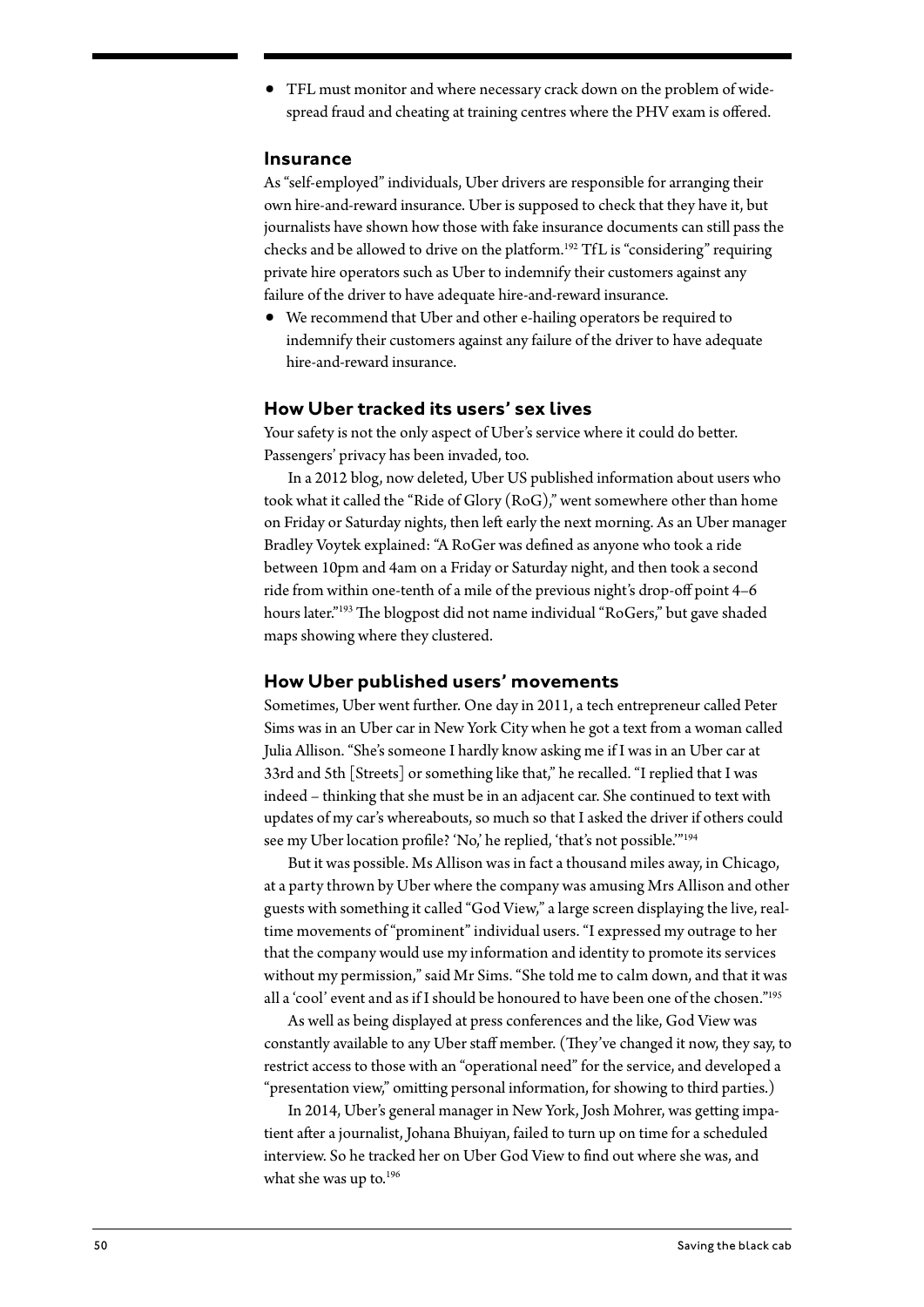- TFL must monitor and where necessary crack down on the problem of widespread fraud and cheating at training centres where the PHV exam is offered.

### Insurance

As "self-employed" individuals, Uber drivers are responsible for arranging their own hire-and-reward insurance. Uber is supposed to check that they have it, but journalists have shown how those with fake insurance documents can still pass the checks and be allowed to drive on the platform.[192] TfL is "considering" requiring private hire operators such as Uber to indemnify their customers against any failure of the driver to have adequate hire-and-reward insurance.

- We recommend that Uber and other e-hailing operators be required to indemnify their customers against any failure of the driver to have adequate hire-and-reward insurance.

### How Uber tracked its users' sex lives

Your safety is not the only aspect of Uber's service where it could do better. Passengers' privacy has been invaded, too.

In a 2012 blog, now deleted, Uber US published information about users who took what it called the "Ride of Glory (RoG)," went somewhere other than home on Friday or Saturday nights, then left early the next morning. As an Uber manager Bradley Voytek explained: "A RoGer was defined as anyone who took a ride between 10pm and 4am on a Friday or Saturday night, and then took a second ride from within one-tenth of a mile of the previous night's drop-off point 4–6 hours later."[193] The blogpost did not name individual "RoGers," but gave shaded maps showing where they clustered.

### How Uber published users' movements

Sometimes, Uber went further. One day in 2011, a tech entrepreneur called Peter Sims was in an Uber car in New York City when he got a text from a woman called Julia Allison. "She's someone I hardly know asking me if I was in an Uber car at 33rd and 5th [Streets] or something like that," he recalled. "I replied that I was indeed – thinking that she must be in an adjacent car. She continued to text with updates of my car's whereabouts, so much so that I asked the driver if others could see my Uber location profile? 'No,' he replied, 'that's not possible.'"[194]

But it was possible. Ms Allison was in fact a thousand miles away, in Chicago, at a party thrown by Uber where the company was amusing Mrs Allison and other guests with something it called "God View," a large screen displaying the live, real-time movements of "prominent" individual users. "I expressed my outrage to her that the company would use my information and identity to promote its services without my permission," said Mr Sims. "She told me to calm down, and that it was all a 'cool' event and as if I should be honoured to have been one of the chosen."[195]

As well as being displayed at press conferences and the like, God View was constantly available to any Uber staff member. (They've changed it now, they say, to restrict access to those with an "operational need" for the service, and developed a "presentation view," omitting personal information, for showing to third parties.)

In 2014, Uber's general manager in New York, Josh Mohrer, was getting impatient after a journalist, Johana Bhuiyan, failed to turn up on time for a scheduled interview. So he tracked her on Uber God View to find out where she was, and what she was up to.[196]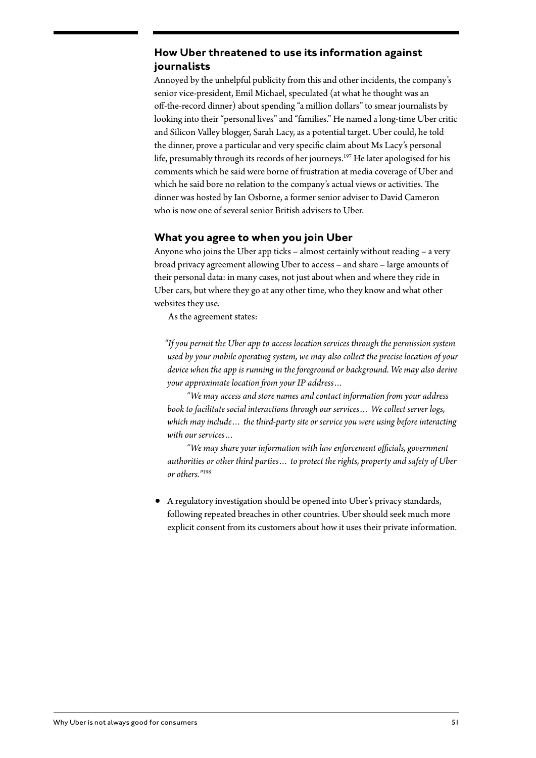## How Uber threatened to use its information against journalists

Annoyed by the unhelpful publicity from this and other incidents, the company's senior vice-president, Emil Michael, speculated (at what he thought was an off-the-record dinner) about spending "a million dollars" to smear journalists by looking into their "personal lives" and "families." He named a long-time Uber critic and Silicon Valley blogger, Sarah Lacy, as a potential target. Uber could, he told the dinner, prove a particular and very specific claim about Ms Lacy's personal life, presumably through its records of her journeys.[197] He later apologised for his comments which he said were borne of frustration at media coverage of Uber and which he said bore no relation to the company's actual views or activities. The dinner was hosted by Ian Osborne, a former senior adviser to David Cameron who is now one of several senior British advisers to Uber.

## What you agree to when you join Uber

Anyone who joins the Uber app ticks – almost certainly without reading – a very broad privacy agreement allowing Uber to access – and share – large amounts of their personal data: in many cases, not just about when and where they ride in Uber cars, but where they go at any other time, who they know and what other websites they use.

As the agreement states:

> *"If you permit the Uber app to access location services through the permission system used by your mobile operating system, we may also collect the precise location of your device when the app is running in the foreground or background. We may also derive your approximate location from your IP address…*
>
> *"We may access and store names and contact information from your address book to facilitate social interactions through our services… We collect server logs, which may include… the third-party site or service you were using before interacting with our services…*
>
> *"We may share your information with law enforcement officials, government authorities or other third parties… to protect the rights, property and safety of Uber or others."*[198]

- A regulatory investigation should be opened into Uber's privacy standards, following repeated breaches in other countries. Uber should seek much more explicit consent from its customers about how it uses their private information.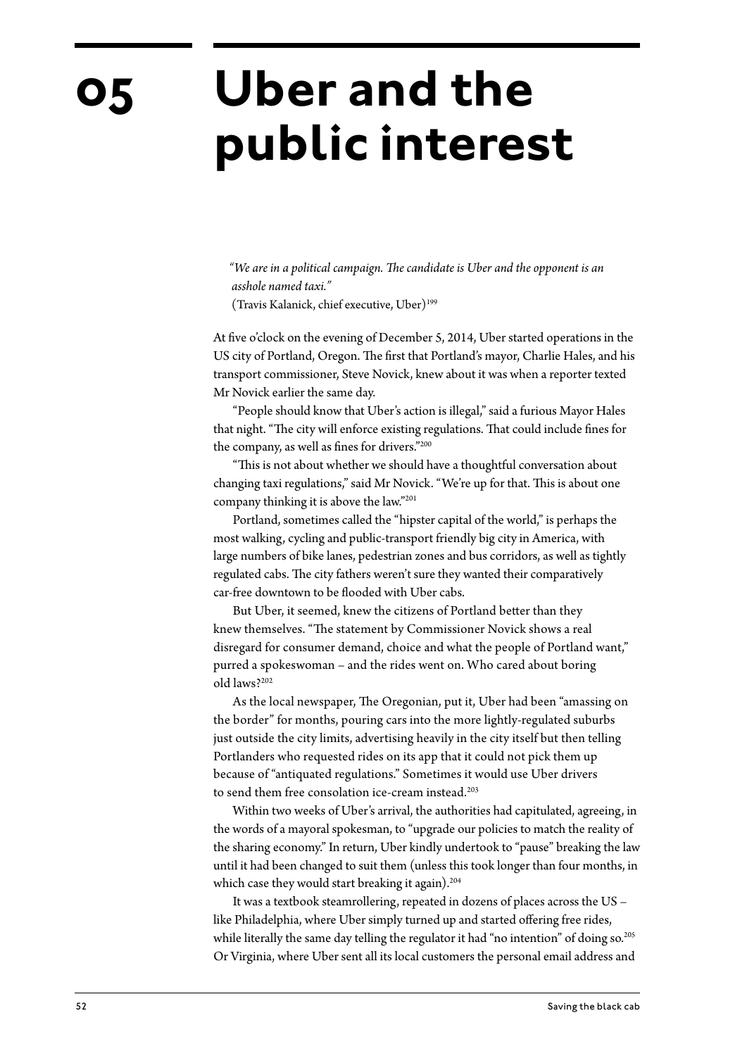# 05 Uber and the public interest

> *"We are in a political campaign. The candidate is Uber and the opponent is an asshole named taxi."*
> (Travis Kalanick, chief executive, Uber)[199]

At five o'clock on the evening of December 5, 2014, Uber started operations in the US city of Portland, Oregon. The first that Portland's mayor, Charlie Hales, and his transport commissioner, Steve Novick, knew about it was when a reporter texted Mr Novick earlier the same day.

"People should know that Uber's action is illegal," said a furious Mayor Hales that night. "The city will enforce existing regulations. That could include fines for the company, as well as fines for drivers."[200]

"This is not about whether we should have a thoughtful conversation about changing taxi regulations," said Mr Novick. "We're up for that. This is about one company thinking it is above the law."[201]

Portland, sometimes called the "hipster capital of the world," is perhaps the most walking, cycling and public-transport friendly big city in America, with large numbers of bike lanes, pedestrian zones and bus corridors, as well as tightly regulated cabs. The city fathers weren't sure they wanted their comparatively car-free downtown to be flooded with Uber cabs.

But Uber, it seemed, knew the citizens of Portland better than they knew themselves. "The statement by Commissioner Novick shows a real disregard for consumer demand, choice and what the people of Portland want," purred a spokeswoman – and the rides went on. Who cared about boring old laws?[202]

As the local newspaper, The Oregonian, put it, Uber had been "amassing on the border" for months, pouring cars into the more lightly-regulated suburbs just outside the city limits, advertising heavily in the city itself but then telling Portlanders who requested rides on its app that it could not pick them up because of "antiquated regulations." Sometimes it would use Uber drivers to send them free consolation ice-cream instead.[203]

Within two weeks of Uber's arrival, the authorities had capitulated, agreeing, in the words of a mayoral spokesman, to "upgrade our policies to match the reality of the sharing economy." In return, Uber kindly undertook to "pause" breaking the law until it had been changed to suit them (unless this took longer than four months, in which case they would start breaking it again).[204]

It was a textbook steamrollering, repeated in dozens of places across the US – like Philadelphia, where Uber simply turned up and started offering free rides, while literally the same day telling the regulator it had "no intention" of doing so.[205] Or Virginia, where Uber sent all its local customers the personal email address and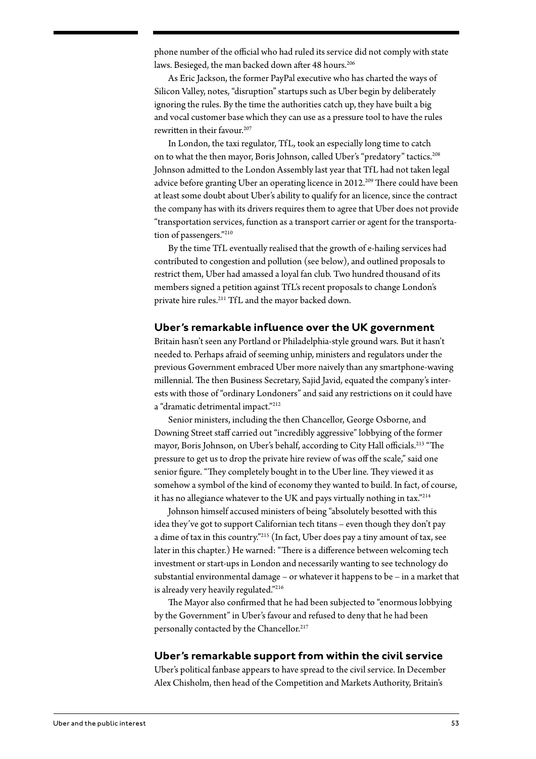phone number of the official who had ruled its service did not comply with state laws. Besieged, the man backed down after 48 hours.[206]

As Eric Jackson, the former PayPal executive who has charted the ways of Silicon Valley, notes, "disruption" startups such as Uber begin by deliberately ignoring the rules. By the time the authorities catch up, they have built a big and vocal customer base which they can use as a pressure tool to have the rules rewritten in their favour.[207]

In London, the taxi regulator, TfL, took an especially long time to catch on to what the then mayor, Boris Johnson, called Uber's "predatory" tactics.[208] Johnson admitted to the London Assembly last year that TfL had not taken legal advice before granting Uber an operating licence in 2012.[209] There could have been at least some doubt about Uber's ability to qualify for an licence, since the contract the company has with its drivers requires them to agree that Uber does not provide "transportation services, function as a transport carrier or agent for the transportation of passengers."[210]

By the time TfL eventually realised that the growth of e-hailing services had contributed to congestion and pollution (see below), and outlined proposals to restrict them, Uber had amassed a loyal fan club. Two hundred thousand of its members signed a petition against TfL's recent proposals to change London's private hire rules.[211] TfL and the mayor backed down.

## Uber's remarkable influence over the UK government

Britain hasn't seen any Portland or Philadelphia-style ground wars. But it hasn't needed to. Perhaps afraid of seeming unhip, ministers and regulators under the previous Government embraced Uber more naively than any smartphone-waving millennial. The then Business Secretary, Sajid Javid, equated the company's interests with those of "ordinary Londoners" and said any restrictions on it could have a "dramatic detrimental impact."[212]

Senior ministers, including the then Chancellor, George Osborne, and Downing Street staff carried out "incredibly aggressive" lobbying of the former mayor, Boris Johnson, on Uber's behalf, according to City Hall officials.[213] "The pressure to get us to drop the private hire review of was off the scale," said one senior figure. "They completely bought in to the Uber line. They viewed it as somehow a symbol of the kind of economy they wanted to build. In fact, of course, it has no allegiance whatever to the UK and pays virtually nothing in tax."[214]

Johnson himself accused ministers of being "absolutely besotted with this idea they've got to support Californian tech titans – even though they don't pay a dime of tax in this country."[215] (In fact, Uber does pay a tiny amount of tax, see later in this chapter.) He warned: "There is a difference between welcoming tech investment or start-ups in London and necessarily wanting to see technology do substantial environmental damage – or whatever it happens to be – in a market that is already very heavily regulated."[216]

The Mayor also confirmed that he had been subjected to "enormous lobbying by the Government" in Uber's favour and refused to deny that he had been personally contacted by the Chancellor.[217]

## Uber's remarkable support from within the civil service

Uber's political fanbase appears to have spread to the civil service. In December Alex Chisholm, then head of the Competition and Markets Authority, Britain's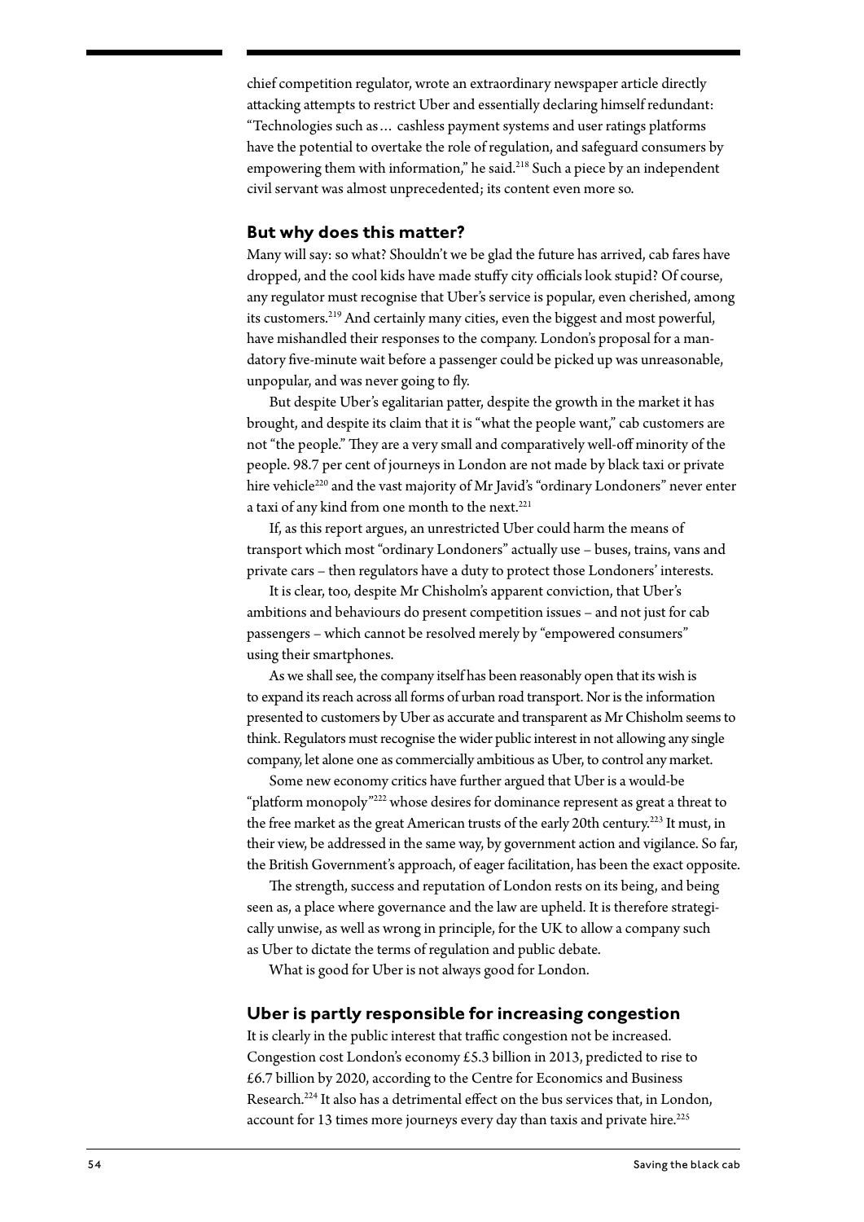chief competition regulator, wrote an extraordinary newspaper article directly attacking attempts to restrict Uber and essentially declaring himself redundant: "Technologies such as… cashless payment systems and user ratings platforms have the potential to overtake the role of regulation, and safeguard consumers by empowering them with information," he said.[218] Such a piece by an independent civil servant was almost unprecedented; its content even more so.

## But why does this matter?

Many will say: so what? Shouldn't we be glad the future has arrived, cab fares have dropped, and the cool kids have made stuffy city officials look stupid? Of course, any regulator must recognise that Uber's service is popular, even cherished, among its customers.[219] And certainly many cities, even the biggest and most powerful, have mishandled their responses to the company. London's proposal for a mandatory five-minute wait before a passenger could be picked up was unreasonable, unpopular, and was never going to fly.

But despite Uber's egalitarian patter, despite the growth in the market it has brought, and despite its claim that it is "what the people want," cab customers are not "the people." They are a very small and comparatively well-off minority of the people. 98.7 per cent of journeys in London are not made by black taxi or private hire vehicle[220] and the vast majority of Mr Javid's "ordinary Londoners" never enter a taxi of any kind from one month to the next.[221]

If, as this report argues, an unrestricted Uber could harm the means of transport which most "ordinary Londoners" actually use – buses, trains, vans and private cars – then regulators have a duty to protect those Londoners' interests.

It is clear, too, despite Mr Chisholm's apparent conviction, that Uber's ambitions and behaviours do present competition issues – and not just for cab passengers – which cannot be resolved merely by "empowered consumers" using their smartphones.

As we shall see, the company itself has been reasonably open that its wish is to expand its reach across all forms of urban road transport. Nor is the information presented to customers by Uber as accurate and transparent as Mr Chisholm seems to think. Regulators must recognise the wider public interest in not allowing any single company, let alone one as commercially ambitious as Uber, to control any market.

Some new economy critics have further argued that Uber is a would-be "platform monopoly"[222] whose desires for dominance represent as great a threat to the free market as the great American trusts of the early 20th century.[223] It must, in their view, be addressed in the same way, by government action and vigilance. So far, the British Government's approach, of eager facilitation, has been the exact opposite.

The strength, success and reputation of London rests on its being, and being seen as, a place where governance and the law are upheld. It is therefore strategically unwise, as well as wrong in principle, for the UK to allow a company such as Uber to dictate the terms of regulation and public debate.

What is good for Uber is not always good for London.

## Uber is partly responsible for increasing congestion

It is clearly in the public interest that traffic congestion not be increased. Congestion cost London's economy £5.3 billion in 2013, predicted to rise to £6.7 billion by 2020, according to the Centre for Economics and Business Research.[224] It also has a detrimental effect on the bus services that, in London, account for 13 times more journeys every day than taxis and private hire.[225]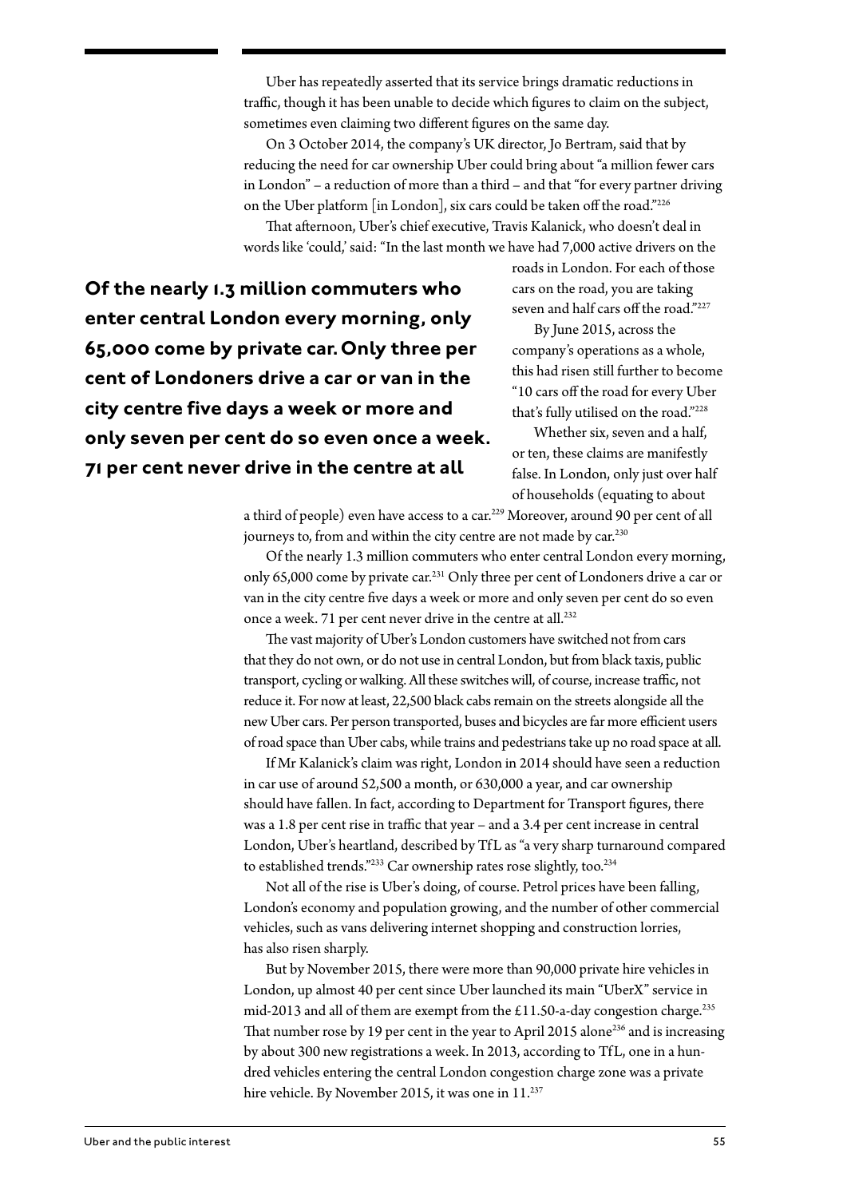Uber has repeatedly asserted that its service brings dramatic reductions in traffic, though it has been unable to decide which figures to claim on the subject, sometimes even claiming two different figures on the same day.

On 3 October 2014, the company's UK director, Jo Bertram, said that by reducing the need for car ownership Uber could bring about "a million fewer cars in London" – a reduction of more than a third – and that "for every partner driving on the Uber platform [in London], six cars could be taken off the road."[226]

That afternoon, Uber's chief executive, Travis Kalanick, who doesn't deal in words like 'could,' said: "In the last month we have had 7,000 active drivers on the roads in London. For each of those cars on the road, you are taking seven and half cars off the road."[227]

By June 2015, across the company's operations as a whole, this had risen still further to become "10 cars off the road for every Uber that's fully utilised on the road."[228]

Whether six, seven and a half, or ten, these claims are manifestly false. In London, only just over half of households (equating to about a third of people) even have access to a car.[229] Moreover, around 90 per cent of all journeys to, from and within the city centre are not made by car.[230]

**Of the nearly 1.3 million commuters who enter central London every morning, only 65,000 come by private car. Only three per cent of Londoners drive a car or van in the city centre five days a week or more and only seven per cent do so even once a week. 71 per cent never drive in the centre at all**

Of the nearly 1.3 million commuters who enter central London every morning, only 65,000 come by private car.[231] Only three per cent of Londoners drive a car or van in the city centre five days a week or more and only seven per cent do so even once a week. 71 per cent never drive in the centre at all.[232]

The vast majority of Uber's London customers have switched not from cars that they do not own, or do not use in central London, but from black taxis, public transport, cycling or walking. All these switches will, of course, increase traffic, not reduce it. For now at least, 22,500 black cabs remain on the streets alongside all the new Uber cars. Per person transported, buses and bicycles are far more efficient users of road space than Uber cabs, while trains and pedestrians take up no road space at all.

If Mr Kalanick's claim was right, London in 2014 should have seen a reduction in car use of around 52,500 a month, or 630,000 a year, and car ownership should have fallen. In fact, according to Department for Transport figures, there was a 1.8 per cent rise in traffic that year – and a 3.4 per cent increase in central London, Uber's heartland, described by TfL as "a very sharp turnaround compared to established trends."[233] Car ownership rates rose slightly, too.[234]

Not all of the rise is Uber's doing, of course. Petrol prices have been falling, London's economy and population growing, and the number of other commercial vehicles, such as vans delivering internet shopping and construction lorries, has also risen sharply.

But by November 2015, there were more than 90,000 private hire vehicles in London, up almost 40 per cent since Uber launched its main "UberX" service in mid-2013 and all of them are exempt from the £11.50-a-day congestion charge.[235] That number rose by 19 per cent in the year to April 2015 alone[236] and is increasing by about 300 new registrations a week. In 2013, according to TfL, one in a hundred vehicles entering the central London congestion charge zone was a private hire vehicle. By November 2015, it was one in 11.[237]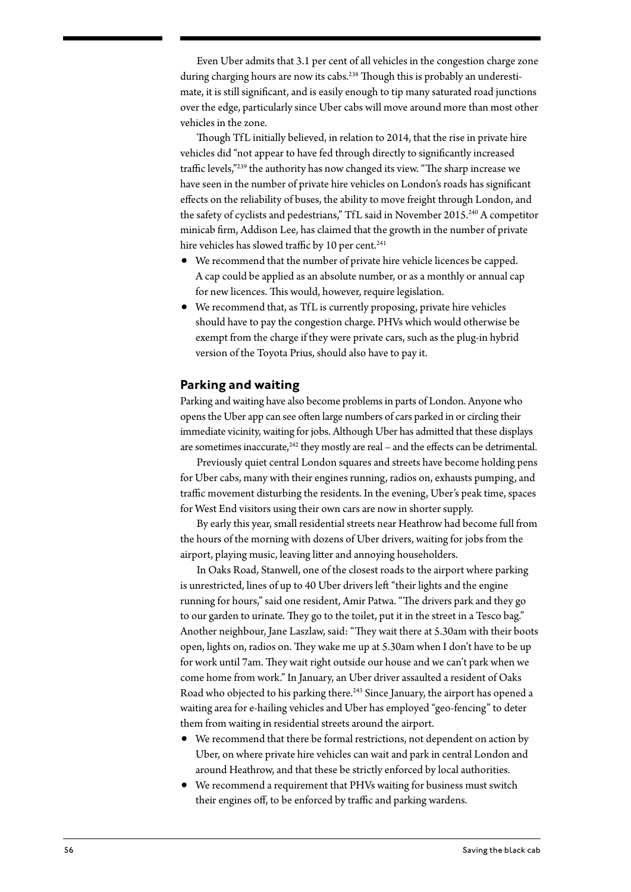Even Uber admits that 3.1 per cent of all vehicles in the congestion charge zone during charging hours are now its cabs.[238] Though this is probably an underestimate, it is still significant, and is easily enough to tip many saturated road junctions over the edge, particularly since Uber cabs will move around more than most other vehicles in the zone.

Though TfL initially believed, in relation to 2014, that the rise in private hire vehicles did "not appear to have fed through directly to significantly increased traffic levels,"[239] the authority has now changed its view. "The sharp increase we have seen in the number of private hire vehicles on London's roads has significant effects on the reliability of buses, the ability to move freight through London, and the safety of cyclists and pedestrians," TfL said in November 2015.[240] A competitor minicab firm, Addison Lee, has claimed that the growth in the number of private hire vehicles has slowed traffic by 10 per cent.[241]

- We recommend that the number of private hire vehicle licences be capped. A cap could be applied as an absolute number, or as a monthly or annual cap for new licences. This would, however, require legislation.
- We recommend that, as TfL is currently proposing, private hire vehicles should have to pay the congestion charge. PHVs which would otherwise be exempt from the charge if they were private cars, such as the plug-in hybrid version of the Toyota Prius, should also have to pay it.

## Parking and waiting

Parking and waiting have also become problems in parts of London. Anyone who opens the Uber app can see often large numbers of cars parked in or circling their immediate vicinity, waiting for jobs. Although Uber has admitted that these displays are sometimes inaccurate,[242] they mostly are real – and the effects can be detrimental.

Previously quiet central London squares and streets have become holding pens for Uber cabs, many with their engines running, radios on, exhausts pumping, and traffic movement disturbing the residents. In the evening, Uber's peak time, spaces for West End visitors using their own cars are now in shorter supply.

By early this year, small residential streets near Heathrow had become full from the hours of the morning with dozens of Uber drivers, waiting for jobs from the airport, playing music, leaving litter and annoying householders.

In Oaks Road, Stanwell, one of the closest roads to the airport where parking is unrestricted, lines of up to 40 Uber drivers left "their lights and the engine running for hours," said one resident, Amir Patwa. "The drivers park and they go to our garden to urinate. They go to the toilet, put it in the street in a Tesco bag." Another neighbour, Jane Laszlaw, said: "They wait there at 5.30am with their boots open, lights on, radios on. They wake me up at 5.30am when I don't have to be up for work until 7am. They wait right outside our house and we can't park when we come home from work." In January, an Uber driver assaulted a resident of Oaks Road who objected to his parking there.[243] Since January, the airport has opened a waiting area for e-hailing vehicles and Uber has employed "geo-fencing" to deter them from waiting in residential streets around the airport.

- We recommend that there be formal restrictions, not dependent on action by Uber, on where private hire vehicles can wait and park in central London and around Heathrow, and that these be strictly enforced by local authorities.
- We recommend a requirement that PHVs waiting for business must switch their engines off, to be enforced by traffic and parking wardens.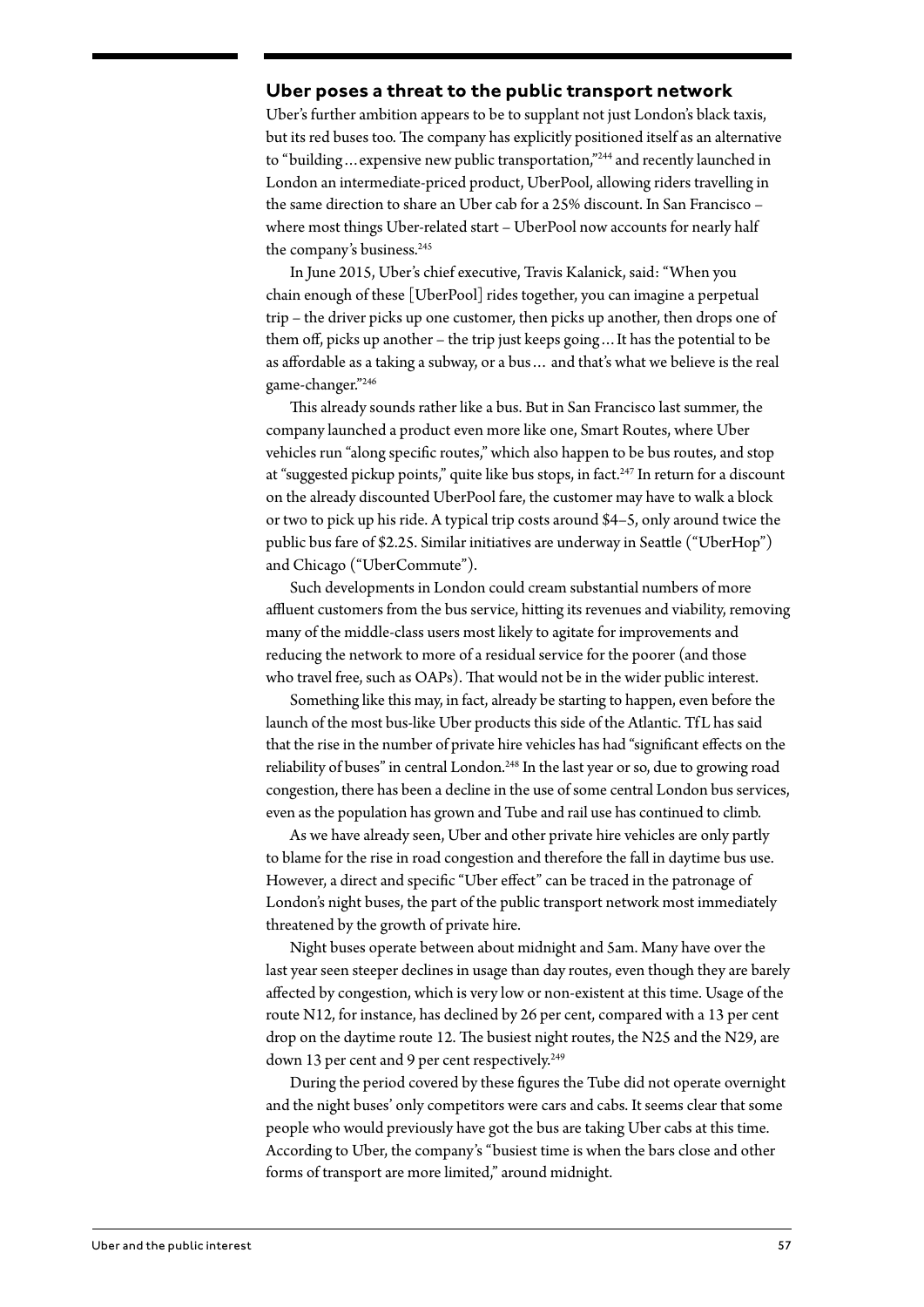## Uber poses a threat to the public transport network

Uber's further ambition appears to be to supplant not just London's black taxis, but its red buses too. The company has explicitly positioned itself as an alternative to "building…expensive new public transportation,"[244] and recently launched in London an intermediate-priced product, UberPool, allowing riders travelling in the same direction to share an Uber cab for a 25% discount. In San Francisco – where most things Uber-related start – UberPool now accounts for nearly half the company's business.[245]

In June 2015, Uber's chief executive, Travis Kalanick, said: "When you chain enough of these [UberPool] rides together, you can imagine a perpetual trip – the driver picks up one customer, then picks up another, then drops one of them off, picks up another – the trip just keeps going…It has the potential to be as affordable as a taking a subway, or a bus… and that's what we believe is the real game-changer."[246]

This already sounds rather like a bus. But in San Francisco last summer, the company launched a product even more like one, Smart Routes, where Uber vehicles run "along specific routes," which also happen to be bus routes, and stop at "suggested pickup points," quite like bus stops, in fact.[247] In return for a discount on the already discounted UberPool fare, the customer may have to walk a block or two to pick up his ride. A typical trip costs around $4–5, only around twice the public bus fare of $2.25. Similar initiatives are underway in Seattle ("UberHop") and Chicago ("UberCommute").

Such developments in London could cream substantial numbers of more affluent customers from the bus service, hitting its revenues and viability, removing many of the middle-class users most likely to agitate for improvements and reducing the network to more of a residual service for the poorer (and those who travel free, such as OAPs). That would not be in the wider public interest.

Something like this may, in fact, already be starting to happen, even before the launch of the most bus-like Uber products this side of the Atlantic. TfL has said that the rise in the number of private hire vehicles has had "significant effects on the reliability of buses" in central London.[248] In the last year or so, due to growing road congestion, there has been a decline in the use of some central London bus services, even as the population has grown and Tube and rail use has continued to climb.

As we have already seen, Uber and other private hire vehicles are only partly to blame for the rise in road congestion and therefore the fall in daytime bus use. However, a direct and specific "Uber effect" can be traced in the patronage of London's night buses, the part of the public transport network most immediately threatened by the growth of private hire.

Night buses operate between about midnight and 5am. Many have over the last year seen steeper declines in usage than day routes, even though they are barely affected by congestion, which is very low or non-existent at this time. Usage of the route N12, for instance, has declined by 26 per cent, compared with a 13 per cent drop on the daytime route 12. The busiest night routes, the N25 and the N29, are down 13 per cent and 9 per cent respectively.[249]

During the period covered by these figures the Tube did not operate overnight and the night buses' only competitors were cars and cabs. It seems clear that some people who would previously have got the bus are taking Uber cabs at this time. According to Uber, the company's "busiest time is when the bars close and other forms of transport are more limited," around midnight.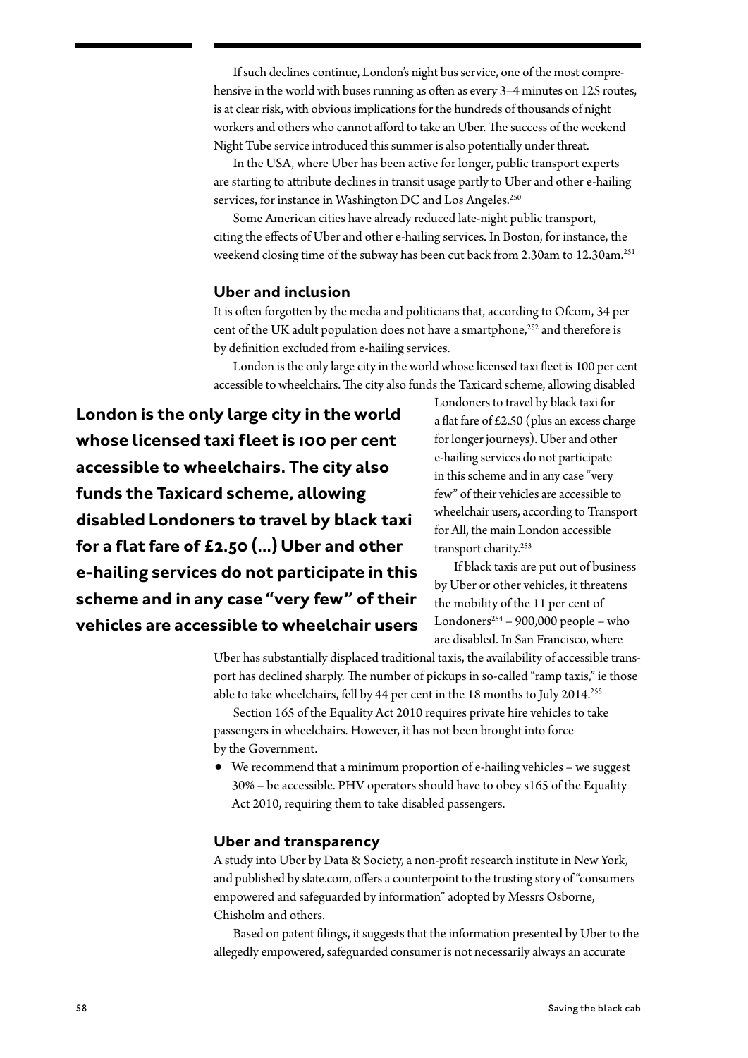If such declines continue, London's night bus service, one of the most comprehensive in the world with buses running as often as every 3–4 minutes on 125 routes, is at clear risk, with obvious implications for the hundreds of thousands of night workers and others who cannot afford to take an Uber. The success of the weekend Night Tube service introduced this summer is also potentially under threat.

In the USA, where Uber has been active for longer, public transport experts are starting to attribute declines in transit usage partly to Uber and other e-hailing services, for instance in Washington DC and Los Angeles.[250]

Some American cities have already reduced late-night public transport, citing the effects of Uber and other e-hailing services. In Boston, for instance, the weekend closing time of the subway has been cut back from 2.30am to 12.30am.[251]

### Uber and inclusion

It is often forgotten by the media and politicians that, according to Ofcom, 34 per cent of the UK adult population does not have a smartphone,[252] and therefore is by definition excluded from e-hailing services.

London is the only large city in the world whose licensed taxi fleet is 100 per cent accessible to wheelchairs. The city also funds the Taxicard scheme, allowing disabled Londoners to travel by black taxi for a flat fare of £2.50 (plus an excess charge for longer journeys). Uber and other e-hailing services do not participate in this scheme and in any case "very few" of their vehicles are accessible to wheelchair users, according to Transport for All, the main London accessible transport charity.[253]

**London is the only large city in the world whose licensed taxi fleet is 100 per cent accessible to wheelchairs. The city also funds the Taxicard scheme, allowing disabled Londoners to travel by black taxi for a flat fare of £2.50 (...) Uber and other e-hailing services do not participate in this scheme and in any case "very few" of their vehicles are accessible to wheelchair users**

If black taxis are put out of business by Uber or other vehicles, it threatens the mobility of the 11 per cent of Londoners[254] – 900,000 people – who are disabled. In San Francisco, where Uber has substantially displaced traditional taxis, the availability of accessible transport has declined sharply. The number of pickups in so-called "ramp taxis," ie those able to take wheelchairs, fell by 44 per cent in the 18 months to July 2014.[255]

Section 165 of the Equality Act 2010 requires private hire vehicles to take passengers in wheelchairs. However, it has not been brought into force by the Government.

- We recommend that a minimum proportion of e-hailing vehicles – we suggest 30% – be accessible. PHV operators should have to obey s165 of the Equality Act 2010, requiring them to take disabled passengers.

### Uber and transparency

A study into Uber by Data & Society, a non-profit research institute in New York, and published by slate.com, offers a counterpoint to the trusting story of "consumers empowered and safeguarded by information" adopted by Messrs Osborne, Chisholm and others.

Based on patent filings, it suggests that the information presented by Uber to the allegedly empowered, safeguarded consumer is not necessarily always an accurate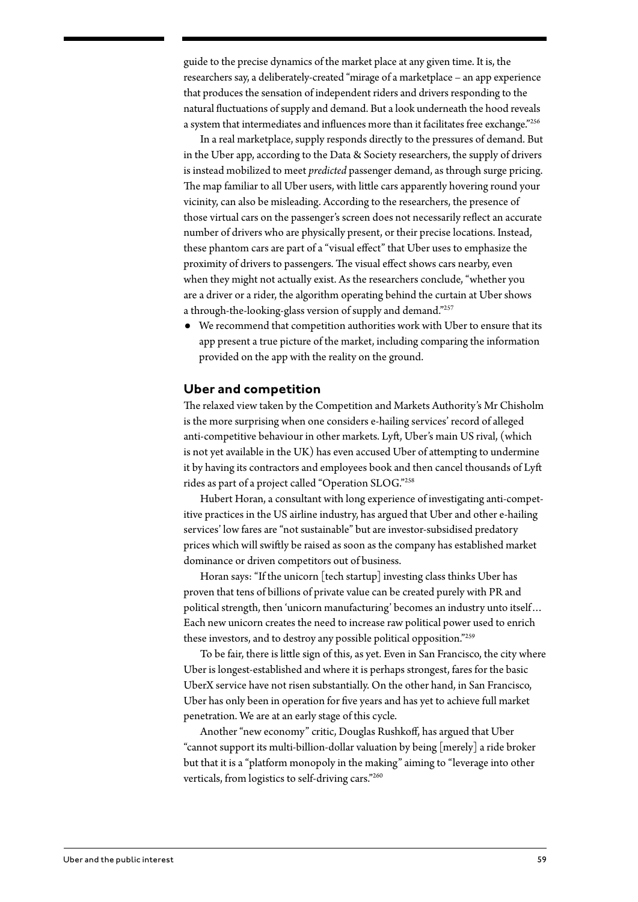guide to the precise dynamics of the market place at any given time. It is, the researchers say, a deliberately-created "mirage of a marketplace – an app experience that produces the sensation of independent riders and drivers responding to the natural fluctuations of supply and demand. But a look underneath the hood reveals a system that intermediates and influences more than it facilitates free exchange."[256]

In a real marketplace, supply responds directly to the pressures of demand. But in the Uber app, according to the Data & Society researchers, the supply of drivers is instead mobilized to meet *predicted* passenger demand, as through surge pricing. The map familiar to all Uber users, with little cars apparently hovering round your vicinity, can also be misleading. According to the researchers, the presence of those virtual cars on the passenger's screen does not necessarily reflect an accurate number of drivers who are physically present, or their precise locations. Instead, these phantom cars are part of a "visual effect" that Uber uses to emphasize the proximity of drivers to passengers. The visual effect shows cars nearby, even when they might not actually exist. As the researchers conclude, "whether you are a driver or a rider, the algorithm operating behind the curtain at Uber shows a through-the-looking-glass version of supply and demand."[257]

- We recommend that competition authorities work with Uber to ensure that its app present a true picture of the market, including comparing the information provided on the app with the reality on the ground.

## Uber and competition

The relaxed view taken by the Competition and Markets Authority's Mr Chisholm is the more surprising when one considers e-hailing services' record of alleged anti-competitive behaviour in other markets. Lyft, Uber's main US rival, (which is not yet available in the UK) has even accused Uber of attempting to undermine it by having its contractors and employees book and then cancel thousands of Lyft rides as part of a project called "Operation SLOG."[258]

Hubert Horan, a consultant with long experience of investigating anti-competitive practices in the US airline industry, has argued that Uber and other e-hailing services' low fares are "not sustainable" but are investor-subsidised predatory prices which will swiftly be raised as soon as the company has established market dominance or driven competitors out of business.

Horan says: "If the unicorn [tech startup] investing class thinks Uber has proven that tens of billions of private value can be created purely with PR and political strength, then 'unicorn manufacturing' becomes an industry unto itself… Each new unicorn creates the need to increase raw political power used to enrich these investors, and to destroy any possible political opposition."[259]

To be fair, there is little sign of this, as yet. Even in San Francisco, the city where Uber is longest-established and where it is perhaps strongest, fares for the basic UberX service have not risen substantially. On the other hand, in San Francisco, Uber has only been in operation for five years and has yet to achieve full market penetration. We are at an early stage of this cycle.

Another "new economy" critic, Douglas Rushkoff, has argued that Uber "cannot support its multi-billion-dollar valuation by being [merely] a ride broker but that it is a "platform monopoly in the making" aiming to "leverage into other verticals, from logistics to self-driving cars."[260]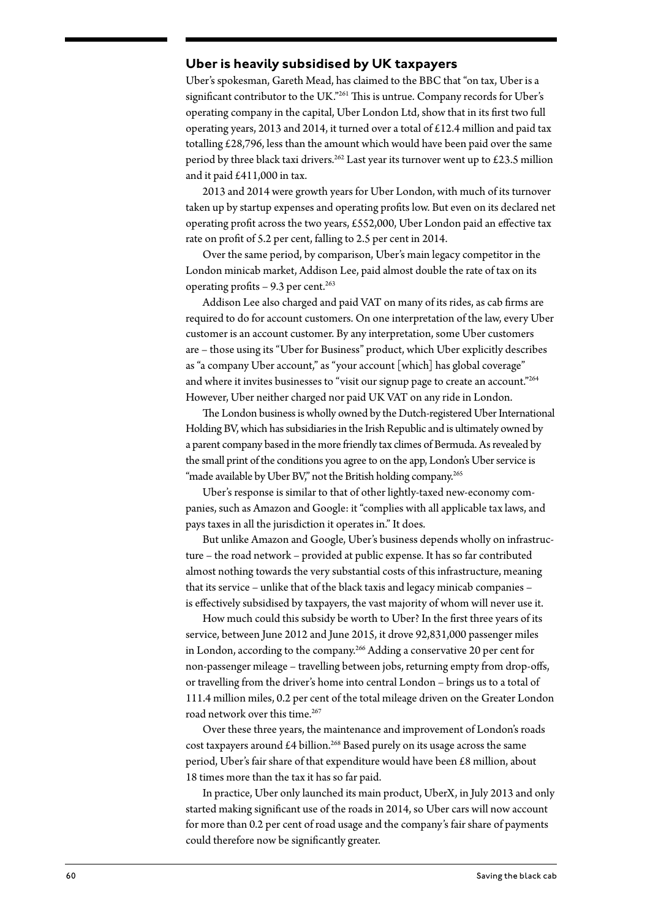## Uber is heavily subsidised by UK taxpayers

Uber's spokesman, Gareth Mead, has claimed to the BBC that "on tax, Uber is a significant contributor to the UK."[261] This is untrue. Company records for Uber's operating company in the capital, Uber London Ltd, show that in its first two full operating years, 2013 and 2014, it turned over a total of £12.4 million and paid tax totalling £28,796, less than the amount which would have been paid over the same period by three black taxi drivers.[262] Last year its turnover went up to £23.5 million and it paid £411,000 in tax.

2013 and 2014 were growth years for Uber London, with much of its turnover taken up by startup expenses and operating profits low. But even on its declared net operating profit across the two years, £552,000, Uber London paid an effective tax rate on profit of 5.2 per cent, falling to 2.5 per cent in 2014.

Over the same period, by comparison, Uber's main legacy competitor in the London minicab market, Addison Lee, paid almost double the rate of tax on its operating profits – 9.3 per cent.[263]

Addison Lee also charged and paid VAT on many of its rides, as cab firms are required to do for account customers. On one interpretation of the law, every Uber customer is an account customer. By any interpretation, some Uber customers are – those using its "Uber for Business" product, which Uber explicitly describes as "a company Uber account," as "your account [which] has global coverage" and where it invites businesses to "visit our signup page to create an account."[264] However, Uber neither charged nor paid UK VAT on any ride in London.

The London business is wholly owned by the Dutch-registered Uber International Holding BV, which has subsidiaries in the Irish Republic and is ultimately owned by a parent company based in the more friendly tax climes of Bermuda. As revealed by the small print of the conditions you agree to on the app, London's Uber service is "made available by Uber BV," not the British holding company.[265]

Uber's response is similar to that of other lightly-taxed new-economy companies, such as Amazon and Google: it "complies with all applicable tax laws, and pays taxes in all the jurisdiction it operates in." It does.

But unlike Amazon and Google, Uber's business depends wholly on infrastructure – the road network – provided at public expense. It has so far contributed almost nothing towards the very substantial costs of this infrastructure, meaning that its service – unlike that of the black taxis and legacy minicab companies – is effectively subsidised by taxpayers, the vast majority of whom will never use it.

How much could this subsidy be worth to Uber? In the first three years of its service, between June 2012 and June 2015, it drove 92,831,000 passenger miles in London, according to the company.[266] Adding a conservative 20 per cent for non-passenger mileage – travelling between jobs, returning empty from drop-offs, or travelling from the driver's home into central London – brings us to a total of 111.4 million miles, 0.2 per cent of the total mileage driven on the Greater London road network over this time.[267]

Over these three years, the maintenance and improvement of London's roads cost taxpayers around £4 billion.[268] Based purely on its usage across the same period, Uber's fair share of that expenditure would have been £8 million, about 18 times more than the tax it has so far paid.

In practice, Uber only launched its main product, UberX, in July 2013 and only started making significant use of the roads in 2014, so Uber cars will now account for more than 0.2 per cent of road usage and the company's fair share of payments could therefore now be significantly greater.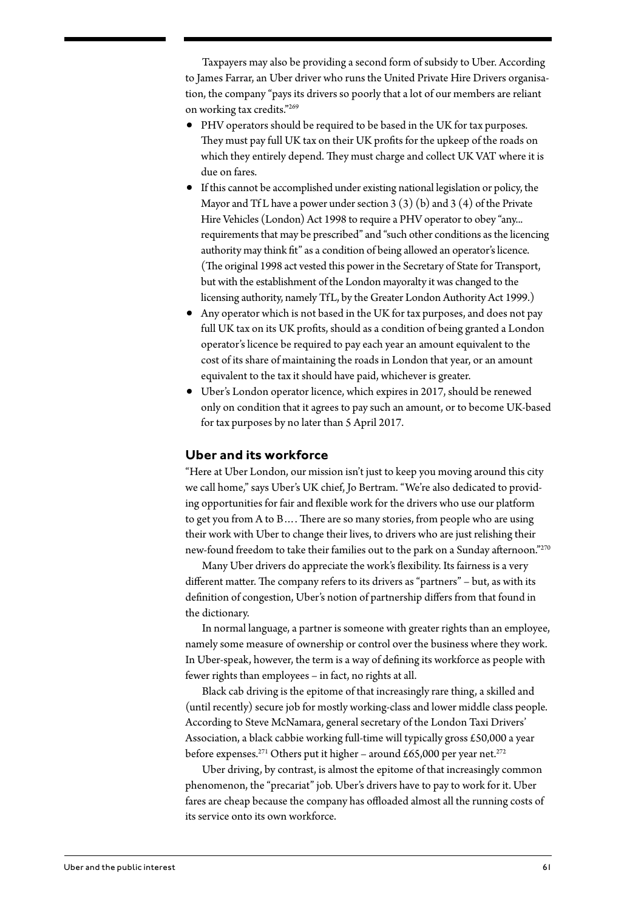Taxpayers may also be providing a second form of subsidy to Uber. According to James Farrar, an Uber driver who runs the United Private Hire Drivers organisation, the company "pays its drivers so poorly that a lot of our members are reliant on working tax credits."[269]

- PHV operators should be required to be based in the UK for tax purposes. They must pay full UK tax on their UK profits for the upkeep of the roads on which they entirely depend. They must charge and collect UK VAT where it is due on fares.
- If this cannot be accomplished under existing national legislation or policy, the Mayor and TfL have a power under section 3 (3) (b) and 3 (4) of the Private Hire Vehicles (London) Act 1998 to require a PHV operator to obey "any... requirements that may be prescribed" and "such other conditions as the licencing authority may think fit" as a condition of being allowed an operator's licence. (The original 1998 act vested this power in the Secretary of State for Transport, but with the establishment of the London mayoralty it was changed to the licensing authority, namely TfL, by the Greater London Authority Act 1999.)
- Any operator which is not based in the UK for tax purposes, and does not pay full UK tax on its UK profits, should as a condition of being granted a London operator's licence be required to pay each year an amount equivalent to the cost of its share of maintaining the roads in London that year, or an amount equivalent to the tax it should have paid, whichever is greater.
- Uber's London operator licence, which expires in 2017, should be renewed only on condition that it agrees to pay such an amount, or to become UK-based for tax purposes by no later than 5 April 2017.

## Uber and its workforce

"Here at Uber London, our mission isn't just to keep you moving around this city we call home," says Uber's UK chief, Jo Bertram. "We're also dedicated to providing opportunities for fair and flexible work for the drivers who use our platform to get you from A to B…. There are so many stories, from people who are using their work with Uber to change their lives, to drivers who are just relishing their new-found freedom to take their families out to the park on a Sunday afternoon."[270]

Many Uber drivers do appreciate the work's flexibility. Its fairness is a very different matter. The company refers to its drivers as "partners" – but, as with its definition of congestion, Uber's notion of partnership differs from that found in the dictionary.

In normal language, a partner is someone with greater rights than an employee, namely some measure of ownership or control over the business where they work. In Uber-speak, however, the term is a way of defining its workforce as people with fewer rights than employees – in fact, no rights at all.

Black cab driving is the epitome of that increasingly rare thing, a skilled and (until recently) secure job for mostly working-class and lower middle class people. According to Steve McNamara, general secretary of the London Taxi Drivers' Association, a black cabbie working full-time will typically gross £50,000 a year before expenses.[271] Others put it higher – around £65,000 per year net.[272]

Uber driving, by contrast, is almost the epitome of that increasingly common phenomenon, the "precariat" job. Uber's drivers have to pay to work for it. Uber fares are cheap because the company has offloaded almost all the running costs of its service onto its own workforce.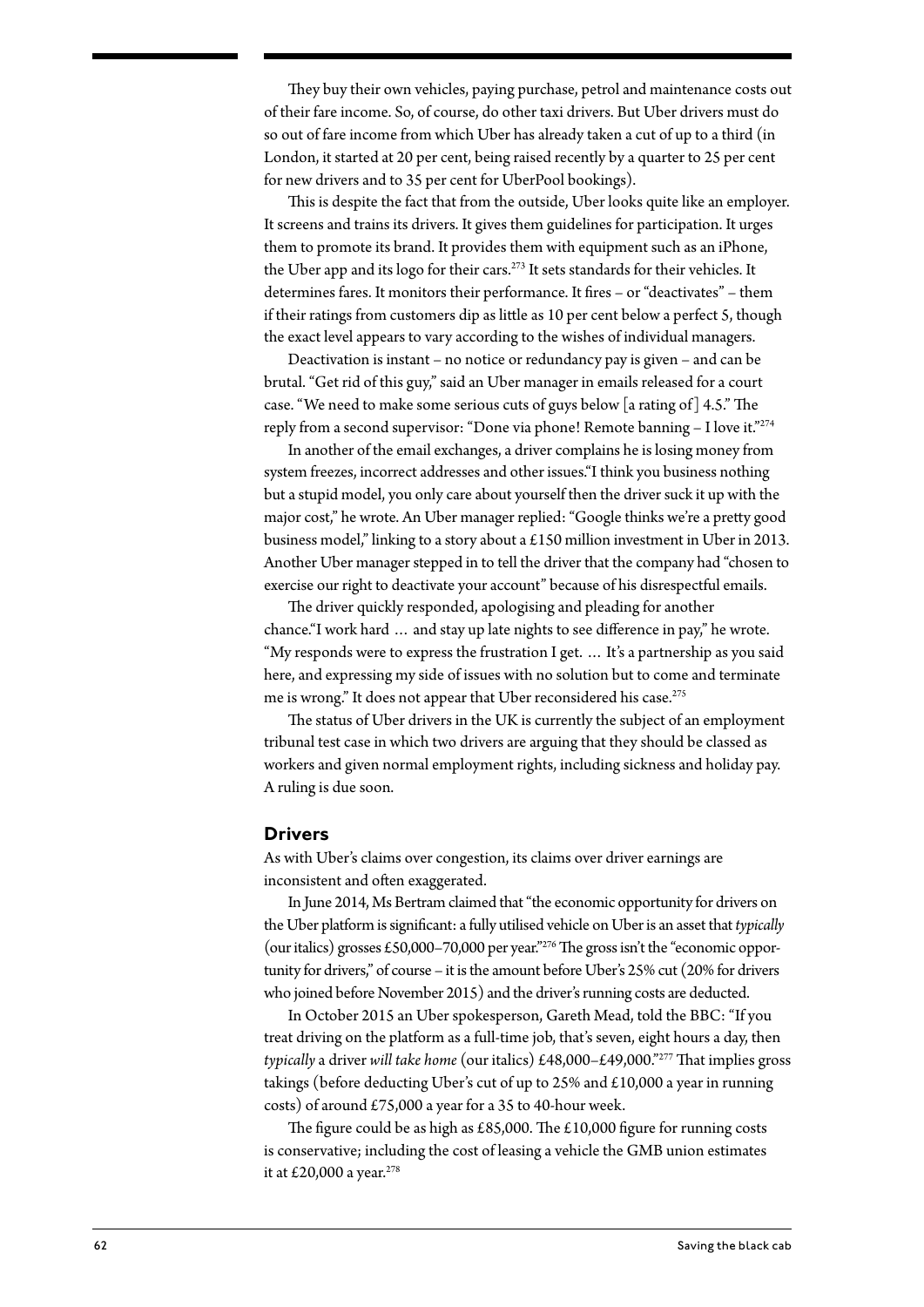They buy their own vehicles, paying purchase, petrol and maintenance costs out of their fare income. So, of course, do other taxi drivers. But Uber drivers must do so out of fare income from which Uber has already taken a cut of up to a third (in London, it started at 20 per cent, being raised recently by a quarter to 25 per cent for new drivers and to 35 per cent for UberPool bookings).

This is despite the fact that from the outside, Uber looks quite like an employer. It screens and trains its drivers. It gives them guidelines for participation. It urges them to promote its brand. It provides them with equipment such as an iPhone, the Uber app and its logo for their cars.[273] It sets standards for their vehicles. It determines fares. It monitors their performance. It fires – or "deactivates" – them if their ratings from customers dip as little as 10 per cent below a perfect 5, though the exact level appears to vary according to the wishes of individual managers.

Deactivation is instant – no notice or redundancy pay is given – and can be brutal. "Get rid of this guy," said an Uber manager in emails released for a court case. "We need to make some serious cuts of guys below [a rating of] 4.5." The reply from a second supervisor: "Done via phone! Remote banning – I love it."[274]

In another of the email exchanges, a driver complains he is losing money from system freezes, incorrect addresses and other issues."I think you business nothing but a stupid model, you only care about yourself then the driver suck it up with the major cost," he wrote. An Uber manager replied: "Google thinks we're a pretty good business model," linking to a story about a £150 million investment in Uber in 2013. Another Uber manager stepped in to tell the driver that the company had "chosen to exercise our right to deactivate your account" because of his disrespectful emails.

The driver quickly responded, apologising and pleading for another chance."I work hard … and stay up late nights to see difference in pay," he wrote. "My responds were to express the frustration I get. … It's a partnership as you said here, and expressing my side of issues with no solution but to come and terminate me is wrong." It does not appear that Uber reconsidered his case.[275]

The status of Uber drivers in the UK is currently the subject of an employment tribunal test case in which two drivers are arguing that they should be classed as workers and given normal employment rights, including sickness and holiday pay. A ruling is due soon.

## Drivers

As with Uber's claims over congestion, its claims over driver earnings are inconsistent and often exaggerated.

In June 2014, Ms Bertram claimed that "the economic opportunity for drivers on the Uber platform is significant: a fully utilised vehicle on Uber is an asset that *typically* (our italics) grosses £50,000–70,000 per year."[276] The gross isn't the "economic opportunity for drivers," of course – it is the amount before Uber's 25% cut (20% for drivers who joined before November 2015) and the driver's running costs are deducted.

In October 2015 an Uber spokesperson, Gareth Mead, told the BBC: "If you treat driving on the platform as a full-time job, that's seven, eight hours a day, then *typically* a driver *will take home* (our italics) £48,000–£49,000."[277] That implies gross takings (before deducting Uber's cut of up to 25% and £10,000 a year in running costs) of around £75,000 a year for a 35 to 40-hour week.

The figure could be as high as £85,000. The £10,000 figure for running costs is conservative; including the cost of leasing a vehicle the GMB union estimates it at £20,000 a year.[278]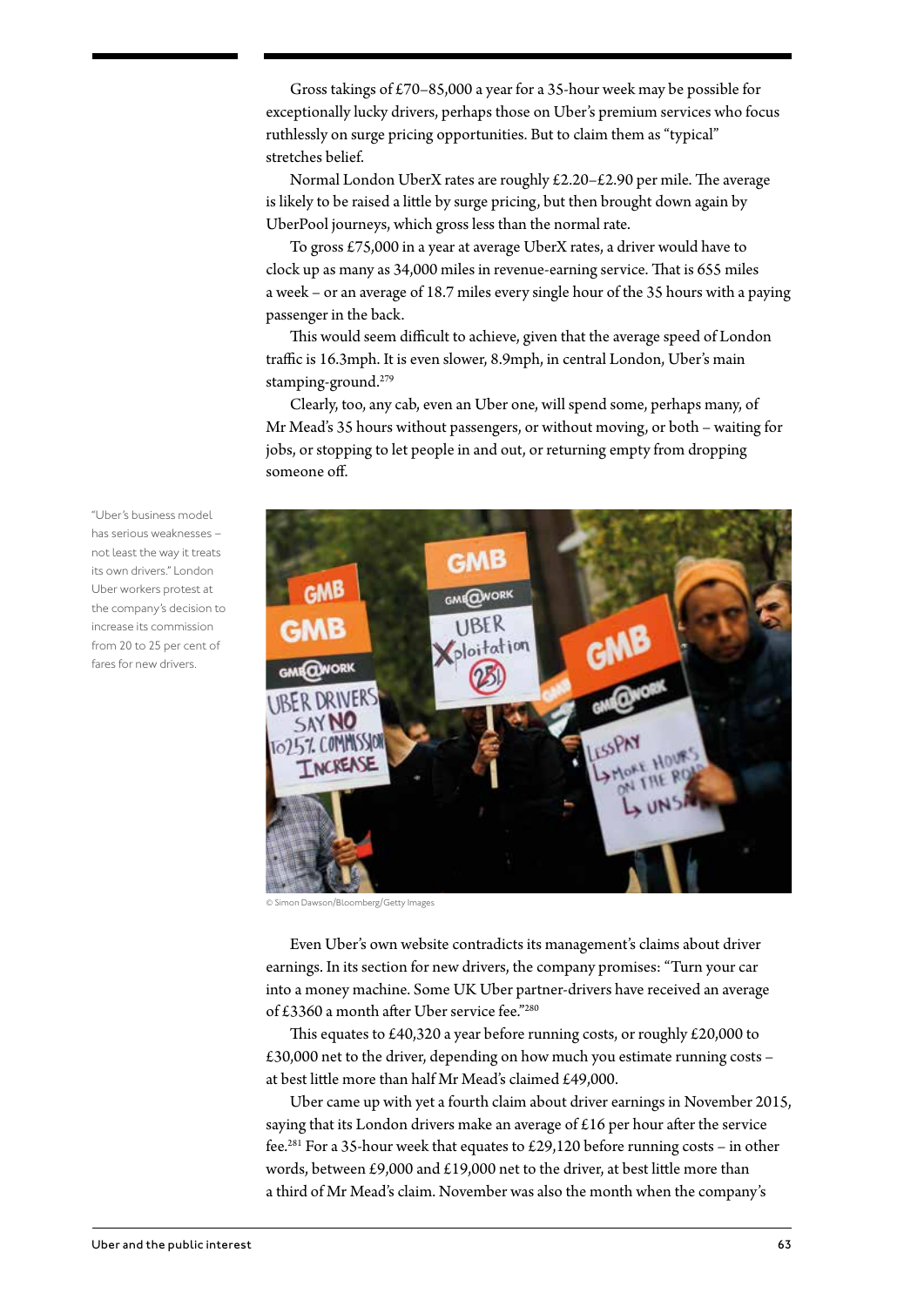Gross takings of £70–85,000 a year for a 35-hour week may be possible for exceptionally lucky drivers, perhaps those on Uber's premium services who focus ruthlessly on surge pricing opportunities. But to claim them as "typical" stretches belief.

Normal London UberX rates are roughly £2.20–£2.90 per mile. The average is likely to be raised a little by surge pricing, but then brought down again by UberPool journeys, which gross less than the normal rate.

To gross £75,000 in a year at average UberX rates, a driver would have to clock up as many as 34,000 miles in revenue-earning service. That is 655 miles a week – or an average of 18.7 miles every single hour of the 35 hours with a paying passenger in the back.

This would seem difficult to achieve, given that the average speed of London traffic is 16.3mph. It is even slower, 8.9mph, in central London, Uber's main stamping-ground.[279]

Clearly, too, any cab, even an Uber one, will spend some, perhaps many, of Mr Mead's 35 hours without passengers, or without moving, or both – waiting for jobs, or stopping to let people in and out, or returning empty from dropping someone off.

"Uber's business model has serious weaknesses – not least the way it treats its own drivers." London Uber workers protest at the company's decision to increase its commission from 20 to 25 per cent of fares for new drivers.

© Simon Dawson/Bloomberg/Getty Images

Even Uber's own website contradicts its management's claims about driver earnings. In its section for new drivers, the company promises: "Turn your car into a money machine. Some UK Uber partner-drivers have received an average of £3360 a month after Uber service fee."[280]

This equates to £40,320 a year before running costs, or roughly £20,000 to £30,000 net to the driver, depending on how much you estimate running costs – at best little more than half Mr Mead's claimed £49,000.

Uber came up with yet a fourth claim about driver earnings in November 2015, saying that its London drivers make an average of £16 per hour after the service fee.[281] For a 35-hour week that equates to £29,120 before running costs – in other words, between £9,000 and £19,000 net to the driver, at best little more than a third of Mr Mead's claim. November was also the month when the company's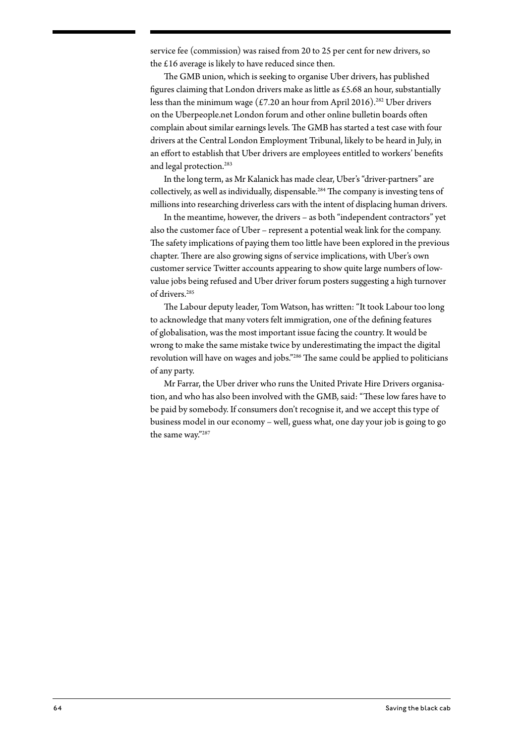service fee (commission) was raised from 20 to 25 per cent for new drivers, so the £16 average is likely to have reduced since then.

The GMB union, which is seeking to organise Uber drivers, has published figures claiming that London drivers make as little as £5.68 an hour, substantially less than the minimum wage (£7.20 an hour from April 2016).[282] Uber drivers on the Uberpeople.net London forum and other online bulletin boards often complain about similar earnings levels. The GMB has started a test case with four drivers at the Central London Employment Tribunal, likely to be heard in July, in an effort to establish that Uber drivers are employees entitled to workers' benefits and legal protection.[283]

In the long term, as Mr Kalanick has made clear, Uber's "driver-partners" are collectively, as well as individually, dispensable.[284] The company is investing tens of millions into researching driverless cars with the intent of displacing human drivers.

In the meantime, however, the drivers – as both "independent contractors" yet also the customer face of Uber – represent a potential weak link for the company. The safety implications of paying them too little have been explored in the previous chapter. There are also growing signs of service implications, with Uber's own customer service Twitter accounts appearing to show quite large numbers of low-value jobs being refused and Uber driver forum posters suggesting a high turnover of drivers.[285]

The Labour deputy leader, Tom Watson, has written: "It took Labour too long to acknowledge that many voters felt immigration, one of the defining features of globalisation, was the most important issue facing the country. It would be wrong to make the same mistake twice by underestimating the impact the digital revolution will have on wages and jobs."[286] The same could be applied to politicians of any party.

Mr Farrar, the Uber driver who runs the United Private Hire Drivers organisation, and who has also been involved with the GMB, said: "These low fares have to be paid by somebody. If consumers don't recognise it, and we accept this type of business model in our economy – well, guess what, one day your job is going to go the same way."[287]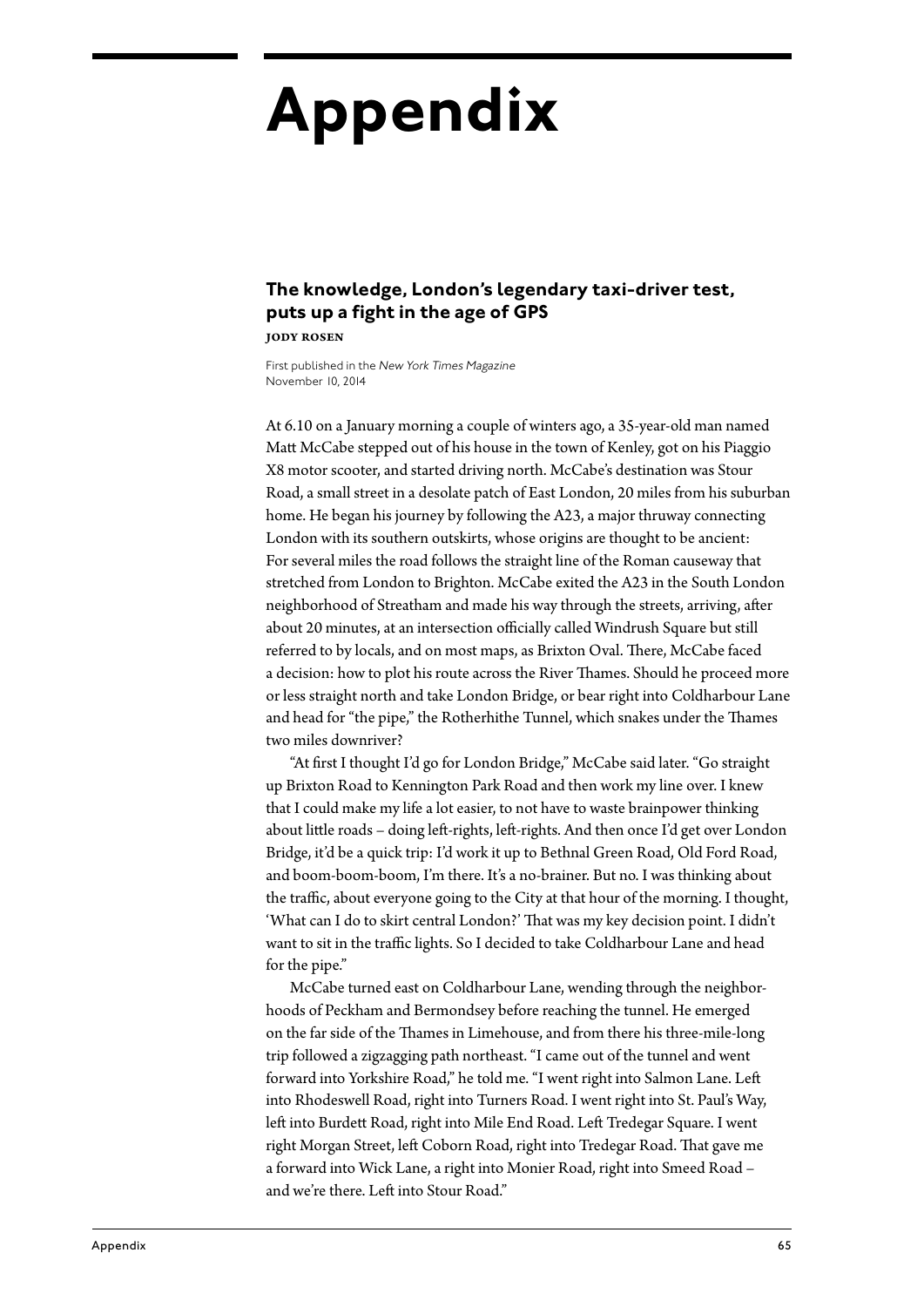# Appendix

### The knowledge, London's legendary taxi-driver test, puts up a fight in the age of GPS

**JODY ROSEN**

First published in the *New York Times Magazine*
November 10, 2014

At 6.10 on a January morning a couple of winters ago, a 35-year-old man named Matt McCabe stepped out of his house in the town of Kenley, got on his Piaggio X8 motor scooter, and started driving north. McCabe's destination was Stour Road, a small street in a desolate patch of East London, 20 miles from his suburban home. He began his journey by following the A23, a major thruway connecting London with its southern outskirts, whose origins are thought to be ancient: For several miles the road follows the straight line of the Roman causeway that stretched from London to Brighton. McCabe exited the A23 in the South London neighborhood of Streatham and made his way through the streets, arriving, after about 20 minutes, at an intersection officially called Windrush Square but still referred to by locals, and on most maps, as Brixton Oval. There, McCabe faced a decision: how to plot his route across the River Thames. Should he proceed more or less straight north and take London Bridge, or bear right into Coldharbour Lane and head for "the pipe," the Rotherhithe Tunnel, which snakes under the Thames two miles downriver?

"At first I thought I'd go for London Bridge," McCabe said later. "Go straight up Brixton Road to Kennington Park Road and then work my line over. I knew that I could make my life a lot easier, to not have to waste brainpower thinking about little roads – doing left-rights, left-rights. And then once I'd get over London Bridge, it'd be a quick trip: I'd work it up to Bethnal Green Road, Old Ford Road, and boom-boom-boom, I'm there. It's a no-brainer. But no. I was thinking about the traffic, about everyone going to the City at that hour of the morning. I thought, 'What can I do to skirt central London?' That was my key decision point. I didn't want to sit in the traffic lights. So I decided to take Coldharbour Lane and head for the pipe."

McCabe turned east on Coldharbour Lane, wending through the neighborhoods of Peckham and Bermondsey before reaching the tunnel. He emerged on the far side of the Thames in Limehouse, and from there his three-mile-long trip followed a zigzagging path northeast. "I came out of the tunnel and went forward into Yorkshire Road," he told me. "I went right into Salmon Lane. Left into Rhodeswell Road, right into Turners Road. I went right into St. Paul's Way, left into Burdett Road, right into Mile End Road. Left Tredegar Square. I went right Morgan Street, left Coborn Road, right into Tredegar Road. That gave me a forward into Wick Lane, a right into Monier Road, right into Smeed Road – and we're there. Left into Stour Road."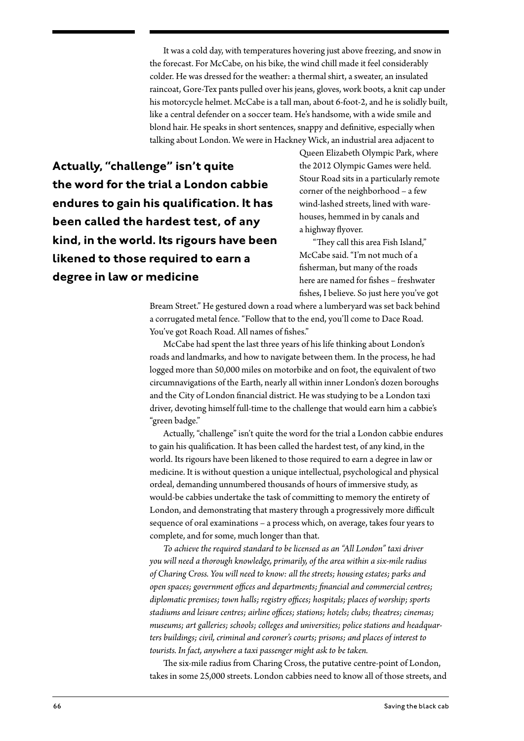It was a cold day, with temperatures hovering just above freezing, and snow in the forecast. For McCabe, on his bike, the wind chill made it feel considerably colder. He was dressed for the weather: a thermal shirt, a sweater, an insulated raincoat, Gore-Tex pants pulled over his jeans, gloves, work boots, a knit cap under his motorcycle helmet. McCabe is a tall man, about 6-foot-2, and he is solidly built, like a central defender on a soccer team. He's handsome, with a wide smile and blond hair. He speaks in short sentences, snappy and definitive, especially when talking about London. We were in Hackney Wick, an industrial area adjacent to Queen Elizabeth Olympic Park, where the 2012 Olympic Games were held. Stour Road sits in a particularly remote corner of the neighborhood – a few wind-lashed streets, lined with warehouses, hemmed in by canals and a highway flyover.

**Actually, "challenge" isn't quite the word for the trial a London cabbie endures to gain his qualification. It has been called the hardest test, of any kind, in the world. Its rigours have been likened to those required to earn a degree in law or medicine**

"They call this area Fish Island," McCabe said. "I'm not much of a fisherman, but many of the roads here are named for fishes – freshwater fishes, I believe. So just here you've got Bream Street." He gestured down a road where a lumberyard was set back behind a corrugated metal fence. "Follow that to the end, you'll come to Dace Road. You've got Roach Road. All names of fishes."

McCabe had spent the last three years of his life thinking about London's roads and landmarks, and how to navigate between them. In the process, he had logged more than 50,000 miles on motorbike and on foot, the equivalent of two circumnavigations of the Earth, nearly all within inner London's dozen boroughs and the City of London financial district. He was studying to be a London taxi driver, devoting himself full-time to the challenge that would earn him a cabbie's "green badge."

Actually, "challenge" isn't quite the word for the trial a London cabbie endures to gain his qualification. It has been called the hardest test, of any kind, in the world. Its rigours have been likened to those required to earn a degree in law or medicine. It is without question a unique intellectual, psychological and physical ordeal, demanding unnumbered thousands of hours of immersive study, as would-be cabbies undertake the task of committing to memory the entirety of London, and demonstrating that mastery through a progressively more difficult sequence of oral examinations – a process which, on average, takes four years to complete, and for some, much longer than that.

*To achieve the required standard to be licensed as an "All London" taxi driver you will need a thorough knowledge, primarily, of the area within a six-mile radius of Charing Cross. You will need to know: all the streets; housing estates; parks and open spaces; government offices and departments; financial and commercial centres; diplomatic premises; town halls; registry offices; hospitals; places of worship; sports stadiums and leisure centres; airline offices; stations; hotels; clubs; theatres; cinemas; museums; art galleries; schools; colleges and universities; police stations and headquarters buildings; civil, criminal and coroner's courts; prisons; and places of interest to tourists. In fact, anywhere a taxi passenger might ask to be taken.*

The six-mile radius from Charing Cross, the putative centre-point of London, takes in some 25,000 streets. London cabbies need to know all of those streets, and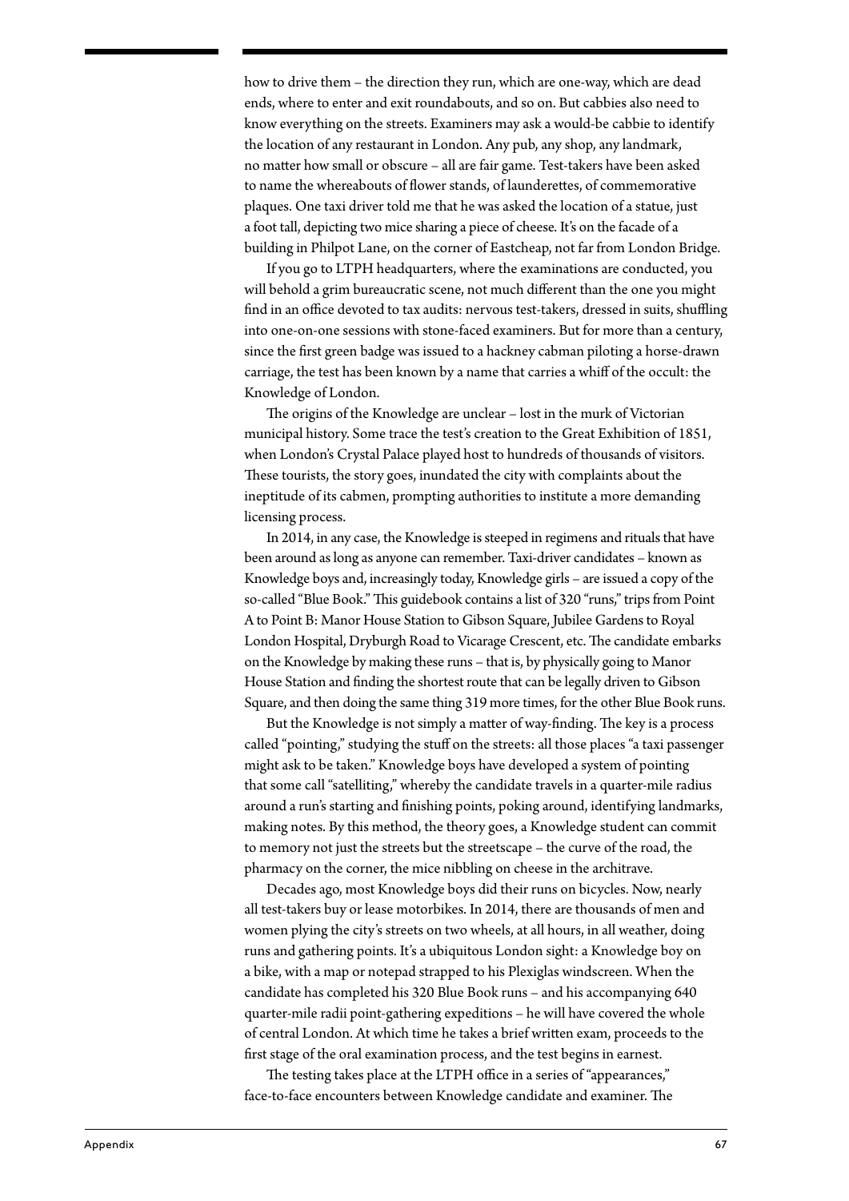how to drive them – the direction they run, which are one-way, which are dead ends, where to enter and exit roundabouts, and so on. But cabbies also need to know everything on the streets. Examiners may ask a would-be cabbie to identify the location of any restaurant in London. Any pub, any shop, any landmark, no matter how small or obscure – all are fair game. Test-takers have been asked to name the whereabouts of flower stands, of launderettes, of commemorative plaques. One taxi driver told me that he was asked the location of a statue, just a foot tall, depicting two mice sharing a piece of cheese. It's on the facade of a building in Philpot Lane, on the corner of Eastcheap, not far from London Bridge.

If you go to LTPH headquarters, where the examinations are conducted, you will behold a grim bureaucratic scene, not much different than the one you might find in an office devoted to tax audits: nervous test-takers, dressed in suits, shuffling into one-on-one sessions with stone-faced examiners. But for more than a century, since the first green badge was issued to a hackney cabman piloting a horse-drawn carriage, the test has been known by a name that carries a whiff of the occult: the Knowledge of London.

The origins of the Knowledge are unclear – lost in the murk of Victorian municipal history. Some trace the test's creation to the Great Exhibition of 1851, when London's Crystal Palace played host to hundreds of thousands of visitors. These tourists, the story goes, inundated the city with complaints about the ineptitude of its cabmen, prompting authorities to institute a more demanding licensing process.

In 2014, in any case, the Knowledge is steeped in regimens and rituals that have been around as long as anyone can remember. Taxi-driver candidates – known as Knowledge boys and, increasingly today, Knowledge girls – are issued a copy of the so-called "Blue Book." This guidebook contains a list of 320 "runs," trips from Point A to Point B: Manor House Station to Gibson Square, Jubilee Gardens to Royal London Hospital, Dryburgh Road to Vicarage Crescent, etc. The candidate embarks on the Knowledge by making these runs – that is, by physically going to Manor House Station and finding the shortest route that can be legally driven to Gibson Square, and then doing the same thing 319 more times, for the other Blue Book runs.

But the Knowledge is not simply a matter of way-finding. The key is a process called "pointing," studying the stuff on the streets: all those places "a taxi passenger might ask to be taken." Knowledge boys have developed a system of pointing that some call "satelliting," whereby the candidate travels in a quarter-mile radius around a run's starting and finishing points, poking around, identifying landmarks, making notes. By this method, the theory goes, a Knowledge student can commit to memory not just the streets but the streetscape – the curve of the road, the pharmacy on the corner, the mice nibbling on cheese in the architrave.

Decades ago, most Knowledge boys did their runs on bicycles. Now, nearly all test-takers buy or lease motorbikes. In 2014, there are thousands of men and women plying the city's streets on two wheels, at all hours, in all weather, doing runs and gathering points. It's a ubiquitous London sight: a Knowledge boy on a bike, with a map or notepad strapped to his Plexiglas windscreen. When the candidate has completed his 320 Blue Book runs – and his accompanying 640 quarter-mile radii point-gathering expeditions – he will have covered the whole of central London. At which time he takes a brief written exam, proceeds to the first stage of the oral examination process, and the test begins in earnest.

The testing takes place at the LTPH office in a series of "appearances," face-to-face encounters between Knowledge candidate and examiner. The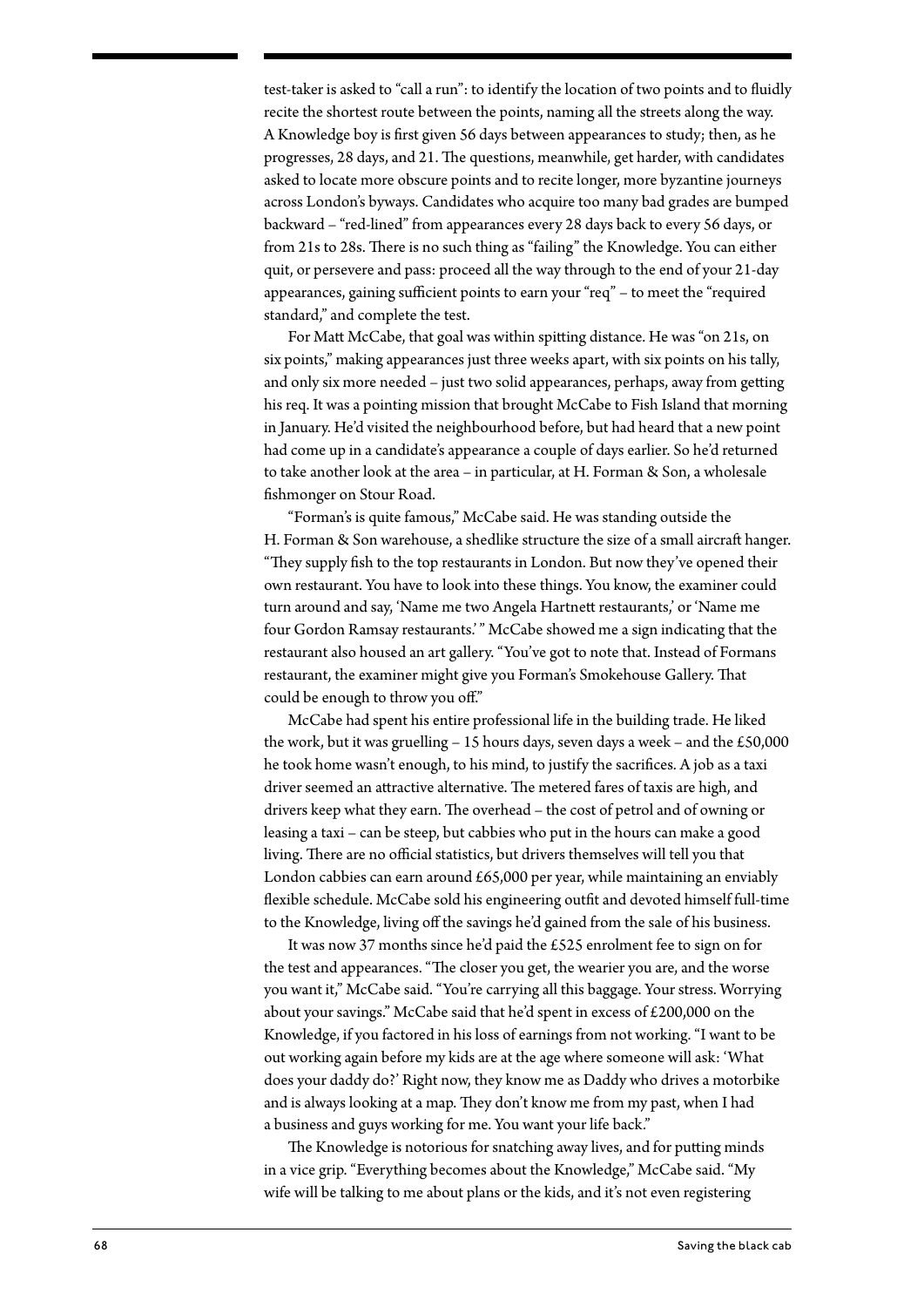test-taker is asked to "call a run": to identify the location of two points and to fluidly recite the shortest route between the points, naming all the streets along the way. A Knowledge boy is first given 56 days between appearances to study; then, as he progresses, 28 days, and 21. The questions, meanwhile, get harder, with candidates asked to locate more obscure points and to recite longer, more byzantine journeys across London's byways. Candidates who acquire too many bad grades are bumped backward – "red-lined" from appearances every 28 days back to every 56 days, or from 21s to 28s. There is no such thing as "failing" the Knowledge. You can either quit, or persevere and pass: proceed all the way through to the end of your 21-day appearances, gaining sufficient points to earn your "req" – to meet the "required standard," and complete the test.

For Matt McCabe, that goal was within spitting distance. He was "on 21s, on six points," making appearances just three weeks apart, with six points on his tally, and only six more needed – just two solid appearances, perhaps, away from getting his req. It was a pointing mission that brought McCabe to Fish Island that morning in January. He'd visited the neighbourhood before, but had heard that a new point had come up in a candidate's appearance a couple of days earlier. So he'd returned to take another look at the area – in particular, at H. Forman & Son, a wholesale fishmonger on Stour Road.

"Forman's is quite famous," McCabe said. He was standing outside the H. Forman & Son warehouse, a shedlike structure the size of a small aircraft hanger. "They supply fish to the top restaurants in London. But now they've opened their own restaurant. You have to look into these things. You know, the examiner could turn around and say, 'Name me two Angela Hartnett restaurants,' or 'Name me four Gordon Ramsay restaurants.' " McCabe showed me a sign indicating that the restaurant also housed an art gallery. "You've got to note that. Instead of Formans restaurant, the examiner might give you Forman's Smokehouse Gallery. That could be enough to throw you off."

McCabe had spent his entire professional life in the building trade. He liked the work, but it was gruelling – 15 hours days, seven days a week – and the £50,000 he took home wasn't enough, to his mind, to justify the sacrifices. A job as a taxi driver seemed an attractive alternative. The metered fares of taxis are high, and drivers keep what they earn. The overhead – the cost of petrol and of owning or leasing a taxi – can be steep, but cabbies who put in the hours can make a good living. There are no official statistics, but drivers themselves will tell you that London cabbies can earn around £65,000 per year, while maintaining an enviably flexible schedule. McCabe sold his engineering outfit and devoted himself full-time to the Knowledge, living off the savings he'd gained from the sale of his business.

It was now 37 months since he'd paid the £525 enrolment fee to sign on for the test and appearances. "The closer you get, the wearier you are, and the worse you want it," McCabe said. "You're carrying all this baggage. Your stress. Worrying about your savings." McCabe said that he'd spent in excess of £200,000 on the Knowledge, if you factored in his loss of earnings from not working. "I want to be out working again before my kids are at the age where someone will ask: 'What does your daddy do?' Right now, they know me as Daddy who drives a motorbike and is always looking at a map. They don't know me from my past, when I had a business and guys working for me. You want your life back."

The Knowledge is notorious for snatching away lives, and for putting minds in a vice grip. "Everything becomes about the Knowledge," McCabe said. "My wife will be talking to me about plans or the kids, and it's not even registering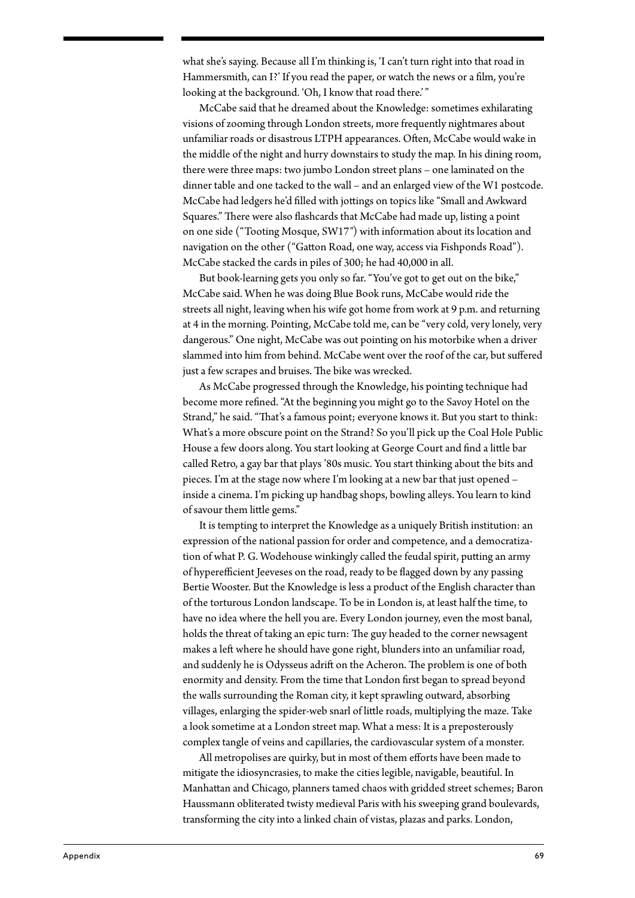what she's saying. Because all I'm thinking is, 'I can't turn right into that road in Hammersmith, can I?' If you read the paper, or watch the news or a film, you're looking at the background. 'Oh, I know that road there.' "

McCabe said that he dreamed about the Knowledge: sometimes exhilarating visions of zooming through London streets, more frequently nightmares about unfamiliar roads or disastrous LTPH appearances. Often, McCabe would wake in the middle of the night and hurry downstairs to study the map. In his dining room, there were three maps: two jumbo London street plans – one laminated on the dinner table and one tacked to the wall – and an enlarged view of the W1 postcode. McCabe had ledgers he'd filled with jottings on topics like "Small and Awkward Squares." There were also flashcards that McCabe had made up, listing a point on one side ("Tooting Mosque, SW17") with information about its location and navigation on the other ("Gatton Road, one way, access via Fishponds Road"). McCabe stacked the cards in piles of 300; he had 40,000 in all.

But book-learning gets you only so far. "You've got to get out on the bike," McCabe said. When he was doing Blue Book runs, McCabe would ride the streets all night, leaving when his wife got home from work at 9 p.m. and returning at 4 in the morning. Pointing, McCabe told me, can be "very cold, very lonely, very dangerous." One night, McCabe was out pointing on his motorbike when a driver slammed into him from behind. McCabe went over the roof of the car, but suffered just a few scrapes and bruises. The bike was wrecked.

As McCabe progressed through the Knowledge, his pointing technique had become more refined. "At the beginning you might go to the Savoy Hotel on the Strand," he said. "That's a famous point; everyone knows it. But you start to think: What's a more obscure point on the Strand? So you'll pick up the Coal Hole Public House a few doors along. You start looking at George Court and find a little bar called Retro, a gay bar that plays '80s music. You start thinking about the bits and pieces. I'm at the stage now where I'm looking at a new bar that just opened – inside a cinema. I'm picking up handbag shops, bowling alleys. You learn to kind of savour them little gems."

It is tempting to interpret the Knowledge as a uniquely British institution: an expression of the national passion for order and competence, and a democratization of what P. G. Wodehouse winkingly called the feudal spirit, putting an army of hyperefficient Jeeveses on the road, ready to be flagged down by any passing Bertie Wooster. But the Knowledge is less a product of the English character than of the torturous London landscape. To be in London is, at least half the time, to have no idea where the hell you are. Every London journey, even the most banal, holds the threat of taking an epic turn: The guy headed to the corner newsagent makes a left where he should have gone right, blunders into an unfamiliar road, and suddenly he is Odysseus adrift on the Acheron. The problem is one of both enormity and density. From the time that London first began to spread beyond the walls surrounding the Roman city, it kept sprawling outward, absorbing villages, enlarging the spider-web snarl of little roads, multiplying the maze. Take a look sometime at a London street map. What a mess: It is a preposterously complex tangle of veins and capillaries, the cardiovascular system of a monster.

All metropolises are quirky, but in most of them efforts have been made to mitigate the idiosyncrasies, to make the cities legible, navigable, beautiful. In Manhattan and Chicago, planners tamed chaos with gridded street schemes; Baron Haussmann obliterated twisty medieval Paris with his sweeping grand boulevards, transforming the city into a linked chain of vistas, plazas and parks. London,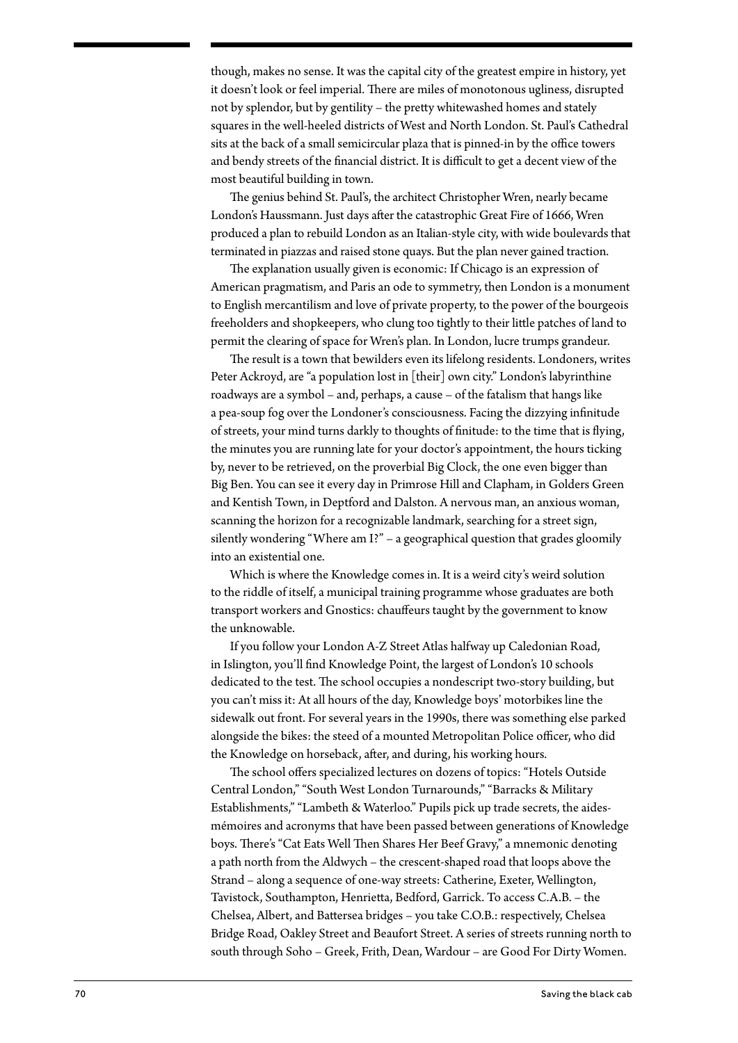though, makes no sense. It was the capital city of the greatest empire in history, yet it doesn't look or feel imperial. There are miles of monotonous ugliness, disrupted not by splendor, but by gentility – the pretty whitewashed homes and stately squares in the well-heeled districts of West and North London. St. Paul's Cathedral sits at the back of a small semicircular plaza that is pinned-in by the office towers and bendy streets of the financial district. It is difficult to get a decent view of the most beautiful building in town.

The genius behind St. Paul's, the architect Christopher Wren, nearly became London's Haussmann. Just days after the catastrophic Great Fire of 1666, Wren produced a plan to rebuild London as an Italian-style city, with wide boulevards that terminated in piazzas and raised stone quays. But the plan never gained traction.

The explanation usually given is economic: If Chicago is an expression of American pragmatism, and Paris an ode to symmetry, then London is a monument to English mercantilism and love of private property, to the power of the bourgeois freeholders and shopkeepers, who clung too tightly to their little patches of land to permit the clearing of space for Wren's plan. In London, lucre trumps grandeur.

The result is a town that bewilders even its lifelong residents. Londoners, writes Peter Ackroyd, are "a population lost in [their] own city." London's labyrinthine roadways are a symbol – and, perhaps, a cause – of the fatalism that hangs like a pea-soup fog over the Londoner's consciousness. Facing the dizzying infinitude of streets, your mind turns darkly to thoughts of finitude: to the time that is flying, the minutes you are running late for your doctor's appointment, the hours ticking by, never to be retrieved, on the proverbial Big Clock, the one even bigger than Big Ben. You can see it every day in Primrose Hill and Clapham, in Golders Green and Kentish Town, in Deptford and Dalston. A nervous man, an anxious woman, scanning the horizon for a recognizable landmark, searching for a street sign, silently wondering "Where am I?" – a geographical question that grades gloomily into an existential one.

Which is where the Knowledge comes in. It is a weird city's weird solution to the riddle of itself, a municipal training programme whose graduates are both transport workers and Gnostics: chauffeurs taught by the government to know the unknowable.

If you follow your London A-Z Street Atlas halfway up Caledonian Road, in Islington, you'll find Knowledge Point, the largest of London's 10 schools dedicated to the test. The school occupies a nondescript two-story building, but you can't miss it: At all hours of the day, Knowledge boys' motorbikes line the sidewalk out front. For several years in the 1990s, there was something else parked alongside the bikes: the steed of a mounted Metropolitan Police officer, who did the Knowledge on horseback, after, and during, his working hours.

The school offers specialized lectures on dozens of topics: "Hotels Outside Central London," "South West London Turnarounds," "Barracks & Military Establishments," "Lambeth & Waterloo." Pupils pick up trade secrets, the aides-mémoires and acronyms that have been passed between generations of Knowledge boys. There's "Cat Eats Well Then Shares Her Beef Gravy," a mnemonic denoting a path north from the Aldwych – the crescent-shaped road that loops above the Strand – along a sequence of one-way streets: Catherine, Exeter, Wellington, Tavistock, Southampton, Henrietta, Bedford, Garrick. To access C.A.B. – the Chelsea, Albert, and Battersea bridges – you take C.O.B.: respectively, Chelsea Bridge Road, Oakley Street and Beaufort Street. A series of streets running north to south through Soho – Greek, Frith, Dean, Wardour – are Good For Dirty Women.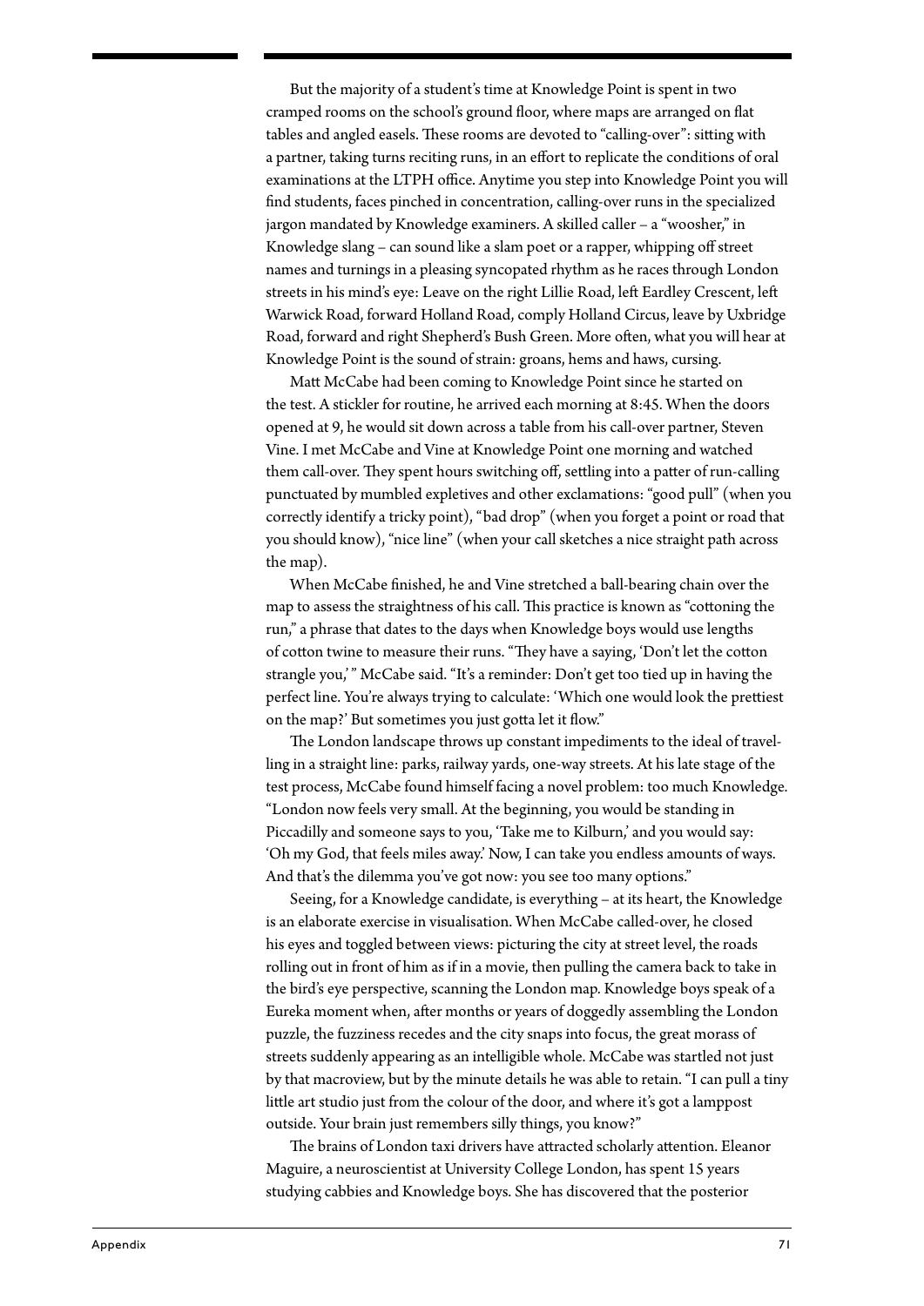But the majority of a student's time at Knowledge Point is spent in two cramped rooms on the school's ground floor, where maps are arranged on flat tables and angled easels. These rooms are devoted to "calling-over": sitting with a partner, taking turns reciting runs, in an effort to replicate the conditions of oral examinations at the LTPH office. Anytime you step into Knowledge Point you will find students, faces pinched in concentration, calling-over runs in the specialized jargon mandated by Knowledge examiners. A skilled caller – a "woosher," in Knowledge slang – can sound like a slam poet or a rapper, whipping off street names and turnings in a pleasing syncopated rhythm as he races through London streets in his mind's eye: Leave on the right Lillie Road, left Eardley Crescent, left Warwick Road, forward Holland Road, comply Holland Circus, leave by Uxbridge Road, forward and right Shepherd's Bush Green. More often, what you will hear at Knowledge Point is the sound of strain: groans, hems and haws, cursing.

Matt McCabe had been coming to Knowledge Point since he started on the test. A stickler for routine, he arrived each morning at 8:45. When the doors opened at 9, he would sit down across a table from his call-over partner, Steven Vine. I met McCabe and Vine at Knowledge Point one morning and watched them call-over. They spent hours switching off, settling into a patter of run-calling punctuated by mumbled expletives and other exclamations: "good pull" (when you correctly identify a tricky point), "bad drop" (when you forget a point or road that you should know), "nice line" (when your call sketches a nice straight path across the map).

When McCabe finished, he and Vine stretched a ball-bearing chain over the map to assess the straightness of his call. This practice is known as "cottoning the run," a phrase that dates to the days when Knowledge boys would use lengths of cotton twine to measure their runs. "They have a saying, 'Don't let the cotton strangle you,'" McCabe said. "It's a reminder: Don't get too tied up in having the perfect line. You're always trying to calculate: 'Which one would look the prettiest on the map?' But sometimes you just gotta let it flow."

The London landscape throws up constant impediments to the ideal of travelling in a straight line: parks, railway yards, one-way streets. At his late stage of the test process, McCabe found himself facing a novel problem: too much Knowledge. "London now feels very small. At the beginning, you would be standing in Piccadilly and someone says to you, 'Take me to Kilburn,' and you would say: 'Oh my God, that feels miles away.' Now, I can take you endless amounts of ways. And that's the dilemma you've got now: you see too many options."

Seeing, for a Knowledge candidate, is everything – at its heart, the Knowledge is an elaborate exercise in visualisation. When McCabe called-over, he closed his eyes and toggled between views: picturing the city at street level, the roads rolling out in front of him as if in a movie, then pulling the camera back to take in the bird's eye perspective, scanning the London map. Knowledge boys speak of a Eureka moment when, after months or years of doggedly assembling the London puzzle, the fuzziness recedes and the city snaps into focus, the great morass of streets suddenly appearing as an intelligible whole. McCabe was startled not just by that macroview, but by the minute details he was able to retain. "I can pull a tiny little art studio just from the colour of the door, and where it's got a lamppost outside. Your brain just remembers silly things, you know?"

The brains of London taxi drivers have attracted scholarly attention. Eleanor Maguire, a neuroscientist at University College London, has spent 15 years studying cabbies and Knowledge boys. She has discovered that the posterior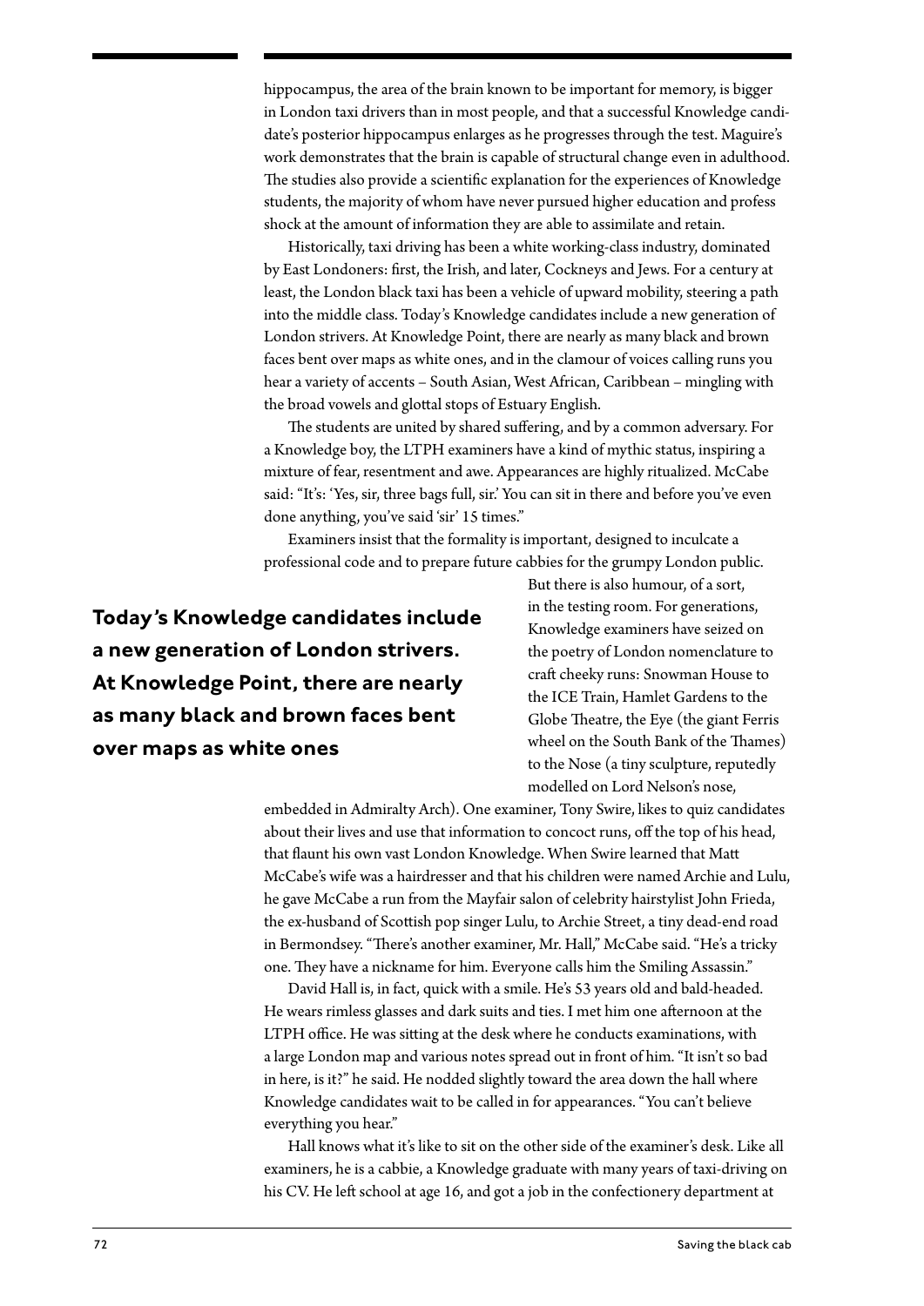hippocampus, the area of the brain known to be important for memory, is bigger in London taxi drivers than in most people, and that a successful Knowledge candidate's posterior hippocampus enlarges as he progresses through the test. Maguire's work demonstrates that the brain is capable of structural change even in adulthood. The studies also provide a scientific explanation for the experiences of Knowledge students, the majority of whom have never pursued higher education and profess shock at the amount of information they are able to assimilate and retain.

Historically, taxi driving has been a white working-class industry, dominated by East Londoners: first, the Irish, and later, Cockneys and Jews. For a century at least, the London black taxi has been a vehicle of upward mobility, steering a path into the middle class. Today's Knowledge candidates include a new generation of London strivers. At Knowledge Point, there are nearly as many black and brown faces bent over maps as white ones, and in the clamour of voices calling runs you hear a variety of accents – South Asian, West African, Caribbean – mingling with the broad vowels and glottal stops of Estuary English.

The students are united by shared suffering, and by a common adversary. For a Knowledge boy, the LTPH examiners have a kind of mythic status, inspiring a mixture of fear, resentment and awe. Appearances are highly ritualized. McCabe said: "It's: 'Yes, sir, three bags full, sir.' You can sit in there and before you've even done anything, you've said 'sir' 15 times."

Examiners insist that the formality is important, designed to inculcate a professional code and to prepare future cabbies for the grumpy London public.

**Today's Knowledge candidates include a new generation of London strivers. At Knowledge Point, there are nearly as many black and brown faces bent over maps as white ones**

But there is also humour, of a sort, in the testing room. For generations, Knowledge examiners have seized on the poetry of London nomenclature to craft cheeky runs: Snowman House to the ICE Train, Hamlet Gardens to the Globe Theatre, the Eye (the giant Ferris wheel on the South Bank of the Thames) to the Nose (a tiny sculpture, reputedly modelled on Lord Nelson's nose, embedded in Admiralty Arch). One examiner, Tony Swire, likes to quiz candidates about their lives and use that information to concoct runs, off the top of his head, that flaunt his own vast London Knowledge. When Swire learned that Matt McCabe's wife was a hairdresser and that his children were named Archie and Lulu, he gave McCabe a run from the Mayfair salon of celebrity hairstylist John Frieda, the ex-husband of Scottish pop singer Lulu, to Archie Street, a tiny dead-end road in Bermondsey. "There's another examiner, Mr. Hall," McCabe said. "He's a tricky one. They have a nickname for him. Everyone calls him the Smiling Assassin."

David Hall is, in fact, quick with a smile. He's 53 years old and bald-headed. He wears rimless glasses and dark suits and ties. I met him one afternoon at the LTPH office. He was sitting at the desk where he conducts examinations, with a large London map and various notes spread out in front of him. "It isn't so bad in here, is it?" he said. He nodded slightly toward the area down the hall where Knowledge candidates wait to be called in for appearances. "You can't believe everything you hear."

Hall knows what it's like to sit on the other side of the examiner's desk. Like all examiners, he is a cabbie, a Knowledge graduate with many years of taxi-driving on his CV. He left school at age 16, and got a job in the confectionery department at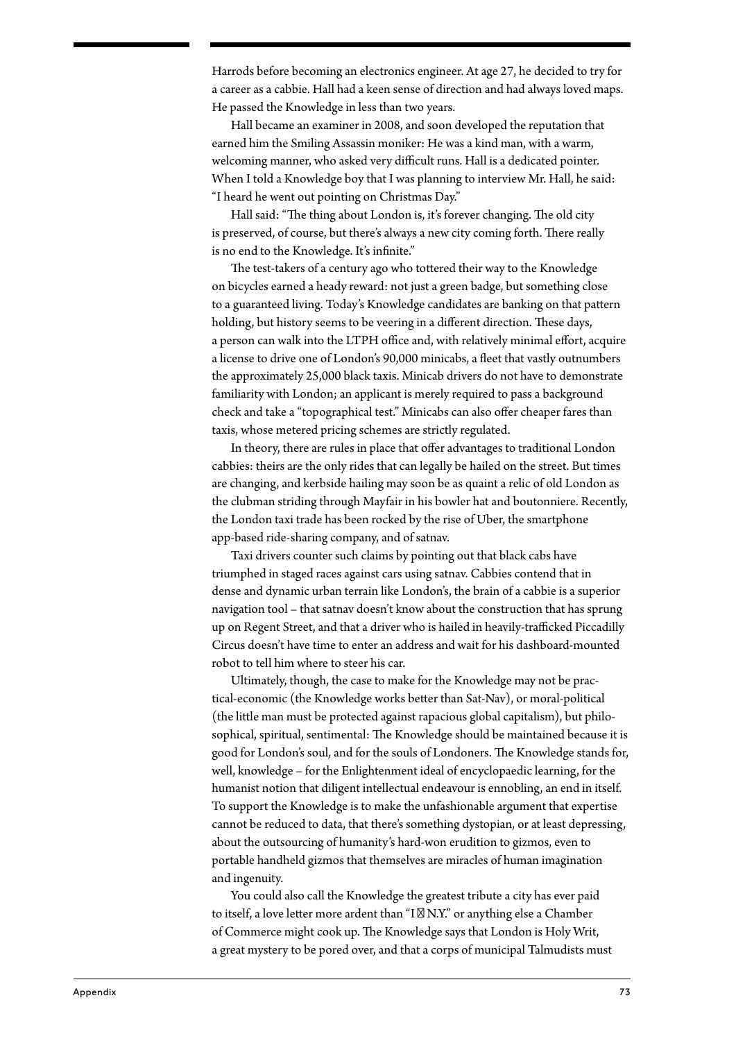Harrods before becoming an electronics engineer. At age 27, he decided to try for a career as a cabbie. Hall had a keen sense of direction and had always loved maps. He passed the Knowledge in less than two years.

Hall became an examiner in 2008, and soon developed the reputation that earned him the Smiling Assassin moniker: He was a kind man, with a warm, welcoming manner, who asked very difficult runs. Hall is a dedicated pointer. When I told a Knowledge boy that I was planning to interview Mr. Hall, he said: "I heard he went out pointing on Christmas Day."

Hall said: "The thing about London is, it's forever changing. The old city is preserved, of course, but there's always a new city coming forth. There really is no end to the Knowledge. It's infinite."

The test-takers of a century ago who tottered their way to the Knowledge on bicycles earned a heady reward: not just a green badge, but something close to a guaranteed living. Today's Knowledge candidates are banking on that pattern holding, but history seems to be veering in a different direction. These days, a person can walk into the LTPH office and, with relatively minimal effort, acquire a license to drive one of London's 90,000 minicabs, a fleet that vastly outnumbers the approximately 25,000 black taxis. Minicab drivers do not have to demonstrate familiarity with London; an applicant is merely required to pass a background check and take a "topographical test." Minicabs can also offer cheaper fares than taxis, whose metered pricing schemes are strictly regulated.

In theory, there are rules in place that offer advantages to traditional London cabbies: theirs are the only rides that can legally be hailed on the street. But times are changing, and kerbside hailing may soon be as quaint a relic of old London as the clubman striding through Mayfair in his bowler hat and boutonniere. Recently, the London taxi trade has been rocked by the rise of Uber, the smartphone app-based ride-sharing company, and of satnav.

Taxi drivers counter such claims by pointing out that black cabs have triumphed in staged races against cars using satnav. Cabbies contend that in dense and dynamic urban terrain like London's, the brain of a cabbie is a superior navigation tool – that satnav doesn't know about the construction that has sprung up on Regent Street, and that a driver who is hailed in heavily-trafficked Piccadilly Circus doesn't have time to enter an address and wait for his dashboard-mounted robot to tell him where to steer his car.

Ultimately, though, the case to make for the Knowledge may not be practical-economic (the Knowledge works better than Sat-Nav), or moral-political (the little man must be protected against rapacious global capitalism), but philosophical, spiritual, sentimental: The Knowledge should be maintained because it is good for London's soul, and for the souls of Londoners. The Knowledge stands for, well, knowledge – for the Enlightenment ideal of encyclopaedic learning, for the humanist notion that diligent intellectual endeavour is ennobling, an end in itself. To support the Knowledge is to make the unfashionable argument that expertise cannot be reduced to data, that there's something dystopian, or at least depressing, about the outsourcing of humanity's hard-won erudition to gizmos, even to portable handheld gizmos that themselves are miracles of human imagination and ingenuity.

You could also call the Knowledge the greatest tribute a city has ever paid to itself, a love letter more ardent than "I ♥ N.Y." or anything else a Chamber of Commerce might cook up. The Knowledge says that London is Holy Writ, a great mystery to be pored over, and that a corps of municipal Talmudists must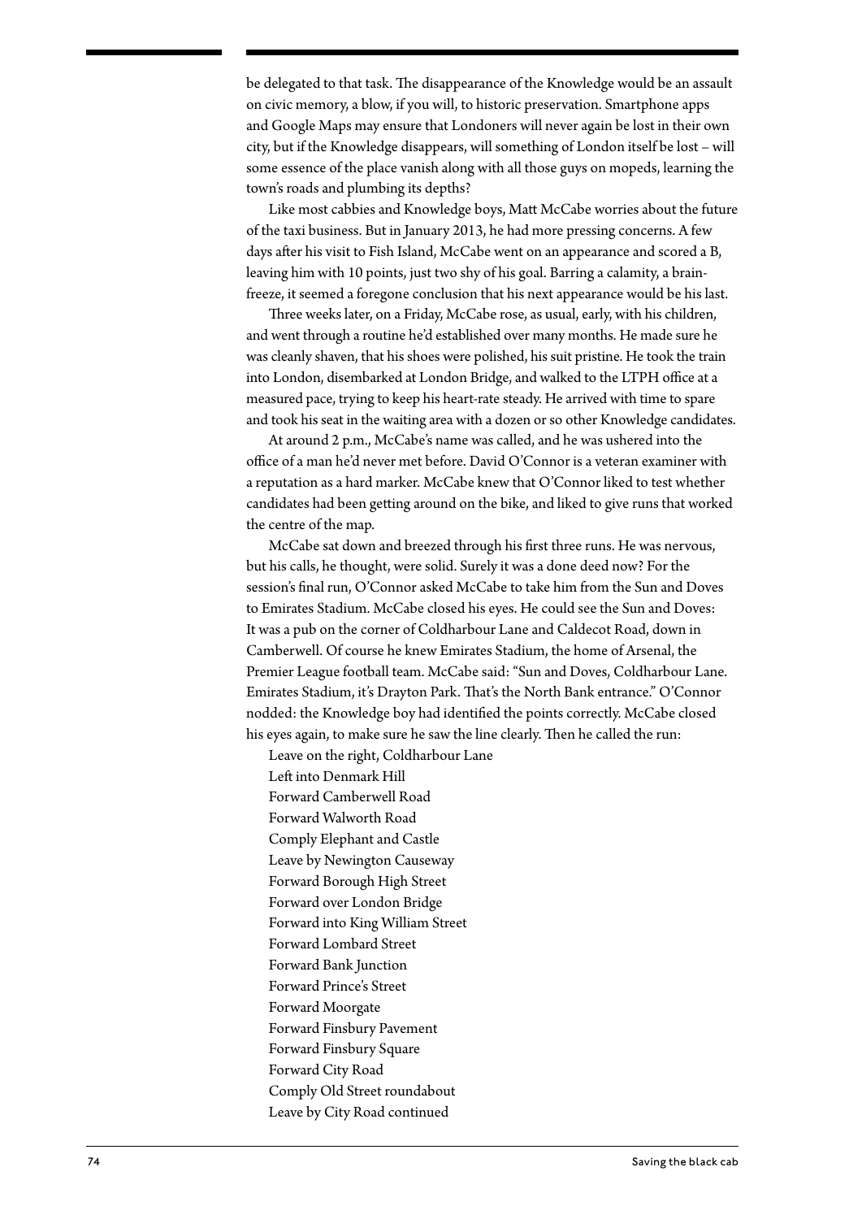be delegated to that task. The disappearance of the Knowledge would be an assault on civic memory, a blow, if you will, to historic preservation. Smartphone apps and Google Maps may ensure that Londoners will never again be lost in their own city, but if the Knowledge disappears, will something of London itself be lost – will some essence of the place vanish along with all those guys on mopeds, learning the town's roads and plumbing its depths?

Like most cabbies and Knowledge boys, Matt McCabe worries about the future of the taxi business. But in January 2013, he had more pressing concerns. A few days after his visit to Fish Island, McCabe went on an appearance and scored a B, leaving him with 10 points, just two shy of his goal. Barring a calamity, a brain-freeze, it seemed a foregone conclusion that his next appearance would be his last.

Three weeks later, on a Friday, McCabe rose, as usual, early, with his children, and went through a routine he'd established over many months. He made sure he was cleanly shaven, that his shoes were polished, his suit pristine. He took the train into London, disembarked at London Bridge, and walked to the LTPH office at a measured pace, trying to keep his heart-rate steady. He arrived with time to spare and took his seat in the waiting area with a dozen or so other Knowledge candidates.

At around 2 p.m., McCabe's name was called, and he was ushered into the office of a man he'd never met before. David O'Connor is a veteran examiner with a reputation as a hard marker. McCabe knew that O'Connor liked to test whether candidates had been getting around on the bike, and liked to give runs that worked the centre of the map.

McCabe sat down and breezed through his first three runs. He was nervous, but his calls, he thought, were solid. Surely it was a done deed now? For the session's final run, O'Connor asked McCabe to take him from the Sun and Doves to Emirates Stadium. McCabe closed his eyes. He could see the Sun and Doves: It was a pub on the corner of Coldharbour Lane and Caldecot Road, down in Camberwell. Of course he knew Emirates Stadium, the home of Arsenal, the Premier League football team. McCabe said: "Sun and Doves, Coldharbour Lane. Emirates Stadium, it's Drayton Park. That's the North Bank entrance." O'Connor nodded: the Knowledge boy had identified the points correctly. McCabe closed his eyes again, to make sure he saw the line clearly. Then he called the run:

Leave on the right, Coldharbour Lane  
Left into Denmark Hill  
Forward Camberwell Road  
Forward Walworth Road  
Comply Elephant and Castle  
Leave by Newington Causeway  
Forward Borough High Street  
Forward over London Bridge  
Forward into King William Street  
Forward Lombard Street  
Forward Bank Junction  
Forward Prince's Street  
Forward Moorgate  
Forward Finsbury Pavement  
Forward Finsbury Square  
Forward City Road  
Comply Old Street roundabout  
Leave by City Road continued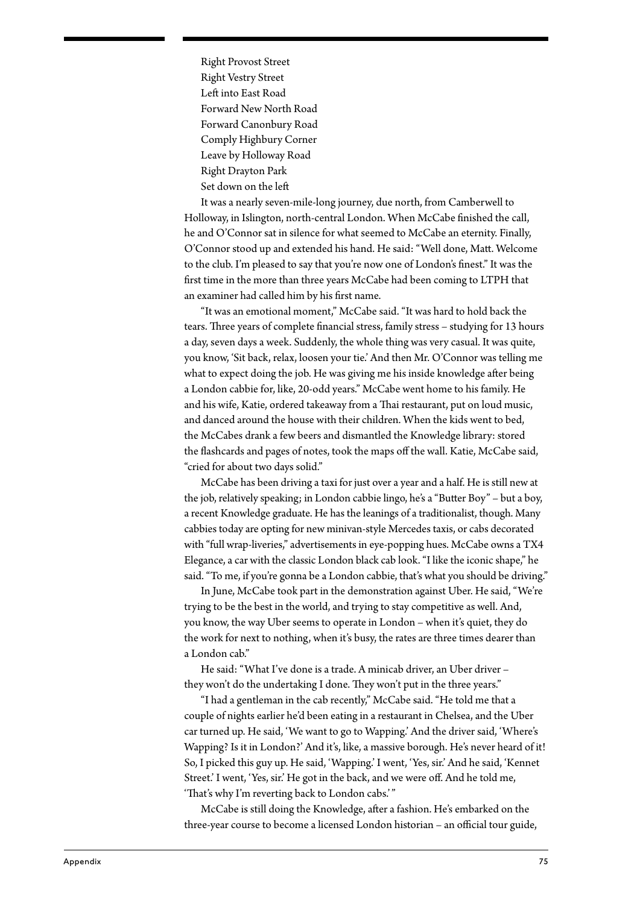Right Provost Street
Right Vestry Street
Left into East Road
Forward New North Road
Forward Canonbury Road
Comply Highbury Corner
Leave by Holloway Road
Right Drayton Park
Set down on the left

It was a nearly seven-mile-long journey, due north, from Camberwell to Holloway, in Islington, north-central London. When McCabe finished the call, he and O'Connor sat in silence for what seemed to McCabe an eternity. Finally, O'Connor stood up and extended his hand. He said: "Well done, Matt. Welcome to the club. I'm pleased to say that you're now one of London's finest." It was the first time in the more than three years McCabe had been coming to LTPH that an examiner had called him by his first name.

"It was an emotional moment," McCabe said. "It was hard to hold back the tears. Three years of complete financial stress, family stress – studying for 13 hours a day, seven days a week. Suddenly, the whole thing was very casual. It was quite, you know, 'Sit back, relax, loosen your tie.' And then Mr. O'Connor was telling me what to expect doing the job. He was giving me his inside knowledge after being a London cabbie for, like, 20-odd years." McCabe went home to his family. He and his wife, Katie, ordered takeaway from a Thai restaurant, put on loud music, and danced around the house with their children. When the kids went to bed, the McCabes drank a few beers and dismantled the Knowledge library: stored the flashcards and pages of notes, took the maps off the wall. Katie, McCabe said, "cried for about two days solid."

McCabe has been driving a taxi for just over a year and a half. He is still new at the job, relatively speaking; in London cabbie lingo, he's a "Butter Boy" – but a boy, a recent Knowledge graduate. He has the leanings of a traditionalist, though. Many cabbies today are opting for new minivan-style Mercedes taxis, or cabs decorated with "full wrap-liveries," advertisements in eye-popping hues. McCabe owns a TX4 Elegance, a car with the classic London black cab look. "I like the iconic shape," he said. "To me, if you're gonna be a London cabbie, that's what you should be driving."

In June, McCabe took part in the demonstration against Uber. He said, "We're trying to be the best in the world, and trying to stay competitive as well. And, you know, the way Uber seems to operate in London – when it's quiet, they do the work for next to nothing, when it's busy, the rates are three times dearer than a London cab."

He said: "What I've done is a trade. A minicab driver, an Uber driver – they won't do the undertaking I done. They won't put in the three years."

"I had a gentleman in the cab recently," McCabe said. "He told me that a couple of nights earlier he'd been eating in a restaurant in Chelsea, and the Uber car turned up. He said, 'We want to go to Wapping.' And the driver said, 'Where's Wapping? Is it in London?' And it's, like, a massive borough. He's never heard of it! So, I picked this guy up. He said, 'Wapping.' I went, 'Yes, sir.' And he said, 'Kennet Street.' I went, 'Yes, sir.' He got in the back, and we were off. And he told me, 'That's why I'm reverting back to London cabs.' "

McCabe is still doing the Knowledge, after a fashion. He's embarked on the three-year course to become a licensed London historian – an official tour guide,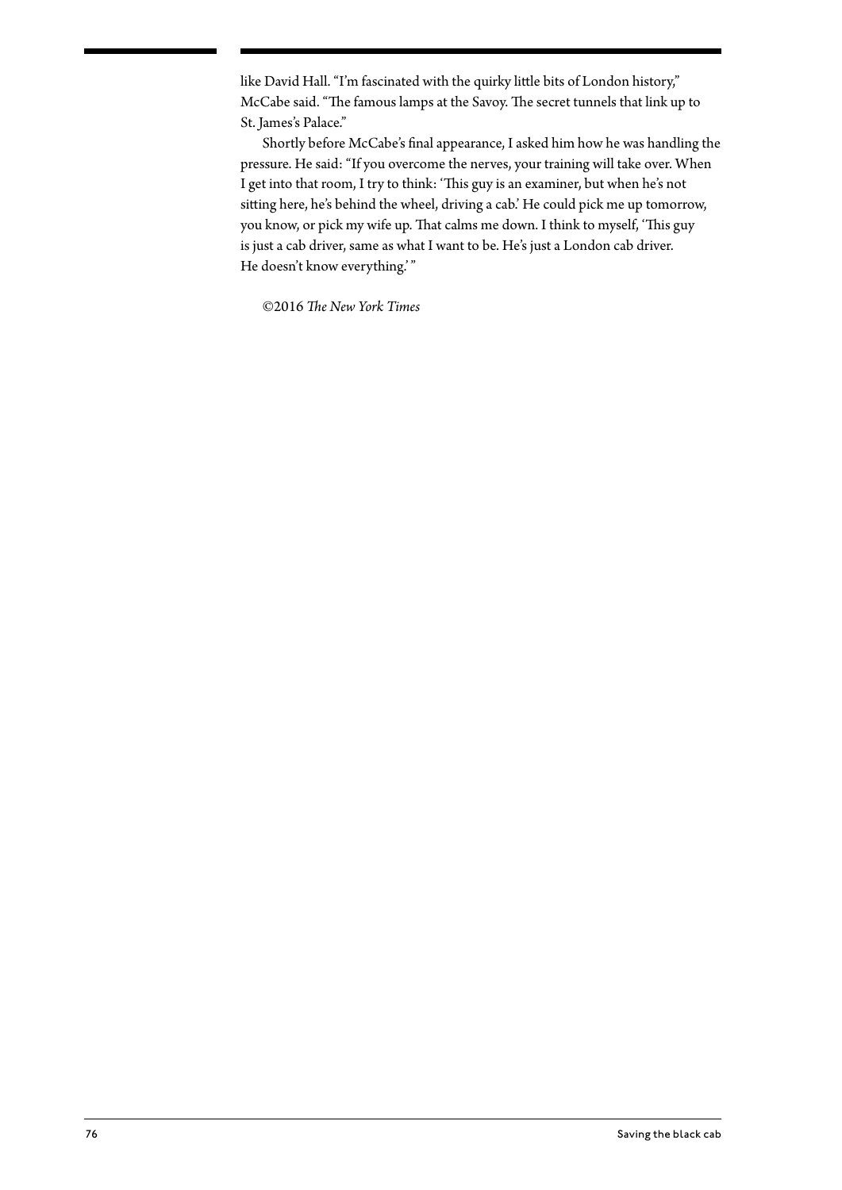like David Hall. "I'm fascinated with the quirky little bits of London history," McCabe said. "The famous lamps at the Savoy. The secret tunnels that link up to St. James's Palace."

Shortly before McCabe's final appearance, I asked him how he was handling the pressure. He said: "If you overcome the nerves, your training will take over. When I get into that room, I try to think: 'This guy is an examiner, but when he's not sitting here, he's behind the wheel, driving a cab.' He could pick me up tomorrow, you know, or pick my wife up. That calms me down. I think to myself, 'This guy is just a cab driver, same as what I want to be. He's just a London cab driver. He doesn't know everything.' "

©2016 *The New York Times*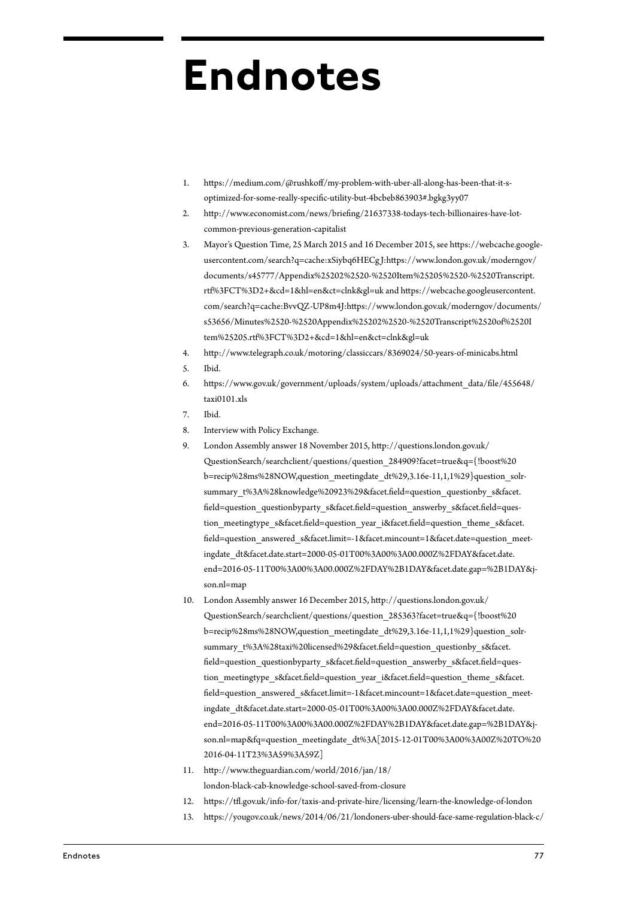# Endnotes

1. https://medium.com/@rushkoff/my-problem-with-uber-all-along-has-been-that-it-s-optimized-for-some-really-specific-utility-but-4bcbeb863903#.bgkg3yy07
2. http://www.economist.com/news/briefing/21637338-todays-tech-billionaires-have-lot-common-previous-generation-capitalist
3. Mayor's Question Time, 25 March 2015 and 16 December 2015, see https://webcache.googleusercontent.com/search?q=cache:xSiybq6HECgJ:https://www.london.gov.uk/moderngov/documents/s45777/Appendix%25202%2520-%2520Item%25205%2520-%2520Transcript.rtf%3FCT%3D2+&cd=1&hl=en&ct=clnk&gl=uk and https://webcache.googleusercontent.com/search?q=cache:BvvQZ-UP8m4J:https://www.london.gov.uk/moderngov/documents/s53656/Minutes%2520-%2520Appendix%25202%2520-%2520Transcript%2520of%2520Item%25205.rtf%3FCT%3D2+&cd=1&hl=en&ct=clnk&gl=uk
4. http://www.telegraph.co.uk/motoring/classiccars/8369024/50-years-of-minicabs.html
5. Ibid.
6. https://www.gov.uk/government/uploads/system/uploads/attachment_data/file/455648/taxi0101.xls
7. Ibid.
8. Interview with Policy Exchange.
9. London Assembly answer 18 November 2015, http://questions.london.gov.uk/QuestionSearch/searchclient/questions/question_284909?facet=true&q={!boost%20b=recip%28ms%28NOW,question_meetingdate_dt%29,3.16e-11,1,1%29}question_solrsummary_t%3A%28knowledge%20923%29&facet.field=question_questionby_s&facet.field=question_questionbyparty_s&facet.field=question_answerby_s&facet.field=question_meetingtype_s&facet.field=question_year_i&facet.field=question_theme_s&facet.field=question_answered_s&facet.limit=-1&facet.mincount=1&facet.date=question_meetingdate_dt&facet.date.start=2000-05-01T00%3A00%3A00.000Z%2FDAY&facet.date.end=2016-05-11T00%3A00%3A00.000Z%2FDAY%2B1DAY&facet.date.gap=%2B1DAY&json.nl=map
10. London Assembly answer 16 December 2015, http://questions.london.gov.uk/QuestionSearch/searchclient/questions/question_285363?facet=true&q={!boost%20b=recip%28ms%28NOW,question_meetingdate_dt%29,3.16e-11,1,1%29}question_solrsummary_t%3A%28taxi%20licensed%29&facet.field=question_questionby_s&facet.field=question_questionbyparty_s&facet.field=question_answerby_s&facet.field=question_meetingtype_s&facet.field=question_year_i&facet.field=question_theme_s&facet.field=question_answered_s&facet.limit=-1&facet.mincount=1&facet.date=question_meetingdate_dt&facet.date.start=2000-05-01T00%3A00%3A00.000Z%2FDAY&facet.date.end=2016-05-11T00%3A00%3A00.000Z%2FDAY%2B1DAY&facet.date.gap=%2B1DAY&json.nl=map&fq=question_meetingdate_dt%3A[2015-12-01T00%3A00%3A00Z%20TO%202016-04-11T23%3A59%3A59Z]
11. http://www.theguardian.com/world/2016/jan/18/london-black-cab-knowledge-school-saved-from-closure
12. https://tfl.gov.uk/info-for/taxis-and-private-hire/licensing/learn-the-knowledge-of-london
13. https://yougov.co.uk/news/2014/06/21/londoners-uber-should-face-same-regulation-black-c/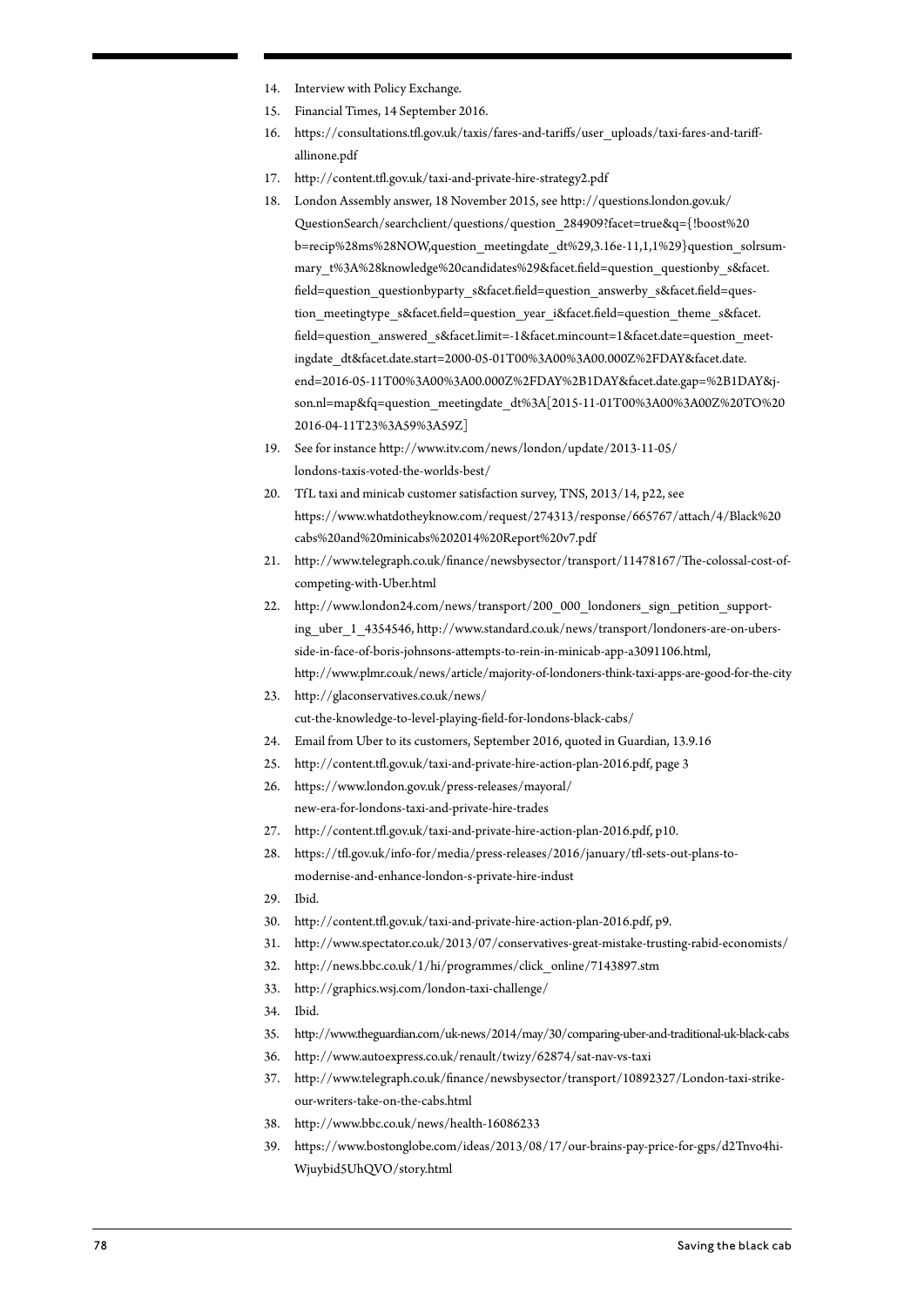14. Interview with Policy Exchange.
15. Financial Times, 14 September 2016.
16. https://consultations.tfl.gov.uk/taxis/fares-and-tariffs/user_uploads/taxi-fares-and-tariff-allinone.pdf
17. http://content.tfl.gov.uk/taxi-and-private-hire-strategy2.pdf
18. London Assembly answer, 18 November 2015, see http://questions.london.gov.uk/QuestionSearch/searchclient/questions/question_284909?facet=true&q={!boost%20b=recip%28ms%28NOW,question_meetingdate_dt%29,3.16e-11,1,1%29}question_solrsummary_t%3A%28knowledge%20candidates%29&facet.field=question_questionby_s&facet.field=question_questionbyparty_s&facet.field=question_answerby_s&facet.field=question_meetingtype_s&facet.field=question_year_i&facet.field=question_theme_s&facet.field=question_answered_s&facet.limit=-1&facet.mincount=1&facet.date=question_meetingdate_dt&facet.date.start=2000-05-01T00%3A00%3A00.000Z%2FDAY&facet.date.end=2016-05-11T00%3A00%3A00.000Z%2FDAY%2B1DAY&facet.date.gap=%2B1DAY&json.nl=map&fq=question_meetingdate_dt%3A[2015-11-01T00%3A00%3A00Z%20TO%202016-04-11T23%3A59%3A59Z]
19. See for instance http://www.itv.com/news/london/update/2013-11-05/londons-taxis-voted-the-worlds-best/
20. TfL taxi and minicab customer satisfaction survey, TNS, 2013/14, p22, see https://www.whatdotheyknow.com/request/274313/response/665767/attach/4/Black%20cabs%20and%20minicabs%202014%20Report%20v7.pdf
21. http://www.telegraph.co.uk/finance/newsbysector/transport/11478167/The-colossal-cost-of-competing-with-Uber.html
22. http://www.london24.com/news/transport/200_000_londoners_sign_petition_supporting_uber_1_4354546, http://www.standard.co.uk/news/transport/londoners-are-on-ubers-side-in-face-of-boris-johnsons-attempts-to-rein-in-minicab-app-a3091106.html, http://www.plmr.co.uk/news/article/majority-of-londoners-think-taxi-apps-are-good-for-the-city
23. http://glaconservatives.co.uk/news/cut-the-knowledge-to-level-playing-field-for-londons-black-cabs/
24. Email from Uber to its customers, September 2016, quoted in Guardian, 13.9.16
25. http://content.tfl.gov.uk/taxi-and-private-hire-action-plan-2016.pdf, page 3
26. https://www.london.gov.uk/press-releases/mayoral/new-era-for-londons-taxi-and-private-hire-trades
27. http://content.tfl.gov.uk/taxi-and-private-hire-action-plan-2016.pdf, p10.
28. https://tfl.gov.uk/info-for/media/press-releases/2016/january/tfl-sets-out-plans-to-modernise-and-enhance-london-s-private-hire-indust
29. Ibid.
30. http://content.tfl.gov.uk/taxi-and-private-hire-action-plan-2016.pdf, p9.
31. http://www.spectator.co.uk/2013/07/conservatives-great-mistake-trusting-rabid-economists/
32. http://news.bbc.co.uk/1/hi/programmes/click_online/7143897.stm
33. http://graphics.wsj.com/london-taxi-challenge/
34. Ibid.
35. http://www.theguardian.com/uk-news/2014/may/30/comparing-uber-and-traditional-uk-black-cabs
36. http://www.autoexpress.co.uk/renault/twizy/62874/sat-nav-vs-taxi
37. http://www.telegraph.co.uk/finance/newsbysector/transport/10892327/London-taxi-strike-our-writers-take-on-the-cabs.html
38. http://www.bbc.co.uk/news/health-16086233
39. https://www.bostonglobe.com/ideas/2013/08/17/our-brains-pay-price-for-gps/d2Tnvo4hiWjuybid5UhQVO/story.html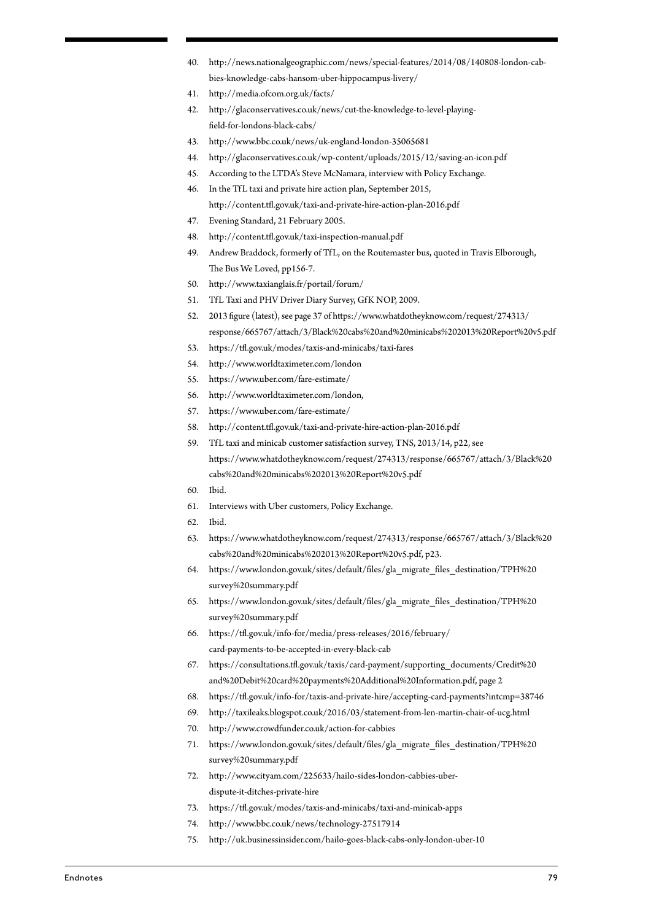40. http://news.nationalgeographic.com/news/special-features/2014/08/140808-london-cab-bies-knowledge-cabs-hansom-uber-hippocampus-livery/
41. http://media.ofcom.org.uk/facts/
42. http://glaconservatives.co.uk/news/cut-the-knowledge-to-level-playing-field-for-londons-black-cabs/
43. http://www.bbc.co.uk/news/uk-england-london-35065681
44. http://glaconservatives.co.uk/wp-content/uploads/2015/12/saving-an-icon.pdf
45. According to the LTDA's Steve McNamara, interview with Policy Exchange.
46. In the TfL taxi and private hire action plan, September 2015, http://content.tfl.gov.uk/taxi-and-private-hire-action-plan-2016.pdf
47. Evening Standard, 21 February 2005.
48. http://content.tfl.gov.uk/taxi-inspection-manual.pdf
49. Andrew Braddock, formerly of TfL, on the Routemaster bus, quoted in Travis Elborough, The Bus We Loved, pp156-7.
50. http://www.taxianglais.fr/portail/forum/
51. TfL Taxi and PHV Driver Diary Survey, GfK NOP, 2009.
52. 2013 figure (latest), see page 37 of https://www.whatdotheyknow.com/request/274313/response/665767/attach/3/Black%20cabs%20and%20minicabs%202013%20Report%20v5.pdf
53. https://tfl.gov.uk/modes/taxis-and-minicabs/taxi-fares
54. http://www.worldtaximeter.com/london
55. https://www.uber.com/fare-estimate/
56. http://www.worldtaximeter.com/london,
57. https://www.uber.com/fare-estimate/
58. http://content.tfl.gov.uk/taxi-and-private-hire-action-plan-2016.pdf
59. TfL taxi and minicab customer satisfaction survey, TNS, 2013/14, p22, see https://www.whatdotheyknow.com/request/274313/response/665767/attach/3/Black%20cabs%20and%20minicabs%202013%20Report%20v5.pdf
60. Ibid.
61. Interviews with Uber customers, Policy Exchange.
62. Ibid.
63. https://www.whatdotheyknow.com/request/274313/response/665767/attach/3/Black%20cabs%20and%20minicabs%202013%20Report%20v5.pdf, p23.
64. https://www.london.gov.uk/sites/default/files/gla_migrate_files_destination/TPH%20survey%20summary.pdf
65. https://www.london.gov.uk/sites/default/files/gla_migrate_files_destination/TPH%20survey%20summary.pdf
66. https://tfl.gov.uk/info-for/media/press-releases/2016/february/card-payments-to-be-accepted-in-every-black-cab
67. https://consultations.tfl.gov.uk/taxis/card-payment/supporting_documents/Credit%20and%20Debit%20card%20payments%20Additional%20Information.pdf, page 2
68. https://tfl.gov.uk/info-for/taxis-and-private-hire/accepting-card-payments?intcmp=38746
69. http://taxileaks.blogspot.co.uk/2016/03/statement-from-len-martin-chair-of-ucg.html
70. http://www.crowdfunder.co.uk/action-for-cabbies
71. https://www.london.gov.uk/sites/default/files/gla_migrate_files_destination/TPH%20survey%20summary.pdf
72. http://www.cityam.com/225633/hailo-sides-london-cabbies-uber-dispute-it-ditches-private-hire
73. https://tfl.gov.uk/modes/taxis-and-minicabs/taxi-and-minicab-apps
74. http://www.bbc.co.uk/news/technology-27517914
75. http://uk.businessinsider.com/hailo-goes-black-cabs-only-london-uber-10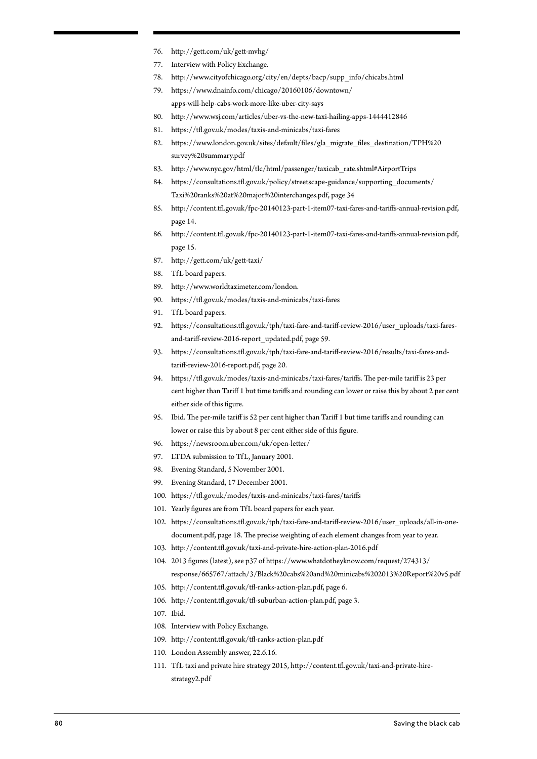76. http://gett.com/uk/gett-mvhg/
77. Interview with Policy Exchange.
78. http://www.cityofchicago.org/city/en/depts/bacp/supp_info/chicabs.html
79. https://www.dnainfo.com/chicago/20160106/downtown/apps-will-help-cabs-work-more-like-uber-city-says
80. http://www.wsj.com/articles/uber-vs-the-new-taxi-hailing-apps-1444412846
81. https://tfl.gov.uk/modes/taxis-and-minicabs/taxi-fares
82. https://www.london.gov.uk/sites/default/files/gla_migrate_files_destination/TPH%20survey%20summary.pdf
83. http://www.nyc.gov/html/tlc/html/passenger/taxicab_rate.shtml#AirportTrips
84. https://consultations.tfl.gov.uk/policy/streetscape-guidance/supporting_documents/Taxi%20ranks%20at%20major%20interchanges.pdf, page 34
85. http://content.tfl.gov.uk/fpc-20140123-part-1-item07-taxi-fares-and-tariffs-annual-revision.pdf, page 14.
86. http://content.tfl.gov.uk/fpc-20140123-part-1-item07-taxi-fares-and-tariffs-annual-revision.pdf, page 15.
87. http://gett.com/uk/gett-taxi/
88. TfL board papers.
89. http://www.worldtaximeter.com/london.
90. https://tfl.gov.uk/modes/taxis-and-minicabs/taxi-fares
91. TfL board papers.
92. https://consultations.tfl.gov.uk/tph/taxi-fare-and-tariff-review-2016/user_uploads/taxi-fares-and-tariff-review-2016-report_updated.pdf, page 59.
93. https://consultations.tfl.gov.uk/tph/taxi-fare-and-tariff-review-2016/results/taxi-fares-and-tariff-review-2016-report.pdf, page 20.
94. https://tfl.gov.uk/modes/taxis-and-minicabs/taxi-fares/tariffs. The per-mile tariff is 23 per cent higher than Tariff 1 but time tariffs and rounding can lower or raise this by about 2 per cent either side of this figure.
95. Ibid. The per-mile tariff is 52 per cent higher than Tariff 1 but time tariffs and rounding can lower or raise this by about 8 per cent either side of this figure.
96. https://newsroom.uber.com/uk/open-letter/
97. LTDA submission to TfL, January 2001.
98. Evening Standard, 5 November 2001.
99. Evening Standard, 17 December 2001.
100. https://tfl.gov.uk/modes/taxis-and-minicabs/taxi-fares/tariffs
101. Yearly figures are from TfL board papers for each year.
102. https://consultations.tfl.gov.uk/tph/taxi-fare-and-tariff-review-2016/user_uploads/all-in-one-document.pdf, page 18. The precise weighting of each element changes from year to year.
103. http://content.tfl.gov.uk/taxi-and-private-hire-action-plan-2016.pdf
104. 2013 figures (latest), see p37 of https://www.whatdotheyknow.com/request/274313/response/665767/attach/3/Black%20cabs%20and%20minicabs%202013%20Report%20v5.pdf
105. http://content.tfl.gov.uk/tfl-ranks-action-plan.pdf, page 6.
106. http://content.tfl.gov.uk/tfl-suburban-action-plan.pdf, page 3.
107. Ibid.
108. Interview with Policy Exchange.
109. http://content.tfl.gov.uk/tfl-ranks-action-plan.pdf
110. London Assembly answer, 22.6.16.
111. TfL taxi and private hire strategy 2015, http://content.tfl.gov.uk/taxi-and-private-hire-strategy2.pdf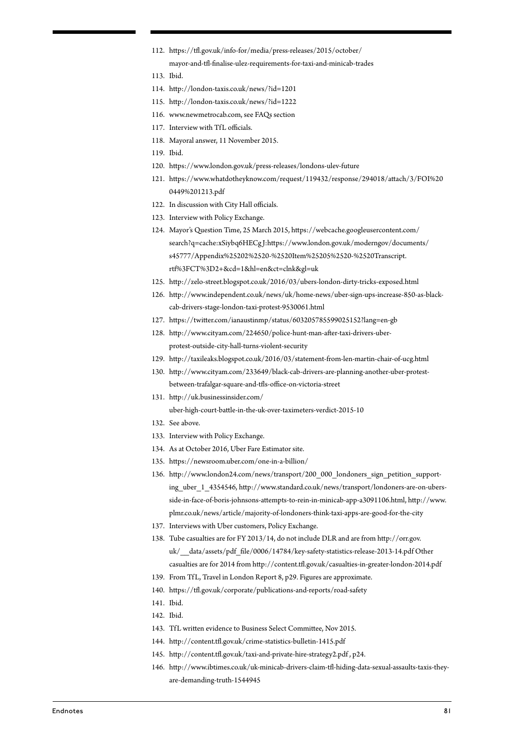112. https://tfl.gov.uk/info-for/media/press-releases/2015/october/mayor-and-tfl-finalise-ulez-requirements-for-taxi-and-minicab-trades
113. Ibid.
114. http://london-taxis.co.uk/news/?id=1201
115. http://london-taxis.co.uk/news/?id=1222
116. www.newmetrocab.com, see FAQs section
117. Interview with TfL officials.
118. Mayoral answer, 11 November 2015.
119. Ibid.
120. https://www.london.gov.uk/press-releases/londons-ulev-future
121. https://www.whatdotheyknow.com/request/119432/response/294018/attach/3/FOI%200449%201213.pdf
122. In discussion with City Hall officials.
123. Interview with Policy Exchange.
124. Mayor's Question Time, 25 March 2015, https://webcache.googleusercontent.com/search?q=cache:xSiybq6HECgJ:https://www.london.gov.uk/moderngov/documents/s45777/Appendix%25202%2520-%2520Item%25205%2520-%2520Transcript.rtf%3FCT%3D2+&cd=1&hl=en&ct=clnk&gl=uk
125. http://zelo-street.blogspot.co.uk/2016/03/ubers-london-dirty-tricks-exposed.html
126. http://www.independent.co.uk/news/uk/home-news/uber-sign-ups-increase-850-as-black-cab-drivers-stage-london-taxi-protest-9530061.html
127. https://twitter.com/ianaustinmp/status/603205785599025152?lang=en-gb
128. http://www.cityam.com/224650/police-hunt-man-after-taxi-drivers-uber-protest-outside-city-hall-turns-violent-security
129. http://taxileaks.blogspot.co.uk/2016/03/statement-from-len-martin-chair-of-ucg.html
130. http://www.cityam.com/233649/black-cab-drivers-are-planning-another-uber-protest-between-trafalgar-square-and-tfls-office-on-victoria-street
131. http://uk.businessinsider.com/uber-high-court-battle-in-the-uk-over-taximeters-verdict-2015-10
132. See above.
133. Interview with Policy Exchange.
134. As at October 2016, Uber Fare Estimator site.
135. https://newsroom.uber.com/one-in-a-billion/
136. http://www.london24.com/news/transport/200_000_londoners_sign_petition_supporting_uber_1_4354546, http://www.standard.co.uk/news/transport/londoners-are-on-ubers-side-in-face-of-boris-johnsons-attempts-to-rein-in-minicab-app-a3091106.html, http://www.plmr.co.uk/news/article/majority-of-londoners-think-taxi-apps-are-good-for-the-city
137. Interviews with Uber customers, Policy Exchange.
138. Tube casualties are for FY 2013/14, do not include DLR and are from http://orr.gov.uk/__data/assets/pdf_file/0006/14784/key-safety-statistics-release-2013-14.pdf Other casualties are for 2014 from http://content.tfl.gov.uk/casualties-in-greater-london-2014.pdf
139. From TfL, Travel in London Report 8, p29. Figures are approximate.
140. https://tfl.gov.uk/corporate/publications-and-reports/road-safety
141. Ibid.
142. Ibid.
143. TfL written evidence to Business Select Committee, Nov 2015.
144. http://content.tfl.gov.uk/crime-statistics-bulletin-1415.pdf
145. http://content.tfl.gov.uk/taxi-and-private-hire-strategy2.pdf , p24.
146. http://www.ibtimes.co.uk/uk-minicab-drivers-claim-tfl-hiding-data-sexual-assaults-taxis-they-are-demanding-truth-1544945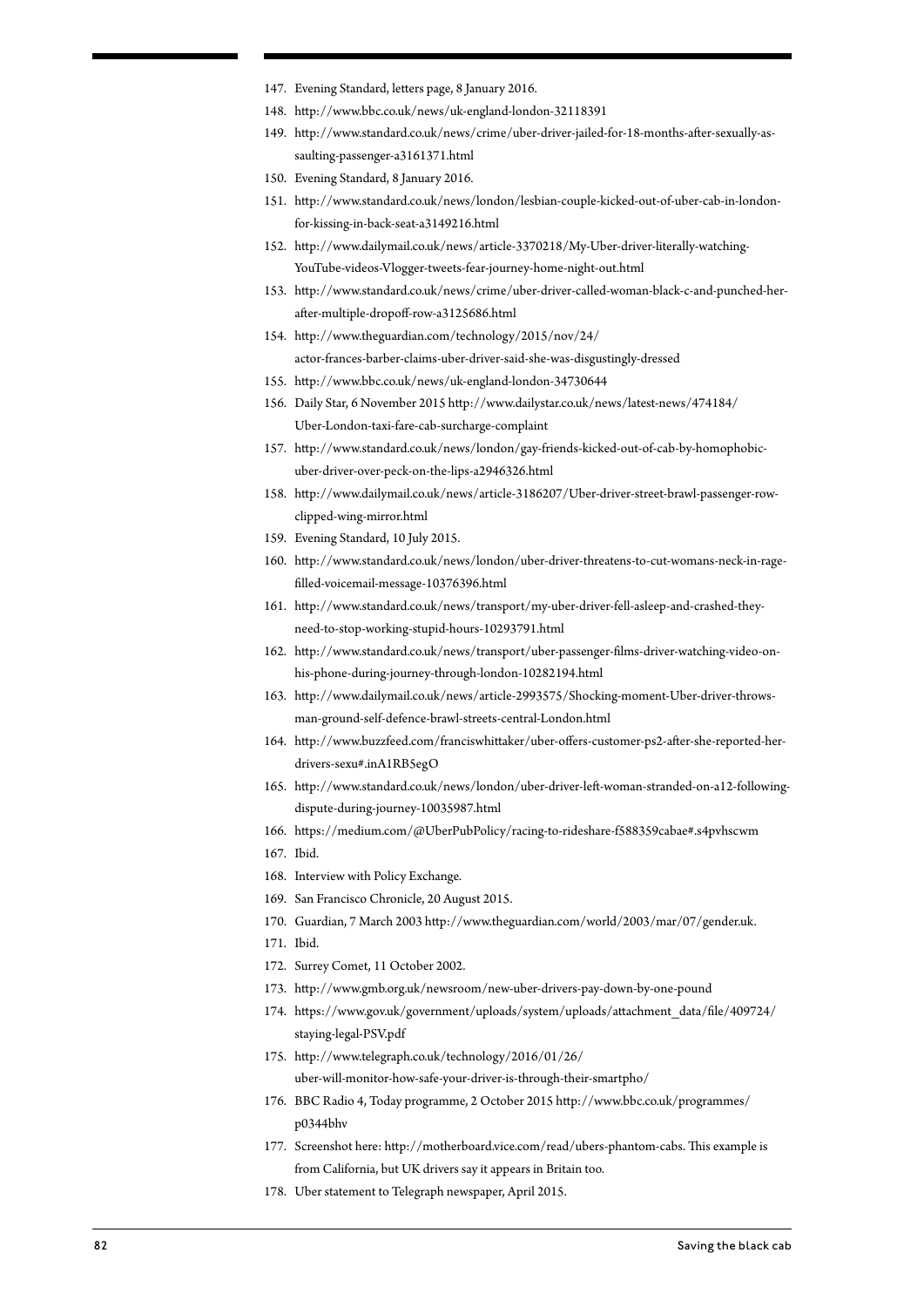147. Evening Standard, letters page, 8 January 2016.
148. http://www.bbc.co.uk/news/uk-england-london-32118391
149. http://www.standard.co.uk/news/crime/uber-driver-jailed-for-18-months-after-sexually-assaulting-passenger-a3161371.html
150. Evening Standard, 8 January 2016.
151. http://www.standard.co.uk/news/london/lesbian-couple-kicked-out-of-uber-cab-in-london-for-kissing-in-back-seat-a3149216.html
152. http://www.dailymail.co.uk/news/article-3370218/My-Uber-driver-literally-watching-YouTube-videos-Vlogger-tweets-fear-journey-home-night-out.html
153. http://www.standard.co.uk/news/crime/uber-driver-called-woman-black-c-and-punched-her-after-multiple-dropoff-row-a3125686.html
154. http://www.theguardian.com/technology/2015/nov/24/actor-frances-barber-claims-uber-driver-said-she-was-disgustingly-dressed
155. http://www.bbc.co.uk/news/uk-england-london-34730644
156. Daily Star, 6 November 2015 http://www.dailystar.co.uk/news/latest-news/474184/Uber-London-taxi-fare-cab-surcharge-complaint
157. http://www.standard.co.uk/news/london/gay-friends-kicked-out-of-cab-by-homophobic-uber-driver-over-peck-on-the-lips-a2946326.html
158. http://www.dailymail.co.uk/news/article-3186207/Uber-driver-street-brawl-passenger-row-clipped-wing-mirror.html
159. Evening Standard, 10 July 2015.
160. http://www.standard.co.uk/news/london/uber-driver-threatens-to-cut-womans-neck-in-rage-filled-voicemail-message-10376396.html
161. http://www.standard.co.uk/news/transport/my-uber-driver-fell-asleep-and-crashed-they-need-to-stop-working-stupid-hours-10293791.html
162. http://www.standard.co.uk/news/transport/uber-passenger-films-driver-watching-video-on-his-phone-during-journey-through-london-10282194.html
163. http://www.dailymail.co.uk/news/article-2993575/Shocking-moment-Uber-driver-throws-man-ground-self-defence-brawl-streets-central-London.html
164. http://www.buzzfeed.com/franciswhittaker/uber-offers-customer-ps2-after-she-reported-her-drivers-sexu#.inA1RB5egO
165. http://www.standard.co.uk/news/london/uber-driver-left-woman-stranded-on-a12-following-dispute-during-journey-10035987.html
166. https://medium.com/@UberPubPolicy/racing-to-rideshare-f588359cabae#.s4pvhscwm
167. Ibid.
168. Interview with Policy Exchange.
169. San Francisco Chronicle, 20 August 2015.
170. Guardian, 7 March 2003 http://www.theguardian.com/world/2003/mar/07/gender.uk.
171. Ibid.
172. Surrey Comet, 11 October 2002.
173. http://www.gmb.org.uk/newsroom/new-uber-drivers-pay-down-by-one-pound
174. https://www.gov.uk/government/uploads/system/uploads/attachment_data/file/409724/staying-legal-PSV.pdf
175. http://www.telegraph.co.uk/technology/2016/01/26/uber-will-monitor-how-safe-your-driver-is-through-their-smartpho/
176. BBC Radio 4, Today programme, 2 October 2015 http://www.bbc.co.uk/programmes/p0344bhv
177. Screenshot here: http://motherboard.vice.com/read/ubers-phantom-cabs. This example is from California, but UK drivers say it appears in Britain too.
178. Uber statement to Telegraph newspaper, April 2015.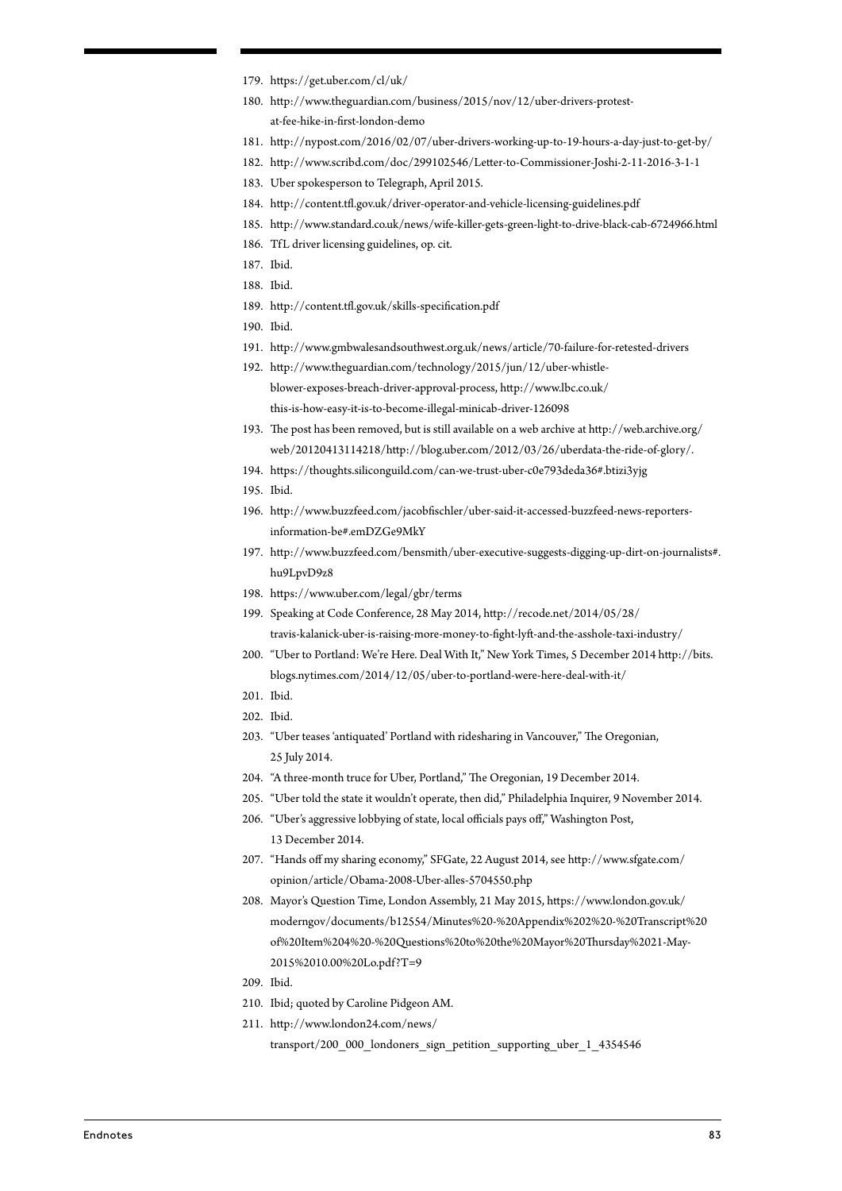179. https://get.uber.com/cl/uk/
180. http://www.theguardian.com/business/2015/nov/12/uber-drivers-protest-at-fee-hike-in-first-london-demo
181. http://nypost.com/2016/02/07/uber-drivers-working-up-to-19-hours-a-day-just-to-get-by/
182. http://www.scribd.com/doc/299102546/Letter-to-Commissioner-Joshi-2-11-2016-3-1-1
183. Uber spokesperson to Telegraph, April 2015.
184. http://content.tfl.gov.uk/driver-operator-and-vehicle-licensing-guidelines.pdf
185. http://www.standard.co.uk/news/wife-killer-gets-green-light-to-drive-black-cab-6724966.html
186. TfL driver licensing guidelines, op. cit.
187. Ibid.
188. Ibid.
189. http://content.tfl.gov.uk/skills-specification.pdf
190. Ibid.
191. http://www.gmbwalesandsouthwest.org.uk/news/article/70-failure-for-retested-drivers
192. http://www.theguardian.com/technology/2015/jun/12/uber-whistle-blower-exposes-breach-driver-approval-process, http://www.lbc.co.uk/this-is-how-easy-it-is-to-become-illegal-minicab-driver-126098
193. The post has been removed, but is still available on a web archive at http://web.archive.org/web/20120413114218/http://blog.uber.com/2012/03/26/uberdata-the-ride-of-glory/.
194. https://thoughts.siliconguild.com/can-we-trust-uber-c0e793deda36#.btizi3yjg
195. Ibid.
196. http://www.buzzfeed.com/jacobfischler/uber-said-it-accessed-buzzfeed-news-reporters-information-be#.emDZGe9MkY
197. http://www.buzzfeed.com/bensmith/uber-executive-suggests-digging-up-dirt-on-journalists#.hu9LpvD9z8
198. https://www.uber.com/legal/gbr/terms
199. Speaking at Code Conference, 28 May 2014, http://recode.net/2014/05/28/travis-kalanick-uber-is-raising-more-money-to-fight-lyft-and-the-asshole-taxi-industry/
200. "Uber to Portland: We're Here. Deal With It," New York Times, 5 December 2014 http://bits.blogs.nytimes.com/2014/12/05/uber-to-portland-were-here-deal-with-it/
201. Ibid.
202. Ibid.
203. "Uber teases 'antiquated' Portland with ridesharing in Vancouver," The Oregonian, 25 July 2014.
204. "A three-month truce for Uber, Portland," The Oregonian, 19 December 2014.
205. "Uber told the state it wouldn't operate, then did," Philadelphia Inquirer, 9 November 2014.
206. "Uber's aggressive lobbying of state, local officials pays off," Washington Post, 13 December 2014.
207. "Hands off my sharing economy," SFGate, 22 August 2014, see http://www.sfgate.com/opinion/article/Obama-2008-Uber-alles-5704550.php
208. Mayor's Question Time, London Assembly, 21 May 2015, https://www.london.gov.uk/moderngov/documents/b12554/Minutes%20-%20Appendix%202%20-%20Transcript%20of%20Item%204%20-%20Questions%20to%20the%20Mayor%20Thursday%2021-May-2015%2010.00%20Lo.pdf?T=9
209. Ibid.
210. Ibid; quoted by Caroline Pidgeon AM.
211. http://www.london24.com/news/transport/200_000_londoners_sign_petition_supporting_uber_1_4354546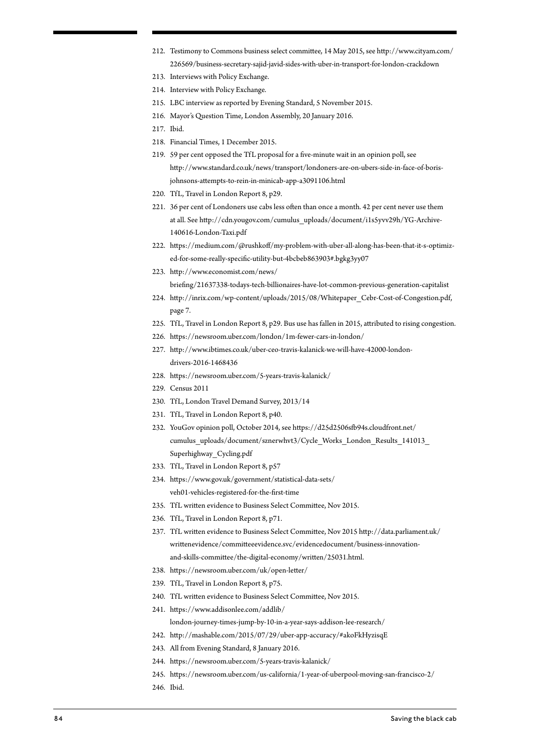212. Testimony to Commons business select committee, 14 May 2015, see http://www.cityam.com/226569/business-secretary-sajid-javid-sides-with-uber-in-transport-for-london-crackdown
213. Interviews with Policy Exchange.
214. Interview with Policy Exchange.
215. LBC interview as reported by Evening Standard, 5 November 2015.
216. Mayor's Question Time, London Assembly, 20 January 2016.
217. Ibid.
218. Financial Times, 1 December 2015.
219. 59 per cent opposed the TfL proposal for a five-minute wait in an opinion poll, see http://www.standard.co.uk/news/transport/londoners-are-on-ubers-side-in-face-of-boris-johnsons-attempts-to-rein-in-minicab-app-a3091106.html
220. TfL, Travel in London Report 8, p29.
221. 36 per cent of Londoners use cabs less often than once a month. 42 per cent never use them at all. See http://cdn.yougov.com/cumulus_uploads/document/i1s5yvv29h/YG-Archive-140616-London-Taxi.pdf
222. https://medium.com/@rushkoff/my-problem-with-uber-all-along-has-been-that-it-s-optimized-for-some-really-specific-utility-but-4bcbeb863903#.bgkg3yy07
223. http://www.economist.com/news/briefing/21637338-todays-tech-billionaires-have-lot-common-previous-generation-capitalist
224. http://inrix.com/wp-content/uploads/2015/08/Whitepaper_Cebr-Cost-of-Congestion.pdf, page 7.
225. TfL, Travel in London Report 8, p29. Bus use has fallen in 2015, attributed to rising congestion.
226. https://newsroom.uber.com/london/1m-fewer-cars-in-london/
227. http://www.ibtimes.co.uk/uber-ceo-travis-kalanick-we-will-have-42000-london-drivers-2016-1468436
228. https://newsroom.uber.com/5-years-travis-kalanick/
229. Census 2011
230. TfL, London Travel Demand Survey, 2013/14
231. TfL, Travel in London Report 8, p40.
232. YouGov opinion poll, October 2014, see https://d25d2506sfb94s.cloudfront.net/cumulus_uploads/document/sznerwhvt3/Cycle_Works_London_Results_141013_Superhighway_Cycling.pdf
233. TfL, Travel in London Report 8, p57
234. https://www.gov.uk/government/statistical-data-sets/veh01-vehicles-registered-for-the-first-time
235. TfL written evidence to Business Select Committee, Nov 2015.
236. TfL, Travel in London Report 8, p71.
237. TfL written evidence to Business Select Committee, Nov 2015 http://data.parliament.uk/writtenevidence/committeeevidence.svc/evidencedocument/business-innovation-and-skills-committee/the-digital-economy/written/25031.html.
238. https://newsroom.uber.com/uk/open-letter/
239. TfL, Travel in London Report 8, p75.
240. TfL written evidence to Business Select Committee, Nov 2015.
241. https://www.addisonlee.com/addlib/london-journey-times-jump-by-10-in-a-year-says-addison-lee-research/
242. http://mashable.com/2015/07/29/uber-app-accuracy/#akoFkHyzisqE
243. All from Evening Standard, 8 January 2016.
244. https://newsroom.uber.com/5-years-travis-kalanick/
245. https://newsroom.uber.com/us-california/1-year-of-uberpool-moving-san-francisco-2/
246. Ibid.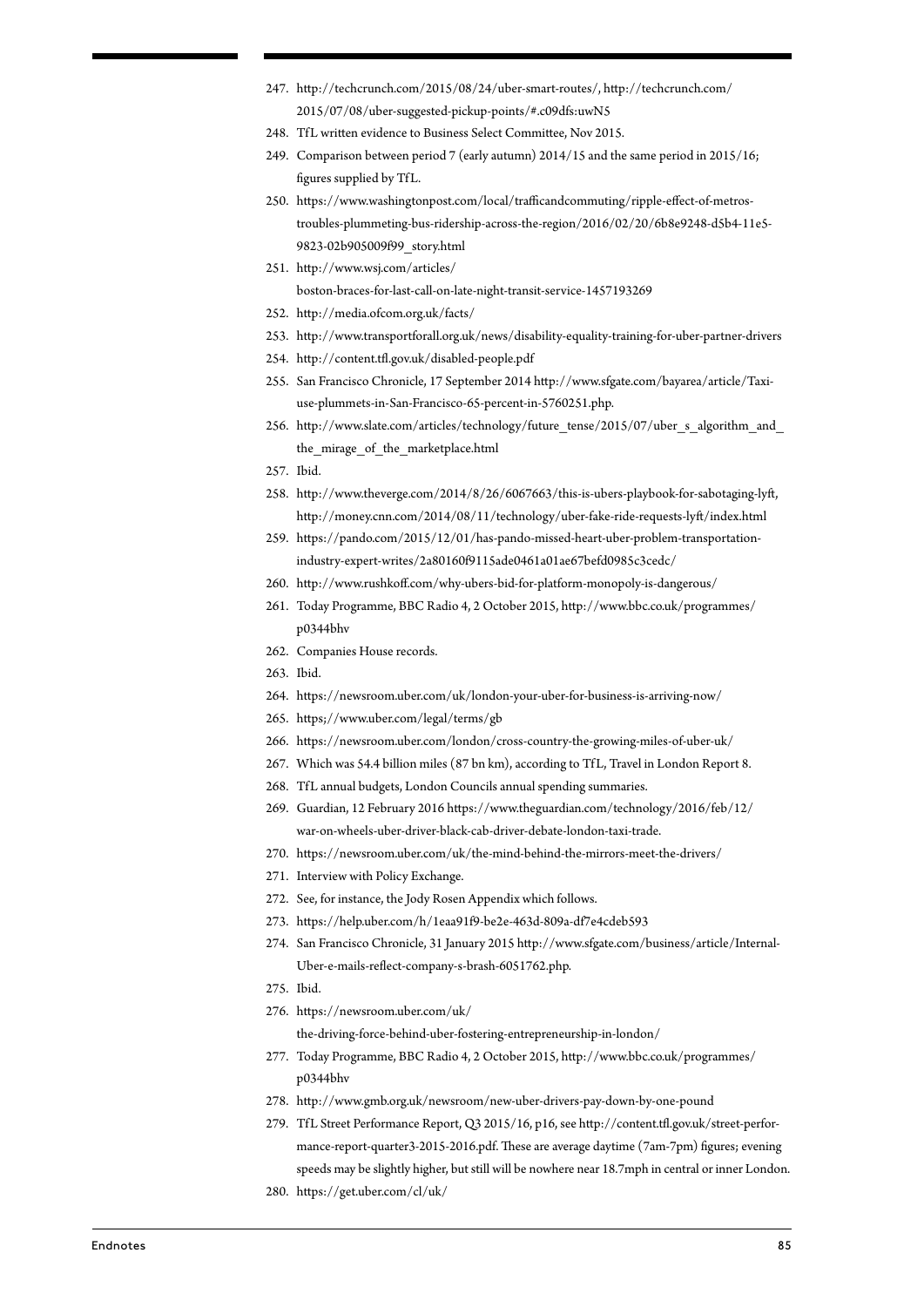247. http://techcrunch.com/2015/08/24/uber-smart-routes/, http://techcrunch.com/2015/07/08/uber-suggested-pickup-points/#.c09dfs:uwN5
248. TfL written evidence to Business Select Committee, Nov 2015.
249. Comparison between period 7 (early autumn) 2014/15 and the same period in 2015/16; figures supplied by TfL.
250. https://www.washingtonpost.com/local/trafficandcommuting/ripple-effect-of-metros-troubles-plummeting-bus-ridership-across-the-region/2016/02/20/6b8e9248-d5b4-11e5-9823-02b905009f99_story.html
251. http://www.wsj.com/articles/boston-braces-for-last-call-on-late-night-transit-service-1457193269
252. http://media.ofcom.org.uk/facts/
253. http://www.transportforall.org.uk/news/disability-equality-training-for-uber-partner-drivers
254. http://content.tfl.gov.uk/disabled-people.pdf
255. San Francisco Chronicle, 17 September 2014 http://www.sfgate.com/bayarea/article/Taxi-use-plummets-in-San-Francisco-65-percent-in-5760251.php.
256. http://www.slate.com/articles/technology/future_tense/2015/07/uber_s_algorithm_and_the_mirage_of_the_marketplace.html
257. Ibid.
258. http://www.theverge.com/2014/8/26/6067663/this-is-ubers-playbook-for-sabotaging-lyft, http://money.cnn.com/2014/08/11/technology/uber-fake-ride-requests-lyft/index.html
259. https://pando.com/2015/12/01/has-pando-missed-heart-uber-problem-transportation-industry-expert-writes/2a80160f9115ade0461a01ae67befd0985c3cedc/
260. http://www.rushkoff.com/why-ubers-bid-for-platform-monopoly-is-dangerous/
261. Today Programme, BBC Radio 4, 2 October 2015, http://www.bbc.co.uk/programmes/p0344bhv
262. Companies House records.
263. Ibid.
264. https://newsroom.uber.com/uk/london-your-uber-for-business-is-arriving-now/
265. https;//www.uber.com/legal/terms/gb
266. https://newsroom.uber.com/london/cross-country-the-growing-miles-of-uber-uk/
267. Which was 54.4 billion miles (87 bn km), according to TfL, Travel in London Report 8.
268. TfL annual budgets, London Councils annual spending summaries.
269. Guardian, 12 February 2016 https://www.theguardian.com/technology/2016/feb/12/war-on-wheels-uber-driver-black-cab-driver-debate-london-taxi-trade.
270. https://newsroom.uber.com/uk/the-mind-behind-the-mirrors-meet-the-drivers/
271. Interview with Policy Exchange.
272. See, for instance, the Jody Rosen Appendix which follows.
273. https://help.uber.com/h/1eaa91f9-be2e-463d-809a-df7e4cdeb593
274. San Francisco Chronicle, 31 January 2015 http://www.sfgate.com/business/article/Internal-Uber-e-mails-reflect-company-s-brash-6051762.php.
275. Ibid.
276. https://newsroom.uber.com/uk/the-driving-force-behind-uber-fostering-entrepreneurship-in-london/
277. Today Programme, BBC Radio 4, 2 October 2015, http://www.bbc.co.uk/programmes/p0344bhv
278. http://www.gmb.org.uk/newsroom/new-uber-drivers-pay-down-by-one-pound
279. TfL Street Performance Report, Q3 2015/16, p16, see http://content.tfl.gov.uk/street-performance-report-quarter3-2015-2016.pdf. These are average daytime (7am-7pm) figures; evening speeds may be slightly higher, but still will be nowhere near 18.7mph in central or inner London.
280. https://get.uber.com/cl/uk/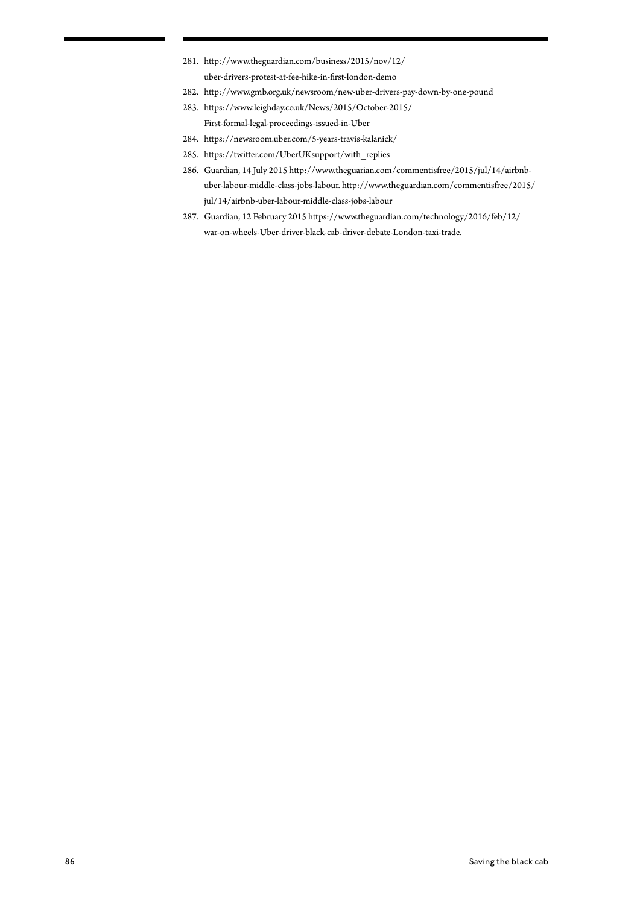281. http://www.theguardian.com/business/2015/nov/12/uber-drivers-protest-at-fee-hike-in-first-london-demo
282. http://www.gmb.org.uk/newsroom/new-uber-drivers-pay-down-by-one-pound
283. https://www.leighday.co.uk/News/2015/October-2015/First-formal-legal-proceedings-issued-in-Uber
284. https://newsroom.uber.com/5-years-travis-kalanick/
285. https://twitter.com/UberUKsupport/with_replies
286. Guardian, 14 July 2015 http://www.theguarian.com/commentisfree/2015/jul/14/airbnb-uber-labour-middle-class-jobs-labour. http://www.theguardian.com/commentisfree/2015/jul/14/airbnb-uber-labour-middle-class-jobs-labour
287. Guardian, 12 February 2015 https://www.theguardian.com/technology/2016/feb/12/war-on-wheels-Uber-driver-black-cab-driver-debate-London-taxi-trade.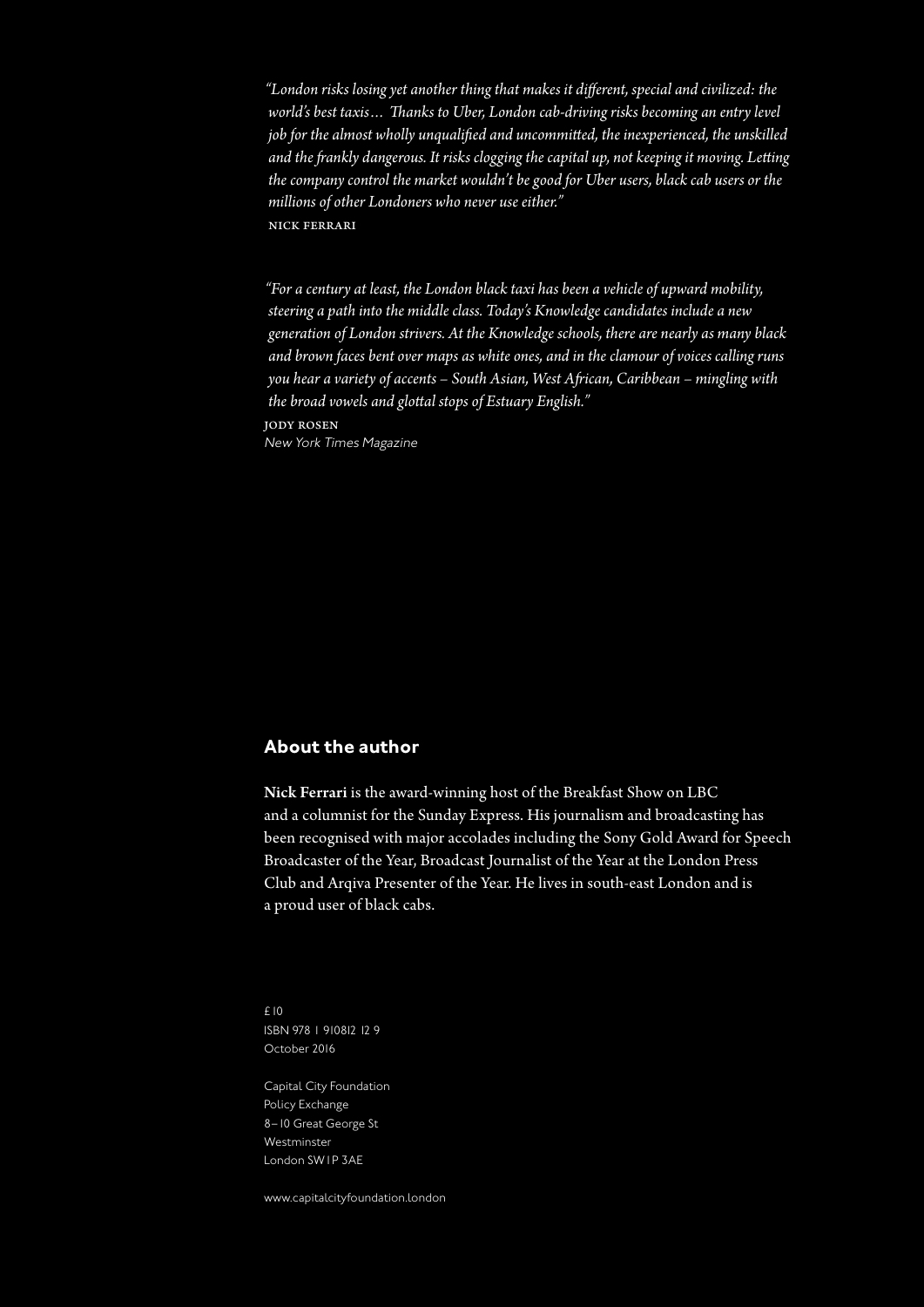*"London risks losing yet another thing that makes it different, special and civilized: the world's best taxis… Thanks to Uber, London cab-driving risks becoming an entry level job for the almost wholly unqualified and uncommitted, the inexperienced, the unskilled and the frankly dangerous. It risks clogging the capital up, not keeping it moving. Letting the company control the market wouldn't be good for Uber users, black cab users or the millions of other Londoners who never use either."*

NICK FERRARI

*"For a century at least, the London black taxi has been a vehicle of upward mobility, steering a path into the middle class. Today's Knowledge candidates include a new generation of London strivers. At the Knowledge schools, there are nearly as many black and brown faces bent over maps as white ones, and in the clamour of voices calling runs you hear a variety of accents – South Asian, West African, Caribbean – mingling with the broad vowels and glottal stops of Estuary English."*

JODY ROSEN
*New York Times Magazine*

## About the author

**Nick Ferrari** is the award-winning host of the Breakfast Show on LBC and a columnist for the Sunday Express. His journalism and broadcasting has been recognised with major accolades including the Sony Gold Award for Speech Broadcaster of the Year, Broadcast Journalist of the Year at the London Press Club and Arqiva Presenter of the Year. He lives in south-east London and is a proud user of black cabs.

£10
ISBN 978 1 910812 12 9
October 2016

Capital City Foundation
Policy Exchange
8–10 Great George St
Westminster
London SW1P 3AE

www.capitalcityfoundation.london